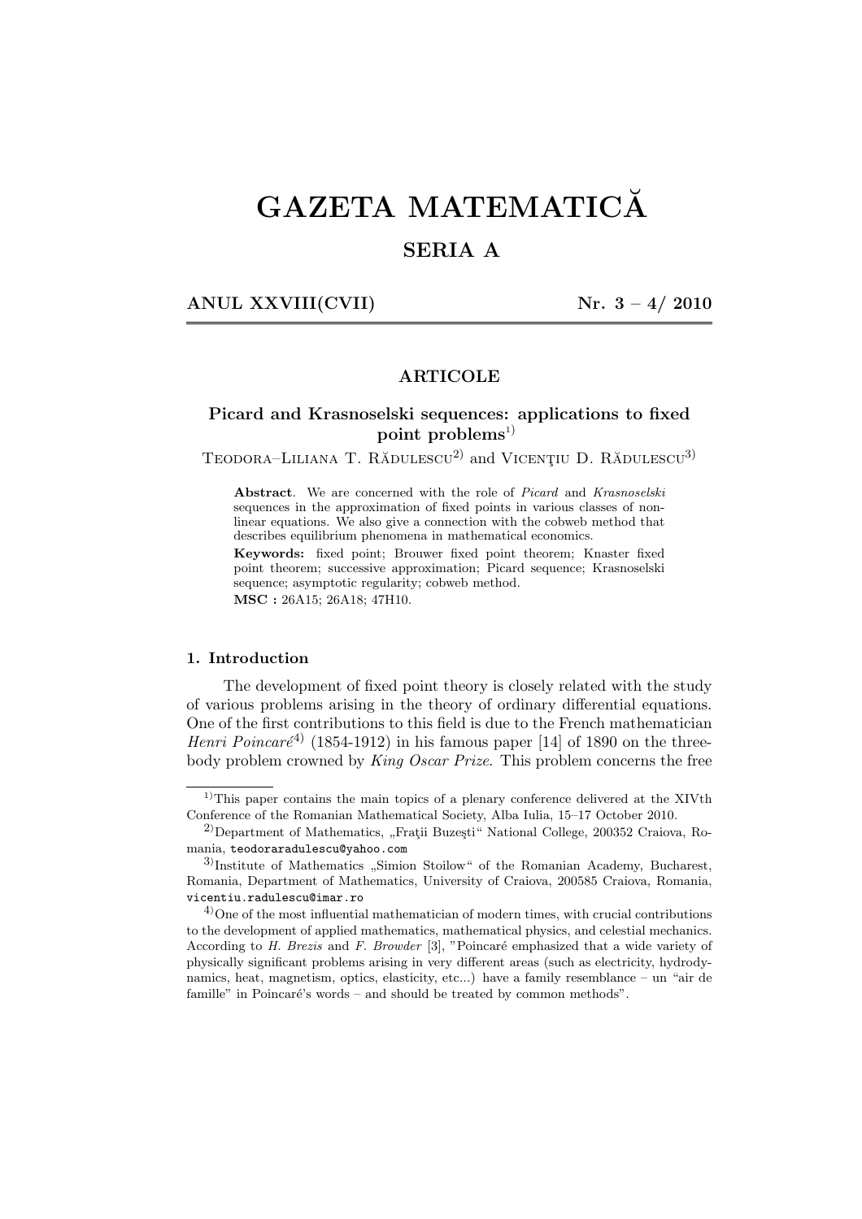# GAZETA MATEMATICĂ

## SERIA A

**ANUL XXVIII(CVII)** **Nr. 3 – 4/ 2010**

---

### ARTICOLE

### Picard and Krasnoselski sequences: applications to fixed point problems[1)]

Teodora–Liliana T. Rădulescu[2)] and Vicenţiu D. Rădulescu[3)]

> **Abstract**. We are concerned with the role of *Picard* and *Krasnoselski* sequences in the approximation of fixed points in various classes of nonlinear equations. We also give a connection with the cobweb method that describes equilibrium phenomena in mathematical economics.
>
> **Keywords:** fixed point; Brouwer fixed point theorem; Knaster fixed point theorem; successive approximation; Picard sequence; Krasnoselski sequence; asymptotic regularity; cobweb method.
>
> **MSC :** 26A15; 26A18; 47H10.

#### 1. Introduction

The development of fixed point theory is closely related with the study of various problems arising in the theory of ordinary differential equations. One of the first contributions to this field is due to the French mathematician *Henri Poincaré*[4)] (1854-1912) in his famous paper [14] of 1890 on the three-body problem crowned by *King Oscar Prize*. This problem concerns the free

---

[1)] This paper contains the main topics of a plenary conference delivered at the XIVth Conference of the Romanian Mathematical Society, Alba Iulia, 15–17 October 2010.

[2)] Department of Mathematics, „Fraţii Buzeşti“ National College, 200352 Craiova, Romania, `teodoraradulescu@yahoo.com`

[3)] Institute of Mathematics „Simion Stoilow“ of the Romanian Academy, Bucharest, Romania, Department of Mathematics, University of Craiova, 200585 Craiova, Romania, `vicentiu.radulescu@imar.ro`

[4)] One of the most influential mathematician of modern times, with crucial contributions to the development of applied mathematics, mathematical physics, and celestial mechanics. According to *H. Brezis* and *F. Browder* [3], "Poincaré emphasized that a wide variety of physically significant problems arising in very different areas (such as electricity, hydrodynamics, heat, magnetism, optics, elasticity, etc...) have a family resemblance – un "air de famille" in Poincaré's words – and should be treated by common methods".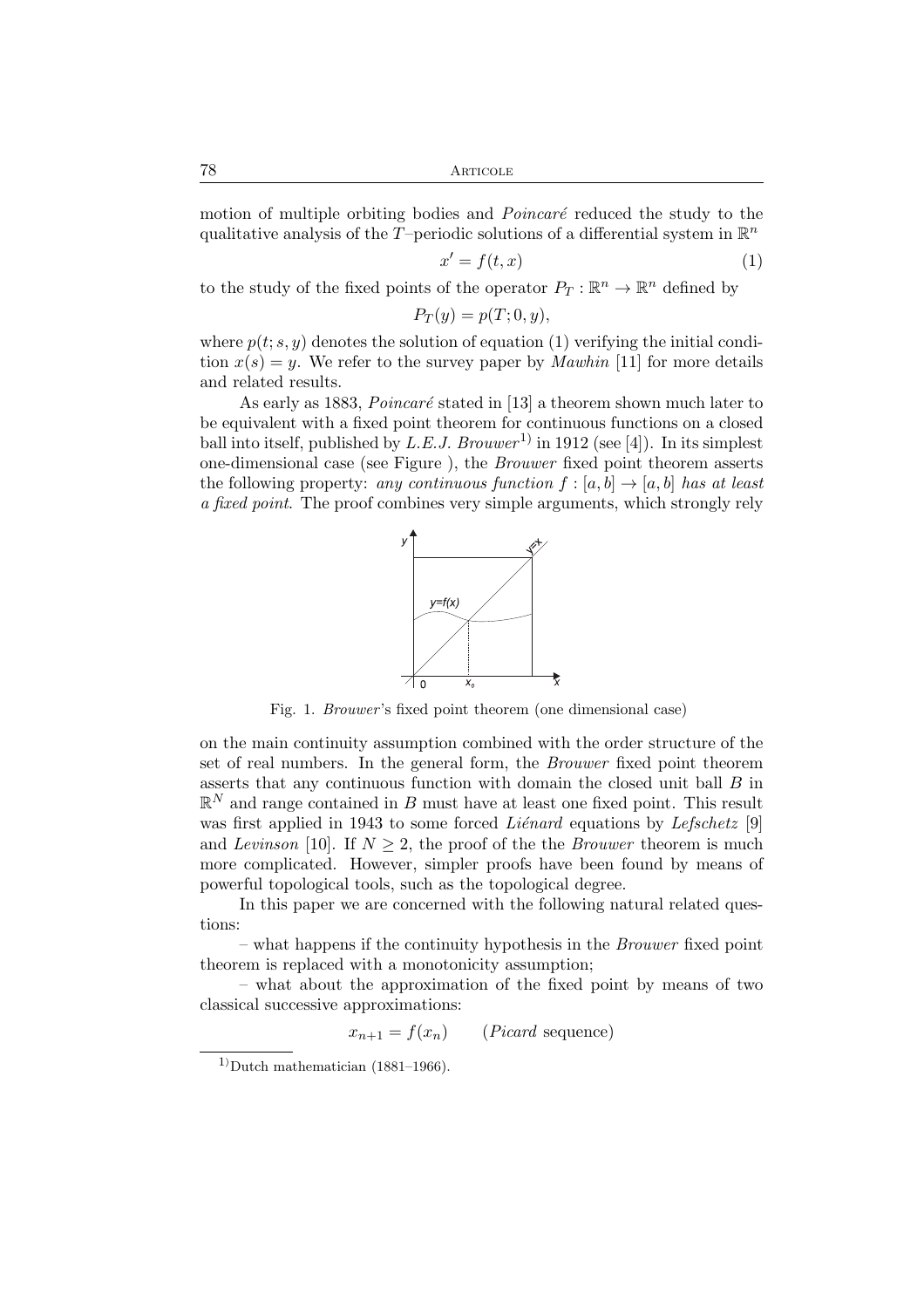motion of multiple orbiting bodies and *Poincaré* reduced the study to the qualitative analysis of the $T$–periodic solutions of a differential system in $\mathbb{R}^n$

$$x' = f(t, x) \tag{1}$$

to the study of the fixed points of the operator $P_T : \mathbb{R}^n \to \mathbb{R}^n$ defined by

$$P_T(y) = p(T; 0, y),$$

where $p(t; s, y)$ denotes the solution of equation (1) verifying the initial condition $x(s) = y$. We refer to the survey paper by *Mawhin* [11] for more details and related results.

As early as 1883, *Poincaré* stated in [13] a theorem shown much later to be equivalent with a fixed point theorem for continuous functions on a closed ball into itself, published by *L.E.J. Brouwer*[1)] in 1912 (see [4]). In its simplest one-dimensional case (see Figure ), the *Brouwer* fixed point theorem asserts the following property: *any continuous function $f : [a, b] \to [a, b]$ has at least a fixed point*. The proof combines very simple arguments, which strongly rely

Fig. 1. *Brouwer*'s fixed point theorem (one dimensional case)

on the main continuity assumption combined with the order structure of the set of real numbers. In the general form, the *Brouwer* fixed point theorem asserts that any continuous function with domain the closed unit ball $B$ in $\mathbb{R}^N$ and range contained in $B$ must have at least one fixed point. This result was first applied in 1943 to some forced *Liénard* equations by *Lefschetz* [9] and *Levinson* [10]. If $N \geq 2$, the proof of the the *Brouwer* theorem is much more complicated. However, simpler proofs have been found by means of powerful topological tools, such as the topological degree.

In this paper we are concerned with the following natural related questions:

– what happens if the continuity hypothesis in the *Brouwer* fixed point theorem is replaced with a monotonicity assumption;

– what about the approximation of the fixed point by means of two classical successive approximations:

$$x_{n+1} = f(x_n) \qquad (\textit{Picard} \text{ sequence})$$

---

1) Dutch mathematician (1881–1966).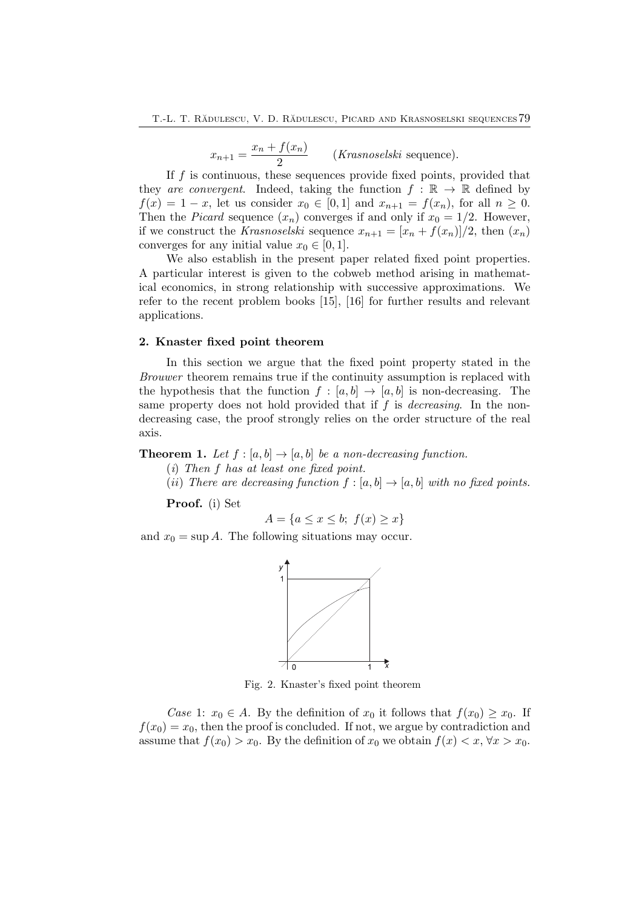$$x_{n+1} = \frac{x_n + f(x_n)}{2} \qquad (\textit{Krasnoselski} \text{ sequence}).$$

If $f$ is continuous, these sequences provide fixed points, provided that they *are convergent*. Indeed, taking the function $f : \mathbb{R} \to \mathbb{R}$ defined by $f(x) = 1 - x$, let us consider $x_0 \in [0,1]$ and $x_{n+1} = f(x_n)$, for all $n \geq 0$. Then the *Picard* sequence $(x_n)$ converges if and only if $x_0 = 1/2$. However, if we construct the *Krasnoselski* sequence $x_{n+1} = [x_n + f(x_n)]/2$, then $(x_n)$ converges for any initial value $x_0 \in [0,1]$.

We also establish in the present paper related fixed point properties. A particular interest is given to the cobweb method arising in mathematical economics, in strong relationship with successive approximations. We refer to the recent problem books [15], [16] for further results and relevant applications.

## 2. Knaster fixed point theorem

In this section we argue that the fixed point property stated in the *Brouwer* theorem remains true if the continuity assumption is replaced with the hypothesis that the function $f : [a,b] \to [a,b]$ is non-decreasing. The same property does not hold provided that if $f$ is *decreasing*. In the non-decreasing case, the proof strongly relies on the order structure of the real axis.

**Theorem 1.** *Let $f : [a,b] \to [a,b]$ be a non-decreasing function.*

(*i*) *Then $f$ has at least one fixed point.*

(*ii*) *There are decreasing function $f : [a,b] \to [a,b]$ with no fixed points.*

**Proof.** (i) Set

$$A = \{a \leq x \leq b;\ f(x) \geq x\}$$

and $x_0 = \sup A$. The following situations may occur.

Fig. 2. Knaster's fixed point theorem

*Case* 1: $x_0 \in A$. By the definition of $x_0$ it follows that $f(x_0) \geq x_0$. If $f(x_0) = x_0$, then the proof is concluded. If not, we argue by contradiction and assume that $f(x_0) > x_0$. By the definition of $x_0$ we obtain $f(x) < x$, $\forall x > x_0$.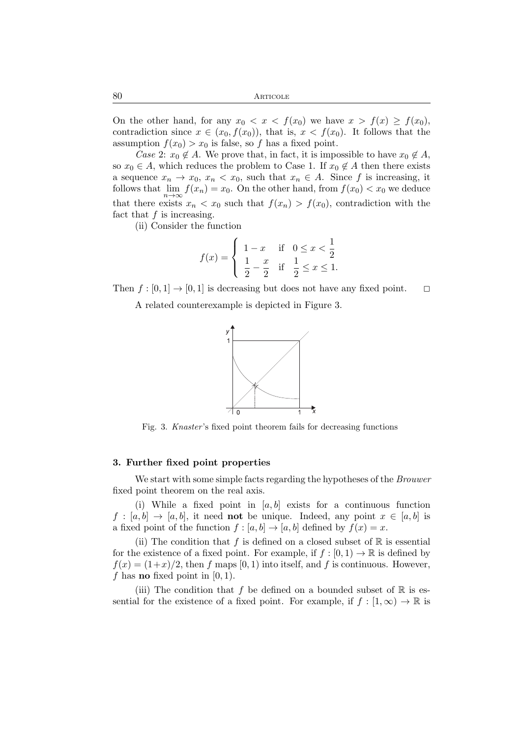On the other hand, for any $x_0 < x < f(x_0)$ we have $x > f(x) \geq f(x_0)$, contradiction since $x \in (x_0, f(x_0))$, that is, $x < f(x_0)$. It follows that the assumption $f(x_0) > x_0$ is false, so $f$ has a fixed point.

*Case* 2: $x_0 \notin A$. We prove that, in fact, it is impossible to have $x_0 \notin A$, so $x_0 \in A$, which reduces the problem to Case 1. If $x_0 \notin A$ then there exists a sequence $x_n \to x_0$, $x_n < x_0$, such that $x_n \in A$. Since $f$ is increasing, it follows that $\lim_{n\to\infty} f(x_n) = x_0$. On the other hand, from $f(x_0) < x_0$ we deduce that there exists $x_n < x_0$ such that $f(x_n) > f(x_0)$, contradiction with the fact that $f$ is increasing.

(ii) Consider the function

$$f(x) = \begin{cases} 1 - x & \text{if } \ 0 \leq x < \dfrac{1}{2} \\ \dfrac{1}{2} - \dfrac{x}{2} & \text{if } \ \dfrac{1}{2} \leq x \leq 1. \end{cases}$$

Then $f : [0,1] \to [0,1]$ is decreasing but does not have any fixed point. □

A related counterexample is depicted in Figure 3.

Fig. 3. *Knaster*'s fixed point theorem fails for decreasing functions

### 3. Further fixed point properties

We start with some simple facts regarding the hypotheses of the *Brouwer* fixed point theorem on the real axis.

(i) While a fixed point in $[a,b]$ exists for a continuous function $f : [a,b] \to [a,b]$, it need **not** be unique. Indeed, any point $x \in [a,b]$ is a fixed point of the function $f : [a,b] \to [a,b]$ defined by $f(x) = x$.

(ii) The condition that $f$ is defined on a closed subset of $\mathbb{R}$ is essential for the existence of a fixed point. For example, if $f : [0,1) \to \mathbb{R}$ is defined by $f(x) = (1+x)/2$, then $f$ maps $[0,1)$ into itself, and $f$ is continuous. However, $f$ has **no** fixed point in $[0,1)$.

(iii) The condition that $f$ be defined on a bounded subset of $\mathbb{R}$ is essential for the existence of a fixed point. For example, if $f : [1,\infty) \to \mathbb{R}$ is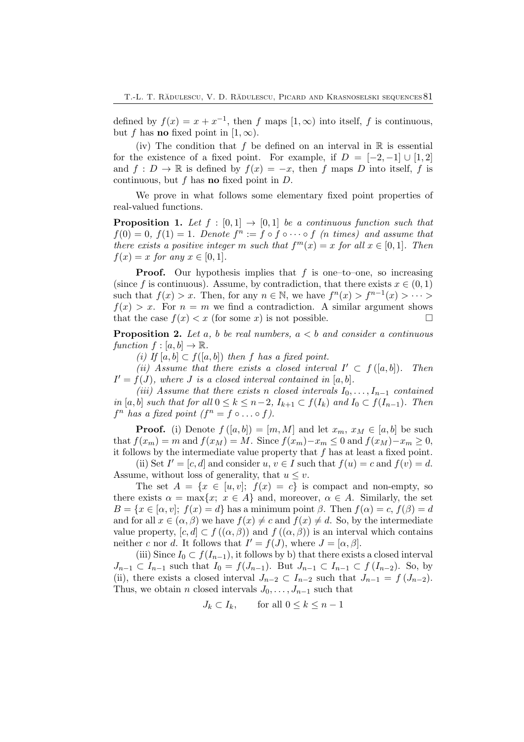defined by $f(x) = x + x^{-1}$, then $f$ maps $[1, \infty)$ into itself, $f$ is continuous, but $f$ has **no** fixed point in $[1, \infty)$.

(iv) The condition that $f$ be defined on an interval in $\mathbb{R}$ is essential for the existence of a fixed point. For example, if $D = [-2, -1] \cup [1, 2]$ and $f : D \to \mathbb{R}$ is defined by $f(x) = -x$, then $f$ maps $D$ into itself, $f$ is continuous, but $f$ has **no** fixed point in $D$.

We prove in what follows some elementary fixed point properties of real-valued functions.

**Proposition 1.** *Let $f : [0, 1] \to [0, 1]$ be a continuous function such that $f(0) = 0$, $f(1) = 1$. Denote $f^n := f \circ f \circ \cdots \circ f$ (n times) and assume that there exists a positive integer $m$ such that $f^m(x) = x$ for all $x \in [0, 1]$. Then $f(x) = x$ for any $x \in [0, 1]$.*

**Proof.** Our hypothesis implies that $f$ is one–to–one, so increasing (since $f$ is continuous). Assume, by contradiction, that there exists $x \in (0, 1)$ such that $f(x) > x$. Then, for any $n \in \mathbb{N}$, we have $f^n(x) > f^{n-1}(x) > \cdots > f(x) > x$. For $n = m$ we find a contradiction. A similar argument shows that the case $f(x) < x$ (for some $x$) is not possible. $\square$

**Proposition 2.** *Let $a$, $b$ be real numbers, $a < b$ and consider a continuous function $f : [a, b] \to \mathbb{R}$.*

*(i) If $[a, b] \subset f([a, b])$ then $f$ has a fixed point.*

*(ii) Assume that there exists a closed interval $I' \subset f([a, b])$. Then $I' = f(J)$, where $J$ is a closed interval contained in $[a, b]$.*

*(iii) Assume that there exists $n$ closed intervals $I_0, \ldots, I_{n-1}$ contained in $[a, b]$ such that for all $0 \leq k \leq n-2$, $I_{k+1} \subset f(I_k)$ and $I_0 \subset f(I_{n-1})$. Then $f^n$ has a fixed point ($f^n = f \circ \ldots \circ f$).*

**Proof.** (i) Denote $f([a, b]) = [m, M]$ and let $x_m$, $x_M \in [a, b]$ be such that $f(x_m) = m$ and $f(x_M) = M$. Since $f(x_m) - x_m \leq 0$ and $f(x_M) - x_m \geq 0$, it follows by the intermediate value property that $f$ has at least a fixed point.

(ii) Set $I' = [c, d]$ and consider $u$, $v \in I$ such that $f(u) = c$ and $f(v) = d$. Assume, without loss of generality, that $u \leq v$.

The set $A = \{x \in [u, v];\ f(x) = c\}$ is compact and non-empty, so there exists $\alpha = \max\{x;\ x \in A\}$ and, moreover, $\alpha \in A$. Similarly, the set $B = \{x \in [\alpha, v];\ f(x) = d\}$ has a minimum point $\beta$. Then $f(\alpha) = c$, $f(\beta) = d$ and for all $x \in (\alpha, \beta)$ we have $f(x) \neq c$ and $f(x) \neq d$. So, by the intermediate value property, $[c, d] \subset f((\alpha, \beta))$ and $f((\alpha, \beta))$ is an interval which contains neither $c$ nor $d$. It follows that $I' = f(J)$, where $J = [\alpha, \beta]$.

(iii) Since $I_0 \subset f(I_{n-1})$, it follows by b) that there exists a closed interval $J_{n-1} \subset I_{n-1}$ such that $I_0 = f(J_{n-1})$. But $J_{n-1} \subset I_{n-1} \subset f(I_{n-2})$. So, by (ii), there exists a closed interval $J_{n-2} \subset I_{n-2}$ such that $J_{n-1} = f(J_{n-2})$. Thus, we obtain $n$ closed intervals $J_0, \ldots, J_{n-1}$ such that

$$J_k \subset I_k, \qquad \text{for all } 0 \leq k \leq n-1$$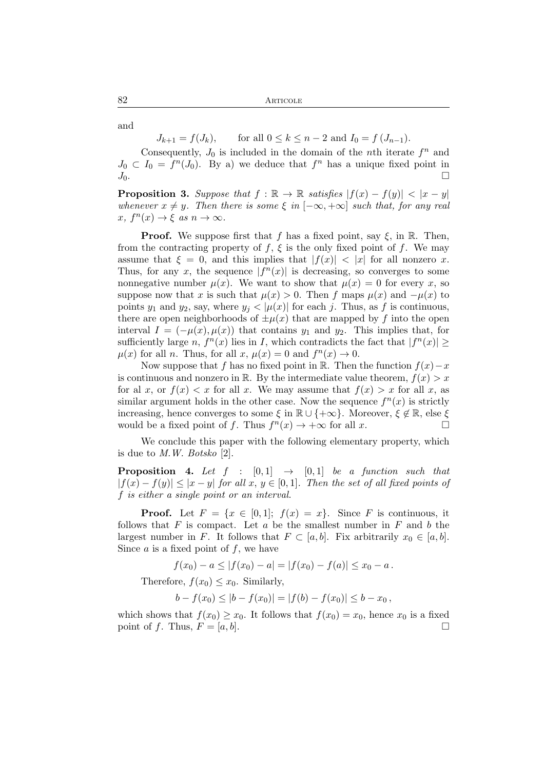and

$$J_{k+1} = f(J_k), \qquad \text{for all } 0 \le k \le n-2 \text{ and } I_0 = f(J_{n-1}).$$

Consequently, $J_0$ is included in the domain of the $n$th iterate $f^n$ and $J_0 \subset I_0 = f^n(J_0)$. By a) we deduce that $f^n$ has a unique fixed point in $J_0$. □

**Proposition 3.** *Suppose that $f : \mathbb{R} \to \mathbb{R}$ satisfies $|f(x) - f(y)| < |x - y|$ whenever $x \neq y$. Then there is some $\xi$ in $[-\infty, +\infty]$ such that, for any real $x$, $f^n(x) \to \xi$ as $n \to \infty$.*

**Proof.** We suppose first that $f$ has a fixed point, say $\xi$, in $\mathbb{R}$. Then, from the contracting property of $f$, $\xi$ is the only fixed point of $f$. We may assume that $\xi = 0$, and this implies that $|f(x)| < |x|$ for all nonzero $x$. Thus, for any $x$, the sequence $|f^n(x)|$ is decreasing, so converges to some nonnegative number $\mu(x)$. We want to show that $\mu(x) = 0$ for every $x$, so suppose now that $x$ is such that $\mu(x) > 0$. Then $f$ maps $\mu(x)$ and $-\mu(x)$ to points $y_1$ and $y_2$, say, where $y_j < |\mu(x)|$ for each $j$. Thus, as $f$ is continuous, there are open neighborhoods of $\pm\mu(x)$ that are mapped by $f$ into the open interval $I = (-\mu(x), \mu(x))$ that contains $y_1$ and $y_2$. This implies that, for sufficiently large $n$, $f^n(x)$ lies in $I$, which contradicts the fact that $|f^n(x)| \geq \mu(x)$ for all $n$. Thus, for all $x$, $\mu(x) = 0$ and $f^n(x) \to 0$.

Now suppose that $f$ has no fixed point in $\mathbb{R}$. Then the function $f(x) - x$ is continuous and nonzero in $\mathbb{R}$. By the intermediate value theorem, $f(x) > x$ for al $x$, or $f(x) < x$ for all $x$. We may assume that $f(x) > x$ for all $x$, as similar argument holds in the other case. Now the sequence $f^n(x)$ is strictly increasing, hence converges to some $\xi$ in $\mathbb{R} \cup \{+\infty\}$. Moreover, $\xi \notin \mathbb{R}$, else $\xi$ would be a fixed point of $f$. Thus $f^n(x) \to +\infty$ for all $x$. □

We conclude this paper with the following elementary property, which is due to *M.W. Botsko* [2].

**Proposition 4.** *Let $f : [0,1] \to [0,1]$ be a function such that $|f(x) - f(y)| \leq |x - y|$ for all $x$, $y \in [0,1]$. Then the set of all fixed points of $f$ is either a single point or an interval.*

**Proof.** Let $F = \{x \in [0,1];\ f(x) = x\}$. Since $F$ is continuous, it follows that $F$ is compact. Let $a$ be the smallest number in $F$ and $b$ the largest number in $F$. It follows that $F \subset [a,b]$. Fix arbitrarily $x_0 \in [a,b]$. Since $a$ is a fixed point of $f$, we have

$$f(x_0) - a \leq |f(x_0) - a| = |f(x_0) - f(a)| \leq x_0 - a\,.$$

Therefore, $f(x_0) \leq x_0$. Similarly,

$$b - f(x_0) \leq |b - f(x_0)| = |f(b) - f(x_0)| \leq b - x_0\,,$$

which shows that $f(x_0) \geq x_0$. It follows that $f(x_0) = x_0$, hence $x_0$ is a fixed point of $f$. Thus, $F = [a,b]$. □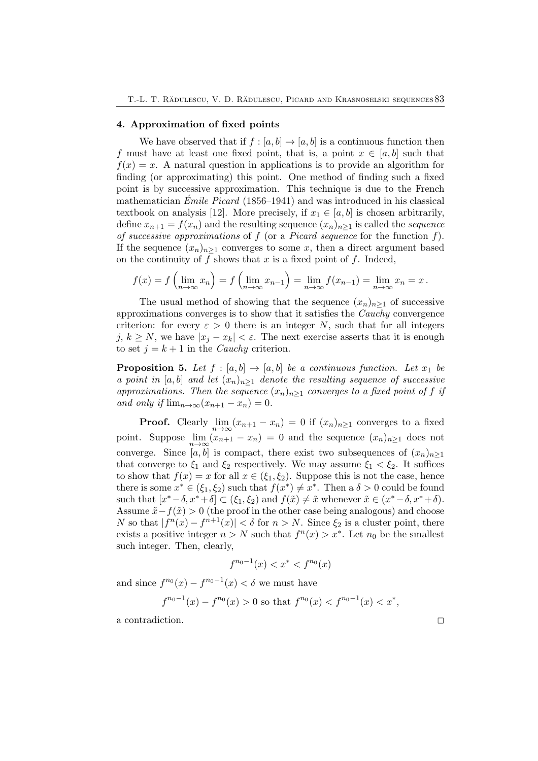## 4. Approximation of fixed points

We have observed that if $f : [a, b] \to [a, b]$ is a continuous function then $f$ must have at least one fixed point, that is, a point $x \in [a, b]$ such that $f(x) = x$. A natural question in applications is to provide an algorithm for finding (or approximating) this point. One method of finding such a fixed point is by successive approximation. This technique is due to the French mathematician *Émile Picard* (1856–1941) and was introduced in his classical textbook on analysis [12]. More precisely, if $x_1 \in [a, b]$ is chosen arbitrarily, define $x_{n+1} = f(x_n)$ and the resulting sequence $(x_n)_{n\geq 1}$ is called the *sequence of successive approximations* of $f$ (or a *Picard sequence* for the function $f$). If the sequence $(x_n)_{n\geq 1}$ converges to some $x$, then a direct argument based on the continuity of $f$ shows that $x$ is a fixed point of $f$. Indeed,

$$f(x) = f\left(\lim_{n\to\infty} x_n\right) = f\left(\lim_{n\to\infty} x_{n-1}\right) = \lim_{n\to\infty} f(x_{n-1}) = \lim_{n\to\infty} x_n = x\,.$$

The usual method of showing that the sequence $(x_n)_{n\geq 1}$ of successive approximations converges is to show that it satisfies the *Cauchy* convergence criterion: for every $\varepsilon > 0$ there is an integer $N$, such that for all integers $j$, $k \geq N$, we have $|x_j - x_k| < \varepsilon$. The next exercise asserts that it is enough to set $j = k + 1$ in the *Cauchy* criterion.

**Proposition 5.** *Let $f : [a, b] \to [a, b]$ be a continuous function. Let $x_1$ be a point in $[a, b]$ and let $(x_n)_{n\geq 1}$ denote the resulting sequence of successive approximations. Then the sequence $(x_n)_{n\geq 1}$ converges to a fixed point of $f$ if and only if $\lim_{n\to\infty}(x_{n+1} - x_n) = 0$.*

**Proof.** Clearly $\lim\limits_{n\to\infty}(x_{n+1} - x_n) = 0$ if $(x_n)_{n\geq 1}$ converges to a fixed point. Suppose $\lim\limits_{n\to\infty}(x_{n+1} - x_n) = 0$ and the sequence $(x_n)_{n\geq 1}$ does not converge. Since $[a, b]$ is compact, there exist two subsequences of $(x_n)_{n\geq 1}$ that converge to $\xi_1$ and $\xi_2$ respectively. We may assume $\xi_1 < \xi_2$. It suffices to show that $f(x) = x$ for all $x \in (\xi_1, \xi_2)$. Suppose this is not the case, hence there is some $x^* \in (\xi_1, \xi_2)$ such that $f(x^*) \neq x^*$. Then a $\delta > 0$ could be found such that $[x^* - \delta, x^* + \delta] \subset (\xi_1, \xi_2)$ and $f(\tilde{x}) \neq \tilde{x}$ whenever $\tilde{x} \in (x^* - \delta, x^* + \delta)$. Assume $\tilde{x} - f(\tilde{x}) > 0$ (the proof in the other case being analogous) and choose $N$ so that $|f^n(x) - f^{n+1}(x)| < \delta$ for $n > N$. Since $\xi_2$ is a cluster point, there exists a positive integer $n > N$ such that $f^n(x) > x^*$. Let $n_0$ be the smallest such integer. Then, clearly,

$$f^{n_0-1}(x) < x^* < f^{n_0}(x)$$

and since $f^{n_0}(x) - f^{n_0-1}(x) < \delta$ we must have

$$f^{n_0-1}(x) - f^{n_0}(x) > 0 \text{ so that } f^{n_0}(x) < f^{n_0-1}(x) < x^*,$$

a contradiction. □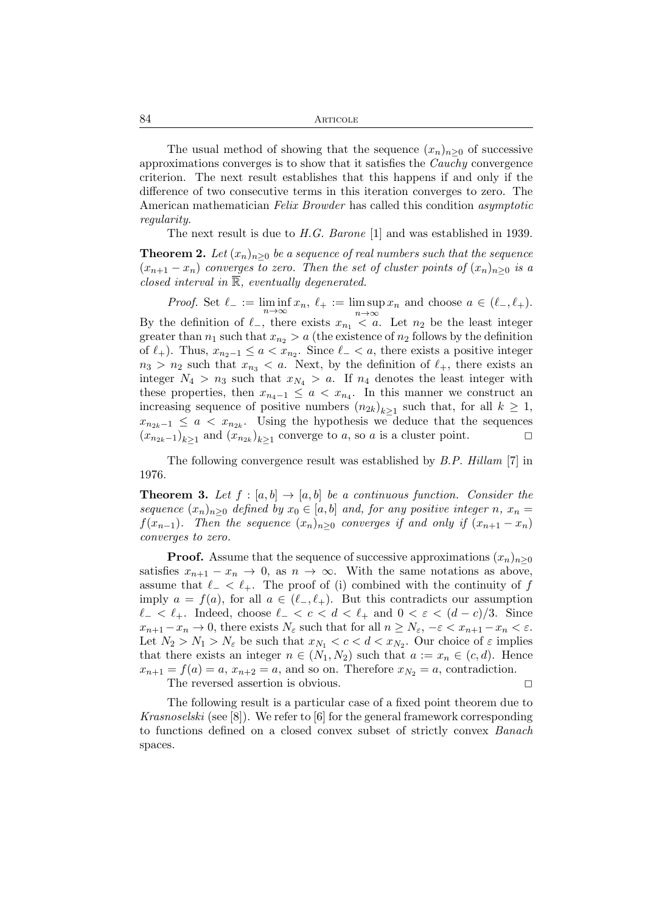The usual method of showing that the sequence $(x_n)_{n\geq 0}$ of successive approximations converges is to show that it satisfies the *Cauchy* convergence criterion. The next result establishes that this happens if and only if the difference of two consecutive terms in this iteration converges to zero. The American mathematician *Felix Browder* has called this condition *asymptotic regularity*.

The next result is due to *H.G. Barone* [1] and was established in 1939.

**Theorem 2.** *Let $(x_n)_{n\geq 0}$ be a sequence of real numbers such that the sequence $(x_{n+1} - x_n)$ converges to zero. Then the set of cluster points of $(x_n)_{n\geq 0}$ is a closed interval in $\overline{\mathbb{R}}$, eventually degenerated.*

*Proof.* Set $\ell_- := \liminf_{n\to\infty} x_n$, $\ell_+ := \limsup_{n\to\infty} x_n$ and choose $a \in (\ell_-, \ell_+)$. By the definition of $\ell_-$, there exists $x_{n_1} < a$. Let $n_2$ be the least integer greater than $n_1$ such that $x_{n_2} > a$ (the existence of $n_2$ follows by the definition of $\ell_+$). Thus, $x_{n_2-1} \leq a < x_{n_2}$. Since $\ell_- < a$, there exists a positive integer $n_3 > n_2$ such that $x_{n_3} < a$. Next, by the definition of $\ell_+$, there exists an integer $N_4 > n_3$ such that $x_{N_4} > a$. If $n_4$ denotes the least integer with these properties, then $x_{n_4-1} \leq a < x_{n_4}$. In this manner we construct an increasing sequence of positive numbers $(n_{2k})_{k\geq 1}$ such that, for all $k \geq 1$, $x_{n_{2k}-1} \leq a < x_{n_{2k}}$. Using the hypothesis we deduce that the sequences $(x_{n_{2k}-1})_{k\geq 1}$ and $(x_{n_{2k}})_{k\geq 1}$ converge to $a$, so $a$ is a cluster point. $\square$

The following convergence result was established by *B.P. Hillam* [7] in 1976.

**Theorem 3.** *Let $f : [a, b] \to [a, b]$ be a continuous function. Consider the sequence $(x_n)_{n\geq 0}$ defined by $x_0 \in [a, b]$ and, for any positive integer $n$, $x_n = f(x_{n-1})$. Then the sequence $(x_n)_{n\geq 0}$ converges if and only if $(x_{n+1} - x_n)$ converges to zero.*

**Proof.** Assume that the sequence of successive approximations $(x_n)_{n\geq 0}$ satisfies $x_{n+1} - x_n \to 0$, as $n \to \infty$. With the same notations as above, assume that $\ell_- < \ell_+$. The proof of (i) combined with the continuity of $f$ imply $a = f(a)$, for all $a \in (\ell_-, \ell_+)$. But this contradicts our assumption $\ell_- < \ell_+$. Indeed, choose $\ell_- < c < d < \ell_+$ and $0 < \varepsilon < (d - c)/3$. Since $x_{n+1} - x_n \to 0$, there exists $N_\varepsilon$ such that for all $n \geq N_\varepsilon$, $-\varepsilon < x_{n+1} - x_n < \varepsilon$. Let $N_2 > N_1 > N_\varepsilon$ be such that $x_{N_1} < c < d < x_{N_2}$. Our choice of $\varepsilon$ implies that there exists an integer $n \in (N_1, N_2)$ such that $a := x_n \in (c, d)$. Hence $x_{n+1} = f(a) = a$, $x_{n+2} = a$, and so on. Therefore $x_{N_2} = a$, contradiction.

The reversed assertion is obvious. $\square$

The following result is a particular case of a fixed point theorem due to *Krasnoselski* (see [8]). We refer to [6] for the general framework corresponding to functions defined on a closed convex subset of strictly convex *Banach* spaces.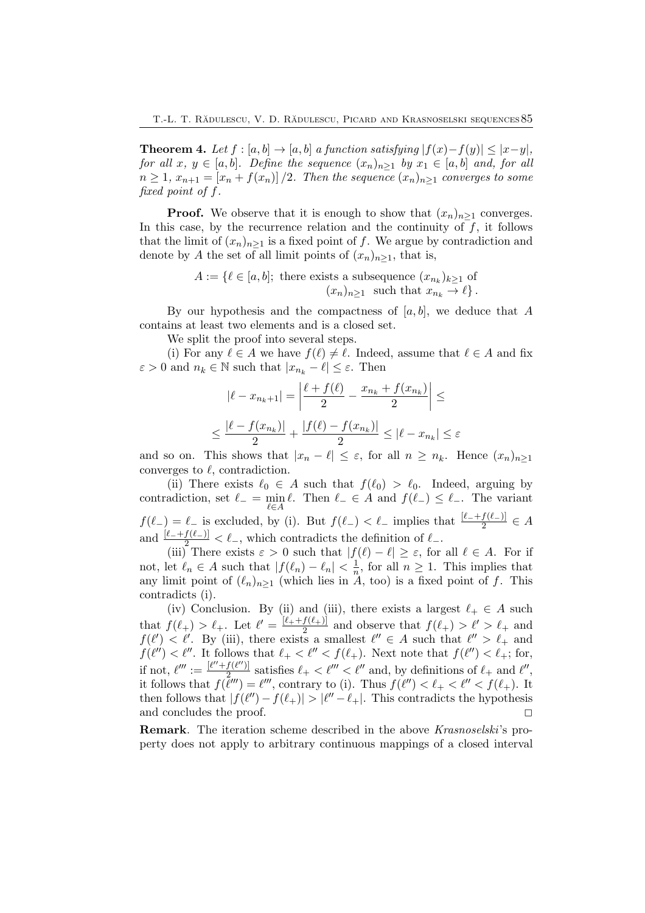**Theorem 4.** *Let $f : [a,b] \to [a,b]$ a function satisfying $|f(x)-f(y)| \le |x-y|$, for all $x, y \in [a,b]$. Define the sequence $(x_n)_{n\ge1}$ by $x_1 \in [a,b]$ and, for all $n \ge 1$, $x_{n+1} = [x_n + f(x_n)]/2$. Then the sequence $(x_n)_{n\ge1}$ converges to some fixed point of $f$.*

**Proof.** We observe that it is enough to show that $(x_n)_{n\ge1}$ converges. In this case, by the recurrence relation and the continuity of $f$, it follows that the limit of $(x_n)_{n\ge1}$ is a fixed point of $f$. We argue by contradiction and denote by $A$ the set of all limit points of $(x_n)_{n\ge1}$, that is,

$$A := \{\ell \in [a,b];\ \text{there exists a subsequence } (x_{n_k})_{k\ge1} \text{ of } (x_n)_{n\ge1} \text{ such that } x_{n_k} \to \ell\}.$$

By our hypothesis and the compactness of $[a,b]$, we deduce that $A$ contains at least two elements and is a closed set.

We split the proof into several steps.

(i) For any $\ell \in A$ we have $f(\ell) \ne \ell$. Indeed, assume that $\ell \in A$ and fix $\varepsilon > 0$ and $n_k \in \mathbb{N}$ such that $|x_{n_k} - \ell| \le \varepsilon$. Then

$$|\ell - x_{n_k+1}| = \left|\frac{\ell + f(\ell)}{2} - \frac{x_{n_k} + f(x_{n_k})}{2}\right| \le$$

$$\le \frac{|\ell - f(x_{n_k})|}{2} + \frac{|f(\ell) - f(x_{n_k})|}{2} \le |\ell - x_{n_k}| \le \varepsilon$$

and so on. This shows that $|x_n - \ell| \le \varepsilon$, for all $n \ge n_k$. Hence $(x_n)_{n\ge1}$ converges to $\ell$, contradiction.

(ii) There exists $\ell_0 \in A$ such that $f(\ell_0) > \ell_0$. Indeed, arguing by contradiction, set $\ell_- = \min_{\ell\in A} \ell$. Then $\ell_- \in A$ and $f(\ell_-) \le \ell_-$. The variant $f(\ell_-) = \ell_-$ is excluded, by (i). But $f(\ell_-) < \ell_-$ implies that $\frac{[\ell_- + f(\ell_-)]}{2} \in A$ and $\frac{[\ell_- + f(\ell_-)]}{2} < \ell_-$, which contradicts the definition of $\ell_-$.

(iii) There exists $\varepsilon > 0$ such that $|f(\ell) - \ell| \ge \varepsilon$, for all $\ell \in A$. For if not, let $\ell_n \in A$ such that $|f(\ell_n) - \ell_n| < \frac{1}{n}$, for all $n \ge 1$. This implies that any limit point of $(\ell_n)_{n\ge1}$ (which lies in $A$, too) is a fixed point of $f$. This contradicts (i).

(iv) Conclusion. By (ii) and (iii), there exists a largest $\ell_+ \in A$ such that $f(\ell_+) > \ell_+$. Let $\ell' = \frac{[\ell_+ + f(\ell_+)]}{2}$ and observe that $f(\ell_+) > \ell' > \ell_+$ and $f(\ell') < \ell'$. By (iii), there exists a smallest $\ell'' \in A$ such that $\ell'' > \ell_+$ and $f(\ell'') < \ell''$. It follows that $\ell_+ < \ell'' < f(\ell_+)$. Next note that $f(\ell'') < \ell_+$; for, if not, $\ell''' := \frac{[\ell'' + f(\ell'')]}{2}$ satisfies $\ell_+ < \ell''' < \ell''$ and, by definitions of $\ell_+$ and $\ell''$, it follows that $f(\ell''') = \ell'''$, contrary to (i). Thus $f(\ell'') < \ell_+ < \ell'' < f(\ell_+)$. It then follows that $|f(\ell'') - f(\ell_+)| > |\ell'' - \ell_+|$. This contradicts the hypothesis and concludes the proof. □

**Remark**. The iteration scheme described in the above *Krasnoselski*'s property does not apply to arbitrary continuous mappings of a closed interval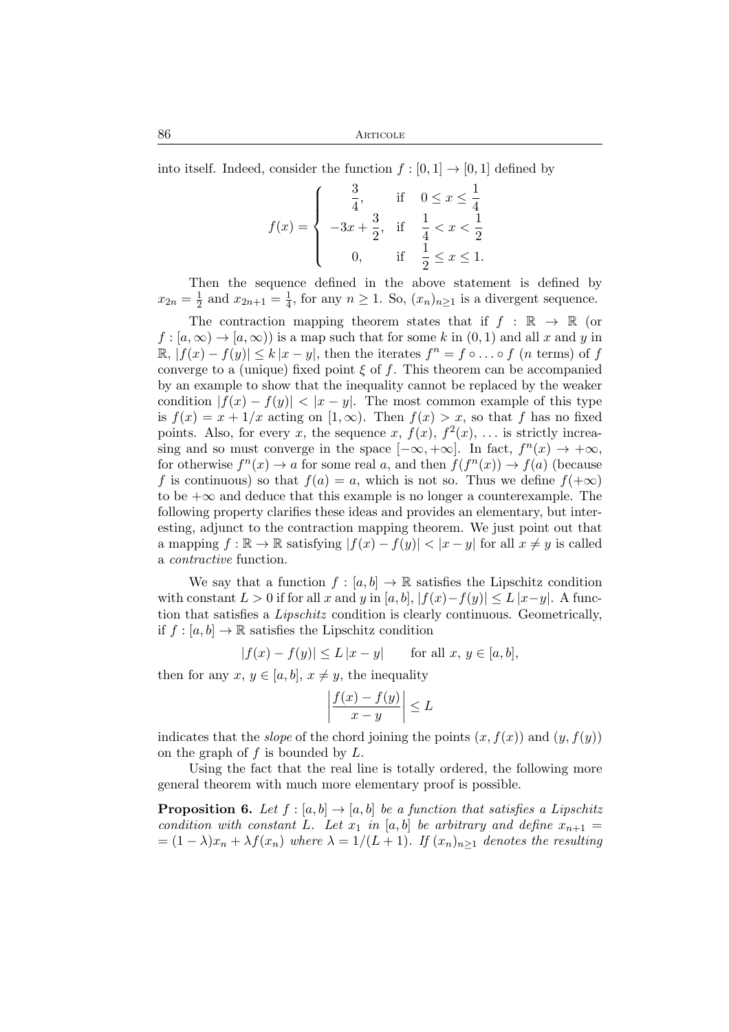into itself. Indeed, consider the function $f : [0,1] \to [0,1]$ defined by

$$f(x) = \begin{cases} \dfrac{3}{4}, & \text{if} \quad 0 \le x \le \dfrac{1}{4} \\ -3x + \dfrac{3}{2}, & \text{if} \quad \dfrac{1}{4} < x < \dfrac{1}{2} \\ 0, & \text{if} \quad \dfrac{1}{2} \le x \le 1. \end{cases}$$

Then the sequence defined in the above statement is defined by $x_{2n} = \frac{1}{2}$ and $x_{2n+1} = \frac{1}{4}$, for any $n \ge 1$. So, $(x_n)_{n \ge 1}$ is a divergent sequence.

The contraction mapping theorem states that if $f : \mathbb{R} \to \mathbb{R}$ (or $f : [a, \infty) \to [a, \infty)$) is a map such that for some $k$ in $(0,1)$ and all $x$ and $y$ in $\mathbb{R}$, $|f(x) - f(y)| \le k\,|x - y|$, then the iterates $f^n = f \circ \ldots \circ f$ ($n$ terms) of $f$ converge to a (unique) fixed point $\xi$ of $f$. This theorem can be accompanied by an example to show that the inequality cannot be replaced by the weaker condition $|f(x) - f(y)| < |x - y|$. The most common example of this type is $f(x) = x + 1/x$ acting on $[1, \infty)$. Then $f(x) > x$, so that $f$ has no fixed points. Also, for every $x$, the sequence $x$, $f(x)$, $f^2(x)$, $\ldots$ is strictly increasing and so must converge in the space $[-\infty, +\infty]$. In fact, $f^n(x) \to +\infty$, for otherwise $f^n(x) \to a$ for some real $a$, and then $f(f^n(x)) \to f(a)$ (because $f$ is continuous) so that $f(a) = a$, which is not so. Thus we define $f(+\infty)$ to be $+\infty$ and deduce that this example is no longer a counterexample. The following property clarifies these ideas and provides an elementary, but interesting, adjunct to the contraction mapping theorem. We just point out that a mapping $f : \mathbb{R} \to \mathbb{R}$ satisfying $|f(x) - f(y)| < |x - y|$ for all $x \ne y$ is called a *contractive* function.

We say that a function $f : [a,b] \to \mathbb{R}$ satisfies the Lipschitz condition with constant $L > 0$ if for all $x$ and $y$ in $[a,b]$, $|f(x) - f(y)| \le L\,|x - y|$. A function that satisfies a *Lipschitz* condition is clearly continuous. Geometrically, if $f : [a,b] \to \mathbb{R}$ satisfies the Lipschitz condition

$$|f(x) - f(y)| \le L\,|x - y| \qquad \text{for all } x,\, y \in [a,b],$$

then for any $x$, $y \in [a,b]$, $x \ne y$, the inequality

$$\left| \frac{f(x) - f(y)}{x - y} \right| \le L$$

indicates that the *slope* of the chord joining the points $(x, f(x))$ and $(y, f(y))$ on the graph of $f$ is bounded by $L$.

Using the fact that the real line is totally ordered, the following more general theorem with much more elementary proof is possible.

**Proposition 6.** *Let $f : [a,b] \to [a,b]$ be a function that satisfies a Lipschitz condition with constant $L$. Let $x_1$ in $[a,b]$ be arbitrary and define $x_{n+1} = (1 - \lambda)x_n + \lambda f(x_n)$ where $\lambda = 1/(L+1)$. If $(x_n)_{n \ge 1}$ denotes the resulting*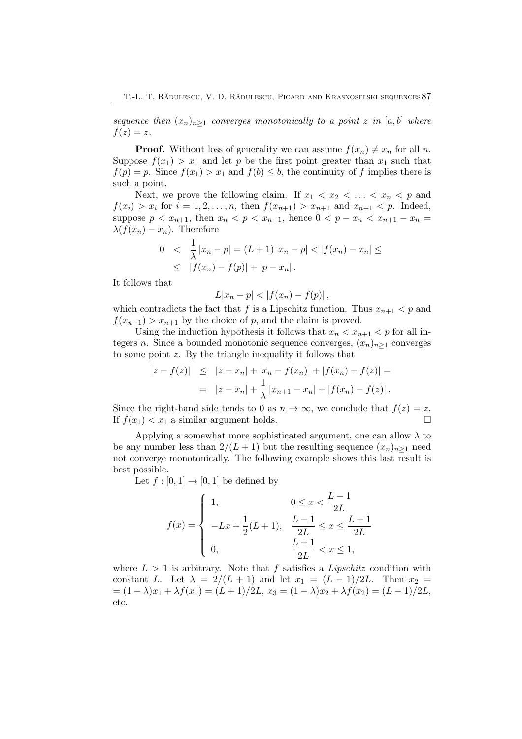*sequence then $(x_n)_{n\geq 1}$ converges monotonically to a point $z$ in $[a, b]$ where $f(z) = z$.*

**Proof.** Without loss of generality we can assume $f(x_n) \neq x_n$ for all $n$. Suppose $f(x_1) > x_1$ and let $p$ be the first point greater than $x_1$ such that $f(p) = p$. Since $f(x_1) > x_1$ and $f(b) \leq b$, the continuity of $f$ implies there is such a point.

Next, we prove the following claim. If $x_1 < x_2 < \ldots < x_n < p$ and $f(x_i) > x_i$ for $i = 1, 2, \ldots, n$, then $f(x_{n+1}) > x_{n+1}$ and $x_{n+1} < p$. Indeed, suppose $p < x_{n+1}$, then $x_n < p < x_{n+1}$, hence $0 < p - x_n < x_{n+1} - x_n = \lambda(f(x_n) - x_n)$. Therefore

$$
\begin{aligned}
0 &< \frac{1}{\lambda}|x_n - p| = (L+1)|x_n - p| < |f(x_n) - x_n| \leq \\
&\leq |f(x_n) - f(p)| + |p - x_n|.
\end{aligned}
$$

It follows that

$$
L|x_n - p| < |f(x_n) - f(p)|,
$$

which contradicts the fact that $f$ is a Lipschitz function. Thus $x_{n+1} < p$ and $f(x_{n+1}) > x_{n+1}$ by the choice of $p$, and the claim is proved.

Using the induction hypothesis it follows that $x_n < x_{n+1} < p$ for all integers $n$. Since a bounded monotonic sequence converges, $(x_n)_{n\geq 1}$ converges to some point $z$. By the triangle inequality it follows that

$$
\begin{aligned}
|z - f(z)| &\leq |z - x_n| + |x_n - f(x_n)| + |f(x_n) - f(z)| = \\
&= |z - x_n| + \frac{1}{\lambda}|x_{n+1} - x_n| + |f(x_n) - f(z)|.
\end{aligned}
$$

Since the right-hand side tends to 0 as $n \to \infty$, we conclude that $f(z) = z$. If $f(x_1) < x_1$ a similar argument holds. $\square$

Applying a somewhat more sophisticated argument, one can allow $\lambda$ to be any number less than $2/(L+1)$ but the resulting sequence $(x_n)_{n\geq 1}$ need not converge monotonically. The following example shows this last result is best possible.

Let $f : [0, 1] \to [0, 1]$ be defined by

$$
f(x) = \begin{cases} 1, & 0 \leq x < \dfrac{L-1}{2L} \\ -Lx + \dfrac{1}{2}(L+1), & \dfrac{L-1}{2L} \leq x \leq \dfrac{L+1}{2L} \\ 0, & \dfrac{L+1}{2L} < x \leq 1, \end{cases}
$$

where $L > 1$ is arbitrary. Note that $f$ satisfies a *Lipschitz* condition with constant $L$. Let $\lambda = 2/(L+1)$ and let $x_1 = (L-1)/2L$. Then $x_2 = (1-\lambda)x_1 + \lambda f(x_1) = (L+1)/2L$, $x_3 = (1-\lambda)x_2 + \lambda f(x_2) = (L-1)/2L$, etc.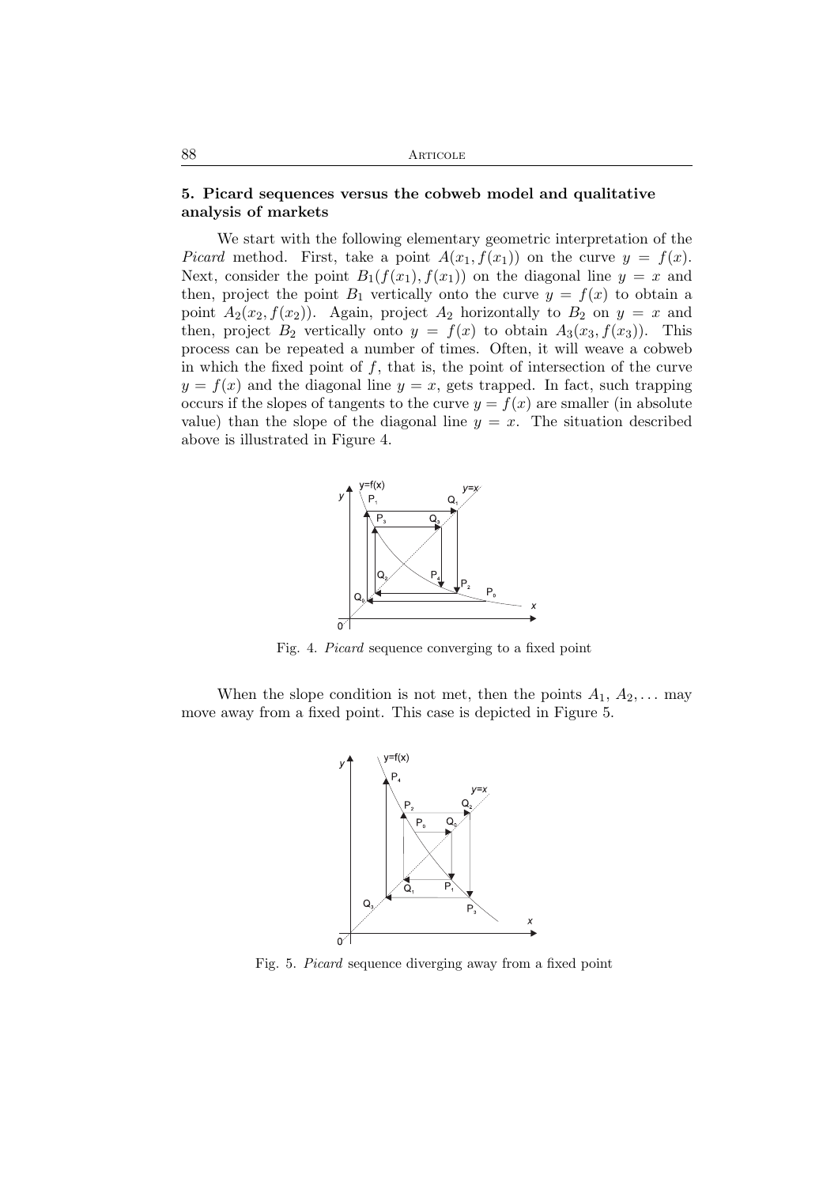## 5. Picard sequences versus the cobweb model and qualitative analysis of markets

We start with the following elementary geometric interpretation of the *Picard* method. First, take a point $A(x_1, f(x_1))$ on the curve $y = f(x)$. Next, consider the point $B_1(f(x_1), f(x_1))$ on the diagonal line $y = x$ and then, project the point $B_1$ vertically onto the curve $y = f(x)$ to obtain a point $A_2(x_2, f(x_2))$. Again, project $A_2$ horizontally to $B_2$ on $y = x$ and then, project $B_2$ vertically onto $y = f(x)$ to obtain $A_3(x_3, f(x_3))$. This process can be repeated a number of times. Often, it will weave a cobweb in which the fixed point of $f$, that is, the point of intersection of the curve $y = f(x)$ and the diagonal line $y = x$, gets trapped. In fact, such trapping occurs if the slopes of tangents to the curve $y = f(x)$ are smaller (in absolute value) than the slope of the diagonal line $y = x$. The situation described above is illustrated in Figure 4.

Fig. 4. *Picard* sequence converging to a fixed point

When the slope condition is not met, then the points $A_1$, $A_2, \ldots$ may move away from a fixed point. This case is depicted in Figure 5.

Fig. 5. *Picard* sequence diverging away from a fixed point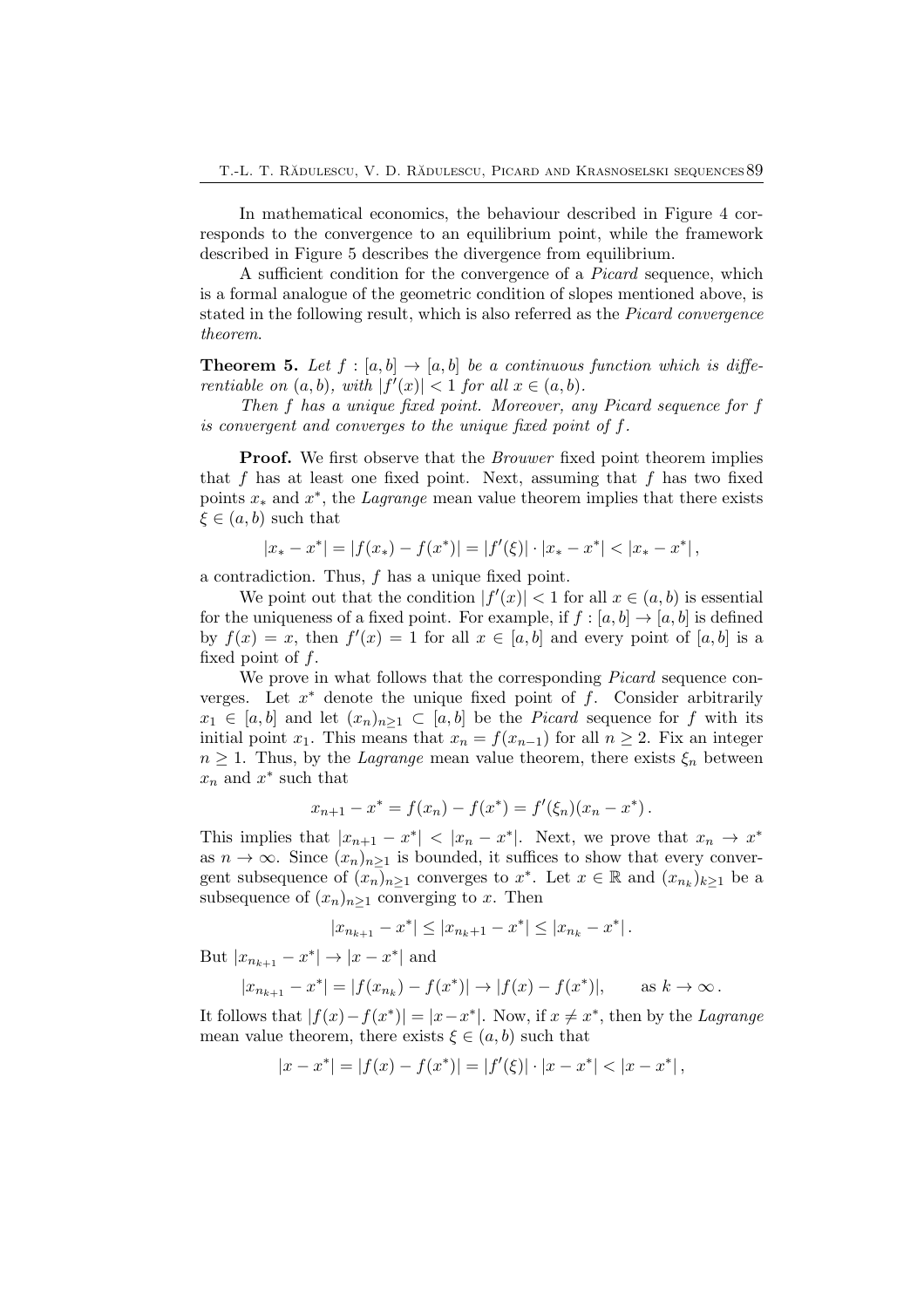In mathematical economics, the behaviour described in Figure 4 corresponds to the convergence to an equilibrium point, while the framework described in Figure 5 describes the divergence from equilibrium.

A sufficient condition for the convergence of a *Picard* sequence, which is a formal analogue of the geometric condition of slopes mentioned above, is stated in the following result, which is also referred as the *Picard convergence theorem*.

**Theorem 5.** *Let $f : [a, b] \to [a, b]$ be a continuous function which is differentiable on $(a, b)$, with $|f'(x)| < 1$ for all $x \in (a, b)$.*

*Then $f$ has a unique fixed point. Moreover, any Picard sequence for $f$ is convergent and converges to the unique fixed point of $f$.*

**Proof.** We first observe that the *Brouwer* fixed point theorem implies that $f$ has at least one fixed point. Next, assuming that $f$ has two fixed points $x_*$ and $x^*$, the *Lagrange* mean value theorem implies that there exists $\xi \in (a, b)$ such that

$$|x_* - x^*| = |f(x_*) - f(x^*)| = |f'(\xi)| \cdot |x_* - x^*| < |x_* - x^*|,$$

a contradiction. Thus, $f$ has a unique fixed point.

We point out that the condition $|f'(x)| < 1$ for all $x \in (a, b)$ is essential for the uniqueness of a fixed point. For example, if $f : [a, b] \to [a, b]$ is defined by $f(x) = x$, then $f'(x) = 1$ for all $x \in [a, b]$ and every point of $[a, b]$ is a fixed point of $f$.

We prove in what follows that the corresponding *Picard* sequence converges. Let $x^*$ denote the unique fixed point of $f$. Consider arbitrarily $x_1 \in [a, b]$ and let $(x_n)_{n\geq 1} \subset [a, b]$ be the *Picard* sequence for $f$ with its initial point $x_1$. This means that $x_n = f(x_{n-1})$ for all $n \geq 2$. Fix an integer $n \geq 1$. Thus, by the *Lagrange* mean value theorem, there exists $\xi_n$ between $x_n$ and $x^*$ such that

$$x_{n+1} - x^* = f(x_n) - f(x^*) = f'(\xi_n)(x_n - x^*).$$

This implies that $|x_{n+1} - x^*| < |x_n - x^*|$. Next, we prove that $x_n \to x^*$ as $n \to \infty$. Since $(x_n)_{n\geq 1}$ is bounded, it suffices to show that every convergent subsequence of $(x_n)_{n\geq 1}$ converges to $x^*$. Let $x \in \mathbb{R}$ and $(x_{n_k})_{k\geq 1}$ be a subsequence of $(x_n)_{n\geq 1}$ converging to $x$. Then

$$|x_{n_{k+1}} - x^*| \leq |x_{n_k+1} - x^*| \leq |x_{n_k} - x^*|.$$

But $|x_{n_{k+1}} - x^*| \to |x - x^*|$ and

$$|x_{n_{k+1}} - x^*| = |f(x_{n_k}) - f(x^*)| \to |f(x) - f(x^*)|, \qquad \text{as } k \to \infty.$$

It follows that $|f(x) - f(x^*)| = |x - x^*|$. Now, if $x \neq x^*$, then by the *Lagrange* mean value theorem, there exists $\xi \in (a, b)$ such that

$$|x - x^*| = |f(x) - f(x^*)| = |f'(\xi)| \cdot |x - x^*| < |x - x^*|,$$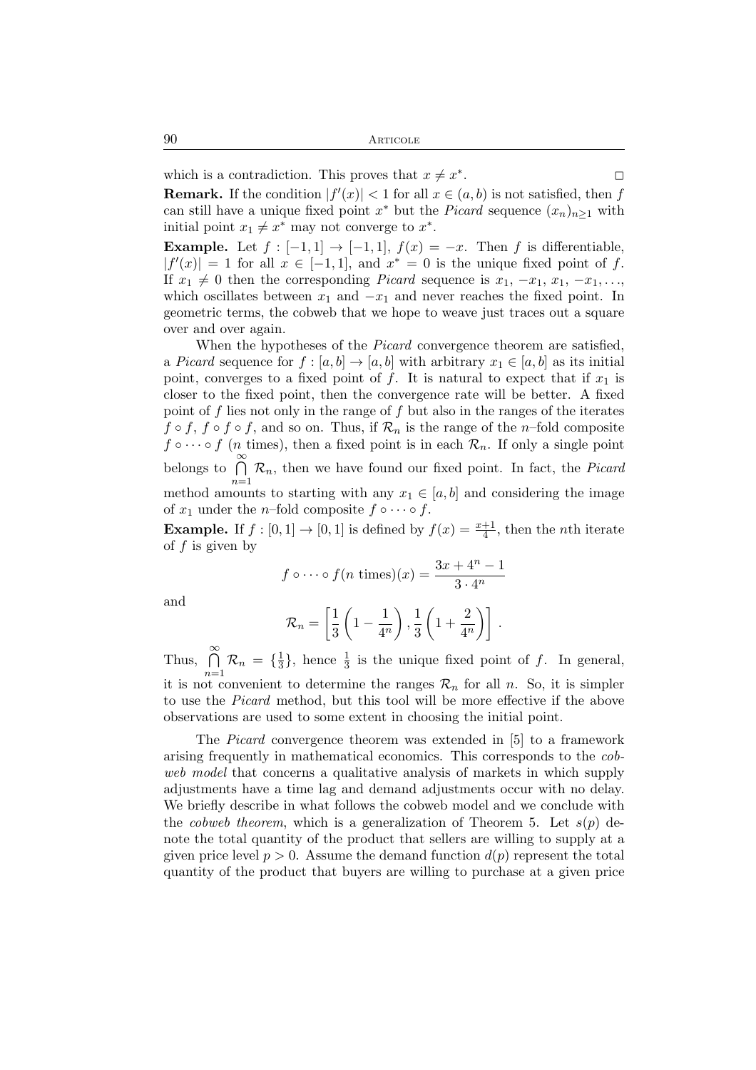which is a contradiction. This proves that $x \neq x^*$. $\square$

**Remark.** If the condition $|f'(x)| < 1$ for all $x \in (a, b)$ is not satisfied, then $f$ can still have a unique fixed point $x^*$ but the *Picard* sequence $(x_n)_{n\geq 1}$ with initial point $x_1 \neq x^*$ may not converge to $x^*$.

**Example.** Let $f : [-1, 1] \to [-1, 1]$, $f(x) = -x$. Then $f$ is differentiable, $|f'(x)| = 1$ for all $x \in [-1, 1]$, and $x^* = 0$ is the unique fixed point of $f$. If $x_1 \neq 0$ then the corresponding *Picard* sequence is $x_1, -x_1, x_1, -x_1, \ldots$, which oscillates between $x_1$ and $-x_1$ and never reaches the fixed point. In geometric terms, the cobweb that we hope to weave just traces out a square over and over again.

When the hypotheses of the *Picard* convergence theorem are satisfied, a *Picard* sequence for $f : [a, b] \to [a, b]$ with arbitrary $x_1 \in [a, b]$ as its initial point, converges to a fixed point of $f$. It is natural to expect that if $x_1$ is closer to the fixed point, then the convergence rate will be better. A fixed point of $f$ lies not only in the range of $f$ but also in the ranges of the iterates $f \circ f$, $f \circ f \circ f$, and so on. Thus, if $\mathcal{R}_n$ is the range of the $n$–fold composite $f \circ \cdots \circ f$ ($n$ times), then a fixed point is in each $\mathcal{R}_n$. If only a single point belongs to $\bigcap\limits_{n=1}^{\infty} \mathcal{R}_n$, then we have found our fixed point. In fact, the *Picard* method amounts to starting with any $x_1 \in [a, b]$ and considering the image of $x_1$ under the $n$–fold composite $f \circ \cdots \circ f$.

**Example.** If $f : [0, 1] \to [0, 1]$ is defined by $f(x) = \frac{x+1}{4}$, then the $n$th iterate of $f$ is given by

$$f \circ \cdots \circ f(n \text{ times})(x) = \frac{3x + 4^n - 1}{3 \cdot 4^n}$$

and

$$\mathcal{R}_n = \left[\frac{1}{3}\left(1 - \frac{1}{4^n}\right), \frac{1}{3}\left(1 + \frac{2}{4^n}\right)\right].$$

Thus, $\bigcap\limits_{n=1}^{\infty} \mathcal{R}_n = \{\frac{1}{3}\}$, hence $\frac{1}{3}$ is the unique fixed point of $f$. In general, it is not convenient to determine the ranges $\mathcal{R}_n$ for all $n$. So, it is simpler to use the *Picard* method, but this tool will be more effective if the above observations are used to some extent in choosing the initial point.

The *Picard* convergence theorem was extended in [5] to a framework arising frequently in mathematical economics. This corresponds to the *cobweb model* that concerns a qualitative analysis of markets in which supply adjustments have a time lag and demand adjustments occur with no delay. We briefly describe in what follows the cobweb model and we conclude with the *cobweb theorem*, which is a generalization of Theorem 5. Let $s(p)$ denote the total quantity of the product that sellers are willing to supply at a given price level $p > 0$. Assume the demand function $d(p)$ represent the total quantity of the product that buyers are willing to purchase at a given price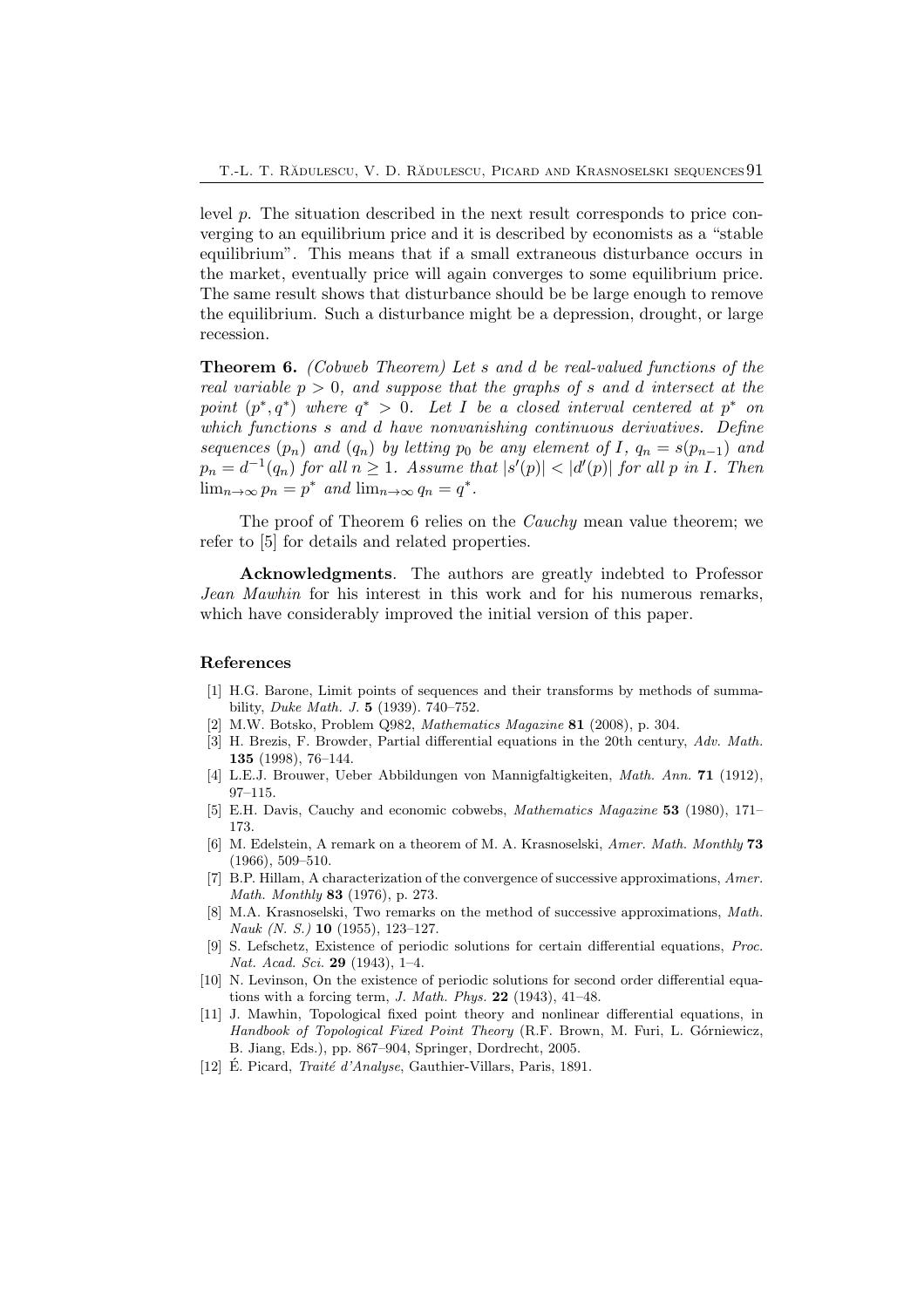level $p$. The situation described in the next result corresponds to price converging to an equilibrium price and it is described by economists as a "stable equilibrium". This means that if a small extraneous disturbance occurs in the market, eventually price will again converges to some equilibrium price. The same result shows that disturbance should be be large enough to remove the equilibrium. Such a disturbance might be a depression, drought, or large recession.

**Theorem 6.** *(Cobweb Theorem) Let $s$ and $d$ be real-valued functions of the real variable $p > 0$, and suppose that the graphs of $s$ and $d$ intersect at the point $(p^*, q^*)$ where $q^* > 0$. Let $I$ be a closed interval centered at $p^*$ on which functions $s$ and $d$ have nonvanishing continuous derivatives. Define sequences $(p_n)$ and $(q_n)$ by letting $p_0$ be any element of $I$, $q_n = s(p_{n-1})$ and $p_n = d^{-1}(q_n)$ for all $n \geq 1$. Assume that $|s'(p)| < |d'(p)|$ for all $p$ in $I$. Then $\lim_{n\to\infty} p_n = p^*$ and $\lim_{n\to\infty} q_n = q^*$.*

The proof of Theorem 6 relies on the *Cauchy* mean value theorem; we refer to [5] for details and related properties.

**Acknowledgments**. The authors are greatly indebted to Professor *Jean Mawhin* for his interest in this work and for his numerous remarks, which have considerably improved the initial version of this paper.

## References

[1] H.G. Barone, Limit points of sequences and their transforms by methods of summability, *Duke Math. J.* **5** (1939). 740–752.

[2] M.W. Botsko, Problem Q982, *Mathematics Magazine* **81** (2008), p. 304.

[3] H. Brezis, F. Browder, Partial differential equations in the 20th century, *Adv. Math.* **135** (1998), 76–144.

[4] L.E.J. Brouwer, Ueber Abbildungen von Mannigfaltigkeiten, *Math. Ann.* **71** (1912), 97–115.

[5] E.H. Davis, Cauchy and economic cobwebs, *Mathematics Magazine* **53** (1980), 171–173.

[6] M. Edelstein, A remark on a theorem of M. A. Krasnoselski, *Amer. Math. Monthly* **73** (1966), 509–510.

[7] B.P. Hillam, A characterization of the convergence of successive approximations, *Amer. Math. Monthly* **83** (1976), p. 273.

[8] M.A. Krasnoselski, Two remarks on the method of successive approximations, *Math. Nauk (N. S.)* **10** (1955), 123–127.

[9] S. Lefschetz, Existence of periodic solutions for certain differential equations, *Proc. Nat. Acad. Sci.* **29** (1943), 1–4.

[10] N. Levinson, On the existence of periodic solutions for second order differential equations with a forcing term, *J. Math. Phys.* **22** (1943), 41–48.

[11] J. Mawhin, Topological fixed point theory and nonlinear differential equations, in *Handbook of Topological Fixed Point Theory* (R.F. Brown, M. Furi, L. Górniewicz, B. Jiang, Eds.), pp. 867–904, Springer, Dordrecht, 2005.

[12] É. Picard, *Traité d'Analyse*, Gauthier-Villars, Paris, 1891.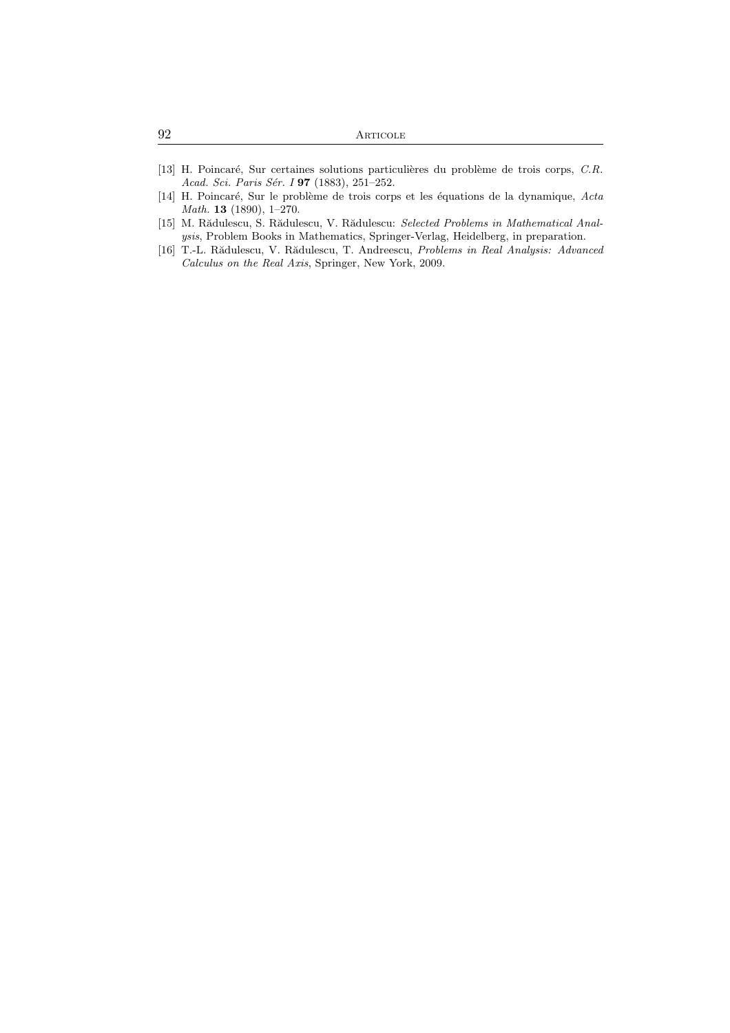[13] H. Poincaré, Sur certaines solutions particulières du problème de trois corps, *C.R. Acad. Sci. Paris Sér. I* **97** (1883), 251–252.

[14] H. Poincaré, Sur le problème de trois corps et les équations de la dynamique, *Acta Math.* **13** (1890), 1–270.

[15] M. Rădulescu, S. Rădulescu, V. Rădulescu: *Selected Problems in Mathematical Analysis*, Problem Books in Mathematics, Springer-Verlag, Heidelberg, in preparation.

[16] T.-L. Rădulescu, V. Rădulescu, T. Andreescu, *Problems in Real Analysis: Advanced Calculus on the Real Axis*, Springer, New York, 2009.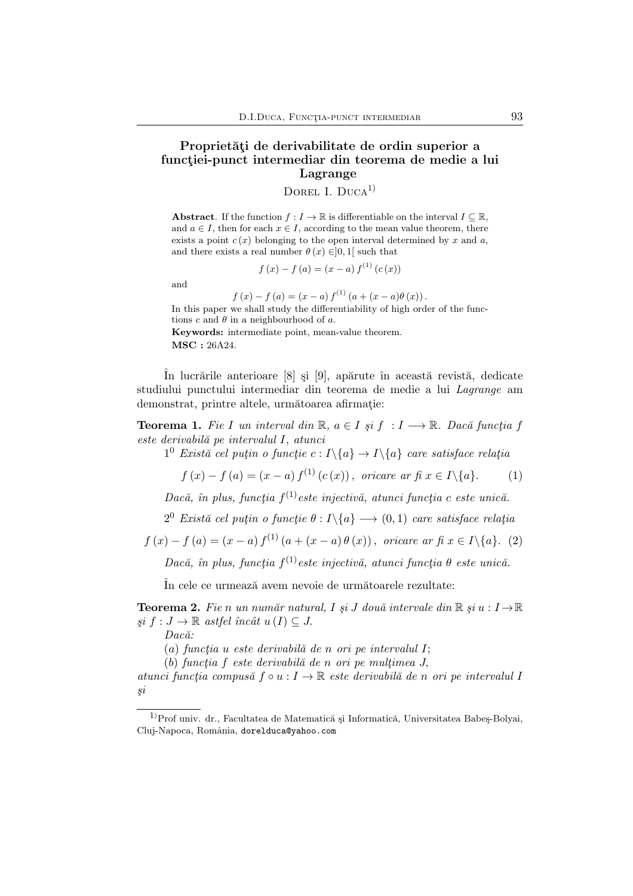# Proprietăţi de derivabilitate de ordin superior a funcţiei-punct intermediar din teorema de medie a lui Lagrange

Dorel I. Duca[1)]

**Abstract**. If the function $f : I \to \mathbb{R}$ is differentiable on the interval $I \subseteq \mathbb{R}$, and $a \in I$, then for each $x \in I$, according to the mean value theorem, there exists a point $c(x)$ belonging to the open interval determined by $x$ and $a$, and there exists a real number $\theta(x) \in ]0, 1[$ such that

$$f(x) - f(a) = (x - a) f^{(1)}(c(x))$$

and

$$f(x) - f(a) = (x - a) f^{(1)}(a + (x - a)\theta(x)).$$

In this paper we shall study the differentiability of high order of the functions $c$ and $\theta$ in a neighbourhood of $a$.

**Keywords:** intermediate point, mean-value theorem.

**MSC :** 26A24.

În lucrările anterioare [8] şi [9], apărute în această revistă, dedicate studiului punctului intermediar din teorema de medie a lui *Lagrange* am demonstrat, printre altele, următoarea afirmaţie:

**Teorema 1.** *Fie $I$ un interval din $\mathbb{R}$, $a \in I$ şi $f : I \longrightarrow \mathbb{R}$. Dacă funcţia $f$ este derivabilă pe intervalul $I$, atunci*

$1^0$ *Există cel puţin o funcţie $c : I \backslash \{a\} \to I \backslash \{a\}$ care satisface relaţia*

$$f(x) - f(a) = (x - a) f^{(1)}(c(x)), \text{ oricare ar fi } x \in I \backslash \{a\}. \quad (1)$$

*Dacă, în plus, funcţia $f^{(1)}$ este injectivă, atunci funcţia $c$ este unică.*

$2^0$ *Există cel puţin o funcţie $\theta : I \backslash \{a\} \longrightarrow (0, 1)$ care satisface relaţia*

$$f(x) - f(a) = (x - a) f^{(1)}(a + (x - a)\theta(x)), \text{ oricare ar fi } x \in I \backslash \{a\}. \quad (2)$$

*Dacă, în plus, funcţia $f^{(1)}$ este injectivă, atunci funcţia $\theta$ este unică.*

În cele ce urmează avem nevoie de următoarele rezultate:

**Teorema 2.** *Fie $n$ un număr natural, $I$ şi $J$ două intervale din $\mathbb{R}$ şi $u : I \to \mathbb{R}$ şi $f : J \to \mathbb{R}$ astfel încât $u(I) \subseteq J$.*

*Dacă:*

$(a)$ *funcţia $u$ este derivabilă de $n$ ori pe intervalul $I$;*

$(b)$ *funcţia $f$ este derivabilă de $n$ ori pe mulţimea $J$,*

*atunci funcţia compusă $f \circ u : I \to \mathbb{R}$ este derivabilă de $n$ ori pe intervalul $I$ şi*

---

[1)] Prof univ. dr., Facultatea de Matematică şi Informatică, Universitatea Babeş-Bolyai, Cluj-Napoca, România, dorelduca@yahoo.com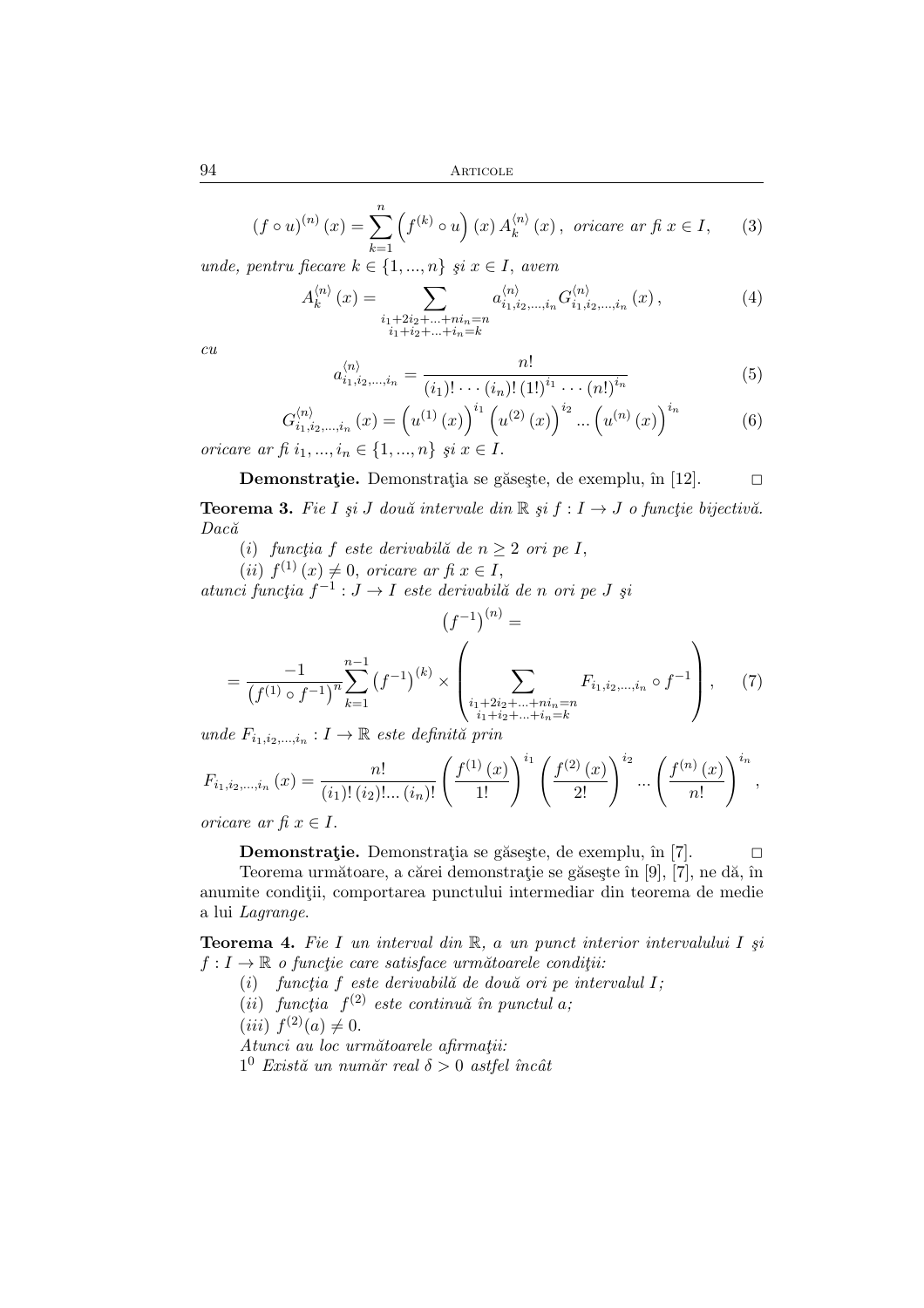$$(f \circ u)^{(n)}(x) = \sum_{k=1}^{n} \left( f^{(k)} \circ u \right)(x) \, A_k^{\langle n \rangle}(x), \ \text{oricare ar fi } x \in I, \tag{3}$$

*unde, pentru fiecare* $k \in \{1, ..., n\}$ *şi* $x \in I$, *avem*

$$A_k^{\langle n \rangle}(x) = \sum_{\substack{i_1 + 2i_2 + ... + ni_n = n \\ i_1 + i_2 + ... + i_n = k}} a_{i_1, i_2, ..., i_n}^{\langle n \rangle} G_{i_1, i_2, ..., i_n}^{\langle n \rangle}(x), \tag{4}$$

*cu*

$$a_{i_1, i_2, ..., i_n}^{\langle n \rangle} = \frac{n!}{(i_1)! \cdots (i_n)! \, (1!)^{i_1} \cdots (n!)^{i_n}} \tag{5}$$

$$G_{i_1, i_2, ..., i_n}^{\langle n \rangle}(x) = \left( u^{(1)}(x) \right)^{i_1} \left( u^{(2)}(x) \right)^{i_2} ... \left( u^{(n)}(x) \right)^{i_n} \tag{6}$$

*oricare ar fi* $i_1, ..., i_n \in \{1, ..., n\}$ *şi* $x \in I$.

**Demonstraţie.** Demonstraţia se găseşte, de exemplu, în [12]. □

**Teorema 3.** *Fie* $I$ *şi* $J$ *două intervale din* $\mathbb{R}$ *şi* $f : I \to J$ *o funcţie bijectivă. Dacă*

$(i)$ *funcţia* $f$ *este derivabilă de* $n \geq 2$ *ori pe* $I$,

$(ii)$ $f^{(1)}(x) \neq 0$, *oricare ar fi* $x \in I$,

*atunci funcţia* $f^{-1} : J \to I$ *este derivabilă de* $n$ *ori pe* $J$ *şi*

$$\left(f^{-1}\right)^{(n)} = \frac{-1}{\left(f^{(1)} \circ f^{-1}\right)^n} \sum_{k=1}^{n-1} \left(f^{-1}\right)^{(k)} \times \left( \sum_{\substack{i_1 + 2i_2 + ... + ni_n = n \\ i_1 + i_2 + ... + i_n = k}} F_{i_1, i_2, ..., i_n} \circ f^{-1} \right), \tag{7}$$

*unde* $F_{i_1, i_2, ..., i_n} : I \to \mathbb{R}$ *este definită prin*

$$F_{i_1, i_2, ..., i_n}(x) = \frac{n!}{(i_1)! \, (i_2)! ... \, (i_n)!} \left( \frac{f^{(1)}(x)}{1!} \right)^{i_1} \left( \frac{f^{(2)}(x)}{2!} \right)^{i_2} ... \left( \frac{f^{(n)}(x)}{n!} \right)^{i_n},$$

*oricare ar fi* $x \in I$.

**Demonstraţie.** Demonstraţia se găseşte, de exemplu, în [7]. □

Teorema următoare, a cărei demonstraţie se găseşte în [9], [7], ne dă, în anumite condiţii, comportarea punctului intermediar din teorema de medie a lui *Lagrange*.

**Teorema 4.** *Fie* $I$ *un interval din* $\mathbb{R}$, $a$ *un punct interior intervalului* $I$ *şi* $f : I \to \mathbb{R}$ *o funcţie care satisface următoarele condiţii:*

$(i)$ *funcţia* $f$ *este derivabilă de două ori pe intervalul* $I$;

$(ii)$ *funcţia* $f^{(2)}$ *este continuă în punctul* $a$;

$(iii)$ $f^{(2)}(a) \neq 0$.

*Atunci au loc următoarele afirmaţii:*

$1^0$ *Există un număr real* $\delta > 0$ *astfel încât*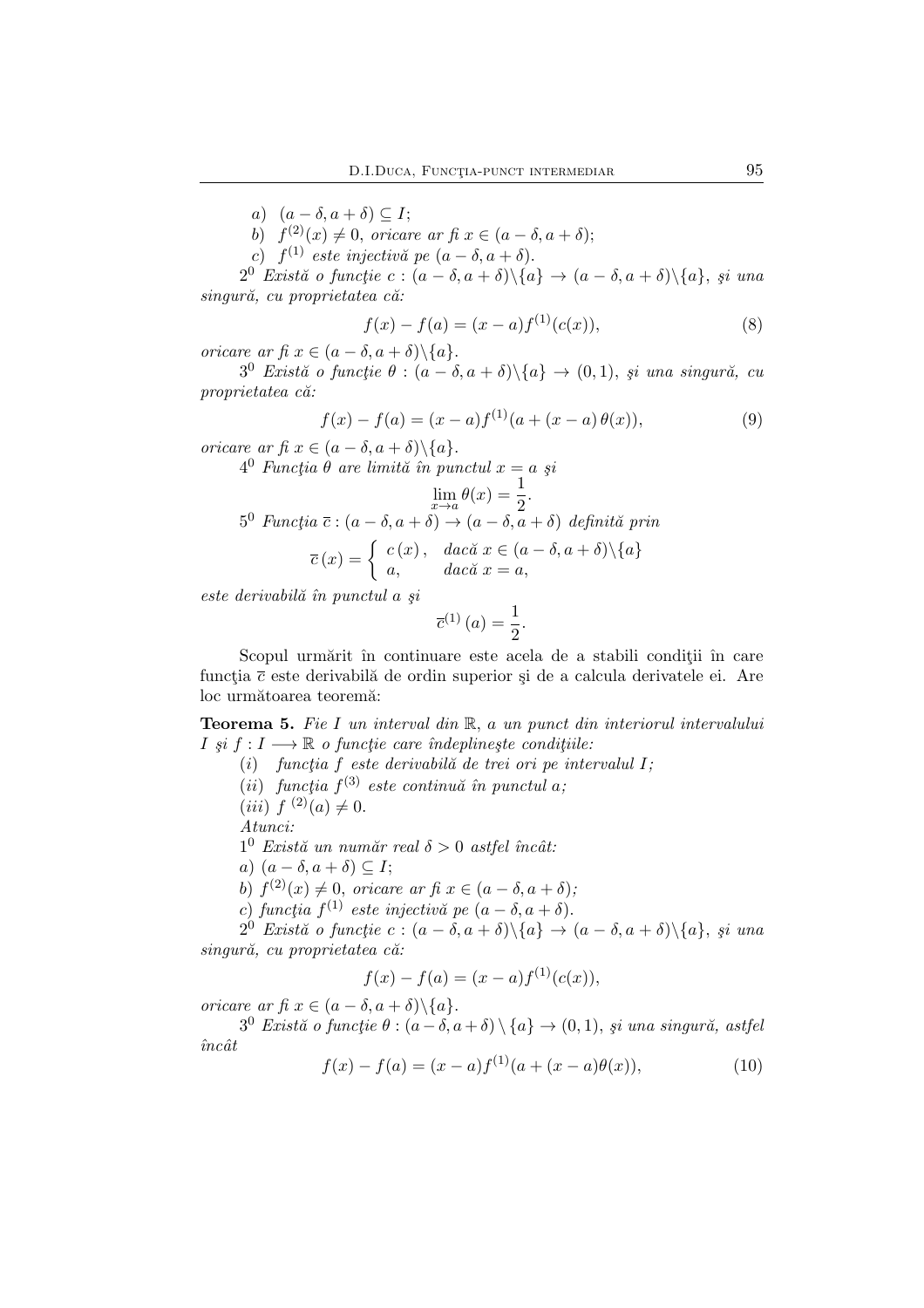*a)* $(a-\delta, a+\delta) \subseteq I$;

*b)* $f^{(2)}(x) \neq 0$, *oricare ar fi* $x \in (a-\delta, a+\delta)$;

*c)* $f^{(1)}$ *este injectivă pe* $(a-\delta, a+\delta)$.

$2^0$ *Există o funcţie* $c : (a-\delta, a+\delta)\backslash\{a\} \to (a-\delta, a+\delta)\backslash\{a\}$, *şi una singură, cu proprietatea că:*

$$f(x) - f(a) = (x-a)f^{(1)}(c(x)), \tag{8}$$

*oricare ar fi* $x \in (a-\delta, a+\delta)\backslash\{a\}$.

$3^0$ *Există o funcţie* $\theta : (a-\delta, a+\delta)\backslash\{a\} \to (0,1)$, *şi una singură, cu proprietatea că:*

$$f(x) - f(a) = (x-a)f^{(1)}(a + (x-a)\,\theta(x)), \tag{9}$$

*oricare ar fi* $x \in (a-\delta, a+\delta)\backslash\{a\}$.

$4^0$ *Funcţia* $\theta$ *are limită în punctul* $x = a$ *şi*

$$\lim_{x \to a} \theta(x) = \frac{1}{2}.$$

$5^0$ *Funcţia* $\overline{c} : (a-\delta, a+\delta) \to (a-\delta, a+\delta)$ *definită prin*

$$\overline{c}\,(x) = \begin{cases} c\,(x)\,, & \text{dacă } x \in (a-\delta, a+\delta)\backslash\{a\} \\ a, & \text{dacă } x = a, \end{cases}$$

*este derivabilă în punctul* $a$ *şi*

$$\overline{c}^{(1)}\,(a) = \frac{1}{2}.$$

Scopul urmărit în continuare este acela de a stabili condiţii în care funcţia $\overline{c}$ este derivabilă de ordin superior şi de a calcula derivatele ei. Are loc următoarea teoremă:

**Teorema 5.** *Fie* $I$ *un interval din* $\mathbb{R}$, $a$ *un punct din interiorul intervalului* $I$ *şi* $f : I \longrightarrow \mathbb{R}$ *o funcţie care îndeplineşte condiţiile:*

$(i)$ *funcţia* $f$ *este derivabilă de trei ori pe intervalul* $I$*;*

$(ii)$ *funcţia* $f^{(3)}$ *este continuă în punctul* $a$*;*

$(iii)$ $f^{\,(2)}(a) \neq 0$.

*Atunci:*

$1^0$ *Există un număr real* $\delta > 0$ *astfel încât:*

*a)* $(a-\delta, a+\delta) \subseteq I$;

*b)* $f^{(2)}(x) \neq 0$, *oricare ar fi* $x \in (a-\delta, a+\delta)$*;*

*c) funcţia* $f^{(1)}$ *este injectivă pe* $(a-\delta, a+\delta)$.

$2^0$ *Există o funcţie* $c : (a-\delta, a+\delta)\backslash\{a\} \to (a-\delta, a+\delta)\backslash\{a\}$, *şi una singură, cu proprietatea că:*

$$f(x) - f(a) = (x-a)f^{(1)}(c(x)),$$

*oricare ar fi* $x \in (a-\delta, a+\delta)\backslash\{a\}$.

$3^0$ *Există o funcţie* $\theta : (a-\delta, a+\delta)\setminus\{a\} \to (0,1)$, *şi una singură, astfel încât*

$$f(x) - f(a) = (x-a)f^{(1)}(a + (x-a)\theta(x)), \tag{10}$$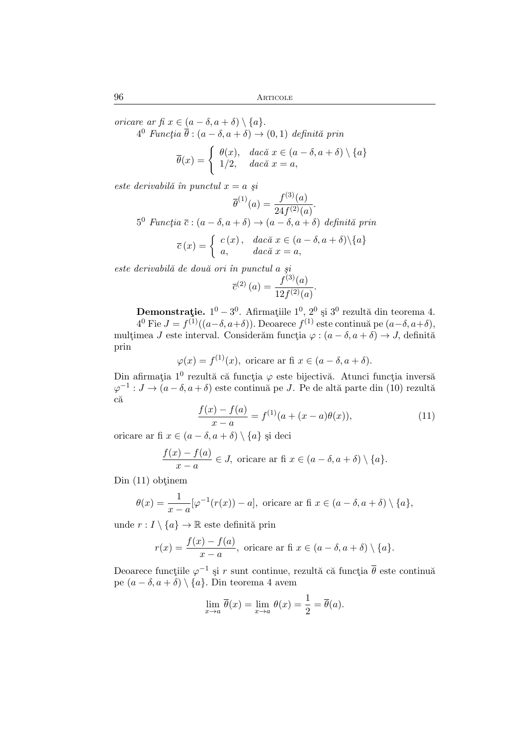*oricare ar fi $x \in (a-\delta, a+\delta) \setminus \{a\}$.*

$4^0$ *Funcţia $\overline{\theta} : (a-\delta, a+\delta) \to (0,1)$ definită prin*

$$\overline{\theta}(x) = \begin{cases} \theta(x), & \text{dacă } x \in (a-\delta, a+\delta) \setminus \{a\} \\ 1/2, & \text{dacă } x = a, \end{cases}$$

*este derivabilă în punctul $x = a$ şi*

$$\overline{\theta}^{(1)}(a) = \frac{f^{(3)}(a)}{24 f^{(2)}(a)}.$$

$5^0$ *Funcţia $\overline{c} : (a-\delta, a+\delta) \to (a-\delta, a+\delta)$ definită prin*

$$\overline{c}\,(x) = \begin{cases} c\,(x)\,, & \text{dacă } x \in (a-\delta, a+\delta) \setminus \{a\} \\ a, & \text{dacă } x = a, \end{cases}$$

*este derivabilă de două ori în punctul $a$ şi*

$$\overline{c}^{(2)}\,(a) = \frac{f^{(3)}(a)}{12 f^{(2)}(a)}.$$

**Demonstraţie.** $1^0 - 3^0$. Afirmaţiile $1^0$, $2^0$ şi $3^0$ rezultă din teorema 4.

$4^0$ Fie $J = f^{(1)}((a-\delta, a+\delta))$. Deoarece $f^{(1)}$ este continuă pe $(a-\delta, a+\delta)$, mulţimea $J$ este interval. Considerăm funcţia $\varphi : (a-\delta, a+\delta) \to J$, definită prin

$$\varphi(x) = f^{(1)}(x), \text{ oricare ar fi } x \in (a-\delta, a+\delta).$$

Din afirmaţia $1^0$ rezultă că funcţia $\varphi$ este bijectivă. Atunci funcţia inversă $\varphi^{-1} : J \to (a-\delta, a+\delta)$ este continuă pe $J$. Pe de altă parte din (10) rezultă că

$$\frac{f(x) - f(a)}{x-a} = f^{(1)}(a + (x-a)\theta(x)), \tag{11}$$

oricare ar fi $x \in (a-\delta, a+\delta) \setminus \{a\}$ şi deci

$$\frac{f(x) - f(a)}{x-a} \in J, \text{ oricare ar fi } x \in (a-\delta, a+\delta) \setminus \{a\}.$$

Din (11) obţinem

$$\theta(x) = \frac{1}{x-a}[\varphi^{-1}(r(x)) - a], \text{ oricare ar fi } x \in (a-\delta, a+\delta) \setminus \{a\},$$

unde $r : I \setminus \{a\} \to \mathbb{R}$ este definită prin

$$r(x) = \frac{f(x) - f(a)}{x-a}, \text{ oricare ar fi } x \in (a-\delta, a+\delta) \setminus \{a\}.$$

Deoarece funcţiile $\varphi^{-1}$ şi $r$ sunt continue, rezultă că funcţia $\overline{\theta}$ este continuă pe $(a-\delta, a+\delta) \setminus \{a\}$. Din teorema 4 avem

$$\lim_{x \to a} \overline{\theta}(x) = \lim_{x \to a} \theta(x) = \frac{1}{2} = \overline{\theta}(a).$$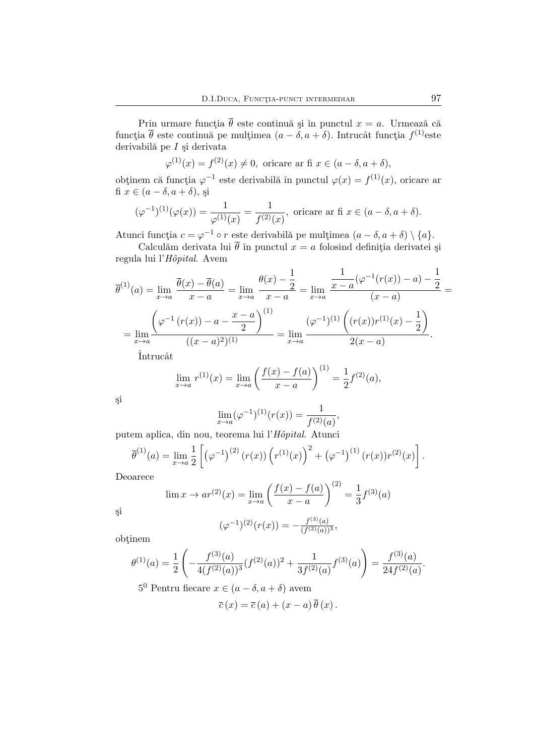Prin urmare funcţia $\overline{\theta}$ este continuă şi în punctul $x = a$. Urmează că funcţia $\overline{\theta}$ este continuă pe mulţimea $(a - \delta, a + \delta)$. Intrucât funcţia $f^{(1)}$este derivabilă pe $I$ şi derivata

$$\varphi^{(1)}(x) = f^{(2)}(x) \neq 0, \text{ oricare ar fi } x \in (a - \delta, a + \delta),$$

obţinem că funcţia $\varphi^{-1}$ este derivabilă în punctul $\varphi(x) = f^{(1)}(x)$, oricare ar fi $x \in (a - \delta, a + \delta)$, şi

$$(\varphi^{-1})^{(1)}(\varphi(x)) = \frac{1}{\varphi^{(1)}(x)} = \frac{1}{f^{(2)}(x)}, \text{ oricare ar fi } x \in (a - \delta, a + \delta).$$

Atunci funcţia $c = \varphi^{-1} \circ r$ este derivabilă pe mulţimea $(a - \delta, a + \delta) \setminus \{a\}$.

Calculăm derivata lui $\overline{\theta}$ în punctul $x = a$ folosind definiţia derivatei şi regula lui l'*Hôpital*. Avem

$$\overline{\theta}^{(1)}(a) = \lim_{x \to a} \frac{\overline{\theta}(x) - \overline{\theta}(a)}{x - a} = \lim_{x \to a} \frac{\theta(x) - \dfrac{1}{2}}{x - a} = \lim_{x \to a} \frac{\dfrac{1}{x - a}(\varphi^{-1}(r(x)) - a) - \dfrac{1}{2}}{(x - a)} =$$

$$= \lim_{x \to a} \frac{\left(\varphi^{-1}\left(r(x)\right) - a - \dfrac{x - a}{2}\right)^{(1)}}{((x - a)^2)^{(1)}} = \lim_{x \to a} \frac{(\varphi^{-1})^{(1)}\left((r(x))r^{(1)}(x) - \dfrac{1}{2}\right)}{2(x - a)}.$$

Întrucât

$$\lim_{x \to a} r^{(1)}(x) = \lim_{x \to a} \left(\frac{f(x) - f(a)}{x - a}\right)^{(1)} = \frac{1}{2} f^{(2)}(a),$$

şi

$$\lim_{x \to a} (\varphi^{-1})^{(1)}(r(x)) = \frac{1}{f^{(2)}(a)},$$

putem aplica, din nou, teorema lui l'*Hôpital*. Atunci

$$\overline{\theta}^{(1)}(a) = \lim_{x \to a} \frac{1}{2}\left[\left(\varphi^{-1}\right)^{(2)}(r(x))\left(r^{(1)}(x)\right)^2 + \left(\varphi^{-1}\right)^{(1)}(r(x))r^{(2)}(x)\right].$$

Deoarece

$$\lim x \to ar^{(2)}(x) = \lim_{x \to a} \left(\frac{f(x) - f(a)}{x - a}\right)^{(2)} = \frac{1}{3} f^{(3)}(a)$$

şi

$$(\varphi^{-1})^{(2)}(r(x)) = -\tfrac{f^{(3)}(a)}{(f^{(2)}(a))^3},$$

obţinem

$$\theta^{(1)}(a) = \frac{1}{2}\left(-\frac{f^{(3)}(a)}{4(f^{(2)}(a))^3}(f^{(2)}(a))^2 + \frac{1}{3f^{(2)}(a)} f^{(3)}(a)\right) = \frac{f^{(3)}(a)}{24 f^{(2)}(a)}.$$

$5^0$ Pentru fiecare $x \in (a - \delta, a + \delta)$ avem

$$\overline{c}\left(x\right) = \overline{c}\left(a\right) + \left(x - a\right)\overline{\theta}\left(x\right).$$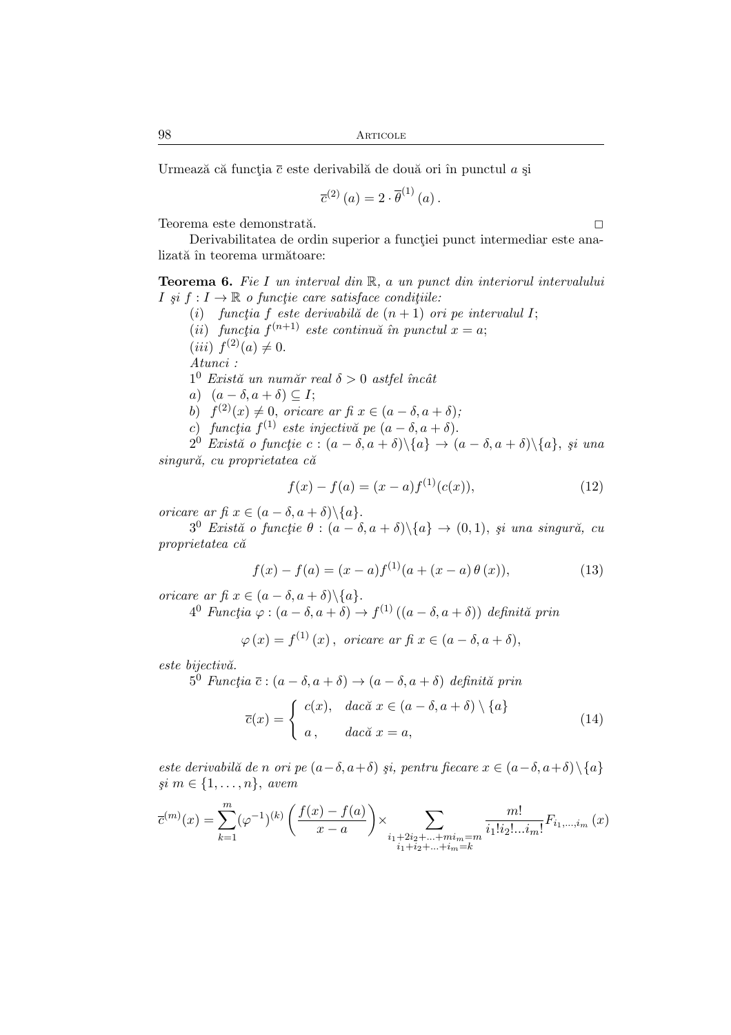Urmează că funcţia $\overline{c}$ este derivabilă de două ori în punctul $a$ şi

$$\overline{c}^{(2)}(a) = 2 \cdot \overline{\theta}^{(1)}(a).$$

Teorema este demonstrată. □

Derivabilitatea de ordin superior a funcţiei punct intermediar este analizată în teorema următoare:

**Teorema 6.** *Fie $I$ un interval din $\mathbb{R}$, $a$ un punct din interiorul intervalului $I$ şi $f : I \to \mathbb{R}$ o funcţie care satisface condiţiile:*

$(i)$ *funcţia $f$ este derivabilă de $(n+1)$ ori pe intervalul $I$;*

$(ii)$ *funcţia $f^{(n+1)}$ este continuă în punctul $x = a$;*

$(iii)$ $f^{(2)}(a) \neq 0$.

*Atunci :*

$1^0$ *Există un număr real $\delta > 0$ astfel încât*

*a)* $(a - \delta, a + \delta) \subseteq I$;

*b)* $f^{(2)}(x) \neq 0$, *oricare ar fi $x \in (a - \delta, a + \delta)$;*

*c) funcţia $f^{(1)}$ este injectivă pe $(a - \delta, a + \delta)$.*

$2^0$ *Există o funcţie $c : (a - \delta, a + \delta)\backslash\{a\} \to (a - \delta, a + \delta)\backslash\{a\}$, şi una singură, cu proprietatea că*

$$f(x) - f(a) = (x - a)f^{(1)}(c(x)), \tag{12}$$

*oricare ar fi $x \in (a - \delta, a + \delta)\backslash\{a\}$.*

$3^0$ *Există o funcţie $\theta : (a - \delta, a + \delta)\backslash\{a\} \to (0, 1)$, şi una singură, cu proprietatea că*

$$f(x) - f(a) = (x - a)f^{(1)}(a + (x - a)\,\theta\,(x)), \tag{13}$$

*oricare ar fi $x \in (a - \delta, a + \delta)\backslash\{a\}$.*

$4^0$ *Funcţia $\varphi : (a - \delta, a + \delta) \to f^{(1)}((a - \delta, a + \delta))$ definită prin*

$$\varphi\,(x) = f^{(1)}\,(x)\,,\ \text{oricare ar fi } x \in (a - \delta, a + \delta),$$

*este bijectivă.*

$5^0$ *Funcţia $\overline{c} : (a - \delta, a + \delta) \to (a - \delta, a + \delta)$ definită prin*

$$\overline{c}(x) = \begin{cases} c(x), & \text{dacă } x \in (a - \delta, a + \delta) \setminus \{a\} \\ a\,, & \text{dacă } x = a, \end{cases} \tag{14}$$

*este derivabilă de $n$ ori pe $(a-\delta, a+\delta)$ şi, pentru fiecare $x \in (a-\delta, a+\delta)\backslash\{a\}$ şi $m \in \{1, \ldots, n\}$, avem*

$$\overline{c}^{(m)}(x) = \sum_{k=1}^{m} (\varphi^{-1})^{(k)} \left(\frac{f(x) - f(a)}{x - a}\right) \times \sum_{\substack{i_1 + 2i_2 + \ldots + mi_m = m \\ i_1 + i_2 + \ldots + i_m = k}} \frac{m!}{i_1! i_2! \ldots i_m!} F_{i_1, \ldots, i_m}\,(x)$$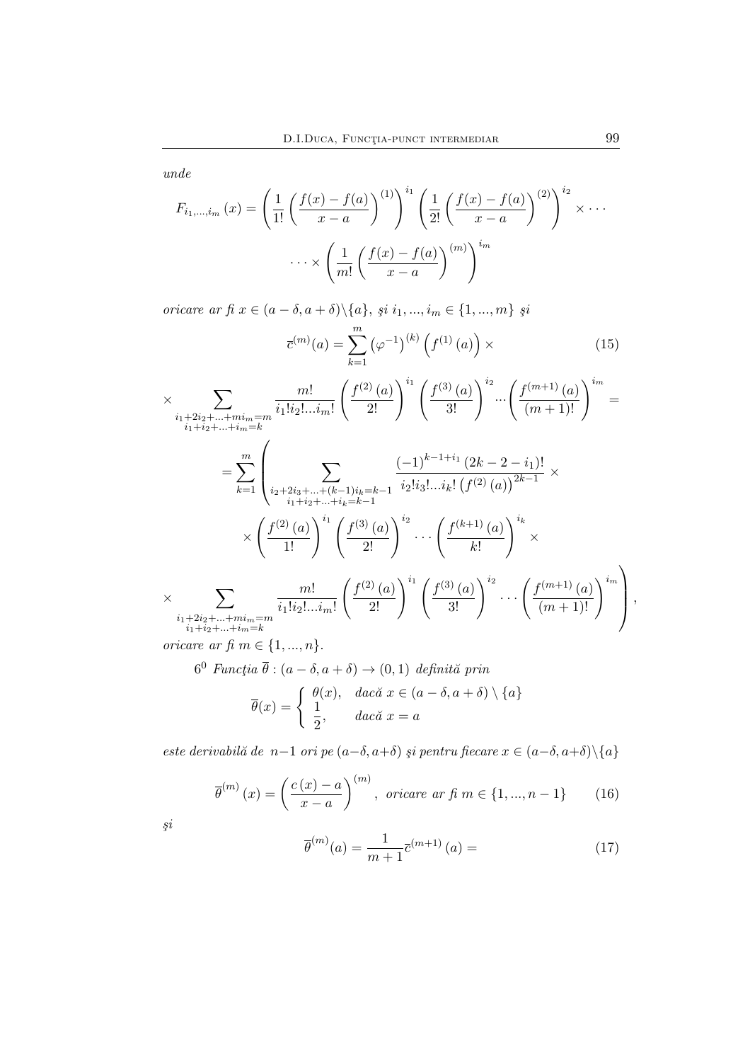*unde*

$$F_{i_1,...,i_m}(x) = \left(\frac{1}{1!}\left(\frac{f(x)-f(a)}{x-a}\right)^{(1)}\right)^{i_1}\left(\frac{1}{2!}\left(\frac{f(x)-f(a)}{x-a}\right)^{(2)}\right)^{i_2}\times\cdots$$

$$\cdots\times\left(\frac{1}{m!}\left(\frac{f(x)-f(a)}{x-a}\right)^{(m)}\right)^{i_m}$$

*oricare ar fi* $x\in(a-\delta,a+\delta)\backslash\{a\}$, *şi* $i_1,...,i_m\in\{1,...,m\}$ *şi*

$$\overline{c}^{(m)}(a)=\sum_{k=1}^{m}\left(\varphi^{-1}\right)^{(k)}\left(f^{(1)}(a)\right)\times \tag{15}$$

$$\times\sum_{\substack{i_1+2i_2+...+mi_m=m\\ i_1+i_2+...+i_m=k}}\frac{m!}{i_1!i_2!...i_m!}\left(\frac{f^{(2)}(a)}{2!}\right)^{i_1}\left(\frac{f^{(3)}(a)}{3!}\right)^{i_2}...\left(\frac{f^{(m+1)}(a)}{(m+1)!}\right)^{i_m}=$$

$$=\sum_{k=1}^{m}\left(\sum_{\substack{i_2+2i_3+...+(k-1)i_k=k-1\\ i_1+i_2+...+i_k=k-1}}\frac{(-1)^{k-1+i_1}(2k-2-i_1)!}{i_2!i_3!...i_k!\left(f^{(2)}(a)\right)^{2k-1}}\times\right.$$

$$\times\left(\frac{f^{(2)}(a)}{1!}\right)^{i_1}\left(\frac{f^{(3)}(a)}{2!}\right)^{i_2}\cdots\left(\frac{f^{(k+1)}(a)}{k!}\right)^{i_k}\times$$

$$\left.\times\sum_{\substack{i_1+2i_2+...+mi_m=m\\ i_1+i_2+...+i_m=k}}\frac{m!}{i_1!i_2!...i_m!}\left(\frac{f^{(2)}(a)}{2!}\right)^{i_1}\left(\frac{f^{(3)}(a)}{3!}\right)^{i_2}\cdots\left(\frac{f^{(m+1)}(a)}{(m+1)!}\right)^{i_m}\right),$$

*oricare ar fi* $m\in\{1,...,n\}$.

$6^0$ *Funcţia* $\overline{\theta}:(a-\delta,a+\delta)\to(0,1)$ *definită prin*

$$\overline{\theta}(x)=\begin{cases}\theta(x), & \text{dacă } x\in(a-\delta,a+\delta)\setminus\{a\}\\ \dfrac{1}{2}, & \text{dacă } x=a\end{cases}$$

*este derivabilă de* $n-1$ *ori pe* $(a-\delta,a+\delta)$ *şi pentru fiecare* $x\in(a-\delta,a+\delta)\backslash\{a\}$

$$\overline{\theta}^{(m)}(x)=\left(\frac{c(x)-a}{x-a}\right)^{(m)},\ \text{oricare ar fi } m\in\{1,...,n-1\} \tag{16}$$

*şi*

$$\overline{\theta}^{(m)}(a)=\frac{1}{m+1}\overline{c}^{(m+1)}(a)= \tag{17}$$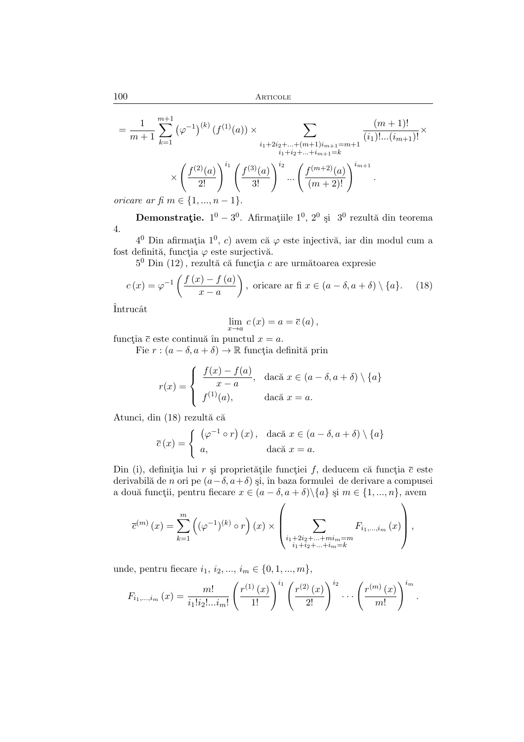$$= \frac{1}{m+1} \sum_{k=1}^{m+1} \left(\varphi^{-1}\right)^{(k)} \left(f^{(1)}(a)\right) \times \sum_{\substack{i_1+2i_2+...+(m+1)i_{m+1}=m+1 \\ i_1+i_2+...+i_{m+1}=k}} \frac{(m+1)!}{(i_1)!...(i_{m+1})!} \times$$

$$\times \left(\frac{f^{(2)}(a)}{2!}\right)^{i_1} \left(\frac{f^{(3)}(a)}{3!}\right)^{i_2} ... \left(\frac{f^{(m+2)}(a)}{(m+2)!}\right)^{i_{m+1}}.$$

*oricare ar fi* $m \in \{1, ..., n-1\}$.

**Demonstraţie.** $1^0 - 3^0$. Afirmaţiile $1^0$, $2^0$ şi $3^0$ rezultă din teorema 4.

$4^0$ Din afirmaţia $1^0$, $c)$ avem că $\varphi$ este injectivă, iar din modul cum a fost definită, funcţia $\varphi$ este surjectivă.

$5^0$ Din $(12)$, rezultă că funcţia $c$ are următoarea expresie

$$c(x) = \varphi^{-1}\left(\frac{f(x) - f(a)}{x - a}\right), \text{ oricare ar fi } x \in (a - \delta, a + \delta) \setminus \{a\}. \quad (18)$$

Întrucât

$$\lim_{x \to a} c(x) = a = \overline{c}(a),$$

funcţia $\overline{c}$ este continuă în punctul $x = a$.

Fie $r : (a - \delta, a + \delta) \to \mathbb{R}$ funcţia definită prin

$$r(x) = \begin{cases} \dfrac{f(x) - f(a)}{x - a}, & \text{dacă } x \in (a - \delta, a + \delta) \setminus \{a\} \\ f^{(1)}(a), & \text{dacă } x = a. \end{cases}$$

Atunci, din (18) rezultă că

$$\overline{c}(x) = \begin{cases} \left(\varphi^{-1} \circ r\right)(x), & \text{dacă } x \in (a - \delta, a + \delta) \setminus \{a\} \\ a, & \text{dacă } x = a. \end{cases}$$

Din (i), definiţia lui $r$ şi proprietăţile funcţiei $f$, deducem că funcţia $\overline{c}$ este derivabilă de $n$ ori pe $(a - \delta, a + \delta)$ şi, în baza formulei de derivare a compusei a două funcţii, pentru fiecare $x \in (a - \delta, a + \delta) \setminus \{a\}$ şi $m \in \{1, ..., n\}$, avem

$$\overline{c}^{(m)}(x) = \sum_{k=1}^{m} \left((\varphi^{-1})^{(k)} \circ r\right)(x) \times \left( \sum_{\substack{i_1+2i_2+...+mi_m=m \\ i_1+i_2+...+i_m=k}} F_{i_1,...,i_m}(x) \right),$$

unde, pentru fiecare $i_1, i_2, ..., i_m \in \{0, 1, ..., m\}$,

$$F_{i_1,...,i_m}(x) = \frac{m!}{i_1! i_2! ... i_m!} \left(\frac{r^{(1)}(x)}{1!}\right)^{i_1} \left(\frac{r^{(2)}(x)}{2!}\right)^{i_2} \cdots \left(\frac{r^{(m)}(x)}{m!}\right)^{i_m}.$$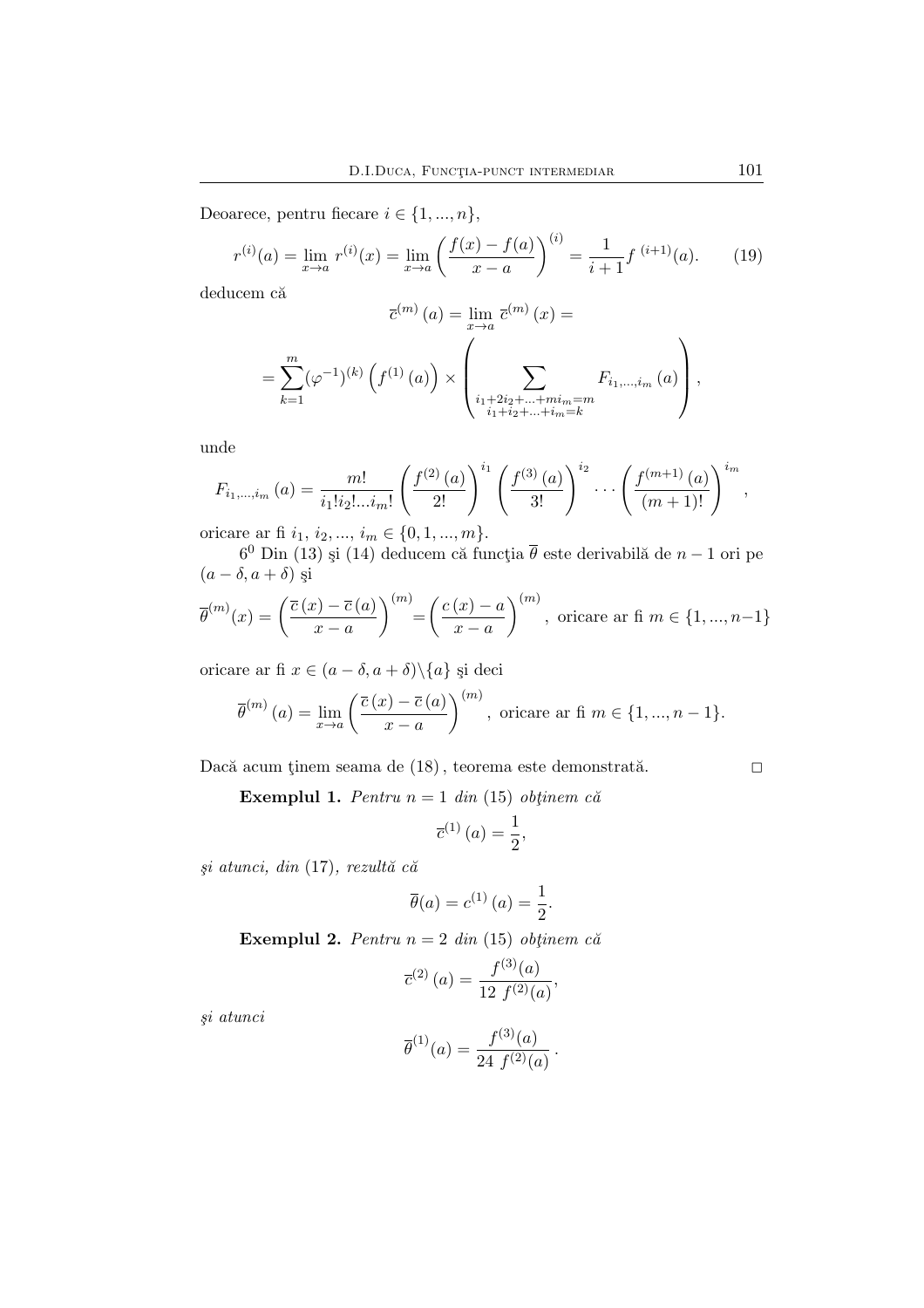Deoarece, pentru fiecare $i \in \{1, ..., n\}$,

$$r^{(i)}(a) = \lim_{x \to a} r^{(i)}(x) = \lim_{x \to a} \left( \frac{f(x) - f(a)}{x - a} \right)^{(i)} = \frac{1}{i+1} f^{\,(i+1)}(a). \tag{19}$$

deducem că

$$\overline{c}^{(m)}(a) = \lim_{x \to a} \overline{c}^{(m)}(x) =$$

$$= \sum_{k=1}^{m} (\varphi^{-1})^{(k)} \left( f^{(1)}(a) \right) \times \left( \sum_{\substack{i_1 + 2i_2 + ... + mi_m = m \\ i_1 + i_2 + ... + i_m = k}} F_{i_1, ..., i_m}(a) \right),$$

unde

$$F_{i_1, ..., i_m}(a) = \frac{m!}{i_1! i_2! ... i_m!} \left( \frac{f^{(2)}(a)}{2!} \right)^{i_1} \left( \frac{f^{(3)}(a)}{3!} \right)^{i_2} \cdots \left( \frac{f^{(m+1)}(a)}{(m+1)!} \right)^{i_m},$$

oricare ar fi $i_1, i_2, ..., i_m \in \{0, 1, ..., m\}$.

$6^0$ Din (13) şi (14) deducem că funcţia $\overline{\theta}$ este derivabilă de $n-1$ ori pe $(a - \delta, a + \delta)$ şi

$$\overline{\theta}^{(m)}(x) = \left( \frac{\overline{c}(x) - \overline{c}(a)}{x - a} \right)^{(m)} = \left( \frac{c(x) - a}{x - a} \right)^{(m)}, \text{ oricare ar fi } m \in \{1, ..., n-1\}$$

oricare ar fi $x \in (a - \delta, a + \delta) \backslash \{a\}$ şi deci

$$\overline{\theta}^{(m)}(a) = \lim_{x \to a} \left( \frac{\overline{c}(x) - \overline{c}(a)}{x - a} \right)^{(m)}, \text{ oricare ar fi } m \in \{1, ..., n-1\}.$$

Dacă acum ţinem seama de (18), teorema este demonstrată. □

**Exemplul 1.** *Pentru* $n = 1$ *din* (15) *obţinem că*

$$\overline{c}^{(1)}(a) = \frac{1}{2},$$

*şi atunci, din* (17), *rezultă că*

$$\overline{\theta}(a) = c^{(1)}(a) = \frac{1}{2}.$$

**Exemplul 2.** *Pentru* $n = 2$ *din* (15) *obţinem că*

$$\overline{c}^{(2)}(a) = \frac{f^{(3)}(a)}{12\ f^{(2)}(a)},$$

*şi atunci*

$$\overline{\theta}^{(1)}(a) = \frac{f^{(3)}(a)}{24\ f^{(2)}(a)}.$$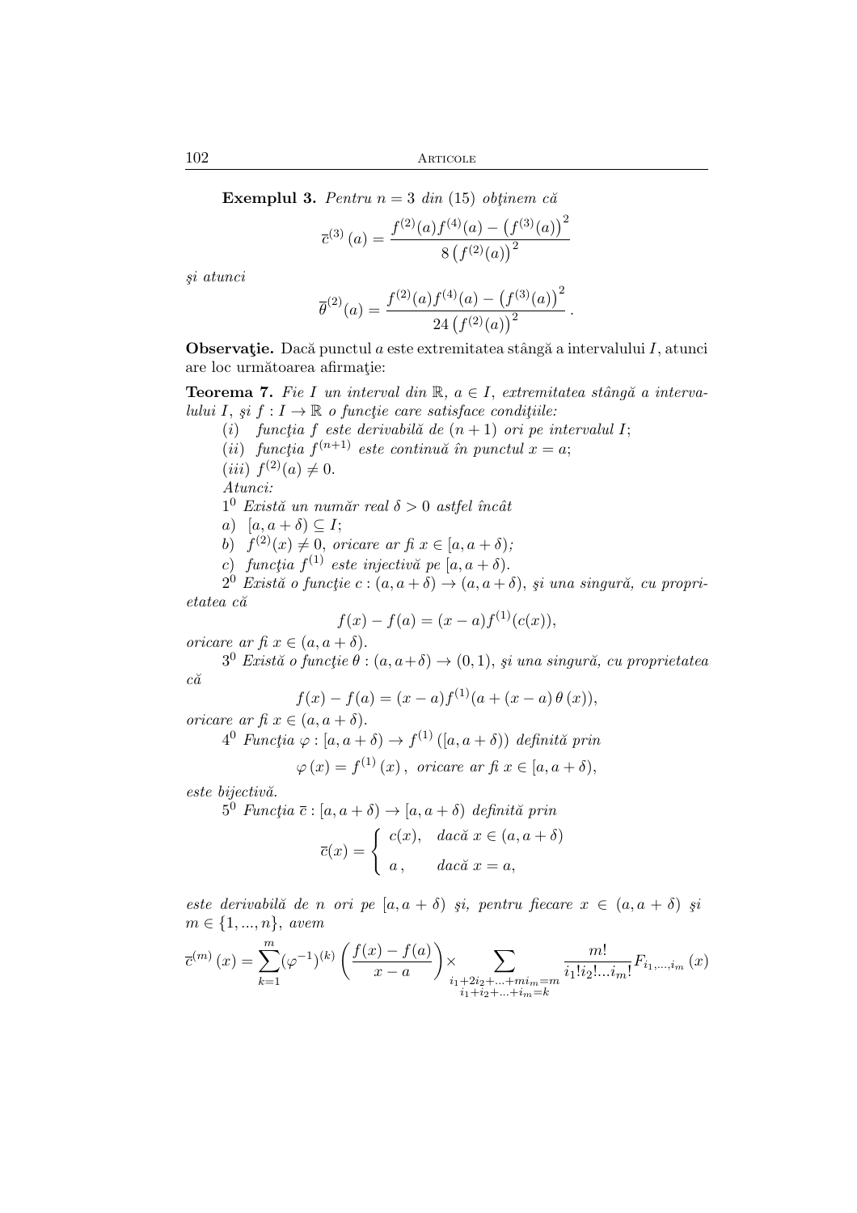**Exemplul 3.** *Pentru $n = 3$ din* (15) *obţinem că*

$$\overline{c}^{(3)}(a) = \frac{f^{(2)}(a)f^{(4)}(a) - \left(f^{(3)}(a)\right)^2}{8\left(f^{(2)}(a)\right)^2}$$

*şi atunci*

$$\overline{\theta}^{(2)}(a) = \frac{f^{(2)}(a)f^{(4)}(a) - \left(f^{(3)}(a)\right)^2}{24\left(f^{(2)}(a)\right)^2}.$$

**Observaţie.** Dacă punctul $a$ este extremitatea stângă a intervalului $I$, atunci are loc următoarea afirmaţie:

**Teorema 7.** *Fie $I$ un interval din $\mathbb{R}$, $a \in I$, extremitatea stângă a intervalului $I$, şi $f : I \to \mathbb{R}$ o funcţie care satisface condiţiile:*

($i$) *funcţia $f$ este derivabilă de $(n+1)$ ori pe intervalul $I$;*

($ii$) *funcţia $f^{(n+1)}$ este continuă în punctul $x = a$;*

($iii$) $f^{(2)}(a) \neq 0$.

*Atunci:*

$1^0$ *Există un număr real $\delta > 0$ astfel încât*

*a)* $[a, a+\delta) \subseteq I$;

*b)* $f^{(2)}(x) \neq 0$, *oricare ar fi $x \in [a, a+\delta)$;*

*c) funcţia $f^{(1)}$ este injectivă pe $[a, a+\delta)$.*

$2^0$ *Există o funcţie $c : (a, a+\delta) \to (a, a+\delta)$, şi una singură, cu proprietatea că*

$$f(x) - f(a) = (x-a)f^{(1)}(c(x)),$$

*oricare ar fi $x \in (a, a+\delta)$.*

$3^0$ *Există o funcţie $\theta : (a, a+\delta) \to (0,1)$, şi una singură, cu proprietatea că*

$$f(x) - f(a) = (x-a)f^{(1)}(a + (x-a)\,\theta(x)),$$

*oricare ar fi $x \in (a, a+\delta)$.*

$4^0$ *Funcţia $\varphi : [a, a+\delta) \to f^{(1)}([a, a+\delta))$ definită prin*

$$\varphi(x) = f^{(1)}(x), \text{ oricare ar fi } x \in [a, a+\delta),$$

*este bijectivă.*

$5^0$ *Funcţia $\overline{c} : [a, a+\delta) \to [a, a+\delta)$ definită prin*

$$\overline{c}(x) = \begin{cases} c(x), & \text{dacă } x \in (a, a+\delta) \\ a, & \text{dacă } x = a, \end{cases}$$

*este derivabilă de $n$ ori pe $[a, a+\delta)$ şi, pentru fiecare $x \in (a, a+\delta)$ şi $m \in \{1, ..., n\}$, avem*

$$\overline{c}^{(m)}(x) = \sum_{k=1}^{m} (\varphi^{-1})^{(k)}\left(\frac{f(x)-f(a)}{x-a}\right) \times \sum_{\substack{i_1+2i_2+...+mi_m=m \\ i_1+i_2+...+i_m=k}} \frac{m!}{i_1!i_2!...i_m!} F_{i_1,...,i_m}(x)$$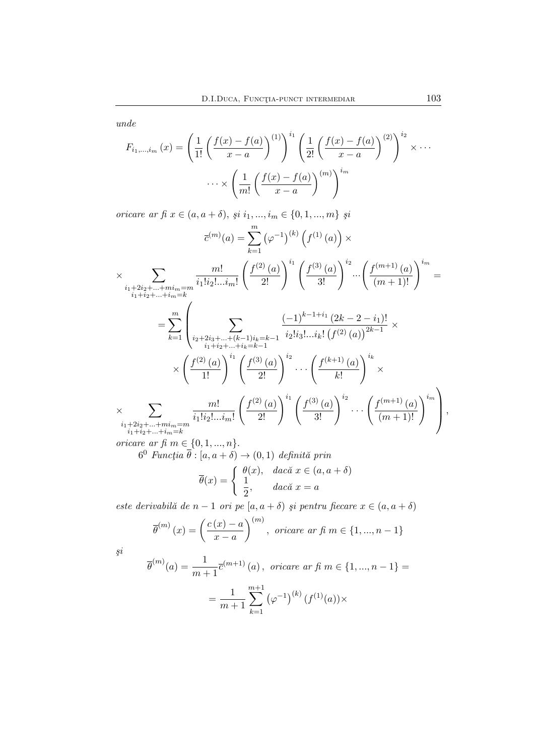*unde*

$$F_{i_1,...,i_m}(x) = \left(\frac{1}{1!}\left(\frac{f(x)-f(a)}{x-a}\right)^{(1)}\right)^{i_1}\left(\frac{1}{2!}\left(\frac{f(x)-f(a)}{x-a}\right)^{(2)}\right)^{i_2}\times\cdots$$

$$\cdots\times\left(\frac{1}{m!}\left(\frac{f(x)-f(a)}{x-a}\right)^{(m)}\right)^{i_m}$$

*oricare ar fi* $x\in(a,a+\delta)$, *şi* $i_1,...,i_m\in\{0,1,...,m\}$ *şi*

$$\overline{c}^{(m)}(a) = \sum_{k=1}^{m}\left(\varphi^{-1}\right)^{(k)}\left(f^{(1)}(a)\right)\times$$

$$\times\sum_{\substack{i_1+2i_2+...+mi_m=m\\ i_1+i_2+...+i_m=k}}\frac{m!}{i_1!i_2!...i_m!}\left(\frac{f^{(2)}(a)}{2!}\right)^{i_1}\left(\frac{f^{(3)}(a)}{3!}\right)^{i_2}\cdots\left(\frac{f^{(m+1)}(a)}{(m+1)!}\right)^{i_m}=$$

$$=\sum_{k=1}^{m}\left(\sum_{\substack{i_2+2i_3+...+(k-1)i_k=k-1\\ i_1+i_2+...+i_k=k-1}}\frac{(-1)^{k-1+i_1}(2k-2-i_1)!}{i_2!i_3!...i_k!\left(f^{(2)}(a)\right)^{2k-1}}\times\right.$$

$$\times\left(\frac{f^{(2)}(a)}{1!}\right)^{i_1}\left(\frac{f^{(3)}(a)}{2!}\right)^{i_2}\cdots\left(\frac{f^{(k+1)}(a)}{k!}\right)^{i_k}\times$$

$$\left.\times\sum_{\substack{i_1+2i_2+...+mi_m=m\\ i_1+i_2+...+i_m=k}}\frac{m!}{i_1!i_2!...i_m!}\left(\frac{f^{(2)}(a)}{2!}\right)^{i_1}\left(\frac{f^{(3)}(a)}{3!}\right)^{i_2}\cdots\left(\frac{f^{(m+1)}(a)}{(m+1)!}\right)^{i_m}\right),$$

*oricare ar fi* $m\in\{0,1,...,n\}$.

$6^0$ *Funcţia* $\overline{\theta}:[a,a+\delta)\to(0,1)$ *definită prin*

$$\overline{\theta}(x)=\begin{cases}\theta(x), & \text{dacă } x\in(a,a+\delta)\\ \dfrac{1}{2}, & \text{dacă } x=a\end{cases}$$

*este derivabilă de* $n-1$ *ori pe* $[a,a+\delta)$ *şi pentru fiecare* $x\in(a,a+\delta)$

$$\overline{\theta}^{(m)}(x)=\left(\frac{c(x)-a}{x-a}\right)^{(m)},\ \text{oricare ar fi } m\in\{1,...,n-1\}$$

*şi*

$$\overline{\theta}^{(m)}(a)=\frac{1}{m+1}\overline{c}^{(m+1)}(a),\ \text{oricare ar fi } m\in\{1,...,n-1\}=$$

$$=\frac{1}{m+1}\sum_{k=1}^{m+1}\left(\varphi^{-1}\right)^{(k)}(f^{(1)}(a))\times$$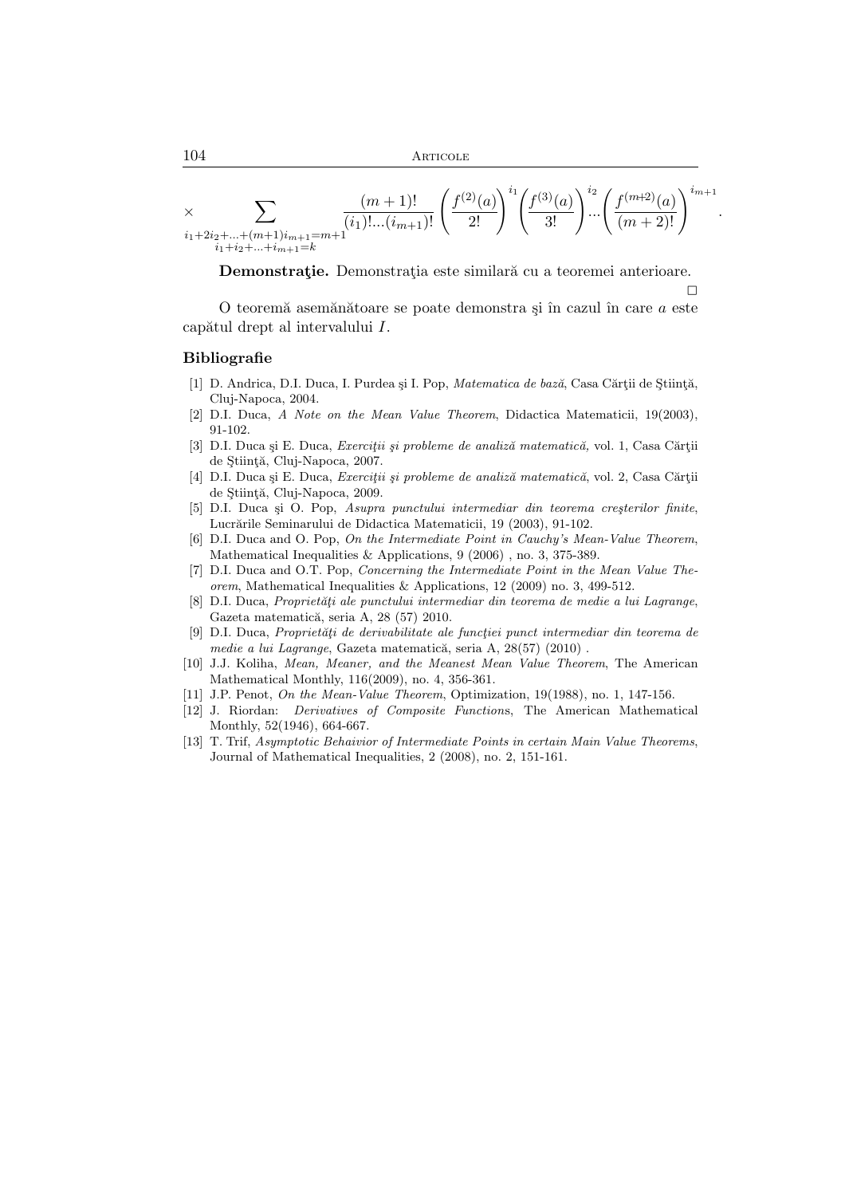$$\times \sum_{\substack{i_1+2i_2+...+(m+1)i_{m+1}=m+1 \\ i_1+i_2+...+i_{m+1}=k}} \frac{(m+1)!}{(i_1)!...(i_{m+1})!} \left(\frac{f^{(2)}(a)}{2!}\right)^{i_1} \left(\frac{f^{(3)}(a)}{3!}\right)^{i_2} ... \left(\frac{f^{(m+2)}(a)}{(m+2)!}\right)^{i_{m+1}}.$$

**Demonstraţie.** Demonstraţia este similară cu a teoremei anterioare.

□

O teoremă asemănătoare se poate demonstra şi în cazul în care $a$ este capătul drept al intervalului $I$.

## Bibliografie

[1] D. Andrica, D.I. Duca, I. Purdea şi I. Pop, *Matematica de bază*, Casa Cărţii de Ştiinţă, Cluj-Napoca, 2004.

[2] D.I. Duca, *A Note on the Mean Value Theorem*, Didactica Matematicii, 19(2003), 91-102.

[3] D.I. Duca şi E. Duca, *Exerciţii şi probleme de analiză matematică,* vol. 1, Casa Cărţii de Ştiinţă, Cluj-Napoca, 2007.

[4] D.I. Duca şi E. Duca, *Exerciţii şi probleme de analiză matematică*, vol. 2, Casa Cărţii de Ştiinţă, Cluj-Napoca, 2009.

[5] D.I. Duca şi O. Pop, *Asupra punctului intermediar din teorema creşterilor finite*, Lucrările Seminarului de Didactica Matematicii, 19 (2003), 91-102.

[6] D.I. Duca and O. Pop, *On the Intermediate Point in Cauchy's Mean-Value Theorem*, Mathematical Inequalities & Applications, 9 (2006) , no. 3, 375-389.

[7] D.I. Duca and O.T. Pop, *Concerning the Intermediate Point in the Mean Value Theorem*, Mathematical Inequalities & Applications, 12 (2009) no. 3, 499-512.

[8] D.I. Duca, *Proprietăţi ale punctului intermediar din teorema de medie a lui Lagrange*, Gazeta matematică, seria A, 28 (57) 2010.

[9] D.I. Duca, *Proprietăţi de derivabilitate ale funcţiei punct intermediar din teorema de medie a lui Lagrange*, Gazeta matematică, seria A, 28(57) (2010) .

[10] J.J. Koliha, *Mean, Meaner, and the Meanest Mean Value Theorem*, The American Mathematical Monthly, 116(2009), no. 4, 356-361.

[11] J.P. Penot, *On the Mean-Value Theorem*, Optimization, 19(1988), no. 1, 147-156.

[12] J. Riordan: *Derivatives of Composite Function*s, The American Mathematical Monthly, 52(1946), 664-667.

[13] T. Trif, *Asymptotic Behaivior of Intermediate Points in certain Main Value Theorems*, Journal of Mathematical Inequalities, 2 (2008), no. 2, 151-161.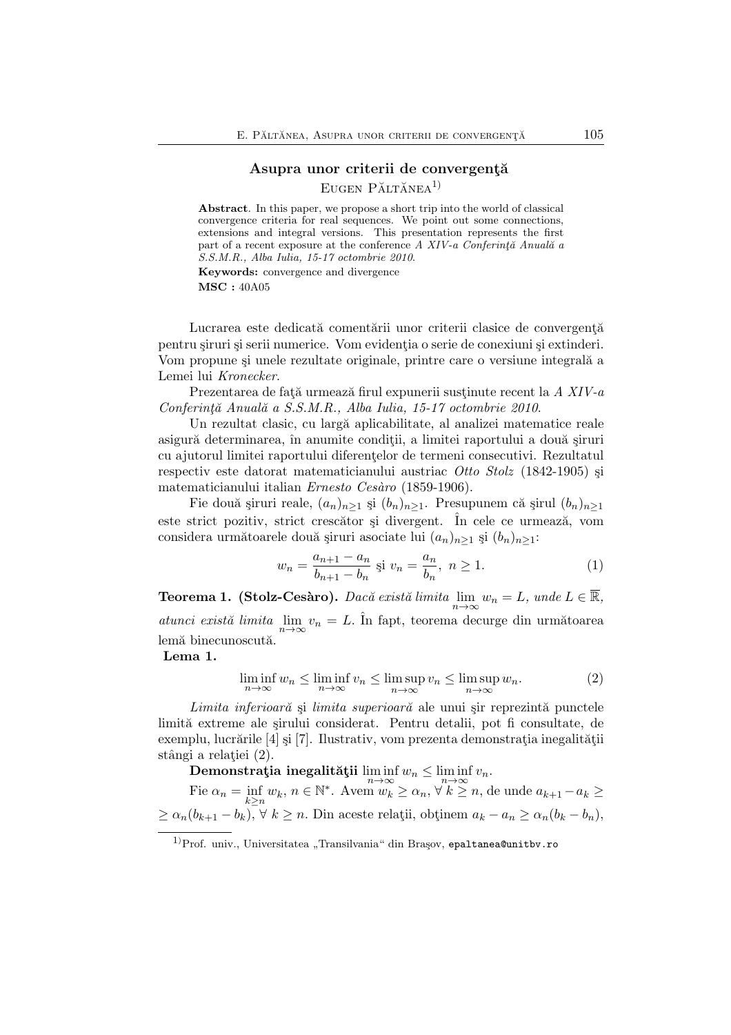## Asupra unor criterii de convergenţă

Eugen Păltănea[1)]

**Abstract**. In this paper, we propose a short trip into the world of classical convergence criteria for real sequences. We point out some connections, extensions and integral versions. This presentation represents the first part of a recent exposure at the conference *A XIV-a Conferinţă Anuală a S.S.M.R., Alba Iulia, 15-17 octombrie 2010*.

**Keywords:** convergence and divergence

**MSC :** 40A05

Lucrarea este dedicată comentării unor criterii clasice de convergenţă pentru şiruri şi serii numerice. Vom evidenţia o serie de conexiuni şi extinderi. Vom propune şi unele rezultate originale, printre care o versiune integrală a Lemei lui *Kronecker*.

Prezentarea de faţă urmează firul expunerii susţinute recent la *A XIV-a Conferinţă Anuală a S.S.M.R., Alba Iulia, 15-17 octombrie 2010*.

Un rezultat clasic, cu largă aplicabilitate, al analizei matematice reale asigură determinarea, în anumite condiţii, a limitei raportului a două şiruri cu ajutorul limitei raportului diferenţelor de termeni consecutivi. Rezultatul respectiv este datorat matematicianului austriac *Otto Stolz* (1842-1905) şi matematicianului italian *Ernesto Cesàro* (1859-1906).

Fie două şiruri reale, $(a_n)_{n\geq 1}$ şi $(b_n)_{n\geq 1}$. Presupunem că şirul $(b_n)_{n\geq 1}$ este strict pozitiv, strict crescător şi divergent. În cele ce urmează, vom considera următoarele două şiruri asociate lui $(a_n)_{n\geq 1}$ şi $(b_n)_{n\geq 1}$:

$$w_n = \frac{a_{n+1}-a_n}{b_{n+1}-b_n} \text{ şi } v_n = \frac{a_n}{b_n},\ n \geq 1. \tag{1}$$

**Teorema 1. (Stolz-Cesàro).** *Dacă există limita* $\lim\limits_{n\to\infty} w_n = L$, *unde* $L \in \overline{\mathbb{R}}$, *atunci există limita* $\lim\limits_{n\to\infty} v_n = L$. În fapt, teorema decurge din următoarea lemă binecunoscută.

**Lema 1.**

$$\liminf_{n\to\infty} w_n \leq \liminf_{n\to\infty} v_n \leq \limsup_{n\to\infty} v_n \leq \limsup_{n\to\infty} w_n. \tag{2}$$

*Limita inferioară* şi *limita superioară* ale unui şir reprezintă punctele limită extreme ale şirului considerat. Pentru detalii, pot fi consultate, de exemplu, lucrările [4] şi [7]. Ilustrativ, vom prezenta demonstraţia inegalităţii stângi a relaţiei (2).

**Demonstraţia inegalităţii** $\liminf\limits_{n\to\infty} w_n \leq \liminf\limits_{n\to\infty} v_n$.

Fie $\alpha_n = \inf\limits_{k\geq n} w_k$, $n \in \mathbb{N}^*$. Avem $w_k \geq \alpha_n$, $\forall\, k \geq n$, de unde $a_{k+1} - a_k \geq \alpha_n(b_{k+1} - b_k)$, $\forall\, k \geq n$. Din aceste relaţii, obţinem $a_k - a_n \geq \alpha_n(b_k - b_n)$,

---

[1)] Prof. univ., Universitatea „Transilvania" din Braşov, epaltanea@unitbv.ro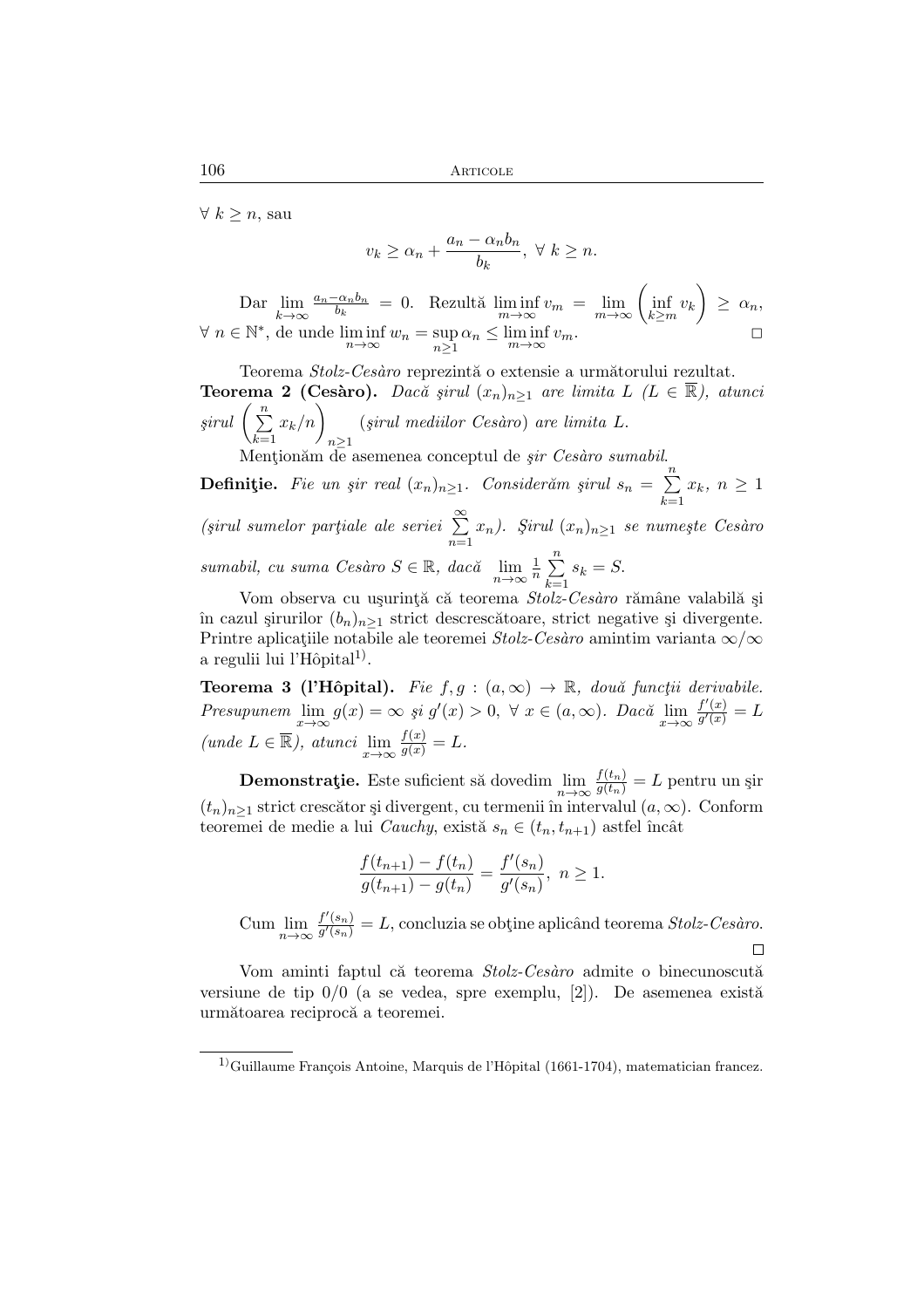$\forall\ k \geq n$, sau

$$v_k \geq \alpha_n + \frac{a_n - \alpha_n b_n}{b_k},\ \forall\ k \geq n.$$

Dar $\lim\limits_{k\to\infty} \frac{a_n - \alpha_n b_n}{b_k} = 0$. Rezultă $\liminf\limits_{m\to\infty} v_m = \lim\limits_{m\to\infty} \left( \inf\limits_{k\geq m} v_k \right) \geq \alpha_n$, $\forall\ n \in \mathbb{N}^*$, de unde $\liminf\limits_{n\to\infty} w_n = \sup\limits_{n\geq 1} \alpha_n \leq \liminf\limits_{m\to\infty} v_m$. □

Teorema *Stolz-Cesàro* reprezintă o extensie a următorului rezultat.

**Teorema 2 (Cesàro).** *Dacă şirul $(x_n)_{n\geq 1}$ are limita $L$ ($L \in \overline{\mathbb{R}}$), atunci şirul $\left( \sum\limits_{k=1}^{n} x_k / n \right)_{n\geq 1}$ (şirul mediilor Cesàro) are limita $L$.*

Menţionăm de asemenea conceptul de *şir Cesàro sumabil*.

**Definiţie.** *Fie un şir real $(x_n)_{n\geq 1}$. Considerăm şirul $s_n = \sum\limits_{k=1}^{n} x_k$, $n \geq 1$ (şirul sumelor parţiale ale seriei $\sum\limits_{n=1}^{\infty} x_n$). Şirul $(x_n)_{n\geq 1}$ se numeşte Cesàro sumabil, cu suma Cesàro $S \in \mathbb{R}$, dacă $\lim\limits_{n\to\infty} \frac{1}{n} \sum\limits_{k=1}^{n} s_k = S$.*

Vom observa cu uşurinţă că teorema *Stolz-Cesàro* rămâne valabilă şi în cazul şirurilor $(b_n)_{n\geq 1}$ strict descrescătoare, strict negative şi divergente. Printre aplicaţiile notabile ale teoremei *Stolz-Cesàro* amintim varianta $\infty/\infty$ a regulii lui l'Hôpital[1)].

**Teorema 3 (l'Hôpital).** *Fie $f, g : (a, \infty) \to \mathbb{R}$, două funcţii derivabile. Presupunem $\lim\limits_{x\to\infty} g(x) = \infty$ şi $g'(x) > 0$, $\forall\ x \in (a, \infty)$. Dacă $\lim\limits_{x\to\infty} \frac{f'(x)}{g'(x)} = L$ (unde $L \in \overline{\mathbb{R}}$), atunci $\lim\limits_{x\to\infty} \frac{f(x)}{g(x)} = L$.*

**Demonstraţie.** Este suficient să dovedim $\lim\limits_{n\to\infty} \frac{f(t_n)}{g(t_n)} = L$ pentru un şir $(t_n)_{n\geq 1}$ strict crescător şi divergent, cu termenii în intervalul $(a, \infty)$. Conform teoremei de medie a lui *Cauchy*, există $s_n \in (t_n, t_{n+1})$ astfel încât

$$\frac{f(t_{n+1}) - f(t_n)}{g(t_{n+1}) - g(t_n)} = \frac{f'(s_n)}{g'(s_n)},\ n \geq 1.$$

Cum $\lim\limits_{n\to\infty} \frac{f'(s_n)}{g'(s_n)} = L$, concluzia se obţine aplicând teorema *Stolz-Cesàro*. □

Vom aminti faptul că teorema *Stolz-Cesàro* admite o binecunoscută versiune de tip $0/0$ (a se vedea, spre exemplu, [2]). De asemenea există următoarea reciprocă a teoremei.

---

[1)] Guillaume François Antoine, Marquis de l'Hôpital (1661-1704), matematician francez.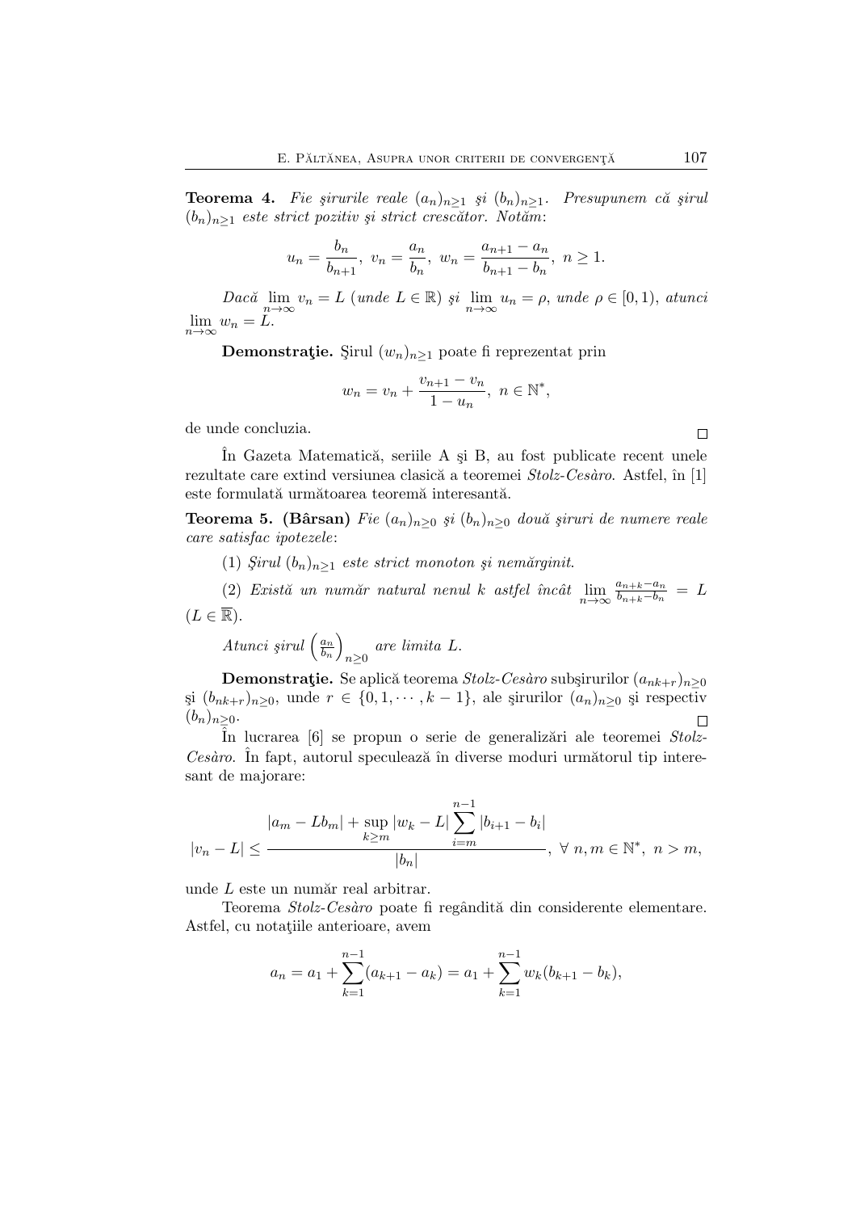**Teorema 4.** *Fie şirurile reale $(a_n)_{n\geq 1}$ şi $(b_n)_{n\geq 1}$. Presupunem că şirul $(b_n)_{n\geq 1}$ este strict pozitiv şi strict crescător. Notăm*:

$$u_n = \frac{b_n}{b_{n+1}},\ v_n = \frac{a_n}{b_n},\ w_n = \frac{a_{n+1}-a_n}{b_{n+1}-b_n},\ n \geq 1.$$

*Dacă* $\lim\limits_{n\to\infty} v_n = L$ *(unde* $L \in \mathbb{R}$*) şi* $\lim\limits_{n\to\infty} u_n = \rho$, *unde* $\rho \in [0,1)$, *atunci* $\lim\limits_{n\to\infty} w_n = L$.

**Demonstraţie.** Şirul $(w_n)_{n\geq 1}$ poate fi reprezentat prin

$$w_n = v_n + \frac{v_{n+1}-v_n}{1-u_n},\ n \in \mathbb{N}^*,$$

de unde concluzia. □

În Gazeta Matematică, seriile A şi B, au fost publicate recent unele rezultate care extind versiunea clasică a teoremei *Stolz-Cesàro*. Astfel, în [1] este formulată următoarea teoremă interesantă.

**Teorema 5. (Bârsan)** *Fie $(a_n)_{n\geq 0}$ şi $(b_n)_{n\geq 0}$ două şiruri de numere reale care satisfac ipotezele*:

(1) *Şirul $(b_n)_{n\geq 1}$ este strict monoton şi nemărginit.*

(2) *Există un număr natural nenul k astfel încât* $\lim\limits_{n\to\infty} \frac{a_{n+k}-a_n}{b_{n+k}-b_n} = L$ $(L \in \overline{\mathbb{R}})$.

*Atunci şirul* $\left(\frac{a_n}{b_n}\right)_{n\geq 0}$ *are limita L.*

**Demonstraţie.** Se aplică teorema *Stolz-Cesàro* subşirurilor $(a_{nk+r})_{n\geq 0}$ şi $(b_{nk+r})_{n\geq 0}$, unde $r \in \{0, 1, \cdots, k-1\}$, ale şirurilor $(a_n)_{n\geq 0}$ şi respectiv $(b_n)_{n\geq 0}$. □

În lucrarea [6] se propun o serie de generalizări ale teoremei *Stolz-Cesàro*. În fapt, autorul speculează în diverse moduri următorul tip interesant de majorare:

$$|v_n - L| \leq \frac{|a_m - Lb_m| + \sup\limits_{k\geq m}|w_k - L| \sum\limits_{i=m}^{n-1}|b_{i+1}-b_i|}{|b_n|},\ \forall\ n, m \in \mathbb{N}^*,\ n > m,$$

unde $L$ este un număr real arbitrar.

Teorema *Stolz-Cesàro* poate fi regândită din considerente elementare. Astfel, cu notaţiile anterioare, avem

$$a_n = a_1 + \sum_{k=1}^{n-1}(a_{k+1}-a_k) = a_1 + \sum_{k=1}^{n-1} w_k(b_{k+1}-b_k),$$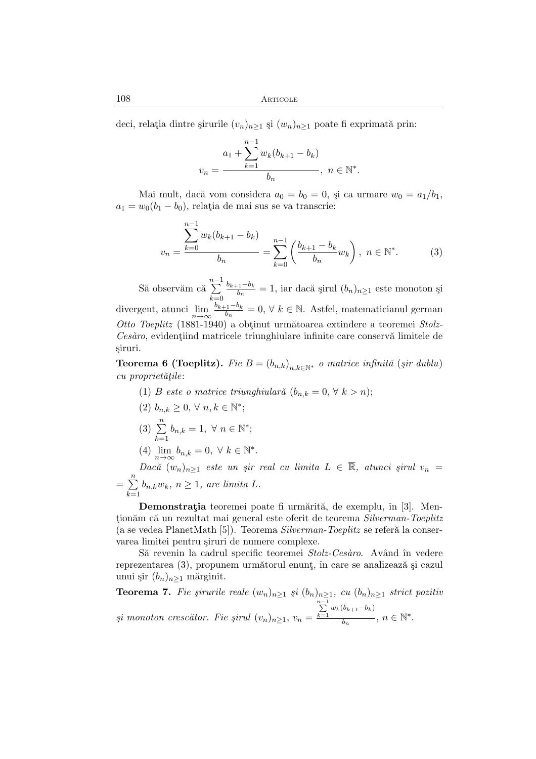deci, relaţia dintre şirurile $(v_n)_{n\geq 1}$ şi $(w_n)_{n\geq 1}$ poate fi exprimată prin:

$$v_n = \frac{a_1 + \sum\limits_{k=1}^{n-1} w_k(b_{k+1} - b_k)}{b_n}, \ n \in \mathbb{N}^*.$$

Mai mult, dacă vom considera $a_0 = b_0 = 0$, şi ca urmare $w_0 = a_1/b_1$, $a_1 = w_0(b_1 - b_0)$, relaţia de mai sus se va transcrie:

$$v_n = \frac{\sum\limits_{k=0}^{n-1} w_k(b_{k+1} - b_k)}{b_n} = \sum_{k=0}^{n-1} \left( \frac{b_{k+1} - b_k}{b_n} w_k \right), \ n \in \mathbb{N}^*. \tag{3}$$

Să observăm că $\sum\limits_{k=0}^{n-1} \frac{b_{k+1}-b_k}{b_n} = 1$, iar dacă şirul $(b_n)_{n\geq 1}$ este monoton şi divergent, atunci $\lim\limits_{n\to\infty} \frac{b_{k+1}-b_k}{b_n} = 0$, $\forall \ k \in \mathbb{N}$. Astfel, matematicianul german *Otto Toeplitz* (1881-1940) a obţinut următoarea extindere a teoremei *Stolz-Cesàro*, evidenţiind matricele triunghiulare infinite care conservă limitele de şiruri.

**Teorema 6 (Toeplitz).** *Fie $B = (b_{n,k})_{n,k\in\mathbb{N}^*}$ o matrice infinită (şir dublu) cu proprietăţile*:

(1) *$B$ este o matrice triunghiulară ($b_{n,k} = 0$, $\forall \ k > n$);*

(2) $b_{n,k} \geq 0$, $\forall \ n, k \in \mathbb{N}^*$;

(3) $\sum\limits_{k=1}^{n} b_{n,k} = 1$, $\forall \ n \in \mathbb{N}^*$;

(4) $\lim\limits_{n\to\infty} b_{n,k} = 0$, $\forall \ k \in \mathbb{N}^*$.

*Dacă $(w_n)_{n\geq 1}$ este un şir real cu limita $L \in \overline{\mathbb{R}}$, atunci şirul $v_n = \sum\limits_{k=1}^{n} b_{n,k} w_k$, $n \geq 1$, are limita $L$.*

**Demonstraţia** teoremei poate fi urmărită, de exemplu, în [3]. Menţionăm că un rezultat mai general este oferit de teorema *Silverman-Toeplitz* (a se vedea PlanetMath [5]). Teorema *Silverman-Toeplitz* se referă la conservarea limitei pentru şiruri de numere complexe.

Să revenin la cadrul specific teoremei *Stolz-Cesàro*. Având în vedere reprezentarea (3), propunem următorul enunţ, în care se analizează şi cazul unui şir $(b_n)_{n\geq 1}$ mărginit.

**Teorema 7.** *Fie şirurile reale $(w_n)_{n\geq 1}$ şi $(b_n)_{n\geq 1}$, cu $(b_n)_{n\geq 1}$ strict pozitiv şi monoton crescător. Fie şirul $(v_n)_{n\geq 1}$, $v_n = \frac{\sum\limits_{k=1}^{n-1} w_k(b_{k+1}-b_k)}{b_n}$, $n \in \mathbb{N}^*$.*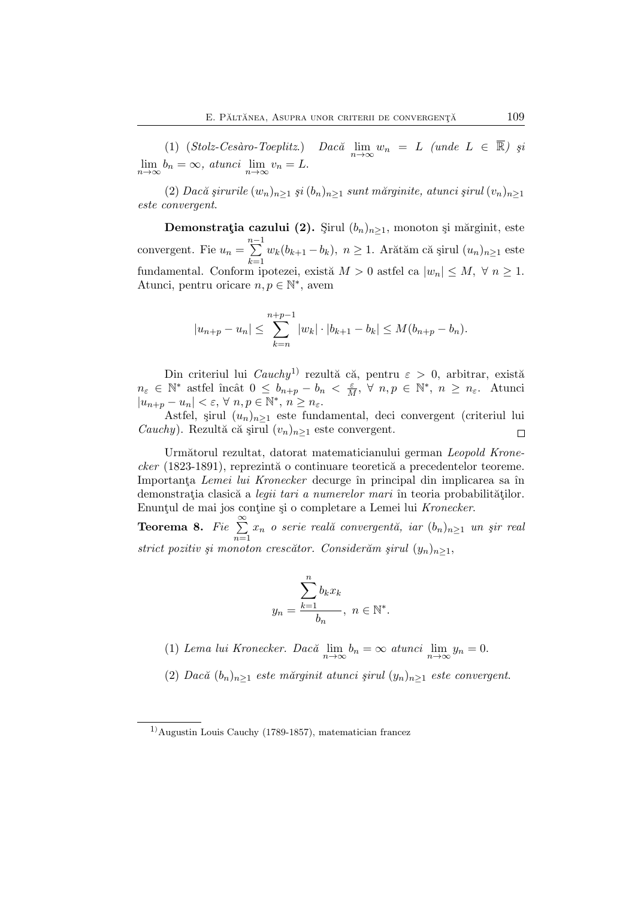(1) (*Stolz-Cesàro-Toeplitz.*) *Dacă* $\lim_{n\to\infty} w_n = L$ *(unde* $L \in \overline{\mathbb{R}}$*) și* $\lim_{n\to\infty} b_n = \infty$, *atunci* $\lim_{n\to\infty} v_n = L$.

(2) *Dacă șirurile* $(w_n)_{n\geq 1}$ *și* $(b_n)_{n\geq 1}$ *sunt mărginite, atunci șirul* $(v_n)_{n\geq 1}$ *este convergent.*

**Demonstrația cazului (2).** Șirul $(b_n)_{n\geq 1}$, monoton și mărginit, este convergent. Fie $u_n = \sum\limits_{k=1}^{n-1} w_k(b_{k+1} - b_k)$, $n \geq 1$. Arătăm că șirul $(u_n)_{n\geq 1}$ este fundamental. Conform ipotezei, există $M > 0$ astfel ca $|w_n| \leq M$, $\forall\ n \geq 1$. Atunci, pentru oricare $n, p \in \mathbb{N}^*$, avem

$$|u_{n+p} - u_n| \leq \sum_{k=n}^{n+p-1} |w_k| \cdot |b_{k+1} - b_k| \leq M(b_{n+p} - b_n).$$

Din criteriul lui *Cauchy*[1] rezultă că, pentru $\varepsilon > 0$, arbitrar, există $n_\varepsilon \in \mathbb{N}^*$ astfel încât $0 \leq b_{n+p} - b_n < \frac{\varepsilon}{M}$, $\forall\ n, p \in \mathbb{N}^*$, $n \geq n_\varepsilon$. Atunci $|u_{n+p} - u_n| < \varepsilon$, $\forall\ n, p \in \mathbb{N}^*$, $n \geq n_\varepsilon$.

Astfel, șirul $(u_n)_{n\geq 1}$ este fundamental, deci convergent (criteriul lui *Cauchy*). Rezultă că șirul $(v_n)_{n\geq 1}$ este convergent. □

Următorul rezultat, datorat matematicianului german *Leopold Kronecker* (1823-1891), reprezintă o continuare teoretică a precedentelor teoreme. Importanța *Lemei lui Kronecker* decurge în principal din implicarea sa în demonstrația clasică a *legii tari a numerelor mari* în teoria probabilităților. Enunțul de mai jos conține și o completare a Lemei lui *Kronecker*.

**Teorema 8.** *Fie* $\sum\limits_{n=1}^{\infty} x_n$ *o serie reală convergentă, iar* $(b_n)_{n\geq 1}$ *un șir real strict pozitiv și monoton crescător. Considerăm șirul* $(y_n)_{n\geq 1}$,

$$y_n = \frac{\sum\limits_{k=1}^{n} b_k x_k}{b_n},\ n \in \mathbb{N}^*.$$

(1) *Lema lui Kronecker. Dacă* $\lim_{n\to\infty} b_n = \infty$ *atunci* $\lim_{n\to\infty} y_n = 0$.

(2) *Dacă* $(b_n)_{n\geq 1}$ *este mărginit atunci șirul* $(y_n)_{n\geq 1}$ *este convergent.*

---

[1] Augustin Louis Cauchy (1789-1857), matematician francez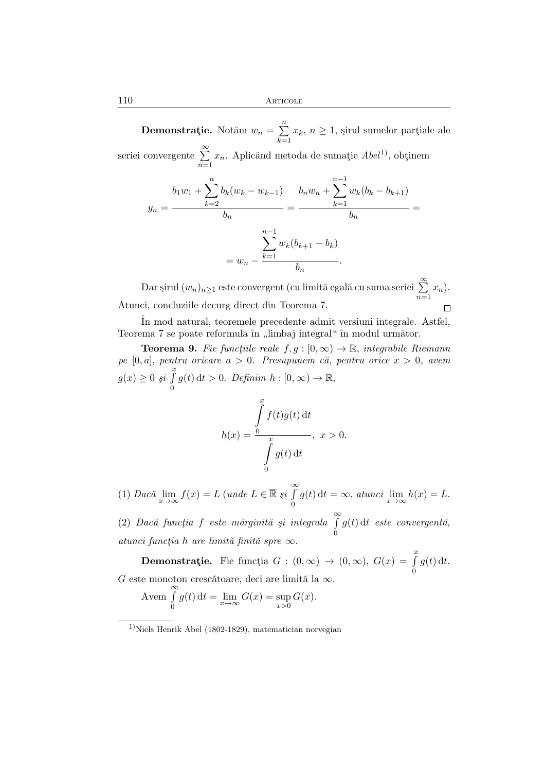**Demonstraţie.** Notăm $w_n = \sum\limits_{k=1}^{n} x_k$, $n \geq 1$, şirul sumelor parţiale ale seriei convergente $\sum\limits_{n=1}^{\infty} x_n$. Aplicând metoda de sumaţie *Abel*[1)], obţinem

$$y_n = \frac{b_1 w_1 + \sum\limits_{k=2}^{n} b_k (w_k - w_{k-1})}{b_n} = \frac{b_n w_n + \sum\limits_{k=1}^{n-1} w_k (b_k - b_{k+1})}{b_n} =$$

$$= w_n - \frac{\sum\limits_{k=1}^{n-1} w_k (b_{k+1} - b_k)}{b_n}.$$

Dar şirul $(w_n)_{n\geq 1}$ este convergent (cu limită egală cu suma seriei $\sum\limits_{n=1}^{\infty} x_n$). Atunci, concluziile decurg direct din Teorema 7. □

În mod natural, teoremele precedente admit versiuni integrale. Astfel, Teorema 7 se poate reformula în „limbaj integral" în modul următor.

**Teorema 9.** *Fie funcţiile reale $f, g : [0, \infty) \to \mathbb{R}$, integrabile Riemann pe $[0, a]$, pentru oricare $a > 0$. Presupunem că, pentru orice $x > 0$, avem $g(x) \geq 0$ şi $\int\limits_0^x g(t)\,\mathrm{d}t > 0$. Definim $h : [0, \infty) \to \mathbb{R}$,*

$$h(x) = \frac{\int\limits_0^x f(t) g(t)\,\mathrm{d}t}{\int\limits_0^x g(t)\,\mathrm{d}t}, \; x > 0.$$

(1) *Dacă $\lim\limits_{x\to\infty} f(x) = L$ (unde $L \in \overline{\mathbb{R}}$ şi $\int\limits_0^\infty g(t)\,\mathrm{d}t = \infty$, atunci $\lim\limits_{x\to\infty} h(x) = L$.*

(2) *Dacă funcţia $f$ este mărginită şi integrala $\int\limits_0^\infty g(t)\,\mathrm{d}t$ este convergentă, atunci funcţia $h$ are limită finită spre $\infty$.*

**Demonstraţie.** Fie funcţia $G : (0, \infty) \to (0, \infty)$, $G(x) = \int\limits_0^x g(t)\,\mathrm{d}t$. $G$ este monoton crescătoare, deci are limită la $\infty$.

Avem $\int\limits_0^\infty g(t)\,\mathrm{d}t = \lim\limits_{x\to\infty} G(x) = \sup\limits_{x>0} G(x)$.

---

[1)] Niels Henrik Abel (1802-1829), matematician norvegian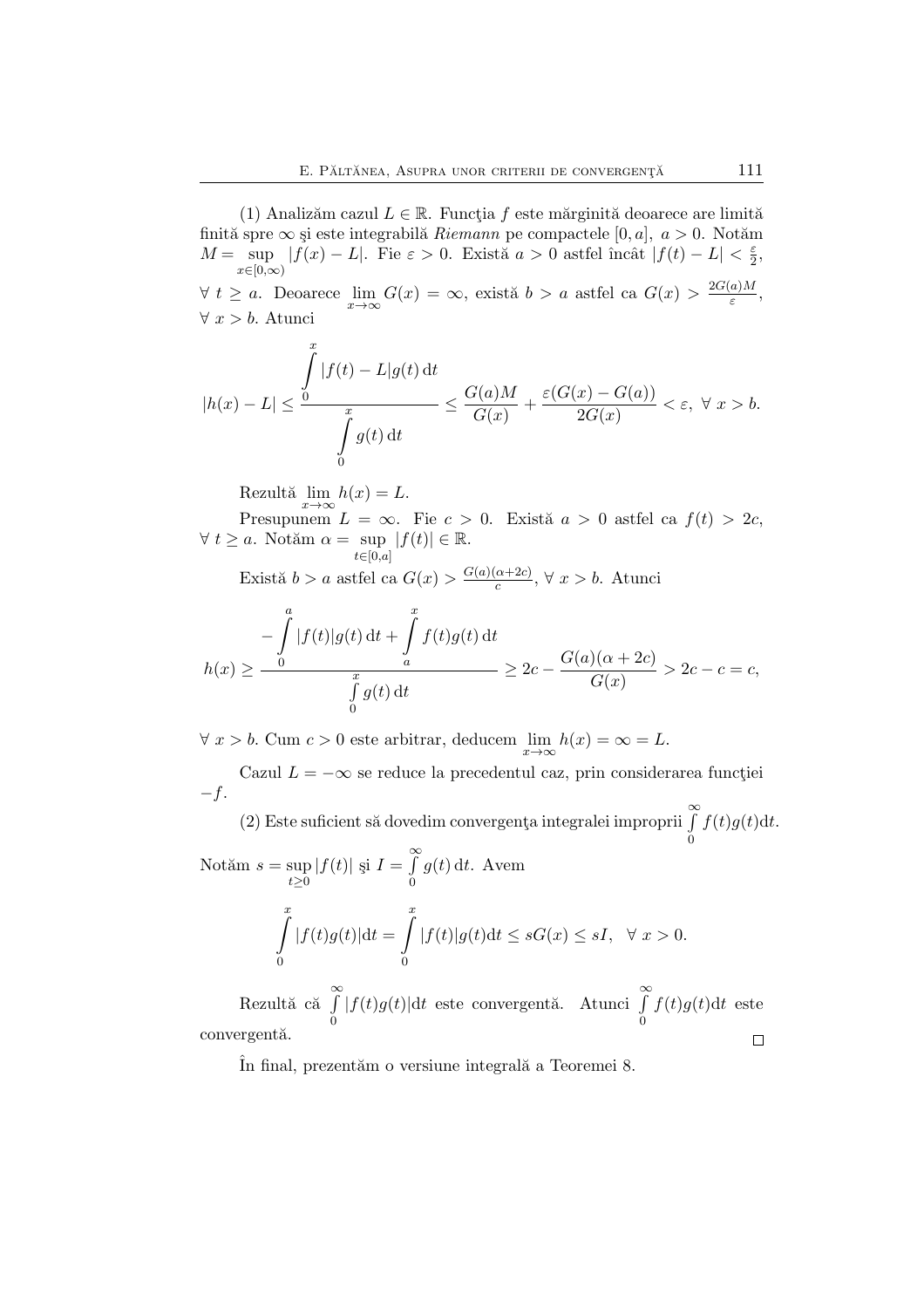(1) Analizăm cazul $L \in \mathbb{R}$. Funcţia $f$ este mărginită deoarece are limită finită spre $\infty$ şi este integrabilă *Riemann* pe compactele $[0,a],\ a>0$. Notăm $M = \sup\limits_{x\in[0,\infty)} |f(x) - L|$. Fie $\varepsilon > 0$. Există $a > 0$ astfel încât $|f(t) - L| < \frac{\varepsilon}{2}$, $\forall\ t \geq a$. Deoarece $\lim\limits_{x\to\infty} G(x) = \infty$, există $b > a$ astfel ca $G(x) > \frac{2G(a)M}{\varepsilon}$, $\forall\ x > b$. Atunci

$$|h(x) - L| \leq \frac{\displaystyle\int_0^x |f(t) - L| g(t)\,\mathrm{d}t}{\displaystyle\int_0^x g(t)\,\mathrm{d}t} \leq \frac{G(a)M}{G(x)} + \frac{\varepsilon(G(x) - G(a))}{2G(x)} < \varepsilon,\ \forall\ x > b.$$

Rezultă $\lim\limits_{x\to\infty} h(x) = L$.

Presupunem $L = \infty$. Fie $c > 0$. Există $a > 0$ astfel ca $f(t) > 2c$, $\forall\ t \geq a$. Notăm $\alpha = \sup\limits_{t\in[0,a]} |f(t)| \in \mathbb{R}$.

Există $b > a$ astfel ca $G(x) > \frac{G(a)(\alpha+2c)}{c}$, $\forall\ x > b$. Atunci

$$h(x) \geq \frac{-\displaystyle\int_0^a |f(t)| g(t)\,\mathrm{d}t + \int_a^x f(t) g(t)\,\mathrm{d}t}{\displaystyle\int_0^x g(t)\,\mathrm{d}t} \geq 2c - \frac{G(a)(\alpha + 2c)}{G(x)} > 2c - c = c,$$

$\forall\ x > b$. Cum $c > 0$ este arbitrar, deducem $\lim\limits_{x\to\infty} h(x) = \infty = L$.

Cazul $L = -\infty$ se reduce la precedentul caz, prin considerarea funcţiei $-f$.

(2) Este suficient să dovedim convergenţa integralei improprii $\int\limits_0^\infty f(t)g(t)\mathrm{d}t$. Notăm $s = \sup\limits_{t\geq 0} |f(t)|$ şi $I = \int\limits_0^\infty g(t)\,\mathrm{d}t$. Avem

$$\int_0^x |f(t)g(t)|\mathrm{d}t = \int_0^x |f(t)| g(t)\mathrm{d}t \leq sG(x) \leq sI,\quad \forall\ x > 0.$$

Rezultă că $\int\limits_0^\infty |f(t)g(t)|\mathrm{d}t$ este convergentă. Atunci $\int\limits_0^\infty f(t)g(t)\mathrm{d}t$ este convergentă. □

În final, prezentăm o versiune integrală a Teoremei 8.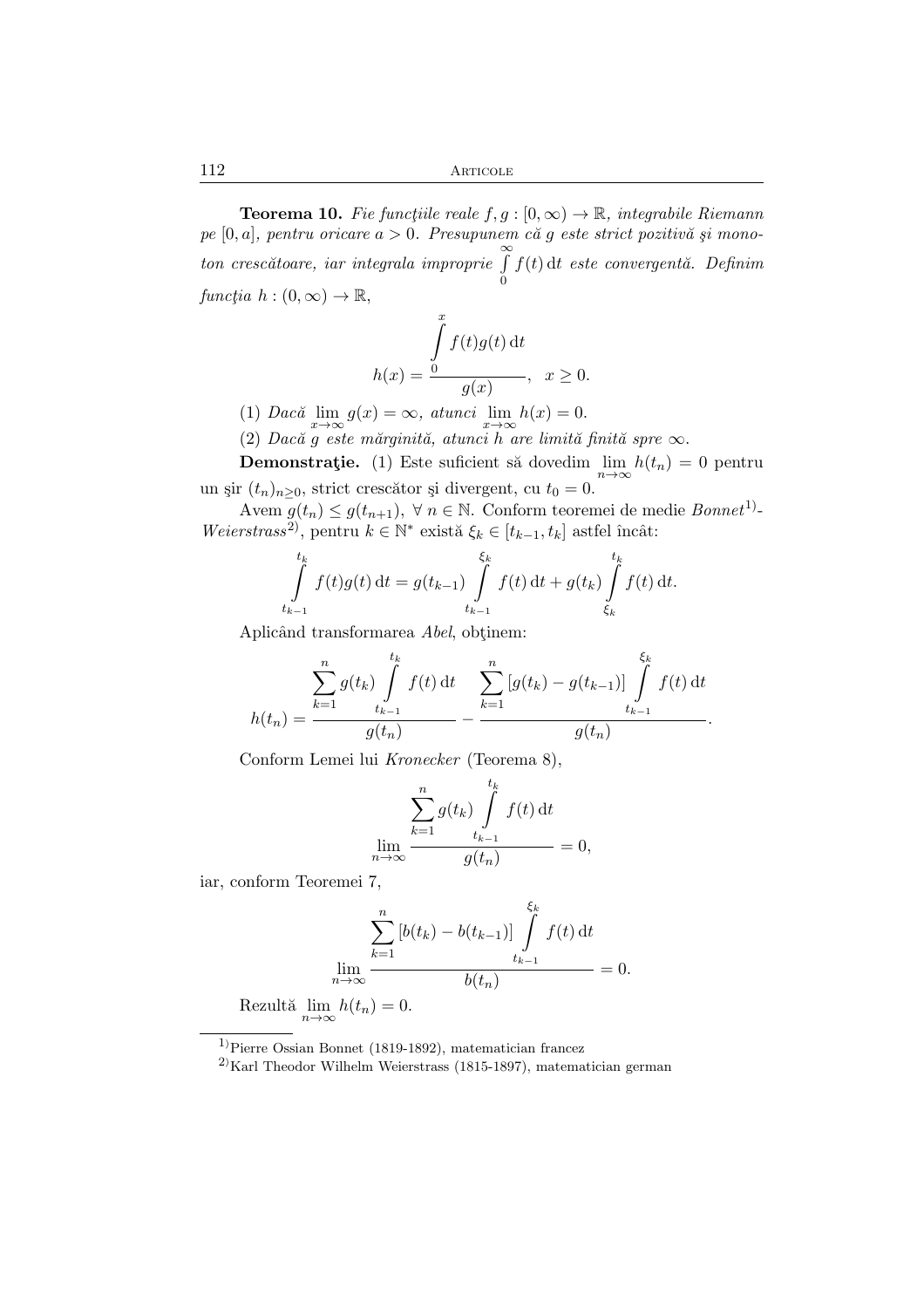**Teorema 10.** *Fie funcţiile reale $f, g : [0, \infty) \to \mathbb{R}$, integrabile Riemann pe $[0, a]$, pentru oricare $a > 0$. Presupunem că $g$ este strict pozitivă şi monoton crescătoare, iar integrala improprie $\int\limits_0^\infty f(t)\,\mathrm{d}t$ este convergentă. Definim funcţia $h : (0, \infty) \to \mathbb{R}$,*

$$h(x) = \frac{\int\limits_0^x f(t)g(t)\,\mathrm{d}t}{g(x)}, \quad x \geq 0.$$

(1) *Dacă $\lim\limits_{x\to\infty} g(x) = \infty$, atunci $\lim\limits_{x\to\infty} h(x) = 0$.*

(2) *Dacă $g$ este mărginită, atunci $h$ are limită finită spre $\infty$.*

**Demonstraţie.** (1) Este suficient să dovedim $\lim\limits_{n\to\infty} h(t_n) = 0$ pentru un şir $(t_n)_{n\geq 0}$, strict crescător şi divergent, cu $t_0 = 0$.

Avem $g(t_n) \leq g(t_{n+1})$, $\forall\, n \in \mathbb{N}$. Conform teoremei de medie *Bonnet*[1]-*Weierstrass*[2], pentru $k \in \mathbb{N}^*$ există $\xi_k \in [t_{k-1}, t_k]$ astfel încât:

$$\int\limits_{t_{k-1}}^{t_k} f(t)g(t)\,\mathrm{d}t = g(t_{k-1}) \int\limits_{t_{k-1}}^{\xi_k} f(t)\,\mathrm{d}t + g(t_k) \int\limits_{\xi_k}^{t_k} f(t)\,\mathrm{d}t.$$

Aplicând transformarea *Abel*, obţinem:

$$h(t_n) = \frac{\sum\limits_{k=1}^n g(t_k) \int\limits_{t_{k-1}}^{t_k} f(t)\,\mathrm{d}t}{g(t_n)} - \frac{\sum\limits_{k=1}^n [g(t_k) - g(t_{k-1})] \int\limits_{t_{k-1}}^{\xi_k} f(t)\,\mathrm{d}t}{g(t_n)}.$$

Conform Lemei lui *Kronecker* (Teorema 8),

$$\lim_{n\to\infty} \frac{\sum\limits_{k=1}^n g(t_k) \int\limits_{t_{k-1}}^{t_k} f(t)\,\mathrm{d}t}{g(t_n)} = 0,$$

iar, conform Teoremei 7,

$$\lim_{n\to\infty} \frac{\sum\limits_{k=1}^n [b(t_k) - b(t_{k-1})] \int\limits_{t_{k-1}}^{\xi_k} f(t)\,\mathrm{d}t}{b(t_n)} = 0.$$

Rezultă $\lim\limits_{n\to\infty} h(t_n) = 0$.

---

[1] Pierre Ossian Bonnet (1819-1892), matematician francez

[2] Karl Theodor Wilhelm Weierstrass (1815-1897), matematician german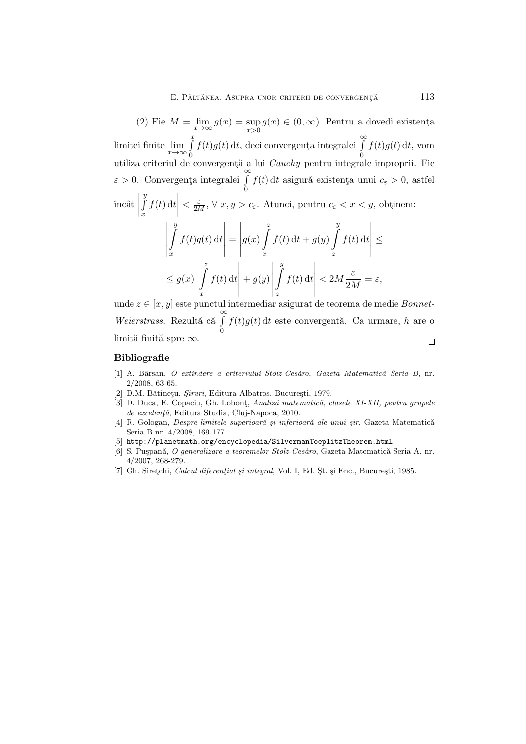(2) Fie $M = \lim\limits_{x\to\infty} g(x) = \sup\limits_{x>0} g(x) \in (0,\infty)$. Pentru a dovedi existenţa limitei finite $\lim\limits_{x\to\infty} \int\limits_0^x f(t)g(t)\,\mathrm{d}t$, deci convergenţa integralei $\int\limits_0^\infty f(t)g(t)\,\mathrm{d}t$, vom utiliza criteriul de convergenţă a lui *Cauchy* pentru integrale improprii. Fie $\varepsilon > 0$. Convergenţa integralei $\int\limits_0^\infty f(t)\,\mathrm{d}t$ asigură existenţa unui $c_\varepsilon > 0$, astfel încât $\left|\int\limits_x^y f(t)\,\mathrm{d}t\right| < \frac{\varepsilon}{2M}$, $\forall\, x, y > c_\varepsilon$. Atunci, pentru $c_\varepsilon < x < y$, obţinem:

$$\left|\int_x^y f(t)g(t)\,\mathrm{d}t\right| = \left|g(x)\int_x^z f(t)\,\mathrm{d}t + g(y)\int_z^y f(t)\,\mathrm{d}t\right| \le$$

$$\le g(x)\left|\int_x^z f(t)\,\mathrm{d}t\right| + g(y)\left|\int_z^y f(t)\,\mathrm{d}t\right| < 2M\frac{\varepsilon}{2M} = \varepsilon,$$

unde $z \in [x, y]$ este punctul intermediar asigurat de teorema de medie *Bonnet-Weierstrass*. Rezultă că $\int\limits_0^\infty f(t)g(t)\,\mathrm{d}t$ este convergentă. Ca urmare, $h$ are o limită finită spre $\infty$. □

## Bibliografie

[1] A. Bârsan, *O extindere a criteriului Stolz-Cesàro*, *Gazeta Matematică Seria B*, nr. 2/2008, 63-65.

[2] D.M. Bătineţu, *Şiruri*, Editura Albatros, Bucureşti, 1979.

[3] D. Duca, E. Copaciu, Gh. Lobonţ, *Analiză matematică, clasele XI-XII, pentru grupele de excelenţă*, Editura Studia, Cluj-Napoca, 2010.

[4] R. Gologan, *Despre limitele superioară şi inferioară ale unui şir*, Gazeta Matematică Seria B nr. 4/2008, 169-177.

[5] `http://planetmath.org/encyclopedia/SilvermanToeplitzTheorem.html`

[6] S. Puşpană, *O generalizare a teoremelor Stolz-Cesàro*, Gazeta Matematică Seria A, nr. 4/2007, 268-279.

[7] Gh. Sireţchi, *Calcul diferenţial şi integral*, Vol. I, Ed. Şt. şi Enc., Bucureşti, 1985.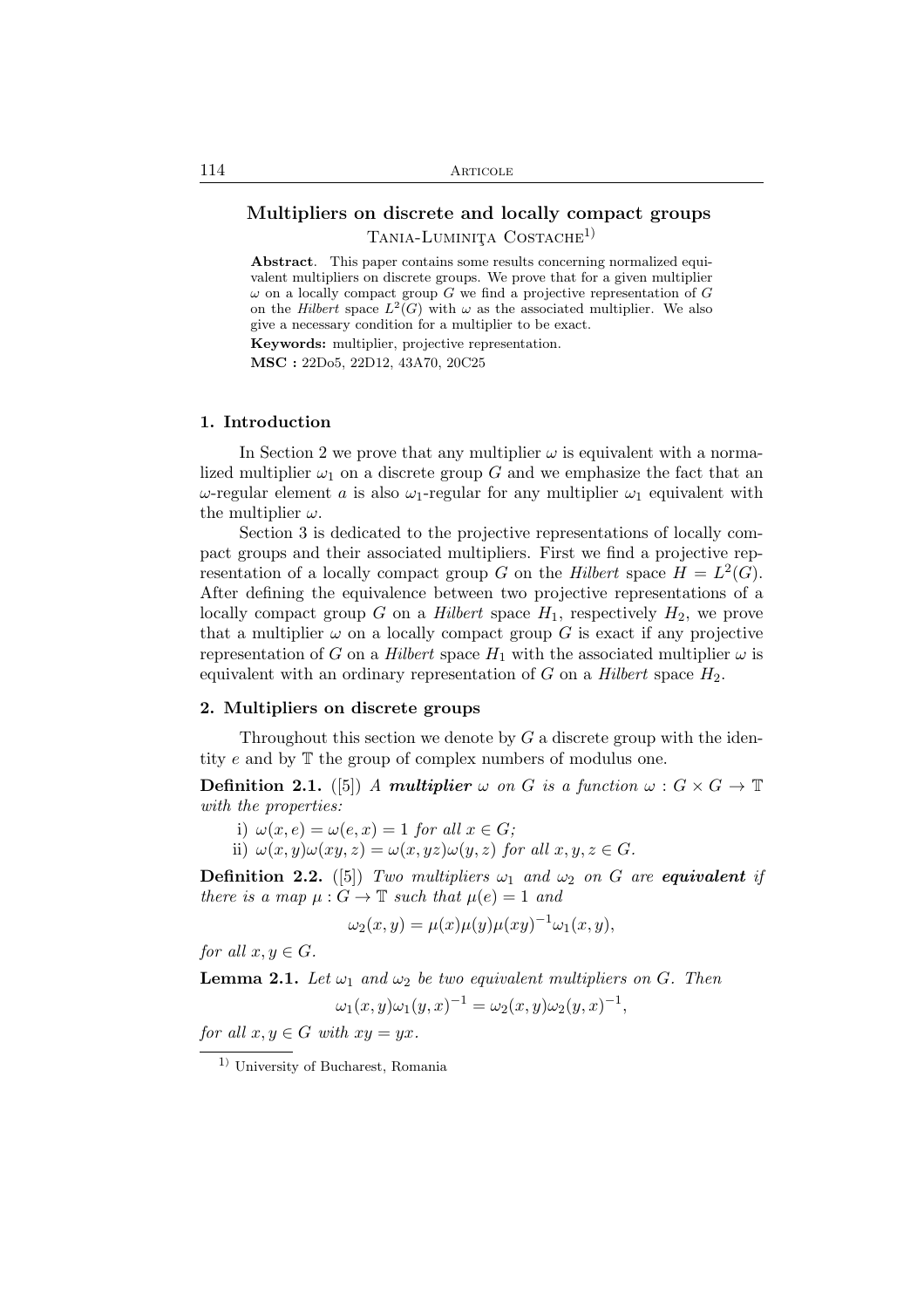# Multipliers on discrete and locally compact groups

Tania-Luminiţa Costache[1)]

**Abstract**. This paper contains some results concerning normalized equivalent multipliers on discrete groups. We prove that for a given multiplier $\omega$ on a locally compact group $G$ we find a projective representation of $G$ on the *Hilbert* space $L^2(G)$ with $\omega$ as the associated multiplier. We also give a necessary condition for a multiplier to be exact.

**Keywords:** multiplier, projective representation.

**MSC :** 22Do5, 22D12, 43A70, 20C25

## 1. Introduction

In Section 2 we prove that any multiplier $\omega$ is equivalent with a normalized multiplier $\omega_1$ on a discrete group $G$ and we emphasize the fact that an $\omega$-regular element $a$ is also $\omega_1$-regular for any multiplier $\omega_1$ equivalent with the multiplier $\omega$.

Section 3 is dedicated to the projective representations of locally compact groups and their associated multipliers. First we find a projective representation of a locally compact group $G$ on the *Hilbert* space $H = L^2(G)$. After defining the equivalence between two projective representations of a locally compact group $G$ on a *Hilbert* space $H_1$, respectively $H_2$, we prove that a multiplier $\omega$ on a locally compact group $G$ is exact if any projective representation of $G$ on a *Hilbert* space $H_1$ with the associated multiplier $\omega$ is equivalent with an ordinary representation of $G$ on a *Hilbert* space $H_2$.

## 2. Multipliers on discrete groups

Throughout this section we denote by $G$ a discrete group with the identity $e$ and by $\mathbb{T}$ the group of complex numbers of modulus one.

**Definition 2.1.** ([5]) *A **multiplier** $\omega$ on $G$ is a function $\omega : G \times G \to \mathbb{T}$ with the properties:*

i) $\omega(x, e) = \omega(e, x) = 1$ *for all* $x \in G$*;*

ii) $\omega(x, y)\omega(xy, z) = \omega(x, yz)\omega(y, z)$ *for all* $x, y, z \in G$.

**Definition 2.2.** ([5]) *Two multipliers $\omega_1$ and $\omega_2$ on $G$ are **equivalent** if there is a map $\mu : G \to \mathbb{T}$ such that $\mu(e) = 1$ and*

$$\omega_2(x, y) = \mu(x)\mu(y)\mu(xy)^{-1}\omega_1(x, y),$$

*for all* $x, y \in G$.

**Lemma 2.1.** *Let $\omega_1$ and $\omega_2$ be two equivalent multipliers on $G$. Then*

$$\omega_1(x, y)\omega_1(y, x)^{-1} = \omega_2(x, y)\omega_2(y, x)^{-1},$$

*for all $x, y \in G$ with $xy = yx$.*

---

[1)] University of Bucharest, Romania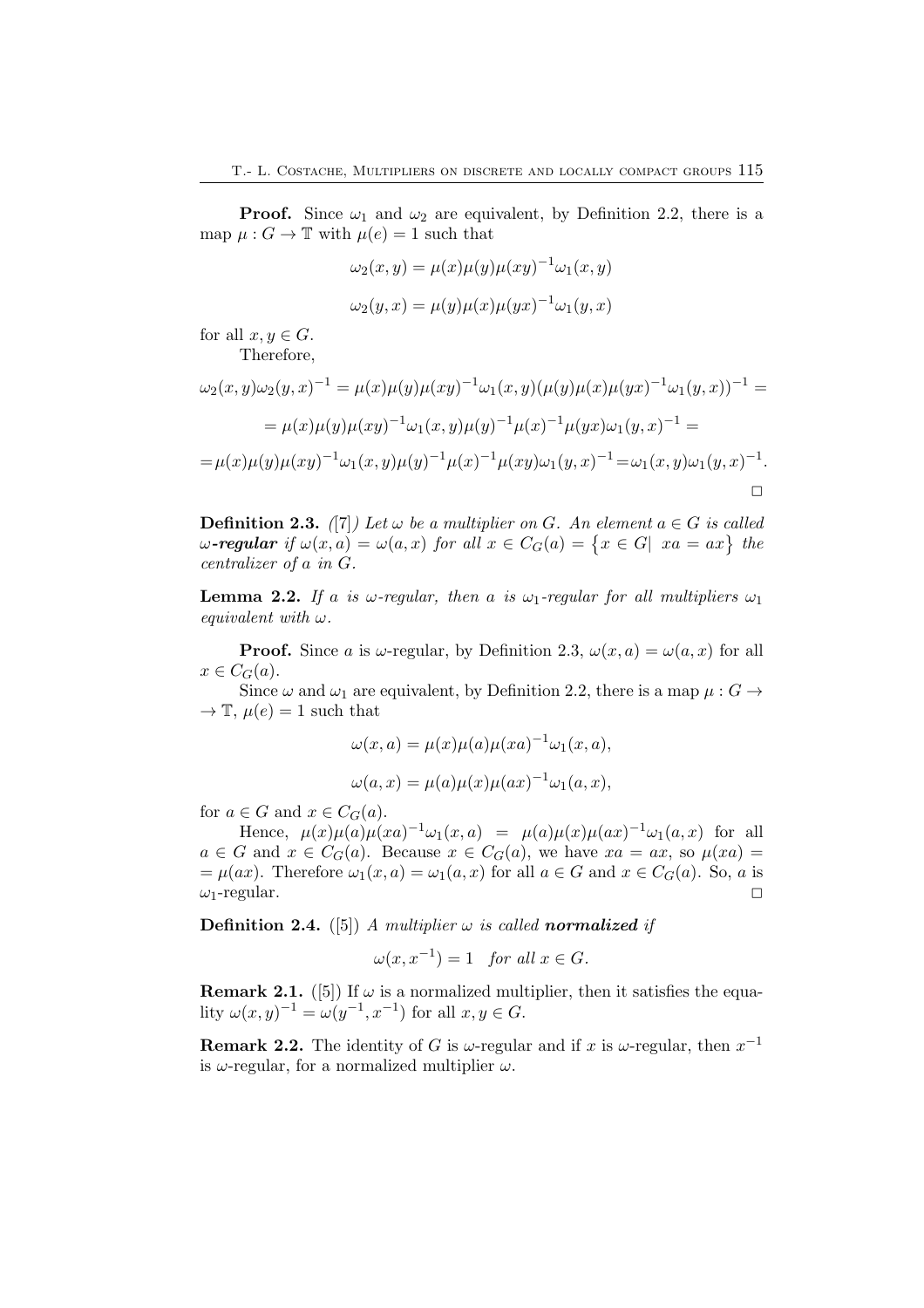**Proof.** Since $\omega_1$ and $\omega_2$ are equivalent, by Definition 2.2, there is a map $\mu : G \to \mathbb{T}$ with $\mu(e) = 1$ such that

$$\omega_2(x, y) = \mu(x)\mu(y)\mu(xy)^{-1}\omega_1(x, y)$$

$$\omega_2(y, x) = \mu(y)\mu(x)\mu(yx)^{-1}\omega_1(y, x)$$

for all $x, y \in G$.

Therefore,

$$\omega_2(x, y)\omega_2(y, x)^{-1} = \mu(x)\mu(y)\mu(xy)^{-1}\omega_1(x, y)(\mu(y)\mu(x)\mu(yx)^{-1}\omega_1(y, x))^{-1} =$$

$$= \mu(x)\mu(y)\mu(xy)^{-1}\omega_1(x, y)\mu(y)^{-1}\mu(x)^{-1}\mu(yx)\omega_1(y, x)^{-1} =$$

$$= \mu(x)\mu(y)\mu(xy)^{-1}\omega_1(x, y)\mu(y)^{-1}\mu(x)^{-1}\mu(xy)\omega_1(y, x)^{-1} = \omega_1(x, y)\omega_1(y, x)^{-1}.$$

□

**Definition 2.3.** *([7]) Let $\omega$ be a multiplier on $G$. An element $a \in G$ is called $\omega$-**regular** if $\omega(x, a) = \omega(a, x)$ for all $x \in C_G(a) = \{x \in G|\ xa = ax\}$ the centralizer of $a$ in $G$.*

**Lemma 2.2.** *If $a$ is $\omega$-regular, then $a$ is $\omega_1$-regular for all multipliers $\omega_1$ equivalent with $\omega$.*

**Proof.** Since $a$ is $\omega$-regular, by Definition 2.3, $\omega(x, a) = \omega(a, x)$ for all $x \in C_G(a)$.

Since $\omega$ and $\omega_1$ are equivalent, by Definition 2.2, there is a map $\mu : G \to \mathbb{T}$, $\mu(e) = 1$ such that

$$\omega(x, a) = \mu(x)\mu(a)\mu(xa)^{-1}\omega_1(x, a),$$

$$\omega(a, x) = \mu(a)\mu(x)\mu(ax)^{-1}\omega_1(a, x),$$

for $a \in G$ and $x \in C_G(a)$.

Hence, $\mu(x)\mu(a)\mu(xa)^{-1}\omega_1(x, a) = \mu(a)\mu(x)\mu(ax)^{-1}\omega_1(a, x)$ for all $a \in G$ and $x \in C_G(a)$. Because $x \in C_G(a)$, we have $xa = ax$, so $\mu(xa) = \mu(ax)$. Therefore $\omega_1(x, a) = \omega_1(a, x)$ for all $a \in G$ and $x \in C_G(a)$. So, $a$ is $\omega_1$-regular. □

**Definition 2.4.** ([5]) *A multiplier $\omega$ is called **normalized** if*

$$\omega(x, x^{-1}) = 1 \quad \textit{for all } x \in G.$$

**Remark 2.1.** ([5]) If $\omega$ is a normalized multiplier, then it satisfies the equality $\omega(x, y)^{-1} = \omega(y^{-1}, x^{-1})$ for all $x, y \in G$.

**Remark 2.2.** The identity of $G$ is $\omega$-regular and if $x$ is $\omega$-regular, then $x^{-1}$ is $\omega$-regular, for a normalized multiplier $\omega$.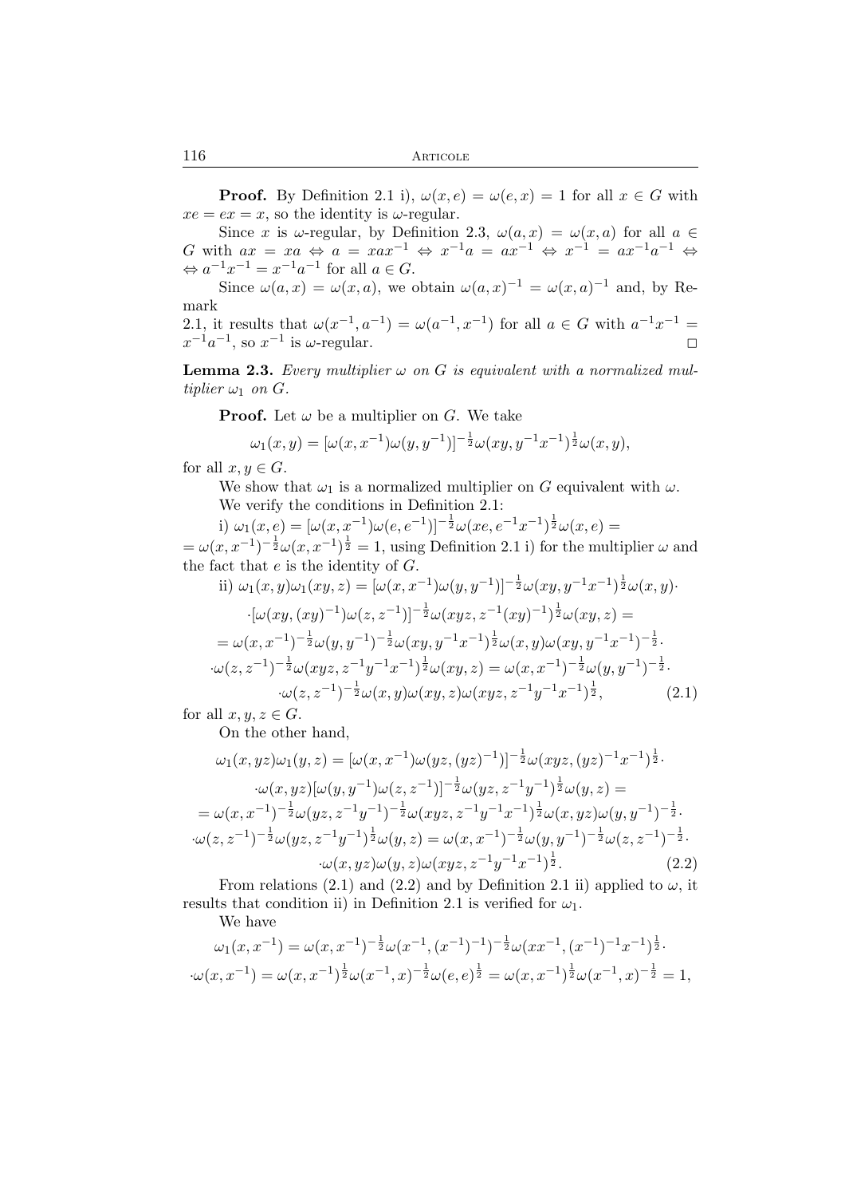**Proof.** By Definition 2.1 i), $\omega(x,e) = \omega(e,x) = 1$ for all $x \in G$ with $xe = ex = x$, so the identity is $\omega$-regular.

Since $x$ is $\omega$-regular, by Definition 2.3, $\omega(a,x) = \omega(x,a)$ for all $a \in G$ with $ax = xa \Leftrightarrow a = xax^{-1} \Leftrightarrow x^{-1}a = ax^{-1} \Leftrightarrow x^{-1} = ax^{-1}a^{-1} \Leftrightarrow$ $\Leftrightarrow a^{-1}x^{-1} = x^{-1}a^{-1}$ for all $a \in G$.

Since $\omega(a,x) = \omega(x,a)$, we obtain $\omega(a,x)^{-1} = \omega(x,a)^{-1}$ and, by Remark 2.1, it results that $\omega(x^{-1},a^{-1}) = \omega(a^{-1},x^{-1})$ for all $a \in G$ with $a^{-1}x^{-1} = x^{-1}a^{-1}$, so $x^{-1}$ is $\omega$-regular. □

**Lemma 2.3.** *Every multiplier $\omega$ on $G$ is equivalent with a normalized multiplier $\omega_1$ on $G$.*

**Proof.** Let $\omega$ be a multiplier on $G$. We take

$$\omega_1(x,y) = [\omega(x,x^{-1})\omega(y,y^{-1})]^{-\frac{1}{2}}\omega(xy,y^{-1}x^{-1})^{\frac{1}{2}}\omega(x,y),$$

for all $x, y \in G$.

We show that $\omega_1$ is a normalized multiplier on $G$ equivalent with $\omega$.

We verify the conditions in Definition 2.1:

i) $\omega_1(x,e) = [\omega(x,x^{-1})\omega(e,e^{-1})]^{-\frac{1}{2}}\omega(xe,e^{-1}x^{-1})^{\frac{1}{2}}\omega(x,e) =$ $= \omega(x,x^{-1})^{-\frac{1}{2}}\omega(x,x^{-1})^{\frac{1}{2}} = 1$, using Definition 2.1 i) for the multiplier $\omega$ and the fact that $e$ is the identity of $G$.

$$\begin{aligned}
\text{ii) } \omega_1(x,y)\omega_1(xy,z) &= [\omega(x,x^{-1})\omega(y,y^{-1})]^{-\frac{1}{2}}\omega(xy,y^{-1}x^{-1})^{\frac{1}{2}}\omega(x,y)\cdot \\
&\cdot[\omega(xy,(xy)^{-1})\omega(z,z^{-1})]^{-\frac{1}{2}}\omega(xyz,z^{-1}(xy)^{-1})^{\frac{1}{2}}\omega(xy,z) = \\
&= \omega(x,x^{-1})^{-\frac{1}{2}}\omega(y,y^{-1})^{-\frac{1}{2}}\omega(xy,y^{-1}x^{-1})^{\frac{1}{2}}\omega(x,y)\omega(xy,y^{-1}x^{-1})^{-\frac{1}{2}}\cdot \\
&\cdot\omega(z,z^{-1})^{-\frac{1}{2}}\omega(xyz,z^{-1}y^{-1}x^{-1})^{\frac{1}{2}}\omega(xy,z) = \omega(x,x^{-1})^{-\frac{1}{2}}\omega(y,y^{-1})^{-\frac{1}{2}}\cdot \\
&\cdot\omega(z,z^{-1})^{-\frac{1}{2}}\omega(x,y)\omega(xy,z)\omega(xyz,z^{-1}y^{-1}x^{-1})^{\frac{1}{2}}, \qquad (2.1)
\end{aligned}$$

for all $x, y, z \in G$.

On the other hand,

$$\begin{aligned}
\omega_1(x,yz)\omega_1(y,z) &= [\omega(x,x^{-1})\omega(yz,(yz)^{-1})]^{-\frac{1}{2}}\omega(xyz,(yz)^{-1}x^{-1})^{\frac{1}{2}}\cdot \\
&\cdot\omega(x,yz)[\omega(y,y^{-1})\omega(z,z^{-1})]^{-\frac{1}{2}}\omega(yz,z^{-1}y^{-1})^{\frac{1}{2}}\omega(y,z) = \\
&= \omega(x,x^{-1})^{-\frac{1}{2}}\omega(yz,z^{-1}y^{-1})^{-\frac{1}{2}}\omega(xyz,z^{-1}y^{-1}x^{-1})^{\frac{1}{2}}\omega(x,yz)\omega(y,y^{-1})^{-\frac{1}{2}}\cdot \\
&\cdot\omega(z,z^{-1})^{-\frac{1}{2}}\omega(yz,z^{-1}y^{-1})^{\frac{1}{2}}\omega(y,z) = \omega(x,x^{-1})^{-\frac{1}{2}}\omega(y,y^{-1})^{-\frac{1}{2}}\omega(z,z^{-1})^{-\frac{1}{2}}\cdot \\
&\cdot\omega(x,yz)\omega(y,z)\omega(xyz,z^{-1}y^{-1}x^{-1})^{\frac{1}{2}}. \qquad (2.2)
\end{aligned}$$

From relations (2.1) and (2.2) and by Definition 2.1 ii) applied to $\omega$, it results that condition ii) in Definition 2.1 is verified for $\omega_1$.

We have

$$\begin{aligned}
\omega_1(x,x^{-1}) &= \omega(x,x^{-1})^{-\frac{1}{2}}\omega(x^{-1},(x^{-1})^{-1})^{-\frac{1}{2}}\omega(xx^{-1},(x^{-1})^{-1}x^{-1})^{\frac{1}{2}}\cdot \\
&\cdot\omega(x,x^{-1}) = \omega(x,x^{-1})^{\frac{1}{2}}\omega(x^{-1},x)^{-\frac{1}{2}}\omega(e,e)^{\frac{1}{2}} = \omega(x,x^{-1})^{\frac{1}{2}}\omega(x^{-1},x)^{-\frac{1}{2}} = 1,
\end{aligned}$$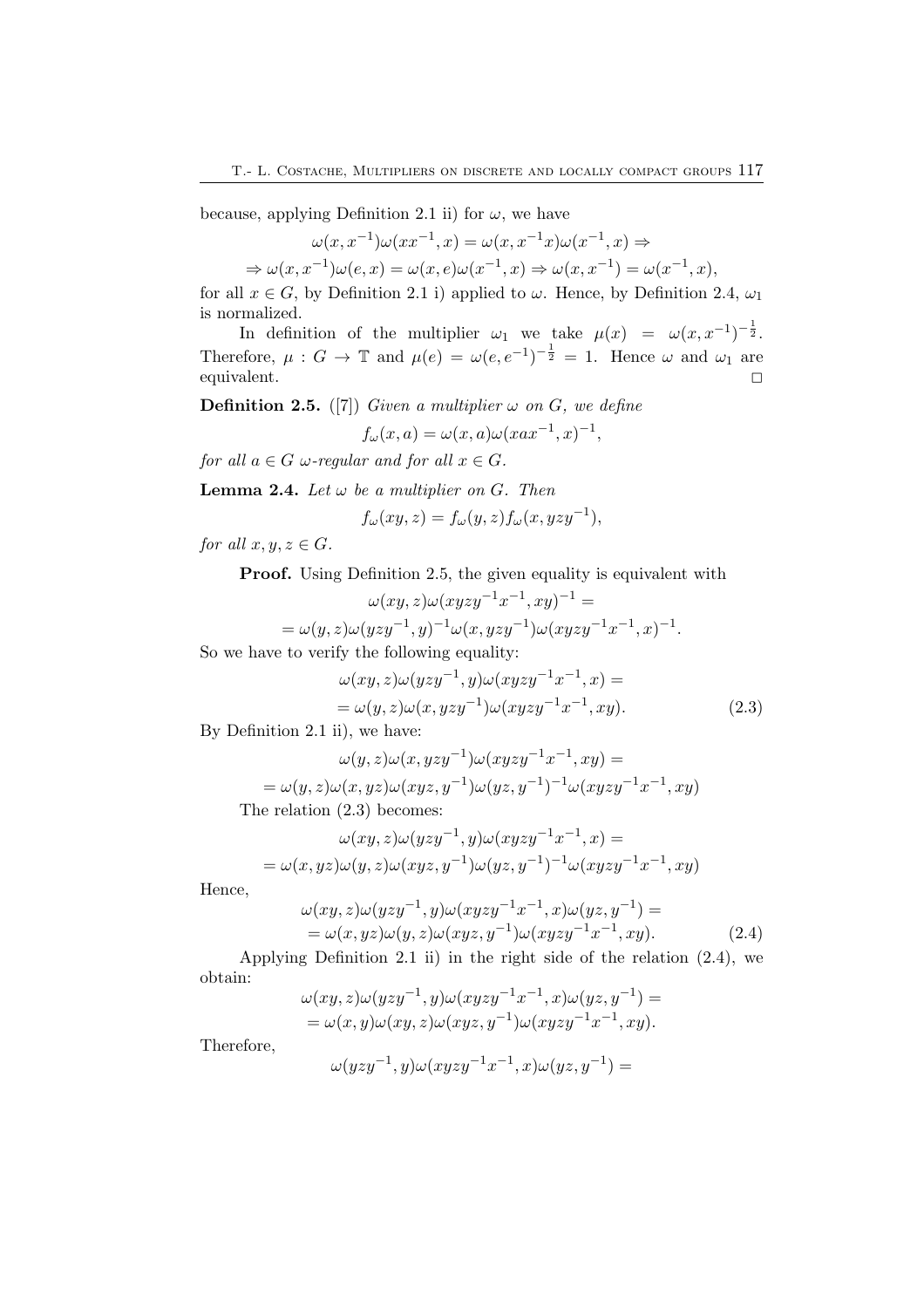because, applying Definition 2.1 ii) for $\omega$, we have

$$\omega(x, x^{-1})\omega(xx^{-1}, x) = \omega(x, x^{-1}x)\omega(x^{-1}, x) \Rightarrow$$

$$\Rightarrow \omega(x, x^{-1})\omega(e, x) = \omega(x, e)\omega(x^{-1}, x) \Rightarrow \omega(x, x^{-1}) = \omega(x^{-1}, x),$$

for all $x \in G$, by Definition 2.1 i) applied to $\omega$. Hence, by Definition 2.4, $\omega_1$ is normalized.

In definition of the multiplier $\omega_1$ we take $\mu(x) = \omega(x, x^{-1})^{-\frac{1}{2}}$. Therefore, $\mu : G \to \mathbb{T}$ and $\mu(e) = \omega(e, e^{-1})^{-\frac{1}{2}} = 1$. Hence $\omega$ and $\omega_1$ are equivalent. □

**Definition 2.5.** ([7]) *Given a multiplier $\omega$ on $G$, we define*

$$f_\omega(x, a) = \omega(x, a)\omega(xax^{-1}, x)^{-1},$$

*for all $a \in G$ $\omega$-regular and for all $x \in G$.*

**Lemma 2.4.** *Let $\omega$ be a multiplier on $G$. Then*

$$f_\omega(xy, z) = f_\omega(y, z)f_\omega(x, yzy^{-1}),$$

*for all $x, y, z \in G$.*

**Proof.** Using Definition 2.5, the given equality is equivalent with

$$\omega(xy, z)\omega(xyzy^{-1}x^{-1}, xy)^{-1} =$$

$$= \omega(y, z)\omega(yzy^{-1}, y)^{-1}\omega(x, yzy^{-1})\omega(xyzy^{-1}x^{-1}, x)^{-1}.$$

So we have to verify the following equality:

$$\begin{aligned}
&\omega(xy, z)\omega(yzy^{-1}, y)\omega(xyzy^{-1}x^{-1}, x) = \\
&= \omega(y, z)\omega(x, yzy^{-1})\omega(xyzy^{-1}x^{-1}, xy). \qquad (2.3)
\end{aligned}$$

By Definition 2.1 ii), we have:

$$\omega(y, z)\omega(x, yzy^{-1})\omega(xyzy^{-1}x^{-1}, xy) =$$

$$= \omega(y, z)\omega(x, yz)\omega(xyz, y^{-1})\omega(yz, y^{-1})^{-1}\omega(xyzy^{-1}x^{-1}, xy)$$

The relation (2.3) becomes:

$$\omega(xy, z)\omega(yzy^{-1}, y)\omega(xyzy^{-1}x^{-1}, x) =$$

$$= \omega(x, yz)\omega(y, z)\omega(xyz, y^{-1})\omega(yz, y^{-1})^{-1}\omega(xyzy^{-1}x^{-1}, xy)$$

Hence,

$$\begin{aligned}
&\omega(xy, z)\omega(yzy^{-1}, y)\omega(xyzy^{-1}x^{-1}, x)\omega(yz, y^{-1}) = \\
&= \omega(x, yz)\omega(y, z)\omega(xyz, y^{-1})\omega(xyzy^{-1}x^{-1}, xy). \qquad (2.4)
\end{aligned}$$

Applying Definition 2.1 ii) in the right side of the relation (2.4), we obtain:

$$\begin{aligned}
&\omega(xy, z)\omega(yzy^{-1}, y)\omega(xyzy^{-1}x^{-1}, x)\omega(yz, y^{-1}) = \\
&= \omega(x, y)\omega(xy, z)\omega(xyz, y^{-1})\omega(xyzy^{-1}x^{-1}, xy).
\end{aligned}$$

Therefore,

$$\omega(yzy^{-1}, y)\omega(xyzy^{-1}x^{-1}, x)\omega(yz, y^{-1}) =$$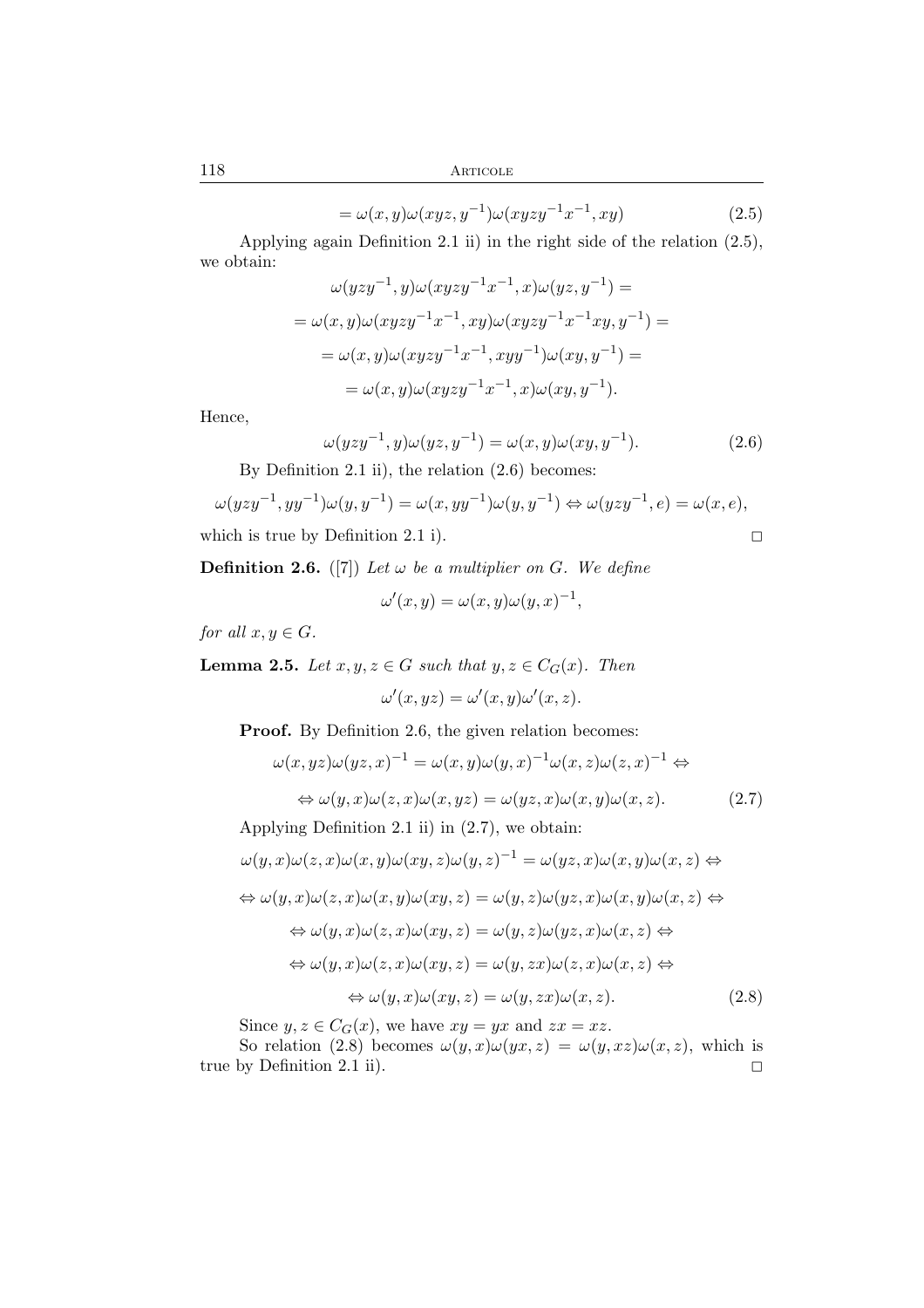$$= \omega(x,y)\omega(xyz,y^{-1})\omega(xyzy^{-1}x^{-1},xy) \tag{2.5}$$

Applying again Definition 2.1 ii) in the right side of the relation (2.5), we obtain:

$$\omega(yzy^{-1},y)\omega(xyzy^{-1}x^{-1},x)\omega(yz,y^{-1}) =$$

$$= \omega(x,y)\omega(xyzy^{-1}x^{-1},xy)\omega(xyzy^{-1}x^{-1}xy,y^{-1}) =$$

$$= \omega(x,y)\omega(xyzy^{-1}x^{-1},xyy^{-1})\omega(xy,y^{-1}) =$$

$$= \omega(x,y)\omega(xyzy^{-1}x^{-1},x)\omega(xy,y^{-1}).$$

Hence,

$$\omega(yzy^{-1},y)\omega(yz,y^{-1}) = \omega(x,y)\omega(xy,y^{-1}). \tag{2.6}$$

By Definition 2.1 ii), the relation (2.6) becomes:

$$\omega(yzy^{-1},yy^{-1})\omega(y,y^{-1}) = \omega(x,yy^{-1})\omega(y,y^{-1}) \Leftrightarrow \omega(yzy^{-1},e) = \omega(x,e),$$

which is true by Definition 2.1 i). □

**Definition 2.6.** ([7]) *Let $\omega$ be a multiplier on $G$. We define*

$$\omega'(x,y) = \omega(x,y)\omega(y,x)^{-1},$$

*for all $x, y \in G$.*

**Lemma 2.5.** *Let $x, y, z \in G$ such that $y, z \in C_G(x)$. Then*

$$\omega'(x,yz) = \omega'(x,y)\omega'(x,z).$$

**Proof.** By Definition 2.6, the given relation becomes:

$$\omega(x,yz)\omega(yz,x)^{-1} = \omega(x,y)\omega(y,x)^{-1}\omega(x,z)\omega(z,x)^{-1} \Leftrightarrow$$

$$\Leftrightarrow \omega(y,x)\omega(z,x)\omega(x,yz) = \omega(yz,x)\omega(x,y)\omega(x,z). \tag{2.7}$$

Applying Definition 2.1 ii) in (2.7), we obtain:

$$\omega(y,x)\omega(z,x)\omega(x,y)\omega(xy,z)\omega(y,z)^{-1} = \omega(yz,x)\omega(x,y)\omega(x,z) \Leftrightarrow$$

$$\Leftrightarrow \omega(y,x)\omega(z,x)\omega(x,y)\omega(xy,z) = \omega(y,z)\omega(yz,x)\omega(x,y)\omega(x,z) \Leftrightarrow$$

$$\Leftrightarrow \omega(y,x)\omega(z,x)\omega(xy,z) = \omega(y,z)\omega(yz,x)\omega(x,z) \Leftrightarrow$$

$$\Leftrightarrow \omega(y,x)\omega(z,x)\omega(xy,z) = \omega(y,zx)\omega(z,x)\omega(x,z) \Leftrightarrow$$

$$\Leftrightarrow \omega(y,x)\omega(xy,z) = \omega(y,zx)\omega(x,z). \tag{2.8}$$

Since $y, z \in C_G(x)$, we have $xy = yx$ and $zx = xz$.

So relation (2.8) becomes $\omega(y,x)\omega(yx,z) = \omega(y,xz)\omega(x,z)$, which is true by Definition 2.1 ii). □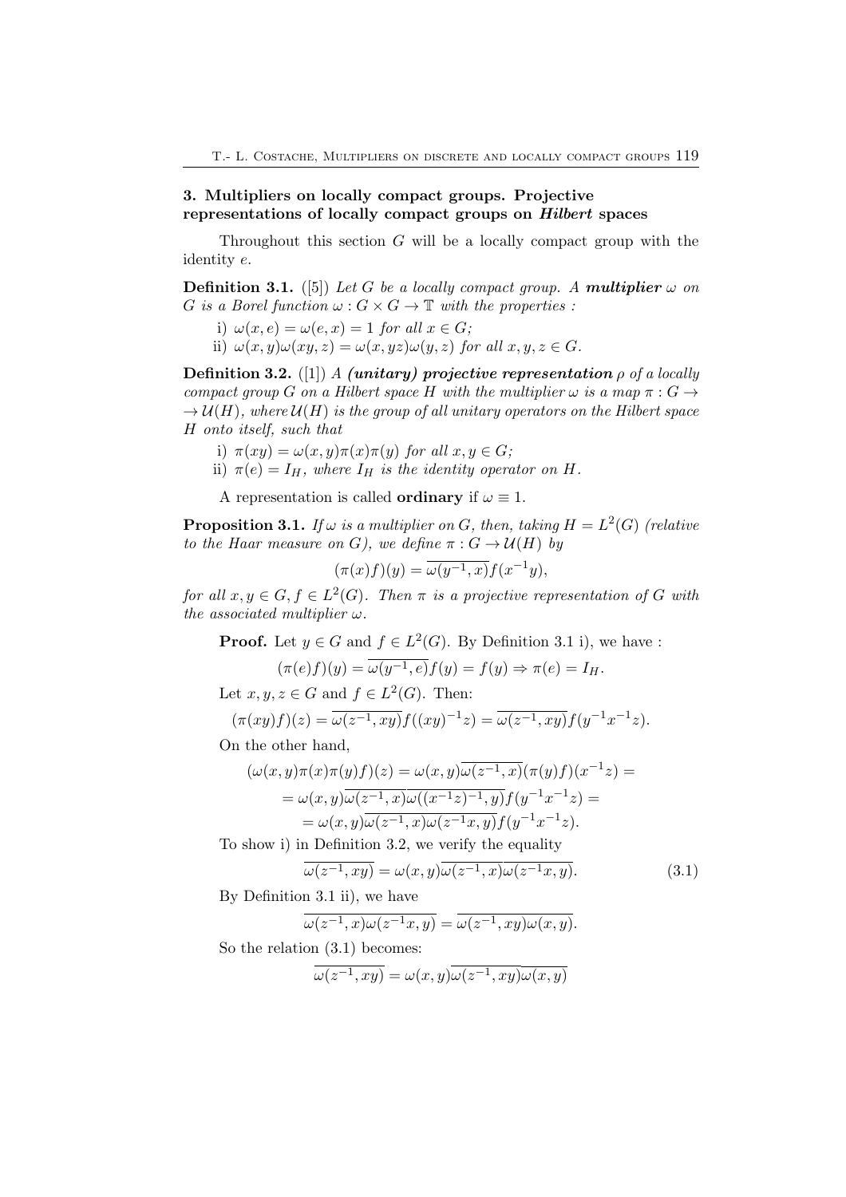## 3. Multipliers on locally compact groups. Projective representations of locally compact groups on *Hilbert* spaces

Throughout this section $G$ will be a locally compact group with the identity $e$.

**Definition 3.1.** ([5]) *Let $G$ be a locally compact group. A **multiplier** $\omega$ on $G$ is a Borel function $\omega : G \times G \to \mathbb{T}$ with the properties :*

i) $\omega(x, e) = \omega(e, x) = 1$ *for all* $x \in G$;

ii) $\omega(x, y)\omega(xy, z) = \omega(x, yz)\omega(y, z)$ *for all* $x, y, z \in G$.

**Definition 3.2.** ([1]) *A **(unitary) projective representation** $\rho$ of a locally compact group $G$ on a Hilbert space $H$ with the multiplier $\omega$ is a map $\pi : G \to \mathcal{U}(H)$, where $\mathcal{U}(H)$ is the group of all unitary operators on the Hilbert space $H$ onto itself, such that*

i) $\pi(xy) = \omega(x, y)\pi(x)\pi(y)$ *for all* $x, y \in G$;

ii) $\pi(e) = I_H$, *where $I_H$ is the identity operator on $H$.*

A representation is called **ordinary** if $\omega \equiv 1$.

**Proposition 3.1.** *If $\omega$ is a multiplier on $G$, then, taking $H = L^2(G)$ (relative to the Haar measure on $G$), we define $\pi : G \to \mathcal{U}(H)$ by*

$$(\pi(x)f)(y) = \overline{\omega(y^{-1}, x)}f(x^{-1}y),$$

*for all $x, y \in G, f \in L^2(G)$. Then $\pi$ is a projective representation of $G$ with the associated multiplier $\omega$.*

**Proof.** Let $y \in G$ and $f \in L^2(G)$. By Definition 3.1 i), we have :

$$(\pi(e)f)(y) = \overline{\omega(y^{-1}, e)}f(y) = f(y) \Rightarrow \pi(e) = I_H.$$

Let $x, y, z \in G$ and $f \in L^2(G)$. Then:

$$(\pi(xy)f)(z) = \overline{\omega(z^{-1}, xy)}f((xy)^{-1}z) = \overline{\omega(z^{-1}, xy)}f(y^{-1}x^{-1}z).$$

On the other hand,

$$\begin{aligned}(\omega(x, y)\pi(x)\pi(y)f)(z) &= \omega(x, y)\overline{\omega(z^{-1}, x)}(\pi(y)f)(x^{-1}z) = \\ &= \omega(x, y)\overline{\omega(z^{-1}, x)}\,\overline{\omega((x^{-1}z)^{-1}, y)}f(y^{-1}x^{-1}z) = \\ &= \omega(x, y)\overline{\omega(z^{-1}, x)\omega(z^{-1}x, y)}f(y^{-1}x^{-1}z).\end{aligned}$$

To show i) in Definition 3.2, we verify the equality

$$\overline{\omega(z^{-1}, xy)} = \omega(x, y)\overline{\omega(z^{-1}, x)\omega(z^{-1}x, y)}. \tag{3.1}$$

By Definition 3.1 ii), we have

$$\overline{\omega(z^{-1}, x)\omega(z^{-1}x, y)} = \overline{\omega(z^{-1}, xy)\omega(x, y)}.$$

So the relation (3.1) becomes:

$$\overline{\omega(z^{-1}, xy)} = \omega(x, y)\overline{\omega(z^{-1}, xy)\omega(x, y)}$$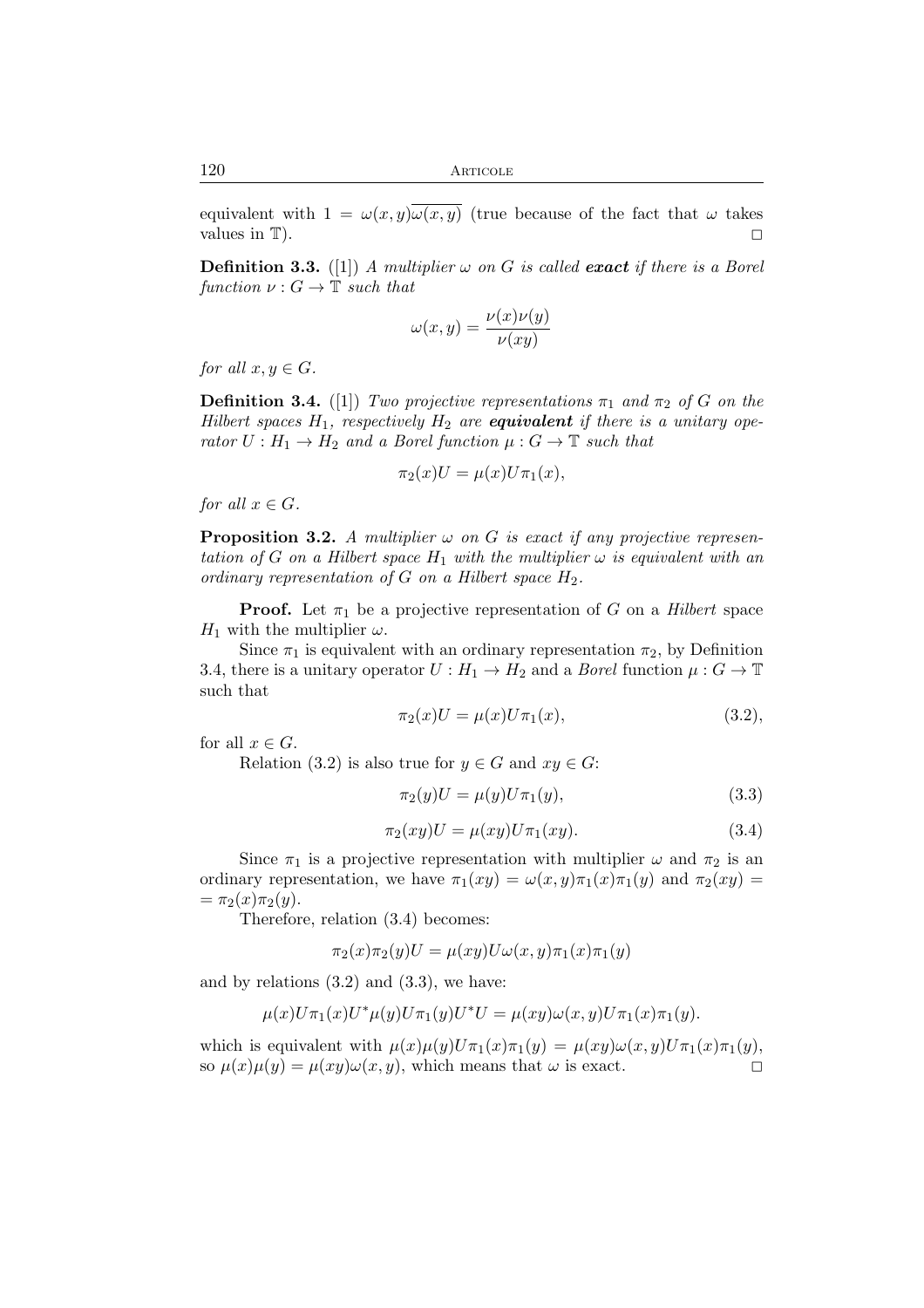equivalent with $1 = \omega(x,y)\overline{\omega(x,y)}$ (true because of the fact that $\omega$ takes values in $\mathbb{T}$). $\square$

**Definition 3.3.** ([1]) *A multiplier $\omega$ on $G$ is called* ***exact*** *if there is a Borel function $\nu : G \to \mathbb{T}$ such that*

$$\omega(x,y) = \frac{\nu(x)\nu(y)}{\nu(xy)}$$

*for all $x, y \in G$.*

**Definition 3.4.** ([1]) *Two projective representations $\pi_1$ and $\pi_2$ of $G$ on the Hilbert spaces $H_1$, respectively $H_2$ are* ***equivalent*** *if there is a unitary operator $U : H_1 \to H_2$ and a Borel function $\mu : G \to \mathbb{T}$ such that*

$$\pi_2(x)U = \mu(x)U\pi_1(x),$$

*for all $x \in G$.*

**Proposition 3.2.** *A multiplier $\omega$ on $G$ is exact if any projective representation of $G$ on a Hilbert space $H_1$ with the multiplier $\omega$ is equivalent with an ordinary representation of $G$ on a Hilbert space $H_2$.*

**Proof.** Let $\pi_1$ be a projective representation of $G$ on a *Hilbert* space $H_1$ with the multiplier $\omega$.

Since $\pi_1$ is equivalent with an ordinary representation $\pi_2$, by Definition 3.4, there is a unitary operator $U : H_1 \to H_2$ and a *Borel* function $\mu : G \to \mathbb{T}$ such that

$$\pi_2(x)U = \mu(x)U\pi_1(x), \tag{3.2}$$

for all $x \in G$.

Relation (3.2) is also true for $y \in G$ and $xy \in G$:

$$\pi_2(y)U = \mu(y)U\pi_1(y), \tag{3.3}$$

$$\pi_2(xy)U = \mu(xy)U\pi_1(xy). \tag{3.4}$$

Since $\pi_1$ is a projective representation with multiplier $\omega$ and $\pi_2$ is an ordinary representation, we have $\pi_1(xy) = \omega(x,y)\pi_1(x)\pi_1(y)$ and $\pi_2(xy) = \pi_2(x)\pi_2(y)$.

Therefore, relation (3.4) becomes:

$$\pi_2(x)\pi_2(y)U = \mu(xy)U\omega(x,y)\pi_1(x)\pi_1(y)$$

and by relations (3.2) and (3.3), we have:

$$\mu(x)U\pi_1(x)U^*\mu(y)U\pi_1(y)U^*U = \mu(xy)\omega(x,y)U\pi_1(x)\pi_1(y).$$

which is equivalent with $\mu(x)\mu(y)U\pi_1(x)\pi_1(y) = \mu(xy)\omega(x,y)U\pi_1(x)\pi_1(y)$, so $\mu(x)\mu(y) = \mu(xy)\omega(x,y)$, which means that $\omega$ is exact. $\square$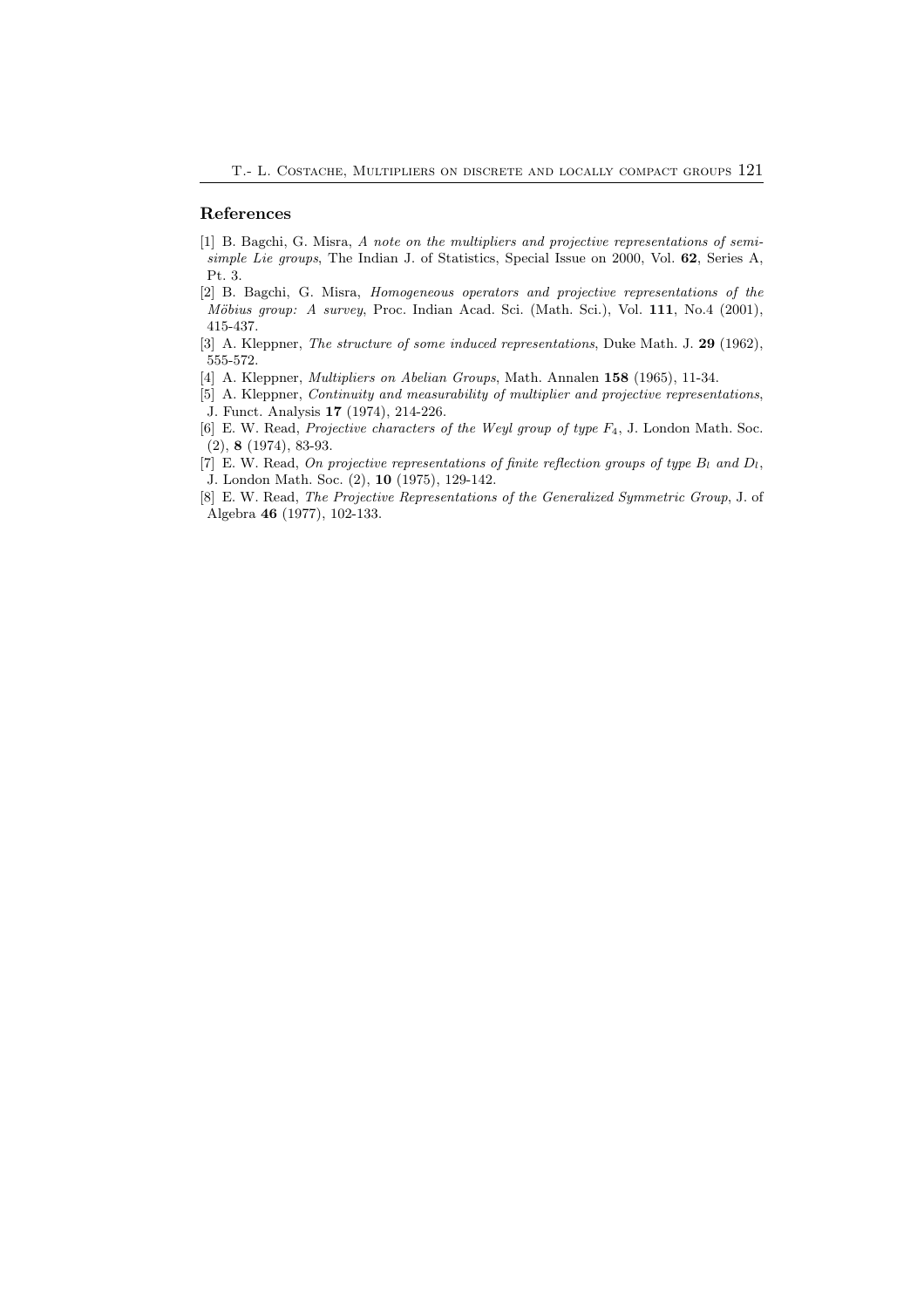## References

[1] B. Bagchi, G. Misra, *A note on the multipliers and projective representations of semi-simple Lie groups*, The Indian J. of Statistics, Special Issue on 2000, Vol. **62**, Series A, Pt. 3.

[2] B. Bagchi, G. Misra, *Homogeneous operators and projective representations of the Möbius group: A survey*, Proc. Indian Acad. Sci. (Math. Sci.), Vol. **111**, No.4 (2001), 415-437.

[3] A. Kleppner, *The structure of some induced representations*, Duke Math. J. **29** (1962), 555-572.

[4] A. Kleppner, *Multipliers on Abelian Groups*, Math. Annalen **158** (1965), 11-34.

[5] A. Kleppner, *Continuity and measurability of multiplier and projective representations*, J. Funct. Analysis **17** (1974), 214-226.

[6] E. W. Read, *Projective characters of the Weyl group of type $F_4$*, J. London Math. Soc. (2), **8** (1974), 83-93.

[7] E. W. Read, *On projective representations of finite reflection groups of type $B_l$ and $D_l$*, J. London Math. Soc. (2), **10** (1975), 129-142.

[8] E. W. Read, *The Projective Representations of the Generalized Symmetric Group*, J. of Algebra **46** (1977), 102-133.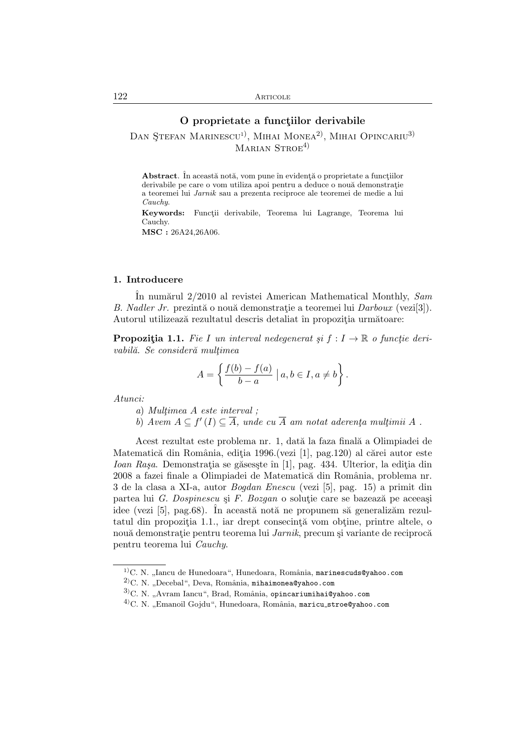## O proprietate a funcţiilor derivabile

Dan Ştefan Marinescu[1], Mihai Monea[2], Mihai Opincariu[3]
Marian Stroe[4]

> **Abstract**. În această notă, vom pune în evidenţă o proprietate a funcţiilor derivabile pe care o vom utiliza apoi pentru a deduce o nouă demonstraţie a teoremei lui *Jarnik* sau a prezenta reciproce ale teoremei de medie a lui *Cauchy*.
>
> **Keywords:** Funcţii derivabile, Teorema lui Lagrange, Teorema lui Cauchy.
>
> **MSC :** 26A24,26A06.

### 1. Introducere

În numărul 2/2010 al revistei American Mathematical Monthly, *Sam B. Nadler Jr.* prezintă o nouă demonstraţie a teoremei lui *Darboux* (vezi[3]). Autorul utilizează rezultatul descris detaliat în propoziţia următoare:

**Propoziţia 1.1.** *Fie $I$ un interval nedegenerat şi $f : I \to \mathbb{R}$ o funcţie derivabilă. Se consideră mulţimea*

$$A = \left\{ \frac{f(b) - f(a)}{b - a} \mid a, b \in I, a \neq b \right\}.$$

*Atunci:*

*a) Mulţimea $A$ este interval ;*

*b) Avem $A \subseteq f'(I) \subseteq \overline{A}$, unde cu $\overline{A}$ am notat aderenţa mulţimii $A$ .*

Acest rezultat este problema nr. 1, dată la faza finală a Olimpiadei de Matematică din România, ediţia 1996.(vezi [1], pag.120) al cărei autor este *Ioan Raşa*. Demonstraţia se găsesşte în [1], pag. 434. Ulterior, la ediţia din 2008 a fazei finale a Olimpiadei de Matematică din România, problema nr. 3 de la clasa a XI-a, autor *Bogdan Enescu* (vezi [5], pag. 15) a primit din partea lui *G. Dospinescu* şi *F. Bozgan* o soluţie care se bazează pe aceeaşi idee (vezi [5], pag.68). În această notă ne propunem să generalizăm rezultatul din propoziţia 1.1., iar drept consecinţă vom obţine, printre altele, o nouă demonstraţie pentru teorema lui *Jarnik*, precum şi variante de reciprocă pentru teorema lui *Cauchy*.

---

[1] C. N. „Iancu de Hunedoara“, Hunedoara, România, marinescuds@yahoo.com

[2] C. N. „Decebal“, Deva, România, mihaimonea@yahoo.com

[3] C. N. „Avram Iancu“, Brad, România, opincariumihai@yahoo.com

[4] C. N. „Emanoil Gojdu“, Hunedoara, România, maricu_stroe@yahoo.com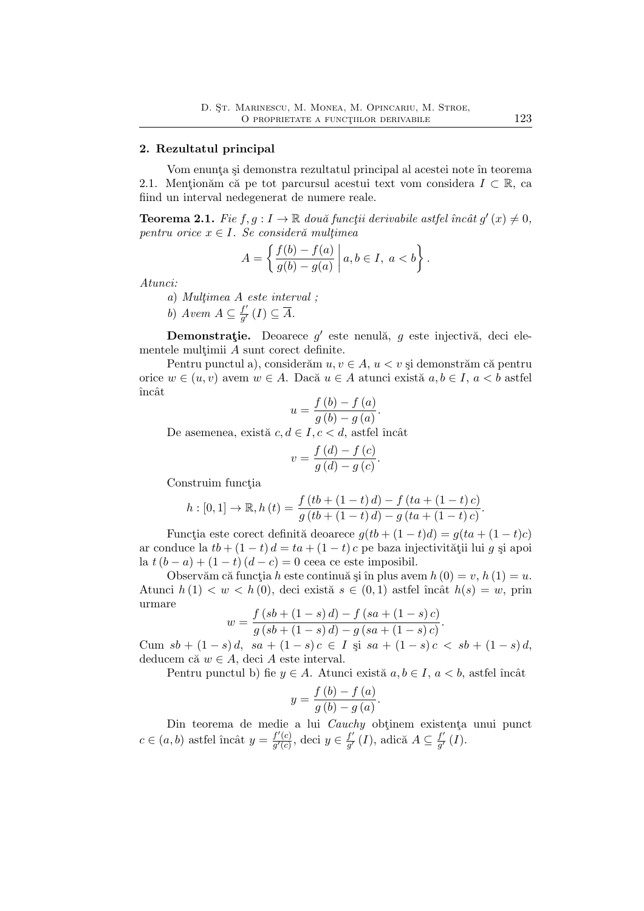## 2. Rezultatul principal

Vom enunţa şi demonstra rezultatul principal al acestei note în teorema 2.1. Menţionăm că pe tot parcursul acestui text vom considera $I \subset \mathbb{R}$, ca fiind un interval nedegenerat de numere reale.

**Teorema 2.1.** *Fie $f, g : I \to \mathbb{R}$ două funcţii derivabile astfel încât $g'(x) \neq 0$, pentru orice $x \in I$. Se consideră mulţimea*

$$A = \left\{ \frac{f(b) - f(a)}{g(b) - g(a)} \,\middle|\, a, b \in I,\ a < b \right\}.$$

*Atunci:*

*a) Mulţimea $A$ este interval ;*

*b) Avem $A \subseteq \frac{f'}{g'}(I) \subseteq \overline{A}$.*

**Demonstraţie.** Deoarece $g'$ este nenulă, $g$ este injectivă, deci elementele mulţimii $A$ sunt corect definite.

Pentru punctul a), considerăm $u, v \in A$, $u < v$ şi demonstrăm că pentru orice $w \in (u, v)$ avem $w \in A$. Dacă $u \in A$ atunci există $a, b \in I$, $a < b$ astfel încât

$$u = \frac{f(b) - f(a)}{g(b) - g(a)}.$$

De asemenea, există $c, d \in I, c < d$, astfel încât

$$v = \frac{f(d) - f(c)}{g(d) - g(c)}.$$

Construim funcţia

$$h : [0, 1] \to \mathbb{R}, h(t) = \frac{f(tb + (1 - t)d) - f(ta + (1 - t)c)}{g(tb + (1 - t)d) - g(ta + (1 - t)c)}.$$

Funcţia este corect definită deoarece $g(tb + (1 - t)d) = g(ta + (1 - t)c)$ ar conduce la $tb + (1 - t)d = ta + (1 - t)c$ pe baza injectivităţii lui $g$ şi apoi la $t(b - a) + (1 - t)(d - c) = 0$ ceea ce este imposibil.

Observăm că funcţia $h$ este continuă şi în plus avem $h(0) = v$, $h(1) = u$. Atunci $h(1) < w < h(0)$, deci există $s \in (0, 1)$ astfel încât $h(s) = w$, prin urmare

$$w = \frac{f(sb + (1 - s)d) - f(sa + (1 - s)c)}{g(sb + (1 - s)d) - g(sa + (1 - s)c)}.$$

Cum $sb + (1 - s)d$, $sa + (1 - s)c \in I$ şi $sa + (1 - s)c < sb + (1 - s)d$, deducem că $w \in A$, deci $A$ este interval.

Pentru punctul b) fie $y \in A$. Atunci există $a, b \in I$, $a < b$, astfel încât

$$y = \frac{f(b) - f(a)}{g(b) - g(a)}.$$

Din teorema de medie a lui *Cauchy* obţinem existenţa unui punct $c \in (a, b)$ astfel încât $y = \frac{f'(c)}{g'(c)}$, deci $y \in \frac{f'}{g'}(I)$, adică $A \subseteq \frac{f'}{g'}(I)$.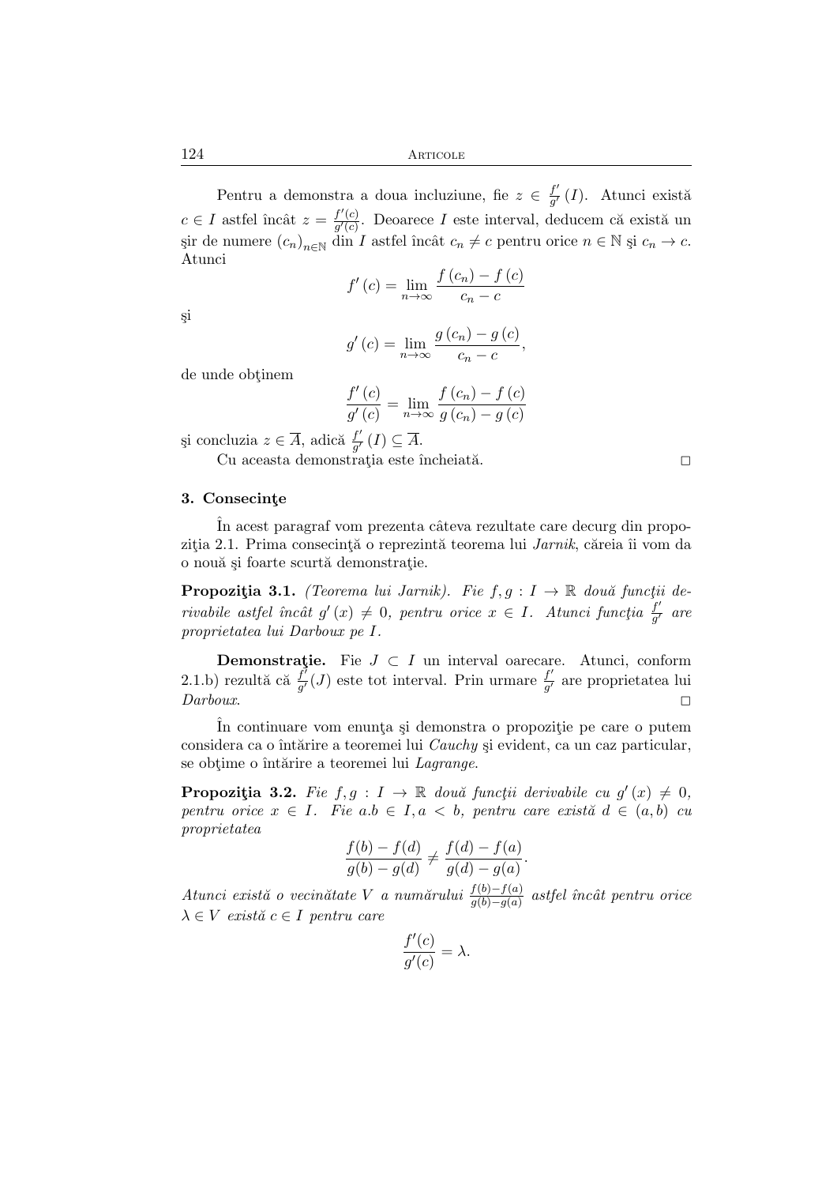Pentru a demonstra a doua incluziune, fie $z \in \frac{f'}{g'}(I)$. Atunci există $c \in I$ astfel încât $z = \frac{f'(c)}{g'(c)}$. Deoarece $I$ este interval, deducem că există un şir de numere $(c_n)_{n \in \mathbb{N}}$ din $I$ astfel încât $c_n \neq c$ pentru orice $n \in \mathbb{N}$ şi $c_n \to c$. Atunci

$$f'(c) = \lim_{n \to \infty} \frac{f(c_n) - f(c)}{c_n - c}$$

şi

$$g'(c) = \lim_{n \to \infty} \frac{g(c_n) - g(c)}{c_n - c},$$

de unde obţinem

$$\frac{f'(c)}{g'(c)} = \lim_{n \to \infty} \frac{f(c_n) - f(c)}{g(c_n) - g(c)}$$

şi concluzia $z \in \overline{A}$, adică $\frac{f'}{g'}(I) \subseteq \overline{A}$.

Cu aceasta demonstraţia este încheiată. □

**3. Consecinţe**

În acest paragraf vom prezenta câteva rezultate care decurg din propoziţia 2.1. Prima consecinţă o reprezintă teorema lui *Jarnik*, căreia îi vom da o nouă şi foarte scurtă demonstraţie.

**Propoziţia 3.1.** *(Teorema lui Jarnik). Fie $f, g : I \to \mathbb{R}$ două funcţii derivabile astfel încât $g'(x) \neq 0$, pentru orice $x \in I$. Atunci funcţia $\frac{f'}{g'}$ are proprietatea lui Darboux pe $I$.*

**Demonstraţie.** Fie $J \subset I$ un interval oarecare. Atunci, conform 2.1.b) rezultă că $\frac{f'}{g'}(J)$ este tot interval. Prin urmare $\frac{f'}{g'}$ are proprietatea lui *Darboux*. □

În continuare vom enunţa şi demonstra o propoziţie pe care o putem considera ca o întărire a teoremei lui *Cauchy* şi evident, ca un caz particular, se obţime o întărire a teoremei lui *Lagrange*.

**Propoziţia 3.2.** *Fie $f, g : I \to \mathbb{R}$ două funcţii derivabile cu $g'(x) \neq 0$, pentru orice $x \in I$. Fie $a.b \in I, a < b$, pentru care există $d \in (a, b)$ cu proprietatea*

$$\frac{f(b) - f(d)}{g(b) - g(d)} \neq \frac{f(d) - f(a)}{g(d) - g(a)}.$$

*Atunci există o vecinătate $V$ a numărului $\frac{f(b)-f(a)}{g(b)-g(a)}$ astfel încât pentru orice $\lambda \in V$ există $c \in I$ pentru care*

$$\frac{f'(c)}{g'(c)} = \lambda.$$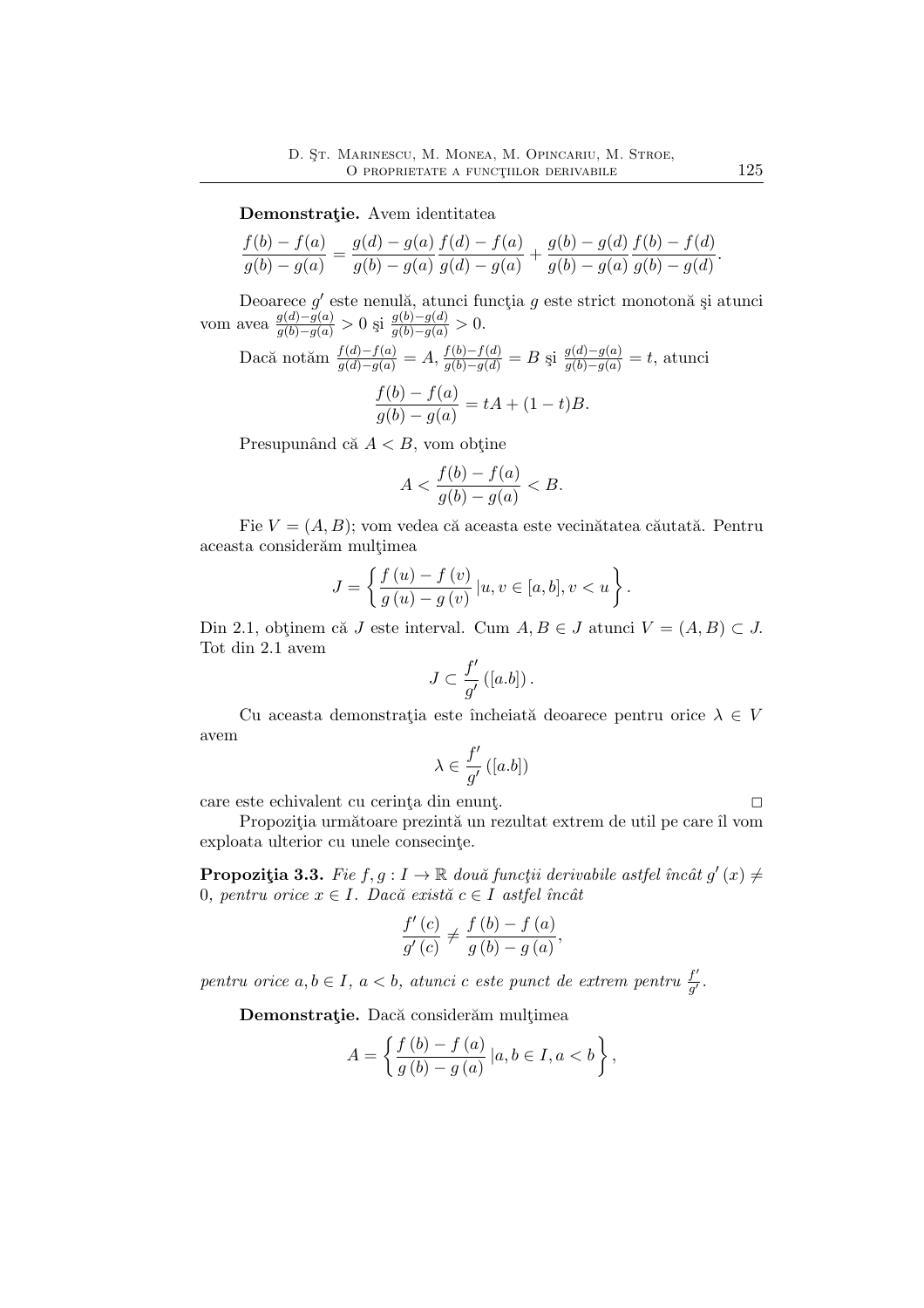**Demonstraţie.** Avem identitatea

$$\frac{f(b)-f(a)}{g(b)-g(a)} = \frac{g(d)-g(a)}{g(b)-g(a)}\frac{f(d)-f(a)}{g(d)-g(a)} + \frac{g(b)-g(d)}{g(b)-g(a)}\frac{f(b)-f(d)}{g(b)-g(d)}.$$

Deoarece $g'$ este nenulă, atunci funcţia $g$ este strict monotonă şi atunci vom avea $\frac{g(d)-g(a)}{g(b)-g(a)} > 0$ şi $\frac{g(b)-g(d)}{g(b)-g(a)} > 0$.

Dacă notăm $\frac{f(d)-f(a)}{g(d)-g(a)} = A$, $\frac{f(b)-f(d)}{g(b)-g(d)} = B$ şi $\frac{g(d)-g(a)}{g(b)-g(a)} = t$, atunci

$$\frac{f(b)-f(a)}{g(b)-g(a)} = tA + (1-t)B.$$

Presupunând că $A < B$, vom obţine

$$A < \frac{f(b)-f(a)}{g(b)-g(a)} < B.$$

Fie $V = (A, B)$; vom vedea că aceasta este vecinătatea căutată. Pentru aceasta considerăm mulţimea

$$J = \left\{ \frac{f(u)-f(v)}{g(u)-g(v)} \, | u, v \in [a,b], v < u \right\}.$$

Din 2.1, obţinem că $J$ este interval. Cum $A, B \in J$ atunci $V = (A, B) \subset J$. Tot din 2.1 avem

$$J \subset \frac{f'}{g'}([a.b]).$$

Cu aceasta demonstraţia este încheiată deoarece pentru orice $\lambda \in V$ avem

$$\lambda \in \frac{f'}{g'}([a.b])$$

care este echivalent cu cerinţa din enunţ. □

Propoziţia următoare prezintă un rezultat extrem de util pe care îl vom exploata ulterior cu unele consecinţe.

**Propoziţia 3.3.** *Fie $f, g : I \to \mathbb{R}$ două funcţii derivabile astfel încât $g'(x) \neq 0$, pentru orice $x \in I$. Dacă există $c \in I$ astfel încât*

$$\frac{f'(c)}{g'(c)} \neq \frac{f(b)-f(a)}{g(b)-g(a)},$$

*pentru orice $a, b \in I$, $a < b$, atunci $c$ este punct de extrem pentru $\frac{f'}{g'}$.*

**Demonstraţie.** Dacă considerăm mulţimea

$$A = \left\{ \frac{f(b)-f(a)}{g(b)-g(a)} \, | a, b \in I, a < b \right\},$$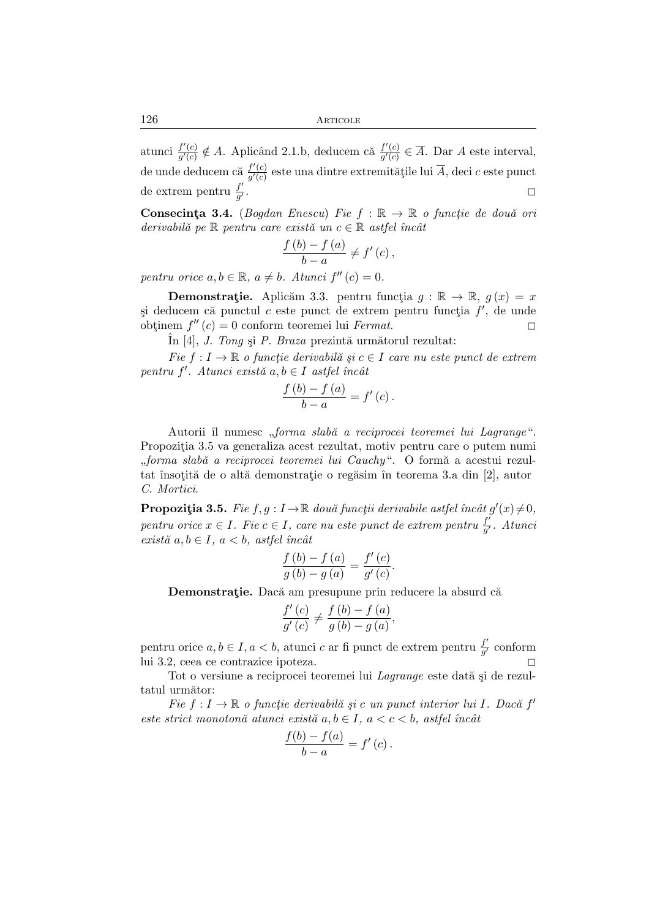atunci $\frac{f'(c)}{g'(c)} \notin A$. Aplicând 2.1.b, deducem că $\frac{f'(c)}{g'(c)} \in \overline{A}$. Dar $A$ este interval, de unde deducem că $\frac{f'(c)}{g'(c)}$ este una dintre extremitățile lui $\overline{A}$, deci $c$ este punct de extrem pentru $\frac{f'}{g'}$. □

**Consecința 3.4.** (*Bogdan Enescu*) *Fie $f : \mathbb{R} \to \mathbb{R}$ o funcție de două ori derivabilă pe $\mathbb{R}$ pentru care există un $c \in \mathbb{R}$ astfel încât*

$$\frac{f(b) - f(a)}{b - a} \neq f'(c),$$

*pentru orice $a, b \in \mathbb{R}$, $a \neq b$. Atunci $f''(c) = 0$.*

**Demonstrație.** Aplicăm 3.3. pentru funcția $g : \mathbb{R} \to \mathbb{R}$, $g(x) = x$ și deducem că punctul $c$ este punct de extrem pentru funcția $f'$, de unde obținem $f''(c) = 0$ conform teoremei lui *Fermat*. □

În [4], *J. Tong* și *P. Braza* prezintă următorul rezultat:

*Fie $f : I \to \mathbb{R}$ o funcție derivabilă și $c \in I$ care nu este punct de extrem pentru $f'$. Atunci există $a, b \in I$ astfel încât*

$$\frac{f(b) - f(a)}{b - a} = f'(c).$$

Autorii îl numesc „*forma slabă a reciprocei teoremei lui Lagrange*". Propoziția 3.5 va generaliza acest rezultat, motiv pentru care o putem numi „*forma slabă a reciprocei teoremei lui Cauchy*". O formă a acestui rezultat însoțită de o altă demonstrație o regăsim în teorema 3.a din [2], autor *C. Mortici*.

**Propoziția 3.5.** *Fie $f, g : I \to \mathbb{R}$ două funcții derivabile astfel încât $g'(x) \neq 0$, pentru orice $x \in I$. Fie $c \in I$, care nu este punct de extrem pentru $\frac{f'}{g'}$. Atunci există $a, b \in I$, $a < b$, astfel încât*

$$\frac{f(b) - f(a)}{g(b) - g(a)} = \frac{f'(c)}{g'(c)}.$$

**Demonstrație.** Dacă am presupune prin reducere la absurd că

$$\frac{f'(c)}{g'(c)} \neq \frac{f(b) - f(a)}{g(b) - g(a)},$$

pentru orice $a, b \in I, a < b$, atunci $c$ ar fi punct de extrem pentru $\frac{f'}{g'}$ conform lui 3.2, ceea ce contrazice ipoteza. □

Tot o versiune a reciprocei teoremei lui *Lagrange* este dată și de rezultatul următor:

*Fie $f : I \to \mathbb{R}$ o funcție derivabilă și $c$ un punct interior lui $I$. Dacă $f'$ este strict monotonă atunci există $a, b \in I$, $a < c < b$, astfel încât*

$$\frac{f(b) - f(a)}{b - a} = f'(c).$$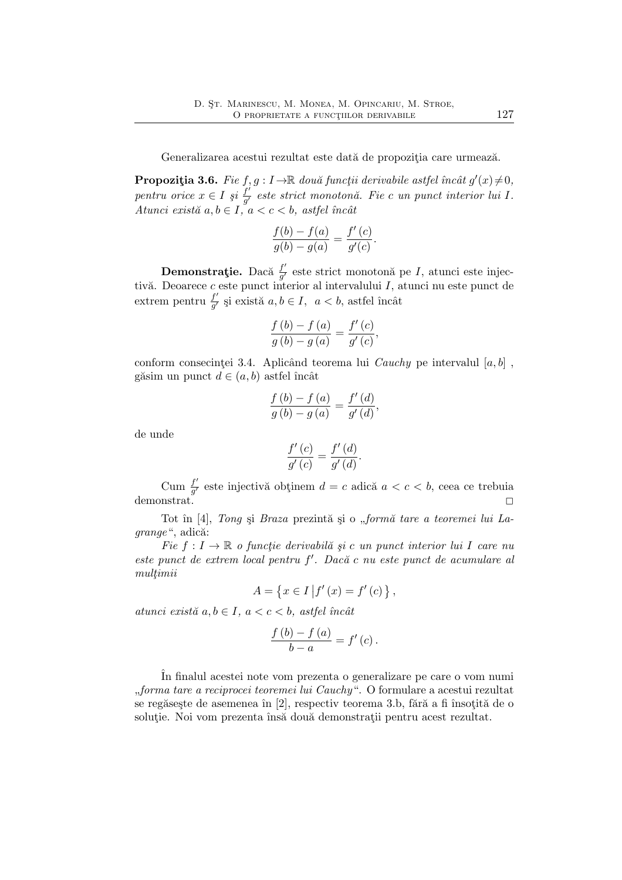Generalizarea acestui rezultat este dată de propoziţia care urmează.

**Propoziţia 3.6.** *Fie $f, g : I \to \mathbb{R}$ două funcţii derivabile astfel încât $g'(x) \neq 0$, pentru orice $x \in I$ şi $\frac{f'}{g'}$ este strict monotonă. Fie $c$ un punct interior lui $I$. Atunci există $a, b \in I$, $a < c < b$, astfel încât*

$$\frac{f(b) - f(a)}{g(b) - g(a)} = \frac{f'(c)}{g'(c)}.$$

**Demonstraţie.** Dacă $\frac{f'}{g'}$ este strict monotonă pe $I$, atunci este injectivă. Deoarece $c$ este punct interior al intervalului $I$, atunci nu este punct de extrem pentru $\frac{f'}{g'}$ şi există $a, b \in I$, $a < b$, astfel încât

$$\frac{f(b) - f(a)}{g(b) - g(a)} = \frac{f'(c)}{g'(c)},$$

conform consecinţei 3.4. Aplicând teorema lui *Cauchy* pe intervalul $[a, b]$, găsim un punct $d \in (a, b)$ astfel încât

$$\frac{f(b) - f(a)}{g(b) - g(a)} = \frac{f'(d)}{g'(d)},$$

de unde

$$\frac{f'(c)}{g'(c)} = \frac{f'(d)}{g'(d)}.$$

Cum $\frac{f'}{g'}$ este injectivă obţinem $d = c$ adică $a < c < b$, ceea ce trebuia demonstrat. □

Tot în [4], *Tong* şi *Braza* prezintă şi o *„formă tare a teoremei lui Lagrange"*, adică:

*Fie $f : I \to \mathbb{R}$ o funcţie derivabilă şi $c$ un punct interior lui $I$ care nu este punct de extrem local pentru $f'$. Dacă $c$ nu este punct de acumulare al mulţimii*

$$A = \left\{ x \in I \,\middle|\, f'(x) = f'(c) \right\},$$

*atunci există $a, b \in I$, $a < c < b$, astfel încât*

$$\frac{f(b) - f(a)}{b - a} = f'(c).$$

În finalul acestei note vom prezenta o generalizare pe care o vom numi *„forma tare a reciprocei teoremei lui Cauchy"*. O formulare a acestui rezultat se regăseşte de asemenea în [2], respectiv teorema 3.b, fără a fi însoţită de o soluţie. Noi vom prezenta însă două demonstraţii pentru acest rezultat.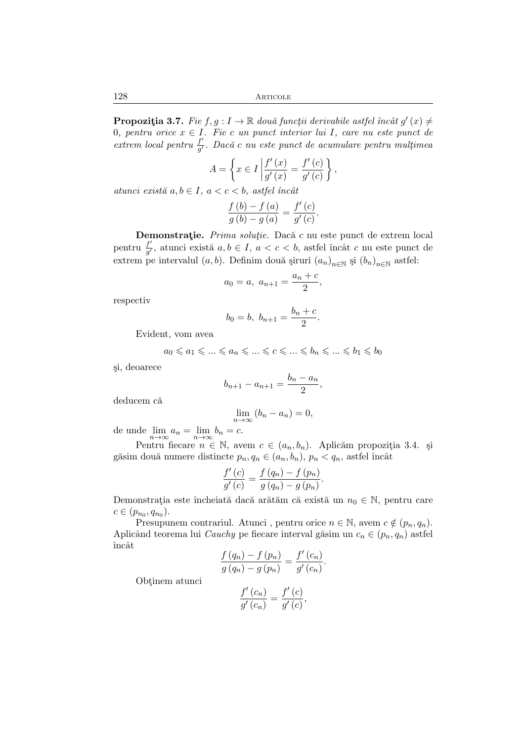**Propoziţia 3.7.** *Fie $f, g : I \to \mathbb{R}$ două funcţii derivabile astfel încât $g'(x) \neq 0$, pentru orice $x \in I$. Fie $c$ un punct interior lui $I$, care nu este punct de extrem local pentru $\frac{f'}{g'}$. Dacă $c$ nu este punct de acumulare pentru mulţimea*

$$A = \left\{ x \in I \,\middle|\, \frac{f'(x)}{g'(x)} = \frac{f'(c)}{g'(c)} \right\},$$

*atunci există $a, b \in I$, $a < c < b$, astfel încât*

$$\frac{f(b) - f(a)}{g(b) - g(a)} = \frac{f'(c)}{g'(c)}.$$

**Demonstraţie.** *Prima soluţie.* Dacă $c$ nu este punct de extrem local pentru $\frac{f'}{g'}$, atunci există $a, b \in I$, $a < c < b$, astfel încât $c$ nu este punct de extrem pe intervalul $(a, b)$. Definim două şiruri $(a_n)_{n\in\mathbb{N}}$ şi $(b_n)_{n\in\mathbb{N}}$ astfel:

$$a_0 = a,\ a_{n+1} = \frac{a_n + c}{2},$$

respectiv

$$b_0 = b,\ b_{n+1} = \frac{b_n + c}{2}.$$

Evident, vom avea

$$a_0 \leqslant a_1 \leqslant ... \leqslant a_n \leqslant ... \leqslant c \leqslant ... \leqslant b_n \leqslant ... \leqslant b_1 \leqslant b_0$$

şi, deoarece

$$b_{n+1} - a_{n+1} = \frac{b_n - a_n}{2},$$

deducem că

$$\lim_{n\to\infty} (b_n - a_n) = 0,$$

de unde $\lim\limits_{n\to\infty} a_n = \lim\limits_{n\to\infty} b_n = c$.

Pentru fiecare $n \in \mathbb{N}$, avem $c \in (a_n, b_n)$. Aplicăm propoziţia 3.4. şi găsim două numere distincte $p_n, q_n \in (a_n, b_n)$, $p_n < q_n$, astfel încât

$$\frac{f'(c)}{g'(c)} = \frac{f(q_n) - f(p_n)}{g(q_n) - g(p_n)}.$$

Demonstraţia este încheiată dacă arătăm că există un $n_0 \in \mathbb{N}$, pentru care $c \in (p_{n_0}, q_{n_0})$.

Presupunem contrariul. Atunci , pentru orice $n \in \mathbb{N}$, avem $c \notin (p_n, q_n)$. Aplicând teorema lui *Cauchy* pe fiecare interval găsim un $c_n \in (p_n, q_n)$ astfel încât

$$\frac{f(q_n) - f(p_n)}{g(q_n) - g(p_n)} = \frac{f'(c_n)}{g'(c_n)}.$$

Obţinem atunci

$$\frac{f'(c_n)}{g'(c_n)} = \frac{f'(c)}{g'(c)},$$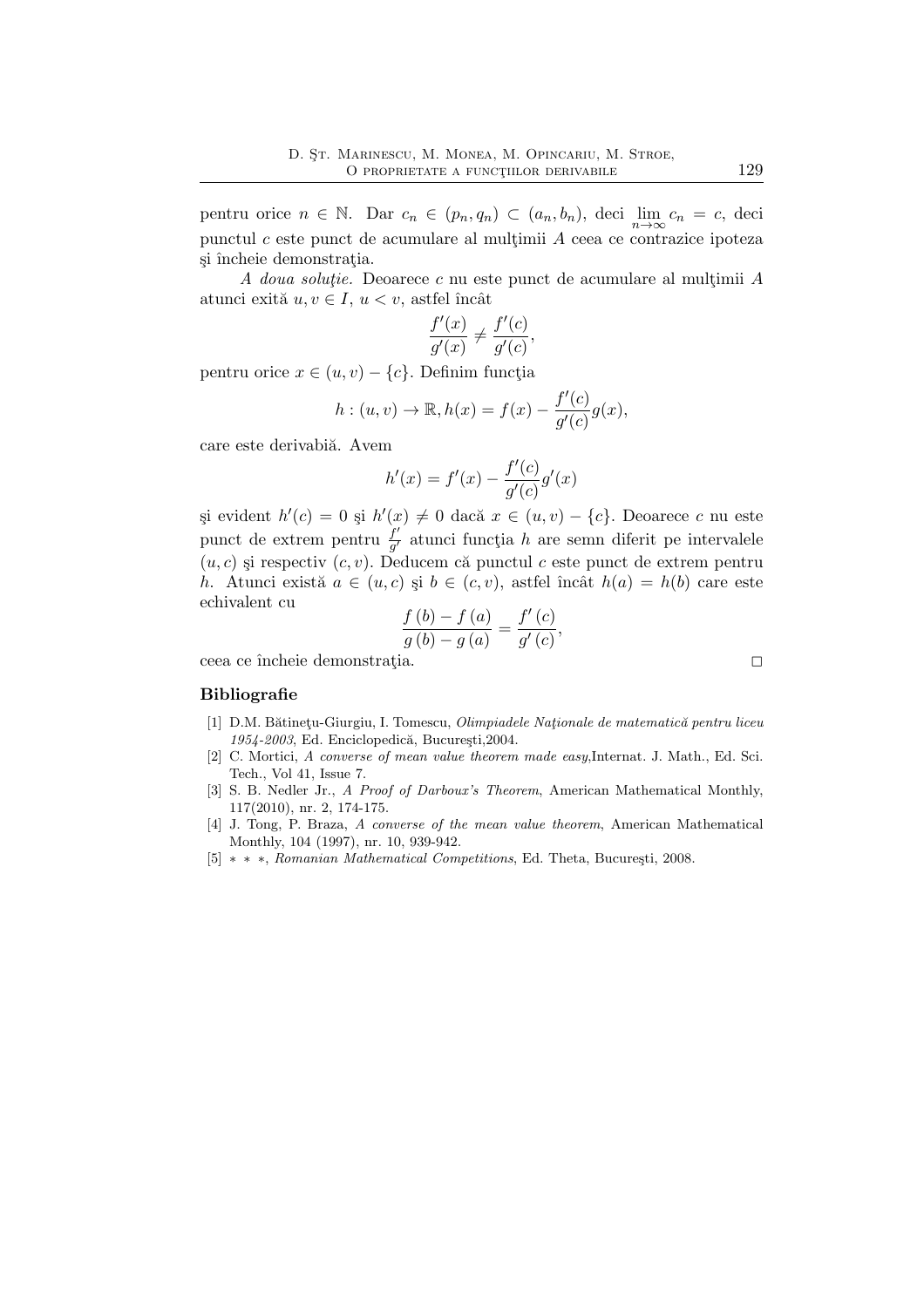pentru orice $n \in \mathbb{N}$. Dar $c_n \in (p_n, q_n) \subset (a_n, b_n)$, deci $\lim_{n\to\infty} c_n = c$, deci punctul $c$ este punct de acumulare al mulţimii $A$ ceea ce contrazice ipoteza şi încheie demonstraţia.

*A doua soluţie.* Deoarece $c$ nu este punct de acumulare al mulţimii $A$ atunci exită $u, v \in I$, $u < v$, astfel încât

$$\frac{f'(x)}{g'(x)} \neq \frac{f'(c)}{g'(c)},$$

pentru orice $x \in (u, v) - \{c\}$. Definim funcţia

$$h : (u, v) \to \mathbb{R}, h(x) = f(x) - \frac{f'(c)}{g'(c)} g(x),$$

care este derivabiă. Avem

$$h'(x) = f'(x) - \frac{f'(c)}{g'(c)} g'(x)$$

şi evident $h'(c) = 0$ şi $h'(x) \neq 0$ dacă $x \in (u, v) - \{c\}$. Deoarece $c$ nu este punct de extrem pentru $\frac{f'}{g'}$ atunci funcţia $h$ are semn diferit pe intervalele $(u, c)$ şi respectiv $(c, v)$. Deducem că punctul $c$ este punct de extrem pentru $h$. Atunci există $a \in (u, c)$ şi $b \in (c, v)$, astfel încât $h(a) = h(b)$ care este echivalent cu

$$\frac{f(b) - f(a)}{g(b) - g(a)} = \frac{f'(c)}{g'(c)},$$

ceea ce încheie demonstraţia. □

## Bibliografie

[1] D.M. Bătineţu-Giurgiu, I. Tomescu, *Olimpiadele Naţionale de matematică pentru liceu 1954-2003*, Ed. Enciclopedică, Bucureşti,2004.

[2] C. Mortici, *A converse of mean value theorem made easy*,Internat. J. Math., Ed. Sci. Tech., Vol 41, Issue 7.

[3] S. B. Nedler Jr., *A Proof of Darboux's Theorem*, American Mathematical Monthly, 117(2010), nr. 2, 174-175.

[4] J. Tong, P. Braza, *A converse of the mean value theorem*, American Mathematical Monthly, 104 (1997), nr. 10, 939-942.

[5] * * *, *Romanian Mathematical Competitions*, Ed. Theta, Bucureşti, 2008.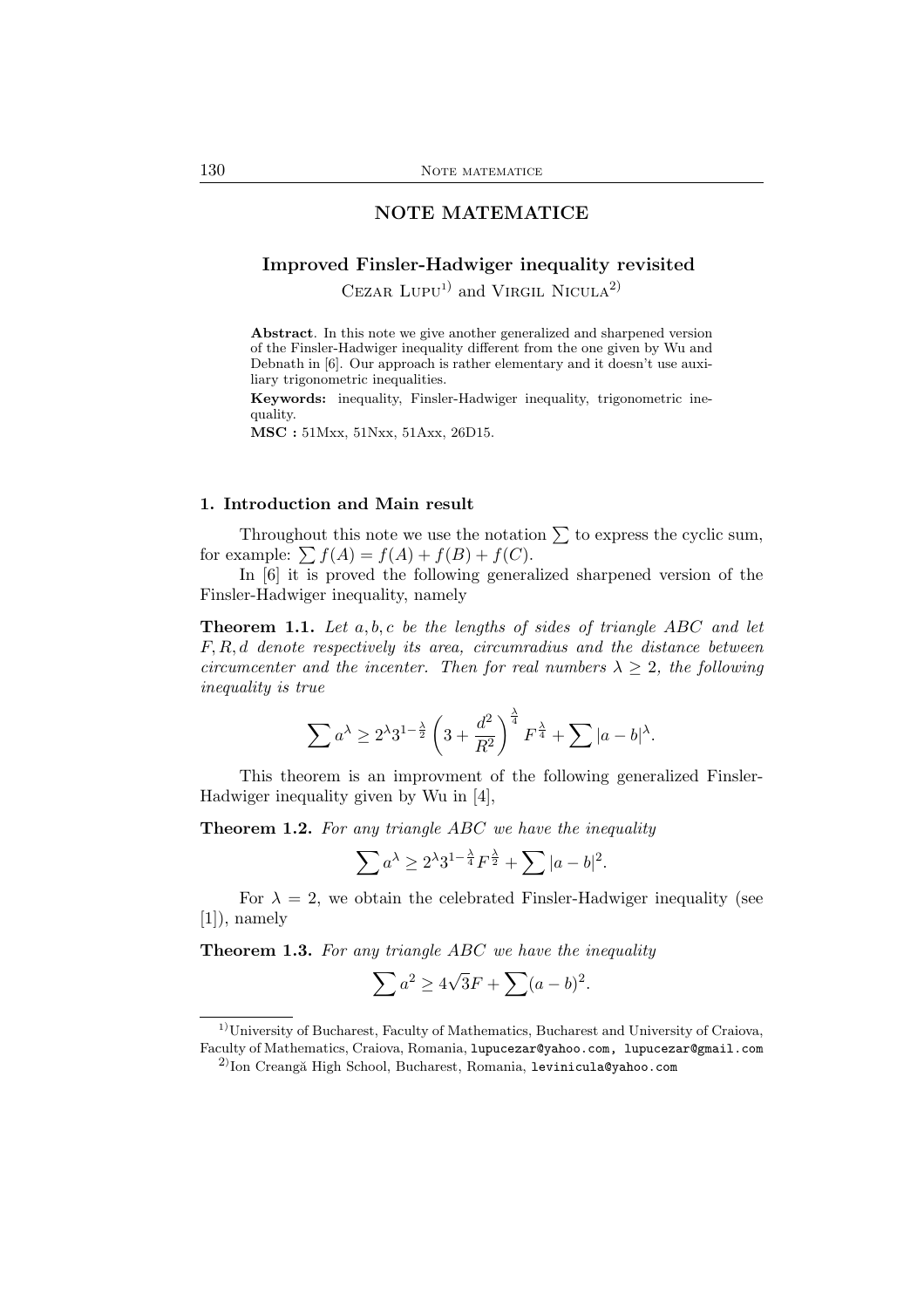# NOTE MATEMATICE

## Improved Finsler-Hadwiger inequality revisited

Cezar Lupu[1] and Virgil Nicula[2]

**Abstract**. In this note we give another generalized and sharpened version of the Finsler-Hadwiger inequality different from the one given by Wu and Debnath in [6]. Our approach is rather elementary and it doesn't use auxiliary trigonometric inequalities.

**Keywords:** inequality, Finsler-Hadwiger inequality, trigonometric inequality.

**MSC :** 51Mxx, 51Nxx, 51Axx, 26D15.

### 1. Introduction and Main result

Throughout this note we use the notation $\sum$ to express the cyclic sum, for example: $\sum f(A) = f(A) + f(B) + f(C)$.

In [6] it is proved the following generalized sharpened version of the Finsler-Hadwiger inequality, namely

**Theorem 1.1.** *Let $a, b, c$ be the lengths of sides of triangle $ABC$ and let $F, R, d$ denote respectively its area, circumradius and the distance between circumcenter and the incenter. Then for real numbers $\lambda \geq 2$, the following inequality is true*

$$\sum a^{\lambda} \geq 2^{\lambda} 3^{1-\frac{\lambda}{2}} \left(3 + \frac{d^2}{R^2}\right)^{\frac{\lambda}{4}} F^{\frac{\lambda}{4}} + \sum |a-b|^{\lambda}.$$

This theorem is an improvment of the following generalized Finsler-Hadwiger inequality given by Wu in [4],

**Theorem 1.2.** *For any triangle $ABC$ we have the inequality*

$$\sum a^{\lambda} \geq 2^{\lambda} 3^{1-\frac{\lambda}{4}} F^{\frac{\lambda}{2}} + \sum |a-b|^{2}.$$

For $\lambda = 2$, we obtain the celebrated Finsler-Hadwiger inequality (see [1]), namely

**Theorem 1.3.** *For any triangle $ABC$ we have the inequality*

$$\sum a^2 \geq 4\sqrt{3}F + \sum (a-b)^2.$$

---

[1] University of Bucharest, Faculty of Mathematics, Bucharest and University of Craiova, Faculty of Mathematics, Craiova, Romania, lupucezar@yahoo.com, lupucezar@gmail.com

[2] Ion Creangă High School, Bucharest, Romania, levinicula@yahoo.com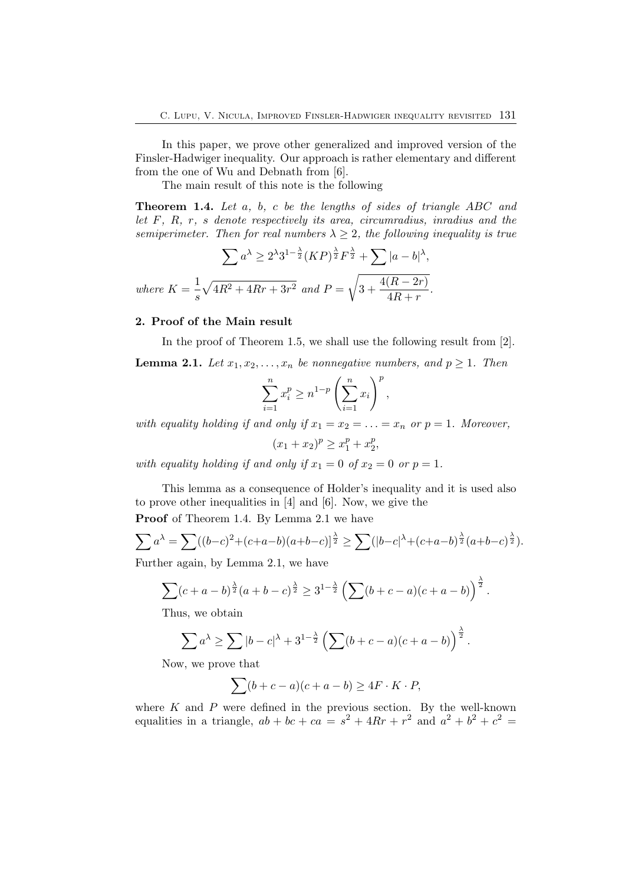In this paper, we prove other generalized and improved version of the Finsler-Hadwiger inequality. Our approach is rather elementary and different from the one of Wu and Debnath from [6].

The main result of this note is the following

**Theorem 1.4.** *Let $a$, $b$, $c$ be the lengths of sides of triangle $ABC$ and let $F$, $R$, $r$, $s$ denote respectively its area, circumradius, inradius and the semiperimeter. Then for real numbers $\lambda \geq 2$, the following inequality is true*

$$\sum a^{\lambda} \geq 2^{\lambda} 3^{1-\frac{\lambda}{2}} (KP)^{\frac{\lambda}{2}} F^{\frac{\lambda}{2}} + \sum |a-b|^{\lambda},$$

*where* $K = \dfrac{1}{s}\sqrt{4R^2 + 4Rr + 3r^2}$ *and* $P = \sqrt{3 + \dfrac{4(R-2r)}{4R+r}}$.

## 2. Proof of the Main result

In the proof of Theorem 1.5, we shall use the following result from [2].

**Lemma 2.1.** *Let $x_1, x_2, \ldots, x_n$ be nonnegative numbers, and $p \geq 1$. Then*

$$\sum_{i=1}^{n} x_i^p \geq n^{1-p} \left( \sum_{i=1}^{n} x_i \right)^p,$$

*with equality holding if and only if $x_1 = x_2 = \ldots = x_n$ or $p = 1$. Moreover,*

$$(x_1 + x_2)^p \geq x_1^p + x_2^p,$$

*with equality holding if and only if $x_1 = 0$ of $x_2 = 0$ or $p = 1$.*

This lemma as a consequence of Holder's inequality and it is used also to prove other inequalities in [4] and [6]. Now, we give the

**Proof** of Theorem 1.4. By Lemma 2.1 we have

$$\sum a^{\lambda} = \sum ((b-c)^2 + (c+a-b)(a+b-c)]^{\frac{\lambda}{2}} \geq \sum (|b-c|^{\lambda} + (c+a-b)^{\frac{\lambda}{2}} (a+b-c)^{\frac{\lambda}{2}}).$$

Further again, by Lemma 2.1, we have

$$\sum (c+a-b)^{\frac{\lambda}{2}} (a+b-c)^{\frac{\lambda}{2}} \geq 3^{1-\frac{\lambda}{2}} \left( \sum (b+c-a)(c+a-b) \right)^{\frac{\lambda}{2}}.$$

Thus, we obtain

$$\sum a^{\lambda} \geq \sum |b-c|^{\lambda} + 3^{1-\frac{\lambda}{2}} \left( \sum (b+c-a)(c+a-b) \right)^{\frac{\lambda}{2}}.$$

Now, we prove that

$$\sum (b+c-a)(c+a-b) \geq 4F \cdot K \cdot P,$$

where $K$ and $P$ were defined in the previous section. By the well-known equalities in a triangle, $ab + bc + ca = s^2 + 4Rr + r^2$ and $a^2 + b^2 + c^2 =$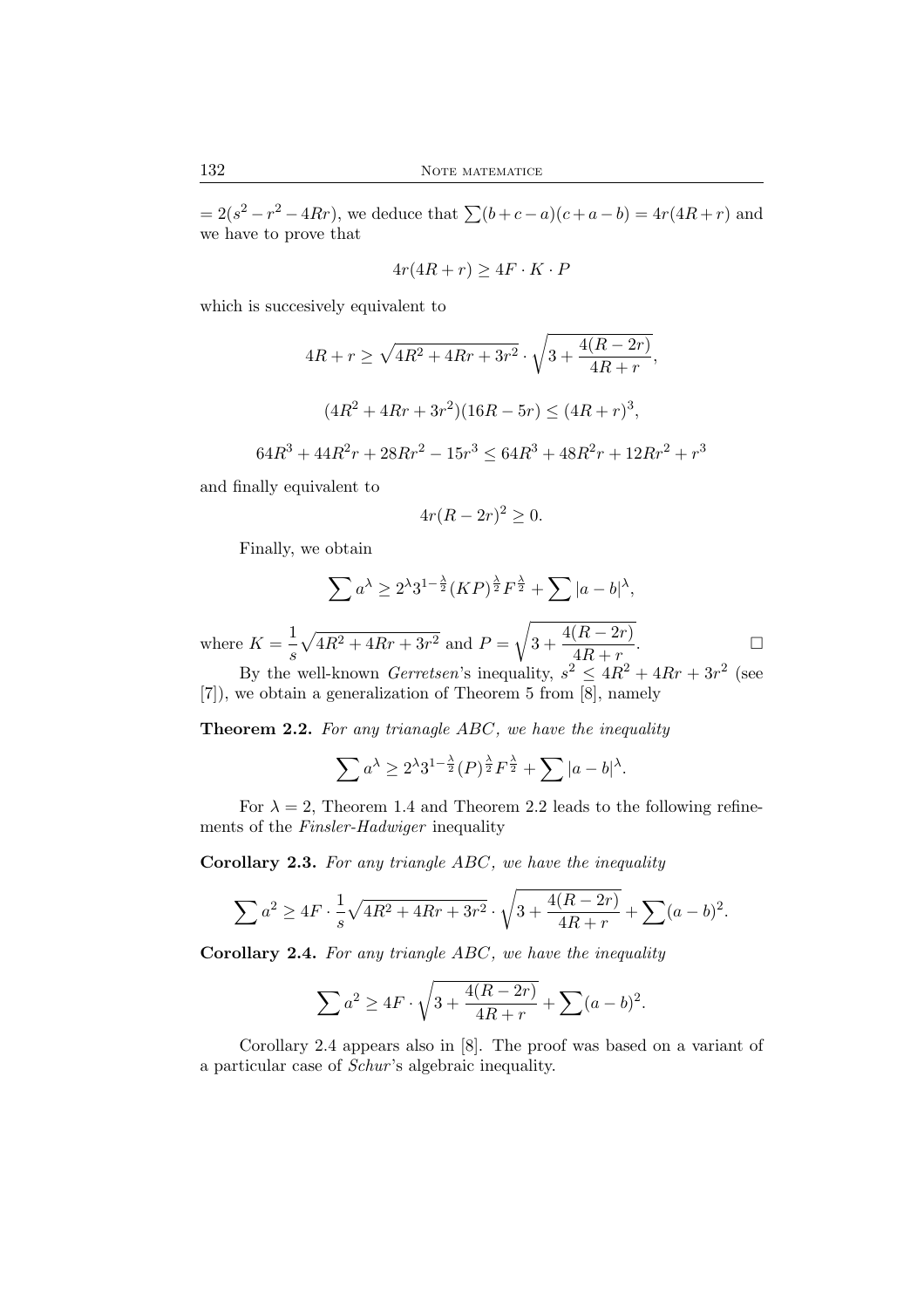$= 2(s^2 - r^2 - 4Rr)$, we deduce that $\sum(b+c-a)(c+a-b) = 4r(4R+r)$ and we have to prove that

$$4r(4R+r) \geq 4F \cdot K \cdot P$$

which is succesively equivalent to

$$4R + r \geq \sqrt{4R^2 + 4Rr + 3r^2} \cdot \sqrt{3 + \frac{4(R-2r)}{4R+r}},$$

$$(4R^2 + 4Rr + 3r^2)(16R - 5r) \leq (4R+r)^3,$$

$$64R^3 + 44R^2r + 28Rr^2 - 15r^3 \leq 64R^3 + 48R^2r + 12Rr^2 + r^3$$

and finally equivalent to

$$4r(R-2r)^2 \geq 0.$$

Finally, we obtain

$$\sum a^\lambda \geq 2^\lambda 3^{1-\frac{\lambda}{2}} (KP)^{\frac{\lambda}{2}} F^{\frac{\lambda}{2}} + \sum |a-b|^\lambda,$$

where $K = \frac{1}{s}\sqrt{4R^2 + 4Rr + 3r^2}$ and $P = \sqrt{3 + \frac{4(R-2r)}{4R+r}}$. □

By the well-known *Gerretsen*'s inequality, $s^2 \leq 4R^2 + 4Rr + 3r^2$ (see [7]), we obtain a generalization of Theorem 5 from [8], namely

**Theorem 2.2.** *For any trianagle ABC, we have the inequality*

$$\sum a^\lambda \geq 2^\lambda 3^{1-\frac{\lambda}{2}} (P)^{\frac{\lambda}{2}} F^{\frac{\lambda}{2}} + \sum |a-b|^\lambda.$$

For $\lambda = 2$, Theorem 1.4 and Theorem 2.2 leads to the following refinements of the *Finsler-Hadwiger* inequality

**Corollary 2.3.** *For any triangle ABC, we have the inequality*

$$\sum a^2 \geq 4F \cdot \frac{1}{s}\sqrt{4R^2 + 4Rr + 3r^2} \cdot \sqrt{3 + \frac{4(R-2r)}{4R+r}} + \sum (a-b)^2.$$

**Corollary 2.4.** *For any triangle ABC, we have the inequality*

$$\sum a^2 \geq 4F \cdot \sqrt{3 + \frac{4(R-2r)}{4R+r}} + \sum (a-b)^2.$$

Corollary 2.4 appears also in [8]. The proof was based on a variant of a particular case of *Schur*'s algebraic inequality.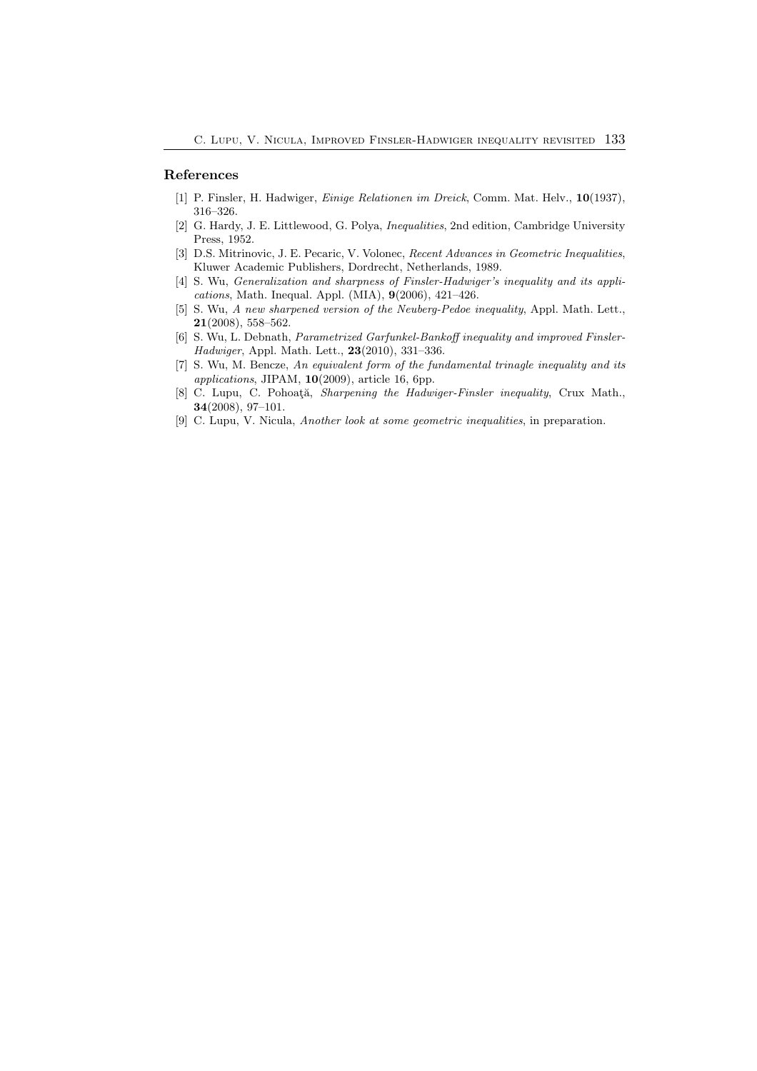## References

[1] P. Finsler, H. Hadwiger, *Einige Relationen im Dreick*, Comm. Mat. Helv., **10**(1937), 316–326.

[2] G. Hardy, J. E. Littlewood, G. Polya, *Inequalities*, 2nd edition, Cambridge University Press, 1952.

[3] D.S. Mitrinovic, J. E. Pecaric, V. Volonec, *Recent Advances in Geometric Inequalities*, Kluwer Academic Publishers, Dordrecht, Netherlands, 1989.

[4] S. Wu, *Generalization and sharpness of Finsler-Hadwiger's inequality and its applications*, Math. Inequal. Appl. (MIA), **9**(2006), 421–426.

[5] S. Wu, *A new sharpened version of the Neuberg-Pedoe inequality*, Appl. Math. Lett., **21**(2008), 558–562.

[6] S. Wu, L. Debnath, *Parametrized Garfunkel-Bankoff inequality and improved Finsler-Hadwiger*, Appl. Math. Lett., **23**(2010), 331–336.

[7] S. Wu, M. Bencze, *An equivalent form of the fundamental trinagle inequality and its applications*, JIPAM, **10**(2009), article 16, 6pp.

[8] C. Lupu, C. Pohoaţă, *Sharpening the Hadwiger-Finsler inequality*, Crux Math., **34**(2008), 97–101.

[9] C. Lupu, V. Nicula, *Another look at some geometric inequalities*, in preparation.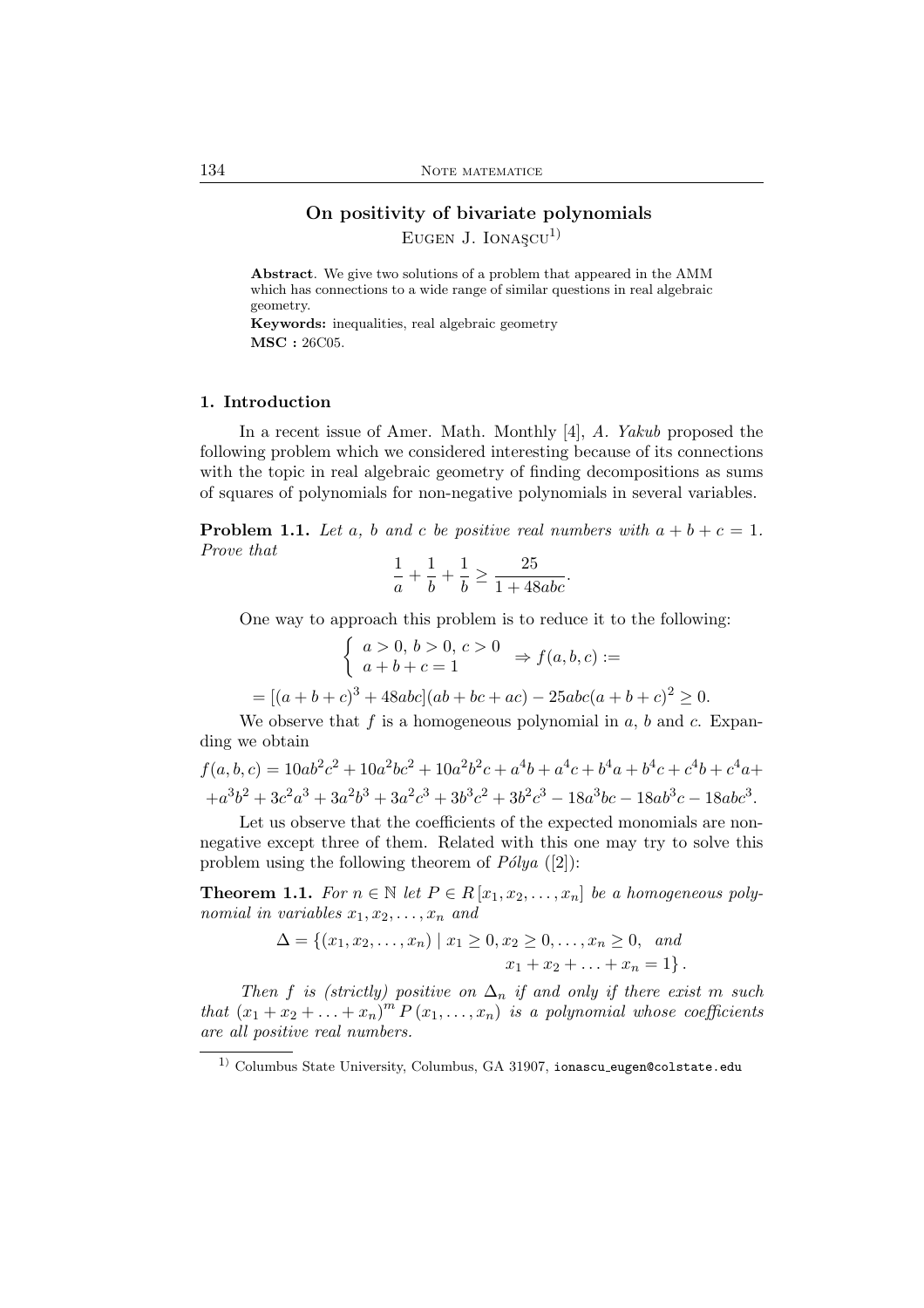## On positivity of bivariate polynomials

Eugen J. Ionaşcu[1)]

**Abstract**. We give two solutions of a problem that appeared in the AMM which has connections to a wide range of similar questions in real algebraic geometry.

**Keywords:** inequalities, real algebraic geometry

**MSC :** 26C05.

### 1. Introduction

In a recent issue of Amer. Math. Monthly [4], *A. Yakub* proposed the following problem which we considered interesting because of its connections with the topic in real algebraic geometry of finding decompositions as sums of squares of polynomials for non-negative polynomials in several variables.

**Problem 1.1.** *Let a, b and c be positive real numbers with $a+b+c=1$. Prove that*

$$\frac{1}{a}+\frac{1}{b}+\frac{1}{b}\geq\frac{25}{1+48abc}.$$

One way to approach this problem is to reduce it to the following:

$$\begin{cases} a>0,\, b>0,\, c>0 \\ a+b+c=1 \end{cases} \Rightarrow f(a,b,c):=$$

$$=[(a+b+c)^3+48abc](ab+bc+ac)-25abc(a+b+c)^2\geq 0.$$

We observe that $f$ is a homogeneous polynomial in $a$, $b$ and $c$. Expanding we obtain

$$f(a,b,c)=10ab^2c^2+10a^2bc^2+10a^2b^2c+a^4b+a^4c+b^4a+b^4c+c^4b+c^4a+$$
$$+a^3b^2+3c^2a^3+3a^2b^3+3a^2c^3+3b^3c^2+3b^2c^3-18a^3bc-18ab^3c-18abc^3.$$

Let us observe that the coefficients of the expected monomials are non-negative except three of them. Related with this one may try to solve this problem using the following theorem of *Pólya* ([2]):

**Theorem 1.1.** *For $n\in\mathbb{N}$ let $P\in R[x_1,x_2,\ldots,x_n]$ be a homogeneous polynomial in variables $x_1,x_2,\ldots,x_n$ and*

$$\Delta=\{(x_1,x_2,\ldots,x_n)\mid x_1\geq 0,x_2\geq 0,\ldots,x_n\geq 0,\;\; and$$
$$x_1+x_2+\ldots+x_n=1\}.$$

*Then $f$ is (strictly) positive on $\Delta_n$ if and only if there exist $m$ such that $(x_1+x_2+\ldots+x_n)^m P(x_1,\ldots,x_n)$ is a polynomial whose coefficients are all positive real numbers.*

---

[1)] Columbus State University, Columbus, GA 31907, ionascu_eugen@colstate.edu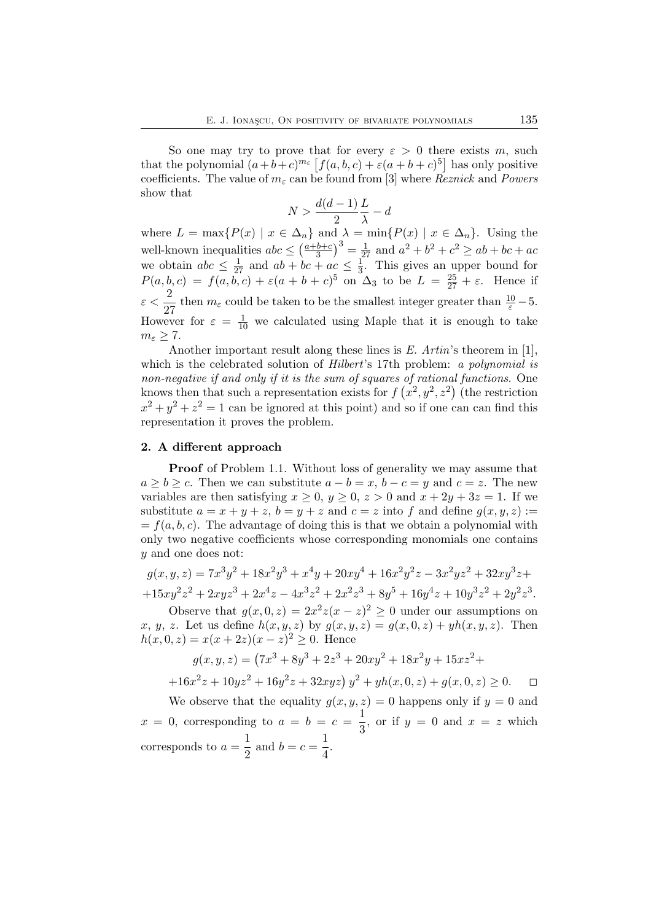So one may try to prove that for every $\varepsilon > 0$ there exists $m$, such that the polynomial $(a+b+c)^{m_\varepsilon}\left[f(a,b,c)+\varepsilon(a+b+c)^5\right]$ has only positive coefficients. The value of $m_\varepsilon$ can be found from [3] where *Reznick* and *Powers* show that

$$N > \frac{d(d-1)}{2}\frac{L}{\lambda} - d$$

where $L = \max\{P(x) \mid x \in \Delta_n\}$ and $\lambda = \min\{P(x) \mid x \in \Delta_n\}$. Using the well-known inequalities $abc \le \left(\frac{a+b+c}{3}\right)^3 = \frac{1}{27}$ and $a^2+b^2+c^2 \ge ab+bc+ac$ we obtain $abc \le \frac{1}{27}$ and $ab+bc+ac \le \frac{1}{3}$. This gives an upper bound for $P(a,b,c) = f(a,b,c) + \varepsilon(a+b+c)^5$ on $\Delta_3$ to be $L = \frac{25}{27} + \varepsilon$. Hence if $\varepsilon < \dfrac{2}{27}$ then $m_\varepsilon$ could be taken to be the smallest integer greater than $\frac{10}{\varepsilon} - 5$. However for $\varepsilon = \frac{1}{10}$ we calculated using Maple that it is enough to take $m_\varepsilon \ge 7$.

Another important result along these lines is *E. Artin*'s theorem in [1], which is the celebrated solution of *Hilbert*'s 17th problem: *a polynomial is non-negative if and only if it is the sum of squares of rational functions*. One knows then that such a representation exists for $f\left(x^2,y^2,z^2\right)$ (the restriction $x^2+y^2+z^2=1$ can be ignored at this point) and so if one can can find this representation it proves the problem.

## 2. A different approach

**Proof** of Problem 1.1. Without loss of generality we may assume that $a \ge b \ge c$. Then we can substitute $a-b=x$, $b-c=y$ and $c=z$. The new variables are then satisfying $x \ge 0$, $y \ge 0$, $z > 0$ and $x+2y+3z=1$. If we substitute $a = x+y+z$, $b = y+z$ and $c = z$ into $f$ and define $g(x,y,z) := f(a,b,c)$. The advantage of doing this is that we obtain a polynomial with only two negative coefficients whose corresponding monomials one contains $y$ and one does not:

$$g(x,y,z) = 7x^3y^2 + 18x^2y^3 + x^4y + 20xy^4 + 16x^2y^2z - 3x^2yz^2 + 32xy^3z + 15xy^2z^2 + 2xyz^3 + 2x^4z - 4x^3z^2 + 2x^2z^3 + 8y^5 + 16y^4z + 10y^3z^2 + 2y^2z^3.$$

Observe that $g(x,0,z) = 2x^2z(x-z)^2 \ge 0$ under our assumptions on $x$, $y$, $z$. Let us define $h(x,y,z)$ by $g(x,y,z) = g(x,0,z) + yh(x,y,z)$. Then $h(x,0,z) = x(x+2z)(x-z)^2 \ge 0$. Hence

$$g(x,y,z) = \left(7x^3 + 8y^3 + 2z^3 + 20xy^2 + 18x^2y + 15xz^2 + 16x^2z + 10yz^2 + 16y^2z + 32xyz\right)y^2 + yh(x,0,z) + g(x,0,z) \ge 0. \qquad \square$$

We observe that the equality $g(x,y,z) = 0$ happens only if $y = 0$ and $x = 0$, corresponding to $a = b = c = \dfrac{1}{3}$, or if $y = 0$ and $x = z$ which corresponds to $a = \dfrac{1}{2}$ and $b = c = \dfrac{1}{4}$.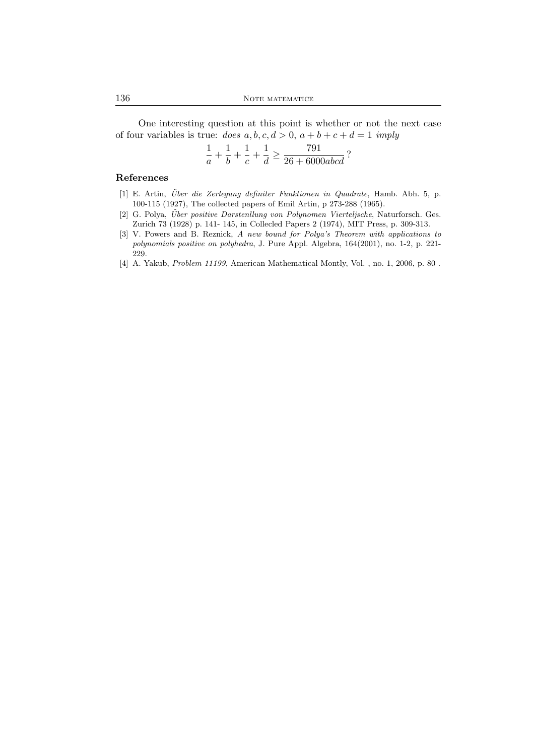One interesting question at this point is whether or not the next case of four variables is true: *does* $a, b, c, d > 0$, $a + b + c + d = 1$ *imply*

$$\frac{1}{a} + \frac{1}{b} + \frac{1}{c} + \frac{1}{d} \geq \frac{791}{26 + 6000abcd}\,?$$

## References

[1] E. Artin, *Über die Zerlegung definiter Funktionen in Quadrate*, Hamb. Abh. 5, p. 100-115 (1927), The collected papers of Emil Artin, p 273-288 (1965).

[2] G. Polya, *Über positive Darstenllung von Polynomen Vierteljsche*, Naturforsch. Ges. Zurich 73 (1928) p. 141- 145, in Collecled Papers 2 (1974), MIT Press, p. 309-313.

[3] V. Powers and B. Reznick, *A new bound for Polya's Theorem with applications to polynomials positive on polyhedra*, J. Pure Appl. Algebra, 164(2001), no. 1-2, p. 221-229.

[4] A. Yakub, *Problem 11199*, American Mathematical Montly, Vol. , no. 1, 2006, p. 80 .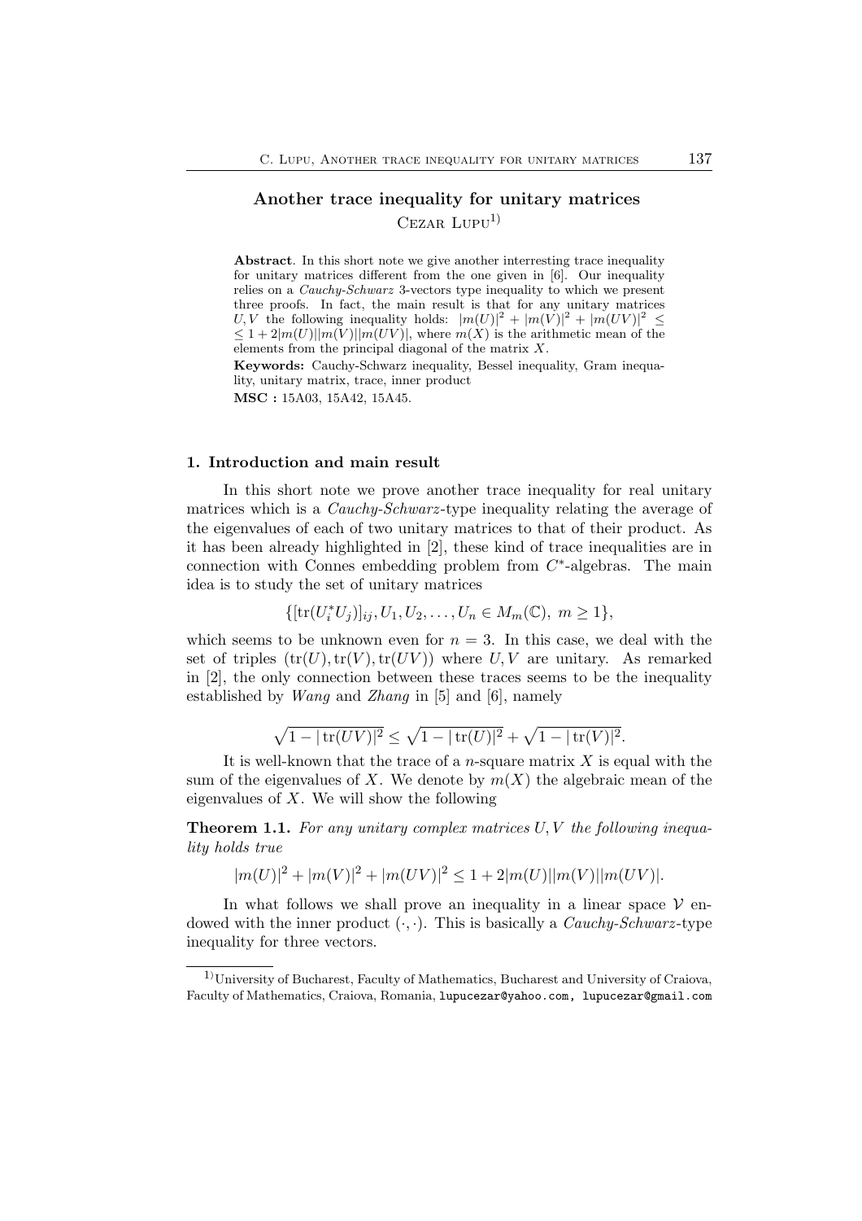## Another trace inequality for unitary matrices

Cezar Lupu[1)]

**Abstract**. In this short note we give another interresting trace inequality for unitary matrices different from the one given in [6]. Our inequality relies on a *Cauchy-Schwarz* 3-vectors type inequality to which we present three proofs. In fact, the main result is that for any unitary matrices $U,V$ the following inequality holds: $|m(U)|^2 + |m(V)|^2 + |m(UV)|^2 \leq$ $\leq 1 + 2|m(U)||m(V)||m(UV)|$, where $m(X)$ is the arithmetic mean of the elements from the principal diagonal of the matrix $X$.

**Keywords:** Cauchy-Schwarz inequality, Bessel inequality, Gram inequality, unitary matrix, trace, inner product

**MSC :** 15A03, 15A42, 15A45.

### 1. Introduction and main result

In this short note we prove another trace inequality for real unitary matrices which is a *Cauchy-Schwarz*-type inequality relating the average of the eigenvalues of each of two unitary matrices to that of their product. As it has been already highlighted in [2], these kind of trace inequalities are in connection with Connes embedding problem from $C^*$-algebras. The main idea is to study the set of unitary matrices

$$\{[\operatorname{tr}(U_i^* U_j)]_{ij}, U_1, U_2, \ldots, U_n \in M_m(\mathbb{C}),\ m \geq 1\},$$

which seems to be unknown even for $n = 3$. In this case, we deal with the set of triples $(\operatorname{tr}(U), \operatorname{tr}(V), \operatorname{tr}(UV))$ where $U, V$ are unitary. As remarked in [2], the only connection between these traces seems to be the inequality established by *Wang* and *Zhang* in [5] and [6], namely

$$\sqrt{1 - |\operatorname{tr}(UV)|^2} \leq \sqrt{1 - |\operatorname{tr}(U)|^2} + \sqrt{1 - |\operatorname{tr}(V)|^2}.$$

It is well-known that the trace of a $n$-square matrix $X$ is equal with the sum of the eigenvalues of $X$. We denote by $m(X)$ the algebraic mean of the eigenvalues of $X$. We will show the following

**Theorem 1.1.** *For any unitary complex matrices $U, V$ the following inequality holds true*

$$|m(U)|^2 + |m(V)|^2 + |m(UV)|^2 \leq 1 + 2|m(U)||m(V)||m(UV)|.$$

In what follows we shall prove an inequality in a linear space $\mathcal{V}$ endowed with the inner product $(\cdot,\cdot)$. This is basically a *Cauchy-Schwarz*-type inequality for three vectors.

---

[1)] University of Bucharest, Faculty of Mathematics, Bucharest and University of Craiova, Faculty of Mathematics, Craiova, Romania, lupucezar@yahoo.com, lupucezar@gmail.com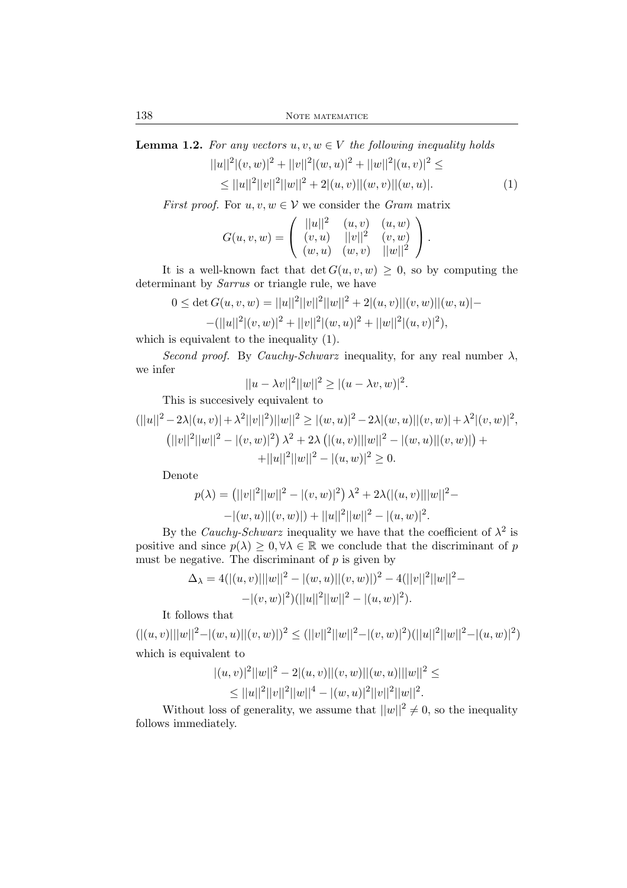**Lemma 1.2.** *For any vectors $u, v, w \in V$ the following inequality holds*

$$||u||^2|(v,w)|^2 + ||v||^2|(w,u)|^2 + ||w||^2|(u,v)|^2 \leq$$
$$\leq ||u||^2||v||^2||w||^2 + 2|(u,v)||(w,v)||(w,u)|. \tag{1}$$

*First proof.* For $u, v, w \in \mathcal{V}$ we consider the *Gram* matrix

$$G(u,v,w) = \begin{pmatrix} ||u||^2 & (u,v) & (u,w) \\ (v,u) & ||v||^2 & (v,w) \\ (w,u) & (w,v) & ||w||^2 \end{pmatrix}.$$

It is a well-known fact that $\det G(u,v,w) \geq 0$, so by computing the determinant by *Sarrus* or triangle rule, we have

$$0 \leq \det G(u,v,w) = ||u||^2||v||^2||w||^2 + 2|(u,v)||(v,w)||(w,u)| -$$
$$-(||u||^2|(v,w)|^2 + ||v||^2|(w,u)|^2 + ||w||^2|(u,v)|^2),$$

which is equivalent to the inequality (1).

*Second proof.* By *Cauchy-Schwarz* inequality, for any real number $\lambda$, we infer

$$||u - \lambda v||^2||w||^2 \geq |(u - \lambda v, w)|^2.$$

This is succesively equivalent to

$$(||u||^2 - 2\lambda|(u,v)| + \lambda^2||v||^2)||w||^2 \geq |(w,u)|^2 - 2\lambda|(w,u)||(v,w)| + \lambda^2|(v,w)|^2,$$
$$\left(||v||^2||w||^2 - |(v,w)|^2\right)\lambda^2 + 2\lambda\left(|(u,v)|||w||^2 - |(w,u)||(v,w)|\right) +$$
$$+||u||^2||w||^2 - |(u,w)|^2 \geq 0.$$

Denote

$$p(\lambda) = \left(||v||^2||w||^2 - |(v,w)|^2\right)\lambda^2 + 2\lambda(|(u,v)|||w||^2 -$$
$$-|(w,u)||(v,w)|) + ||u||^2||w||^2 - |(u,w)|^2.$$

By the *Cauchy-Schwarz* inequality we have that the coefficient of $\lambda^2$ is positive and since $p(\lambda) \geq 0, \forall \lambda \in \mathbb{R}$ we conclude that the discriminant of $p$ must be negative. The discriminant of $p$ is given by

$$\Delta_\lambda = 4(|(u,v)|||w||^2 - |(w,u)||(v,w)|)^2 - 4(||v||^2||w||^2 -$$
$$-|(v,w)|^2)(||u||^2||w||^2 - |(u,w)|^2).$$

It follows that

$$(|(u,v)|||w||^2 - |(w,u)||(v,w)|)^2 \leq (||v||^2||w||^2 - |(v,w)|^2)(||u||^2||w||^2 - |(u,w)|^2)$$

which is equivalent to

$$|(u,v)|^2||w||^2 - 2|(u,v)||(v,w)||(w,u)|||w||^2 \leq$$
$$\leq ||u||^2||v||^2||w||^4 - |(w,u)|^2||v||^2||w||^2.$$

Without loss of generality, we assume that $||w||^2 \neq 0$, so the inequality follows immediately.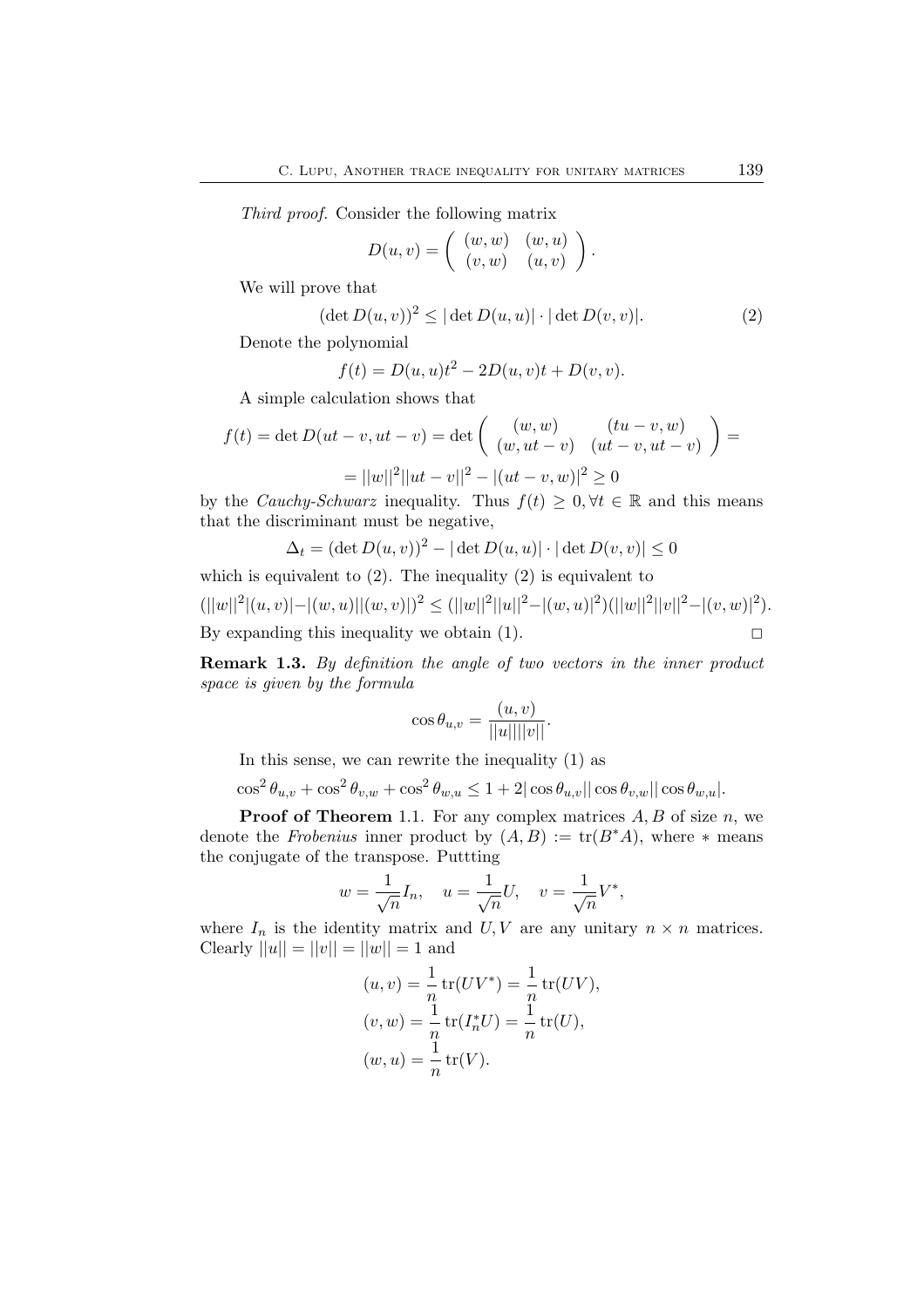*Third proof.* Consider the following matrix

$$D(u,v) = \begin{pmatrix} (w,w) & (w,u) \\ (v,w) & (u,v) \end{pmatrix}.$$

We will prove that

$$(\det D(u,v))^2 \le |\det D(u,u)| \cdot |\det D(v,v)|. \tag{2}$$

Denote the polynomial

$$f(t) = D(u,u)t^2 - 2D(u,v)t + D(v,v).$$

A simple calculation shows that

$$f(t) = \det D(ut-v, ut-v) = \det \begin{pmatrix} (w,w) & (tu-v,w) \\ (w,ut-v) & (ut-v,ut-v) \end{pmatrix} =$$

$$= ||w||^2||ut-v||^2 - |(ut-v,w)|^2 \ge 0$$

by the *Cauchy-Schwarz* inequality. Thus $f(t) \ge 0, \forall t \in \mathbb{R}$ and this means that the discriminant must be negative,

$$\Delta_t = (\det D(u,v))^2 - |\det D(u,u)| \cdot |\det D(v,v)| \le 0$$

which is equivalent to (2). The inequality (2) is equivalent to

$$(||w||^2|(u,v)| - |(w,u)||(w,v)|)^2 \le (||w||^2||u||^2 - |(w,u)|^2)(||w||^2||v||^2 - |(v,w)|^2).$$

By expanding this inequality we obtain (1). $\square$

**Remark 1.3.** *By definition the angle of two vectors in the inner product space is given by the formula*

$$\cos\theta_{u,v} = \frac{(u,v)}{||u||||v||}.$$

In this sense, we can rewrite the inequality (1) as

$$\cos^2\theta_{u,v} + \cos^2\theta_{v,w} + \cos^2\theta_{w,u} \le 1 + 2|\cos\theta_{u,v}||\cos\theta_{v,w}||\cos\theta_{w,u}|.$$

**Proof of Theorem** 1.1. For any complex matrices $A, B$ of size $n$, we denote the *Frobenius* inner product by $(A,B) := \operatorname{tr}(B^*A)$, where $*$ means the conjugate of the transpose. Puttting

$$w = \frac{1}{\sqrt{n}}I_n, \quad u = \frac{1}{\sqrt{n}}U, \quad v = \frac{1}{\sqrt{n}}V^*,$$

where $I_n$ is the identity matrix and $U, V$ are any unitary $n \times n$ matrices. Clearly $||u|| = ||v|| = ||w|| = 1$ and

$$(u,v) = \frac{1}{n}\operatorname{tr}(UV^*) = \frac{1}{n}\operatorname{tr}(UV),$$
$$(v,w) = \frac{1}{n}\operatorname{tr}(I_n^*U) = \frac{1}{n}\operatorname{tr}(U),$$
$$(w,u) = \frac{1}{n}\operatorname{tr}(V).$$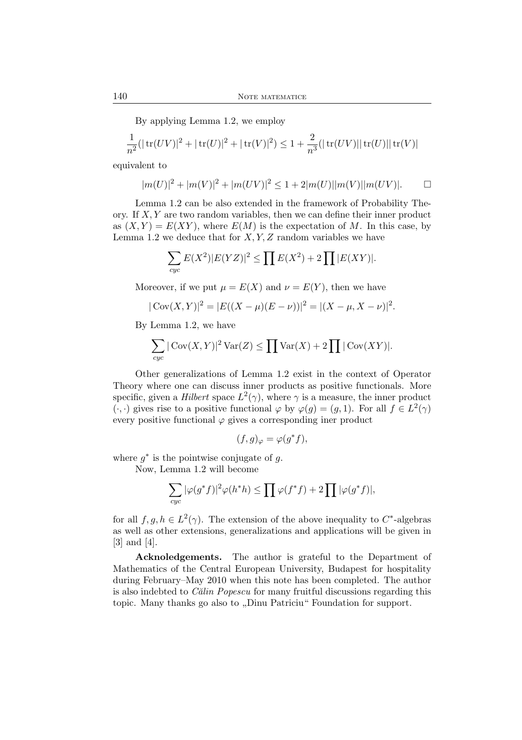By applying Lemma 1.2, we employ

$$\frac{1}{n^2}(|\operatorname{tr}(UV)|^2 + |\operatorname{tr}(U)|^2 + |\operatorname{tr}(V)|^2) \leq 1 + \frac{2}{n^3}(|\operatorname{tr}(UV)||\operatorname{tr}(U)||\operatorname{tr}(V)|$$

equivalent to

$$|m(U)|^2 + |m(V)|^2 + |m(UV)|^2 \leq 1 + 2|m(U)||m(V)||m(UV)|. \qquad \square$$

Lemma 1.2 can be also extended in the framework of Probability Theory. If $X, Y$ are two random variables, then we can define their inner product as $(X, Y) = E(XY)$, where $E(M)$ is the expectation of $M$. In this case, by Lemma 1.2 we deduce that for $X, Y, Z$ random variables we have

$$\sum_{cyc} E(X^2)|E(YZ)|^2 \leq \prod E(X^2) + 2\prod |E(XY)|.$$

Moreover, if we put $\mu = E(X)$ and $\nu = E(Y)$, then we have

$$|\operatorname{Cov}(X, Y)|^2 = |E((X - \mu)(E - \nu))|^2 = |(X - \mu, X - \nu)|^2.$$

By Lemma 1.2, we have

$$\sum_{cyc} |\operatorname{Cov}(X, Y)|^2 \operatorname{Var}(Z) \leq \prod \operatorname{Var}(X) + 2\prod |\operatorname{Cov}(XY)|.$$

Other generalizations of Lemma 1.2 exist in the context of Operator Theory where one can discuss inner products as positive functionals. More specific, given a *Hilbert* space $L^2(\gamma)$, where $\gamma$ is a measure, the inner product $(\cdot, \cdot)$ gives rise to a positive functional $\varphi$ by $\varphi(g) = (g, 1)$. For all $f \in L^2(\gamma)$ every positive functional $\varphi$ gives a corresponding iner product

$$(f, g)_\varphi = \varphi(g^* f),$$

where $g^*$ is the pointwise conjugate of $g$.

Now, Lemma 1.2 will become

$$\sum_{cyc} |\varphi(g^* f)|^2 \varphi(h^* h) \leq \prod \varphi(f^* f) + 2\prod |\varphi(g^* f)|,$$

for all $f, g, h \in L^2(\gamma)$. The extension of the above inequality to $C^*$-algebras as well as other extensions, generalizations and applications will be given in [3] and [4].

**Acknoledgements.** The author is grateful to the Department of Mathematics of the Central European University, Budapest for hospitality during February–May 2010 when this note has been completed. The author is also indebted to *Călin Popescu* for many fruitful discussions regarding this topic. Many thanks go also to „Dinu Patriciu" Foundation for support.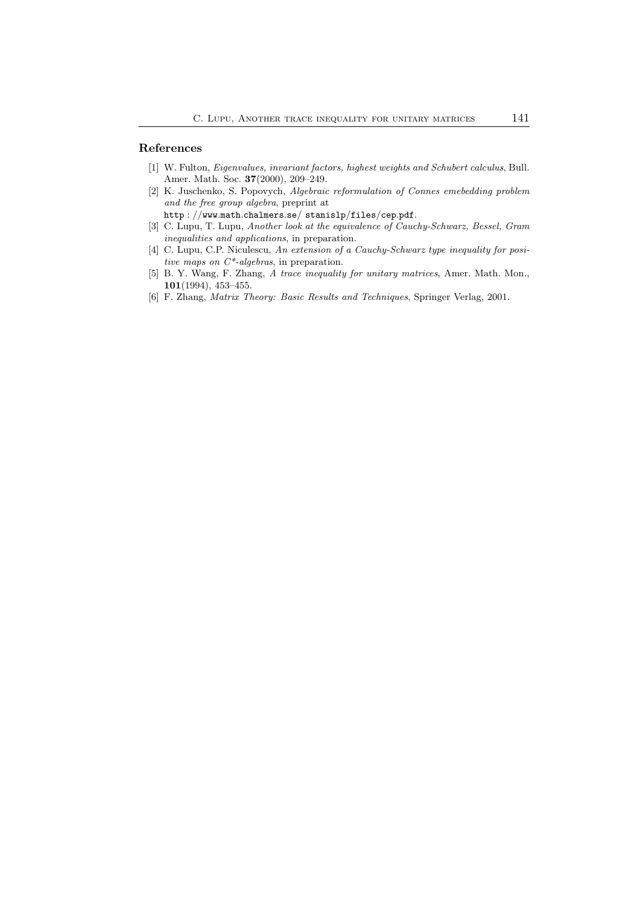## References

[1] W. Fulton, *Eigenvalues, invariant factors, highest weights and Schubert calculus*, Bull. Amer. Math. Soc. **37**(2000), 209–249.

[2] K. Juschenko, S. Popovych, *Algebraic reformulation of Connes emebedding problem and the free group algebra*, preprint at `http : //www.math.chalmers.se/ stanislp/files/cep.pdf`.

[3] C. Lupu, T. Lupu, *Another look at the equivalence of Cauchy-Schwarz, Bessel, Gram inequalities and applications*, in preparation.

[4] C. Lupu, C.P. Niculescu, *An extension of a Cauchy-Schwarz type inequality for positive maps on C\*-algebras*, in preparation.

[5] B. Y. Wang, F. Zhang, *A trace inequality for unitary matrices*, Amer. Math. Mon., **101**(1994), 453–455.

[6] F. Zhang, *Matrix Theory: Basic Results and Techniques*, Springer Verlag, 2001.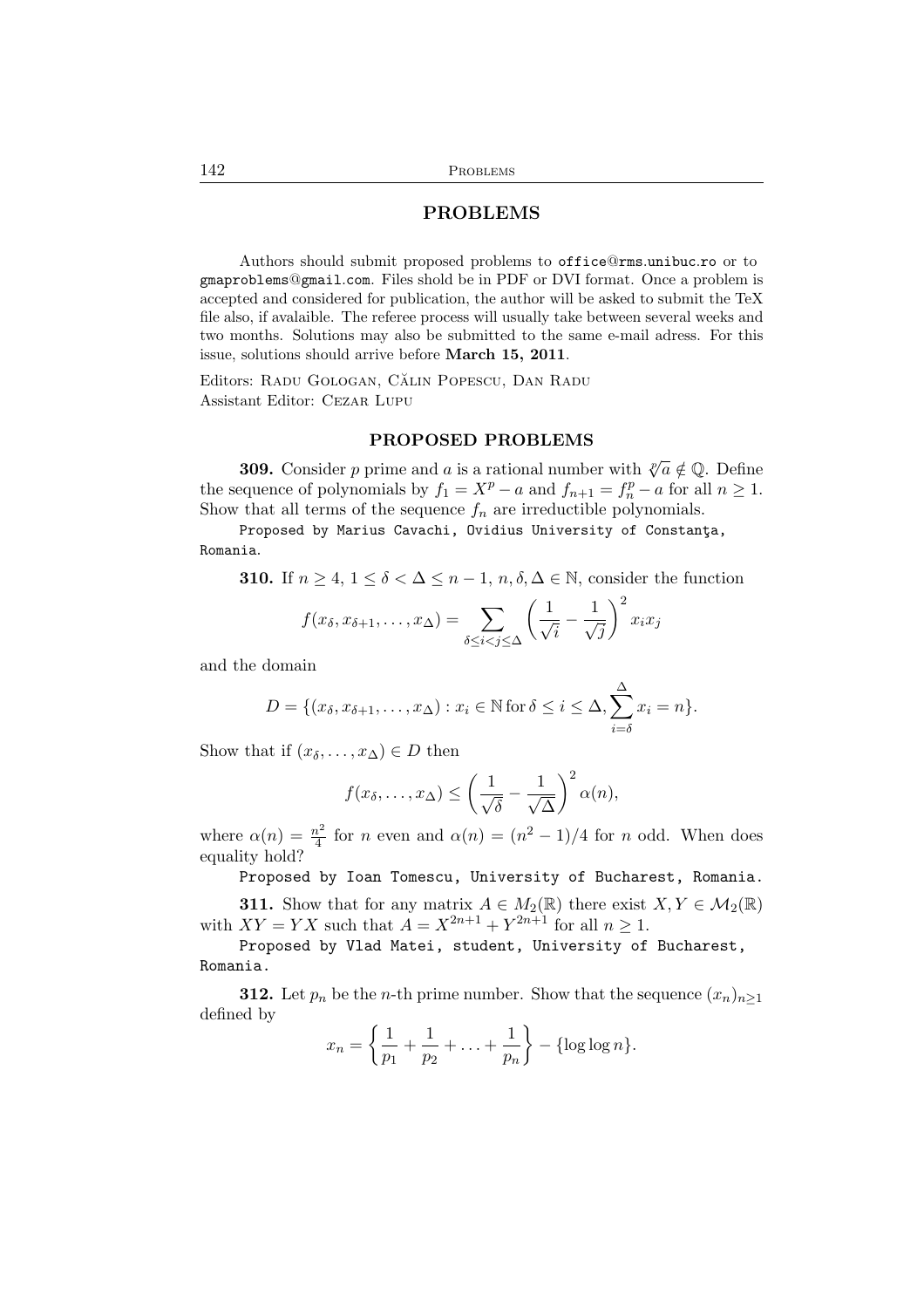## PROBLEMS

Authors should submit proposed problems to office@rms.unibuc.ro or to gmaproblems@gmail.com. Files shold be in PDF or DVI format. Once a problem is accepted and considered for publication, the author will be asked to submit the TeX file also, if avalaible. The referee process will usually take between several weeks and two months. Solutions may also be submitted to the same e-mail adress. For this issue, solutions should arrive before **March 15, 2011**.

Editors: Radu Gologan, Călin Popescu, Dan Radu
Assistant Editor: Cezar Lupu

### PROPOSED PROBLEMS

**309.** Consider $p$ prime and $a$ is a rational number with $\sqrt[p]{a} \notin \mathbb{Q}$. Define the sequence of polynomials by $f_1 = X^p - a$ and $f_{n+1} = f_n^p - a$ for all $n \geq 1$. Show that all terms of the sequence $f_n$ are irreducible polynomials.

Proposed by Marius Cavachi, Ovidius University of Constanţa, Romania.

**310.** If $n \geq 4$, $1 \leq \delta < \Delta \leq n-1$, $n, \delta, \Delta \in \mathbb{N}$, consider the function

$$f(x_\delta, x_{\delta+1}, \ldots, x_\Delta) = \sum_{\delta \leq i < j \leq \Delta} \left( \frac{1}{\sqrt{i}} - \frac{1}{\sqrt{j}} \right)^2 x_i x_j$$

and the domain

$$D = \{(x_\delta, x_{\delta+1}, \ldots, x_\Delta) : x_i \in \mathbb{N} \, \text{for} \, \delta \leq i \leq \Delta, \sum_{i=\delta}^{\Delta} x_i = n\}.$$

Show that if $(x_\delta, \ldots, x_\Delta) \in D$ then

$$f(x_\delta, \ldots, x_\Delta) \leq \left( \frac{1}{\sqrt{\delta}} - \frac{1}{\sqrt{\Delta}} \right)^2 \alpha(n),$$

where $\alpha(n) = \frac{n^2}{4}$ for $n$ even and $\alpha(n) = (n^2-1)/4$ for $n$ odd. When does equality hold?

Proposed by Ioan Tomescu, University of Bucharest, Romania.

**311.** Show that for any matrix $A \in M_2(\mathbb{R})$ there exist $X, Y \in \mathcal{M}_2(\mathbb{R})$ with $XY = YX$ such that $A = X^{2n+1} + Y^{2n+1}$ for all $n \geq 1$.

Proposed by Vlad Matei, student, University of Bucharest, Romania.

**312.** Let $p_n$ be the $n$-th prime number. Show that the sequence $(x_n)_{n \geq 1}$ defined by

$$x_n = \left\{ \frac{1}{p_1} + \frac{1}{p_2} + \ldots + \frac{1}{p_n} \right\} - \{\log \log n\}.$$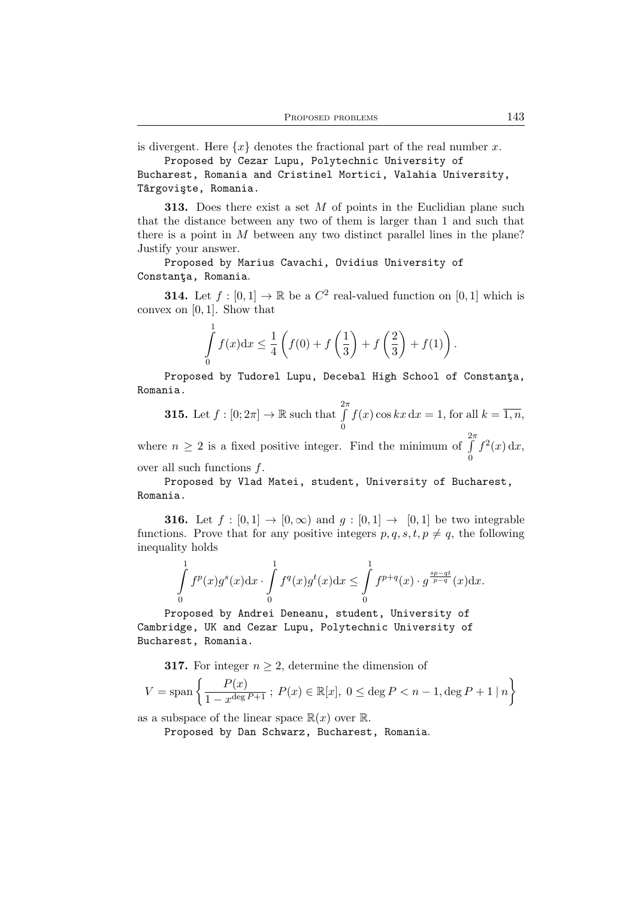is divergent. Here $\{x\}$ denotes the fractional part of the real number $x$.

Proposed by Cezar Lupu, Polytechnic University of Bucharest, Romania and Cristinel Mortici, Valahia University, Târgovişte, Romania.

**313.** Does there exist a set $M$ of points in the Euclidian plane such that the distance between any two of them is larger than 1 and such that there is a point in $M$ between any two distinct parallel lines in the plane? Justify your answer.

Proposed by Marius Cavachi, Ovidius University of Constanţa, Romania.

**314.** Let $f : [0, 1] \to \mathbb{R}$ be a $C^2$ real-valued function on $[0, 1]$ which is convex on $[0, 1]$. Show that

$$\int_0^1 f(x)\mathrm{d}x \le \frac{1}{4}\left(f(0) + f\left(\frac{1}{3}\right) + f\left(\frac{2}{3}\right) + f(1)\right).$$

Proposed by Tudorel Lupu, Decebal High School of Constanţa, Romania.

**315.** Let $f : [0; 2\pi] \to \mathbb{R}$ such that $\int\limits_0^{2\pi} f(x)\cos kx\,\mathrm{d}x = 1$, for all $k = \overline{1, n}$, where $n \ge 2$ is a fixed positive integer. Find the minimum of $\int\limits_0^{2\pi} f^2(x)\,\mathrm{d}x$, over all such functions $f$.

Proposed by Vlad Matei, student, University of Bucharest, Romania.

**316.** Let $f : [0, 1] \to [0, \infty)$ and $g : [0, 1] \to [0, 1]$ be two integrable functions. Prove that for any positive integers $p, q, s, t, p \ne q$, the following inequality holds

$$\int_0^1 f^p(x)g^s(x)\mathrm{d}x \cdot \int_0^1 f^q(x)g^t(x)\mathrm{d}x \le \int_0^1 f^{p+q}(x) \cdot g^{\frac{sp-qt}{p-q}}(x)\mathrm{d}x.$$

Proposed by Andrei Deneanu, student, University of Cambridge, UK and Cezar Lupu, Polytechnic University of Bucharest, Romania.

**317.** For integer $n \ge 2$, determine the dimension of

$$V = \operatorname{span}\left\{\frac{P(x)}{1 - x^{\deg P + 1}}\;;\; P(x) \in \mathbb{R}[x],\ 0 \le \deg P < n - 1, \deg P + 1 \mid n\right\}$$

as a subspace of the linear space $\mathbb{R}(x)$ over $\mathbb{R}$.

Proposed by Dan Schwarz, Bucharest, Romania.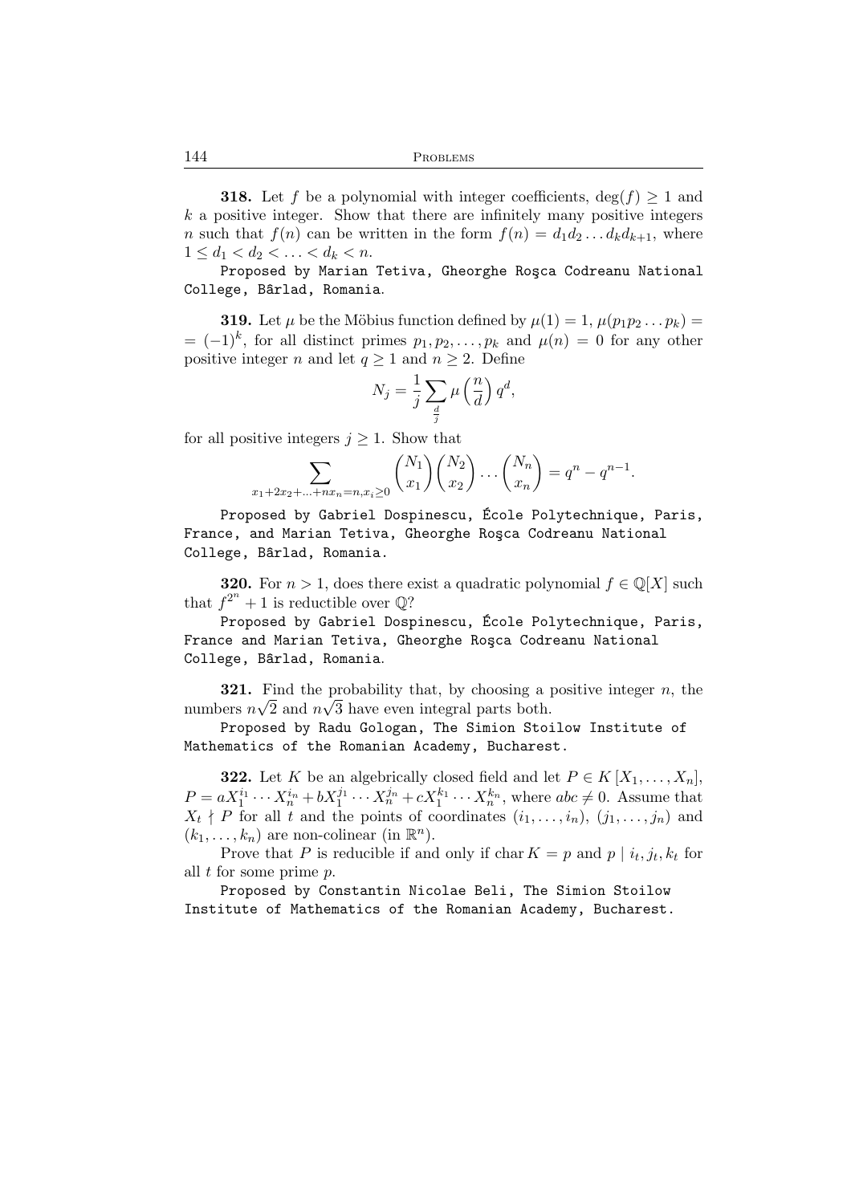**318.** Let $f$ be a polynomial with integer coefficients, $\deg(f) \geq 1$ and $k$ a positive integer. Show that there are infinitely many positive integers $n$ such that $f(n)$ can be written in the form $f(n) = d_1 d_2 \ldots d_k d_{k+1}$, where $1 \leq d_1 < d_2 < \ldots < d_k < n$.

Proposed by Marian Tetiva, Gheorghe Roşca Codreanu National College, Bârlad, Romania.

**319.** Let $\mu$ be the Möbius function defined by $\mu(1) = 1$, $\mu(p_1 p_2 \ldots p_k) = (-1)^k$, for all distinct primes $p_1, p_2, \ldots, p_k$ and $\mu(n) = 0$ for any other positive integer $n$ and let $q \geq 1$ and $n \geq 2$. Define

$$N_j = \frac{1}{j} \sum_{\frac{d}{j}} \mu\left(\frac{n}{d}\right) q^d,$$

for all positive integers $j \geq 1$. Show that

$$\sum_{x_1 + 2x_2 + \ldots + nx_n = n, x_i \geq 0} \binom{N_1}{x_1} \binom{N_2}{x_2} \ldots \binom{N_n}{x_n} = q^n - q^{n-1}.$$

Proposed by Gabriel Dospinescu, École Polytechnique, Paris, France, and Marian Tetiva, Gheorghe Roşca Codreanu National College, Bârlad, Romania.

**320.** For $n > 1$, does there exist a quadratic polynomial $f \in \mathbb{Q}[X]$ such that $f^{2^n} + 1$ is reductible over $\mathbb{Q}$?

Proposed by Gabriel Dospinescu, École Polytechnique, Paris, France and Marian Tetiva, Gheorghe Roşca Codreanu National College, Bârlad, Romania.

**321.** Find the probability that, by choosing a positive integer $n$, the numbers $n\sqrt{2}$ and $n\sqrt{3}$ have even integral parts both.

Proposed by Radu Gologan, The Simion Stoilow Institute of Mathematics of the Romanian Academy, Bucharest.

**322.** Let $K$ be an algebrically closed field and let $P \in K[X_1, \ldots, X_n]$, $P = aX_1^{i_1} \cdots X_n^{i_n} + bX_1^{j_1} \cdots X_n^{j_n} + cX_1^{k_1} \cdots X_n^{k_n}$, where $abc \neq 0$. Assume that $X_t \nmid P$ for all $t$ and the points of coordinates $(i_1, \ldots, i_n)$, $(j_1, \ldots, j_n)$ and $(k_1, \ldots, k_n)$ are non-colinear (in $\mathbb{R}^n$).

Prove that $P$ is reducible if and only if $\operatorname{char} K = p$ and $p \mid i_t, j_t, k_t$ for all $t$ for some prime $p$.

Proposed by Constantin Nicolae Beli, The Simion Stoilow Institute of Mathematics of the Romanian Academy, Bucharest.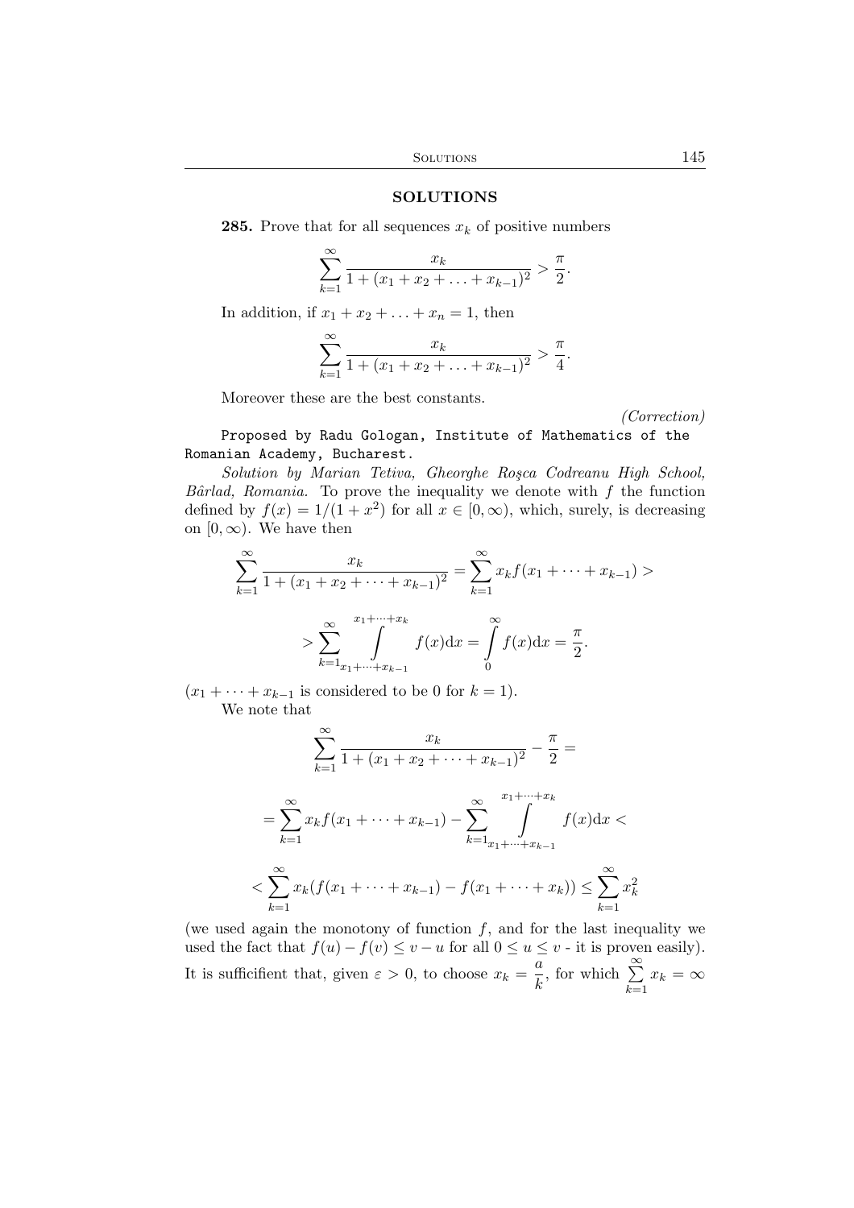## SOLUTIONS

**285.** Prove that for all sequences $x_k$ of positive numbers

$$\sum_{k=1}^{\infty} \frac{x_k}{1 + (x_1 + x_2 + \ldots + x_{k-1})^2} > \frac{\pi}{2}.$$

In addition, if $x_1 + x_2 + \ldots + x_n = 1$, then

$$\sum_{k=1}^{\infty} \frac{x_k}{1 + (x_1 + x_2 + \ldots + x_{k-1})^2} > \frac{\pi}{4}.$$

Moreover these are the best constants.

*(Correction)*

Proposed by Radu Gologan, Institute of Mathematics of the Romanian Academy, Bucharest.

*Solution by Marian Tetiva, Gheorghe Roşca Codreanu High School, Bârlad, Romania.* To prove the inequality we denote with $f$ the function defined by $f(x) = 1/(1 + x^2)$ for all $x \in [0, \infty)$, which, surely, is decreasing on $[0, \infty)$. We have then

$$\sum_{k=1}^{\infty} \frac{x_k}{1 + (x_1 + x_2 + \cdots + x_{k-1})^2} = \sum_{k=1}^{\infty} x_k f(x_1 + \cdots + x_{k-1}) >$$

$$> \sum_{k=1}^{\infty} \int_{x_1 + \cdots + x_{k-1}}^{x_1 + \cdots + x_k} f(x) \mathrm{d}x = \int_0^{\infty} f(x) \mathrm{d}x = \frac{\pi}{2}.$$

($x_1 + \cdots + x_{k-1}$ is considered to be 0 for $k = 1$).

We note that

$$\sum_{k=1}^{\infty} \frac{x_k}{1 + (x_1 + x_2 + \cdots + x_{k-1})^2} - \frac{\pi}{2} =$$

$$= \sum_{k=1}^{\infty} x_k f(x_1 + \cdots + x_{k-1}) - \sum_{k=1}^{\infty} \int_{x_1 + \cdots + x_{k-1}}^{x_1 + \cdots + x_k} f(x) \mathrm{d}x <$$

$$< \sum_{k=1}^{\infty} x_k (f(x_1 + \cdots + x_{k-1}) - f(x_1 + \cdots + x_k)) \leq \sum_{k=1}^{\infty} x_k^2$$

(we used again the monotony of function $f$, and for the last inequality we used the fact that $f(u) - f(v) \leq v - u$ for all $0 \leq u \leq v$ - it is proven easily). It is sufficifient that, given $\varepsilon > 0$, to choose $x_k = \dfrac{a}{k}$, for which $\sum\limits_{k=1}^{\infty} x_k = \infty$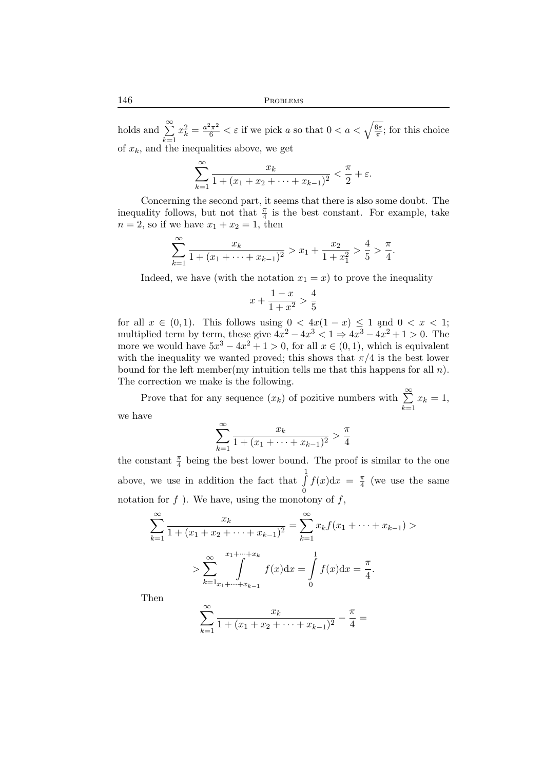holds and $\sum\limits_{k=1}^{\infty} x_k^2 = \frac{a^2\pi^2}{6} < \varepsilon$ if we pick $a$ so that $0 < a < \sqrt{\frac{6\varepsilon}{\pi}}$; for this choice of $x_k$, and the inequalities above, we get

$$\sum_{k=1}^{\infty} \frac{x_k}{1+(x_1+x_2+\cdots+x_{k-1})^2} < \frac{\pi}{2} + \varepsilon.$$

Concerning the second part, it seems that there is also some doubt. The inequality follows, but not that $\frac{\pi}{4}$ is the best constant. For example, take $n = 2$, so if we have $x_1 + x_2 = 1$, then

$$\sum_{k=1}^{\infty} \frac{x_k}{1+(x_1+\cdots+x_{k-1})^2} > x_1 + \frac{x_2}{1+x_1^2} > \frac{4}{5} > \frac{\pi}{4}.$$

Indeed, we have (with the notation $x_1 = x$) to prove the inequality

$$x + \frac{1-x}{1+x^2} > \frac{4}{5}$$

for all $x \in (0,1)$. This follows using $0 < 4x(1-x) \leq 1$ and $0 < x < 1$; multiplied term by term, these give $4x^2 - 4x^3 < 1 \Rightarrow 4x^3 - 4x^2 + 1 > 0$. The more we would have $5x^3 - 4x^2 + 1 > 0$, for all $x \in (0,1)$, which is equivalent with the inequality we wanted proved; this shows that $\pi/4$ is the best lower bound for the left member(my intuition tells me that this happens for all $n$). The correction we make is the following.

Prove that for any sequence $(x_k)$ of pozitive numbers with $\sum\limits_{k=1}^{\infty} x_k = 1$, we have

$$\sum_{k=1}^{\infty} \frac{x_k}{1+(x_1+\cdots+x_{k-1})^2} > \frac{\pi}{4}$$

the constant $\frac{\pi}{4}$ being the best lower bound. The proof is similar to the one above, we use in addition the fact that $\int\limits_0^1 f(x)\mathrm{d}x = \frac{\pi}{4}$ (we use the same notation for $f$ ). We have, using the monotony of $f$,

$$\sum_{k=1}^{\infty} \frac{x_k}{1+(x_1+x_2+\cdots+x_{k-1})^2} = \sum_{k=1}^{\infty} x_k f(x_1+\cdots+x_{k-1}) >$$

$$> \sum_{k=1}^{\infty} \int\limits_{x_1+\cdots+x_{k-1}}^{x_1+\cdots+x_k} f(x)\mathrm{d}x = \int\limits_0^1 f(x)\mathrm{d}x = \frac{\pi}{4}.$$

Then

$$\sum_{k=1}^{\infty} \frac{x_k}{1+(x_1+x_2+\cdots+x_{k-1})^2} - \frac{\pi}{4} =$$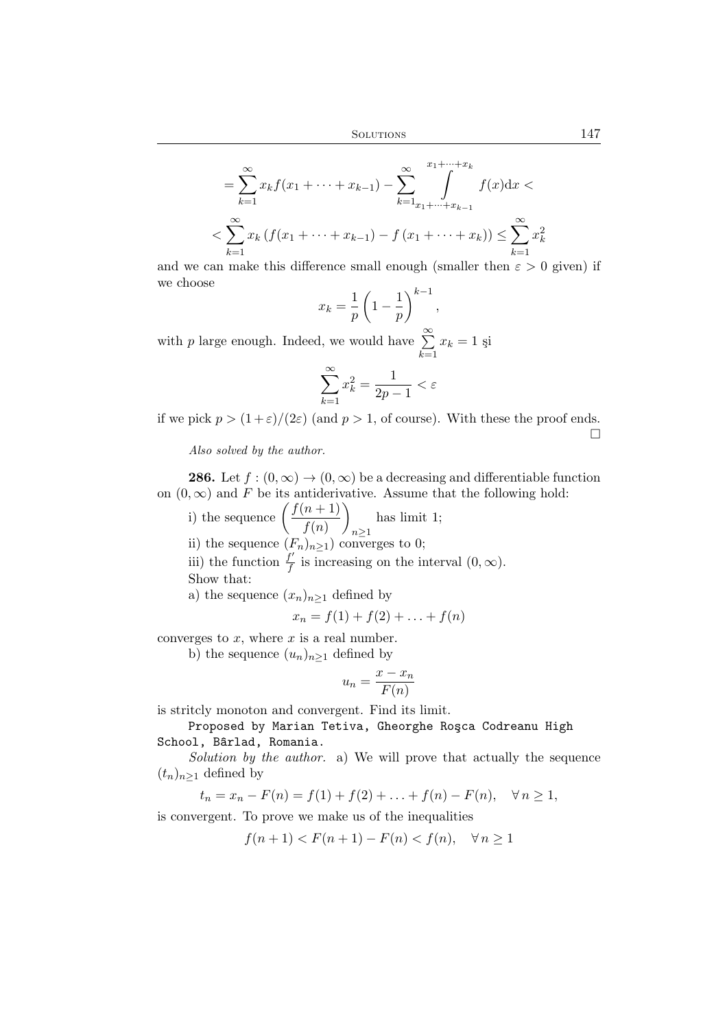$$= \sum_{k=1}^{\infty} x_k f(x_1 + \cdots + x_{k-1}) - \sum_{k=1}^{\infty} \int_{x_1+\cdots+x_{k-1}}^{x_1+\cdots+x_k} f(x)\mathrm{d}x <$$

$$< \sum_{k=1}^{\infty} x_k \left(f(x_1 + \cdots + x_{k-1}) - f\left(x_1 + \cdots + x_k\right)\right) \leq \sum_{k=1}^{\infty} x_k^2$$

and we can make this difference small enough (smaller then $\varepsilon > 0$ given) if we choose

$$x_k = \frac{1}{p}\left(1 - \frac{1}{p}\right)^{k-1},$$

with $p$ large enough. Indeed, we would have $\sum\limits_{k=1}^{\infty} x_k = 1$ şi

$$\sum_{k=1}^{\infty} x_k^2 = \frac{1}{2p-1} < \varepsilon$$

if we pick $p > (1+\varepsilon)/(2\varepsilon)$ (and $p > 1$, of course). With these the proof ends. □

*Also solved by the author.*

**286.** Let $f : (0, \infty) \to (0, \infty)$ be a decreasing and differentiable function on $(0, \infty)$ and $F$ be its antiderivative. Assume that the following hold:

i) the sequence $\left(\dfrac{f(n+1)}{f(n)}\right)_{n\geq 1}$ has limit 1;

ii) the sequence $(F_n)_{n\geq 1})$ converges to 0;

iii) the function $\frac{f'}{f}$ is increasing on the interval $(0, \infty)$.

Show that:

a) the sequence $(x_n)_{n\geq 1}$ defined by

$$x_n = f(1) + f(2) + \ldots + f(n)$$

converges to $x$, where $x$ is a real number.

b) the sequence $(u_n)_{n\geq 1}$ defined by

$$u_n = \frac{x - x_n}{F(n)}$$

is stritcly monoton and convergent. Find its limit.

Proposed by Marian Tetiva, Gheorghe Roşca Codreanu High School, Bârlad, Romania.

*Solution by the author.* a) We will prove that actually the sequence $(t_n)_{n\geq 1}$ defined by

$$t_n = x_n - F(n) = f(1) + f(2) + \ldots + f(n) - F(n), \quad \forall\, n \geq 1,$$

is convergent. To prove we make us of the inequalities

$$f(n+1) < F(n+1) - F(n) < f(n), \quad \forall\, n \geq 1$$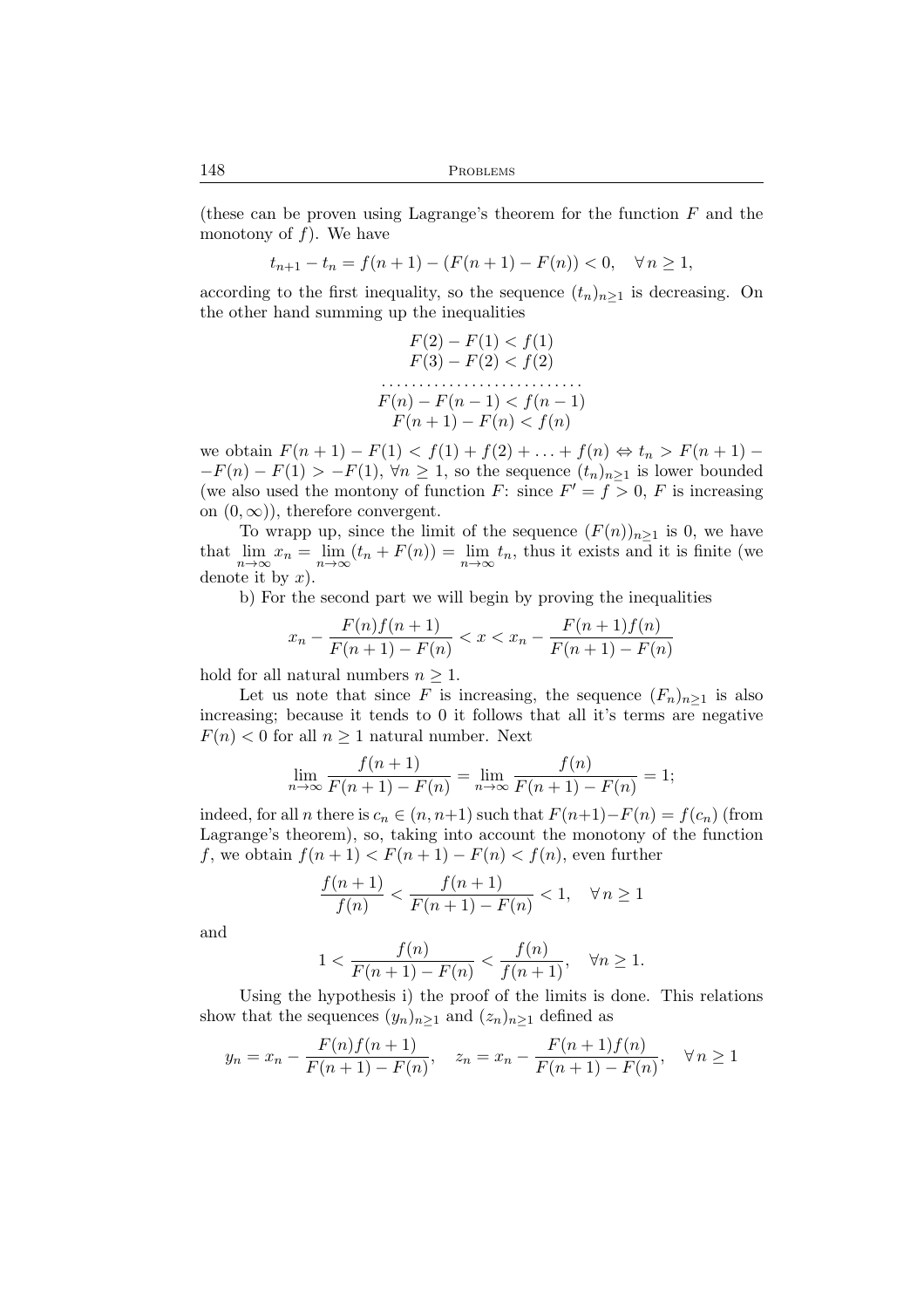(these can be proven using Lagrange's theorem for the function $F$ and the monotony of $f$). We have

$$t_{n+1} - t_n = f(n+1) - (F(n+1) - F(n)) < 0, \quad \forall\, n \geq 1,$$

according to the first inequality, so the sequence $(t_n)_{n\geq 1}$ is decreasing. On the other hand summing up the inequalities

$$\begin{gathered} F(2) - F(1) < f(1) \\ F(3) - F(2) < f(2) \\ \dots\dots\dots\dots\dots\dots\dots\dots\dots \\ F(n) - F(n-1) < f(n-1) \\ F(n+1) - F(n) < f(n) \end{gathered}$$

we obtain $F(n+1) - F(1) < f(1) + f(2) + \ldots + f(n) \Leftrightarrow t_n > F(n+1) - -F(n) - F(1) > -F(1)$, $\forall n \geq 1$, so the sequence $(t_n)_{n\geq 1}$ is lower bounded (we also used the montony of function $F$: since $F' = f > 0$, $F$ is increasing on $(0, \infty)$), therefore convergent.

To wrapp up, since the limit of the sequence $(F(n))_{n\geq 1}$ is 0, we have that $\lim\limits_{n\to\infty} x_n = \lim\limits_{n\to\infty} (t_n + F(n)) = \lim\limits_{n\to\infty} t_n$, thus it exists and it is finite (we denote it by $x$).

b) For the second part we will begin by proving the inequalities

$$x_n - \frac{F(n)f(n+1)}{F(n+1) - F(n)} < x < x_n - \frac{F(n+1)f(n)}{F(n+1) - F(n)}$$

hold for all natural numbers $n \geq 1$.

Let us note that since $F$ is increasing, the sequence $(F_n)_{n\geq 1}$ is also increasing; because it tends to 0 it follows that all it's terms are negative $F(n) < 0$ for all $n \geq 1$ natural number. Next

$$\lim_{n\to\infty} \frac{f(n+1)}{F(n+1) - F(n)} = \lim_{n\to\infty} \frac{f(n)}{F(n+1) - F(n)} = 1;$$

indeed, for all $n$ there is $c_n \in (n, n+1)$ such that $F(n+1) - F(n) = f(c_n)$ (from Lagrange's theorem), so, taking into account the monotony of the function $f$, we obtain $f(n+1) < F(n+1) - F(n) < f(n)$, even further

$$\frac{f(n+1)}{f(n)} < \frac{f(n+1)}{F(n+1) - F(n)} < 1, \quad \forall\, n \geq 1$$

and

$$1 < \frac{f(n)}{F(n+1) - F(n)} < \frac{f(n)}{f(n+1)}, \quad \forall n \geq 1.$$

Using the hypothesis i) the proof of the limits is done. This relations show that the sequences $(y_n)_{n\geq 1}$ and $(z_n)_{n\geq 1}$ defined as

$$y_n = x_n - \frac{F(n)f(n+1)}{F(n+1) - F(n)}, \quad z_n = x_n - \frac{F(n+1)f(n)}{F(n+1) - F(n)}, \quad \forall\, n \geq 1$$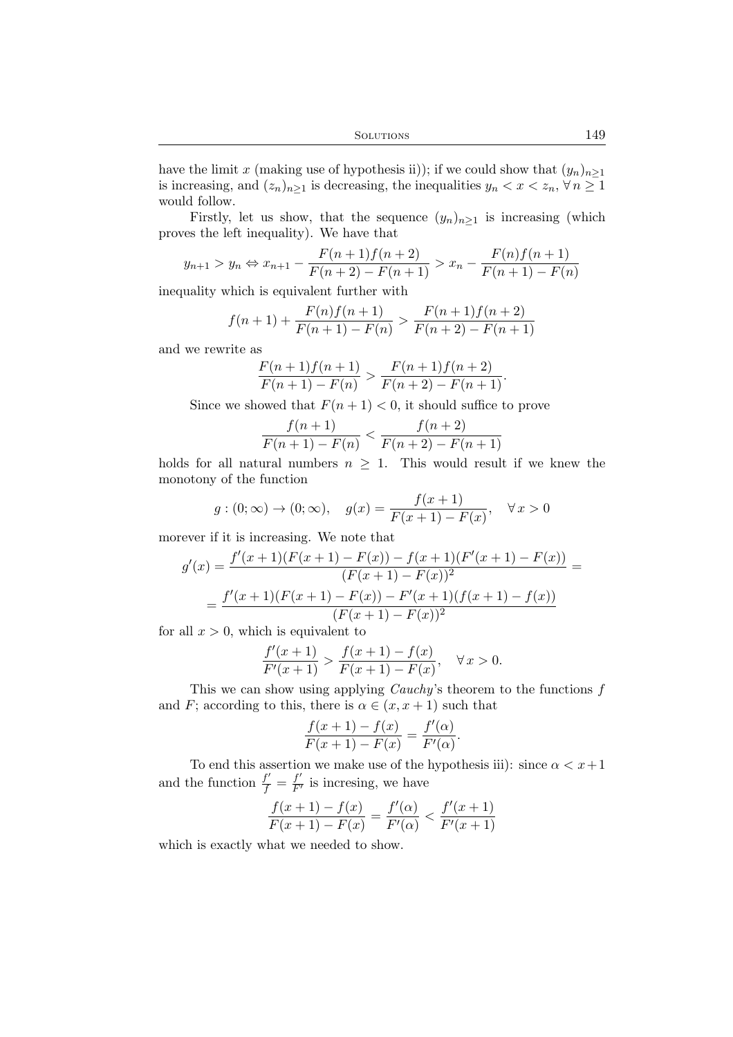have the limit $x$ (making use of hypothesis ii)); if we could show that $(y_n)_{n\geq 1}$ is increasing, and $(z_n)_{n\geq 1}$ is decreasing, the inequalities $y_n < x < z_n$, $\forall\, n \geq 1$ would follow.

Firstly, let us show, that the sequence $(y_n)_{n\geq 1}$ is increasing (which proves the left inequality). We have that

$$y_{n+1} > y_n \Leftrightarrow x_{n+1} - \frac{F(n+1)f(n+2)}{F(n+2)-F(n+1)} > x_n - \frac{F(n)f(n+1)}{F(n+1)-F(n)}$$

inequality which is equivalent further with

$$f(n+1) + \frac{F(n)f(n+1)}{F(n+1)-F(n)} > \frac{F(n+1)f(n+2)}{F(n+2)-F(n+1)}$$

and we rewrite as

$$\frac{F(n+1)f(n+1)}{F(n+1)-F(n)} > \frac{F(n+1)f(n+2)}{F(n+2)-F(n+1)}.$$

Since we showed that $F(n+1) < 0$, it should suffice to prove

$$\frac{f(n+1)}{F(n+1)-F(n)} < \frac{f(n+2)}{F(n+2)-F(n+1)}$$

holds for all natural numbers $n \geq 1$. This would result if we knew the monotony of the function

$$g : (0;\infty) \to (0;\infty), \quad g(x) = \frac{f(x+1)}{F(x+1)-F(x)}, \quad \forall\, x > 0$$

morever if it is increasing. We note that

$$g'(x) = \frac{f'(x+1)(F(x+1)-F(x)) - f(x+1)(F'(x+1)-F(x))}{(F(x+1)-F(x))^2} =$$

$$= \frac{f'(x+1)(F(x+1)-F(x)) - F'(x+1)(f(x+1)-f(x))}{(F(x+1)-F(x))^2}$$

for all $x > 0$, which is equivalent to

$$\frac{f'(x+1)}{F'(x+1)} > \frac{f(x+1)-f(x)}{F(x+1)-F(x)}, \quad \forall\, x > 0.$$

This we can show using applying *Cauchy*'s theorem to the functions $f$ and $F$; according to this, there is $\alpha \in (x, x+1)$ such that

$$\frac{f(x+1)-f(x)}{F(x+1)-F(x)} = \frac{f'(\alpha)}{F'(\alpha)}.$$

To end this assertion we make use of the hypothesis iii): since $\alpha < x+1$ and the function $\frac{f'}{f} = \frac{f'}{F'}$ is incresing, we have

$$\frac{f(x+1)-f(x)}{F(x+1)-F(x)} = \frac{f'(\alpha)}{F'(\alpha)} < \frac{f'(x+1)}{F'(x+1)}$$

which is exactly what we needed to show.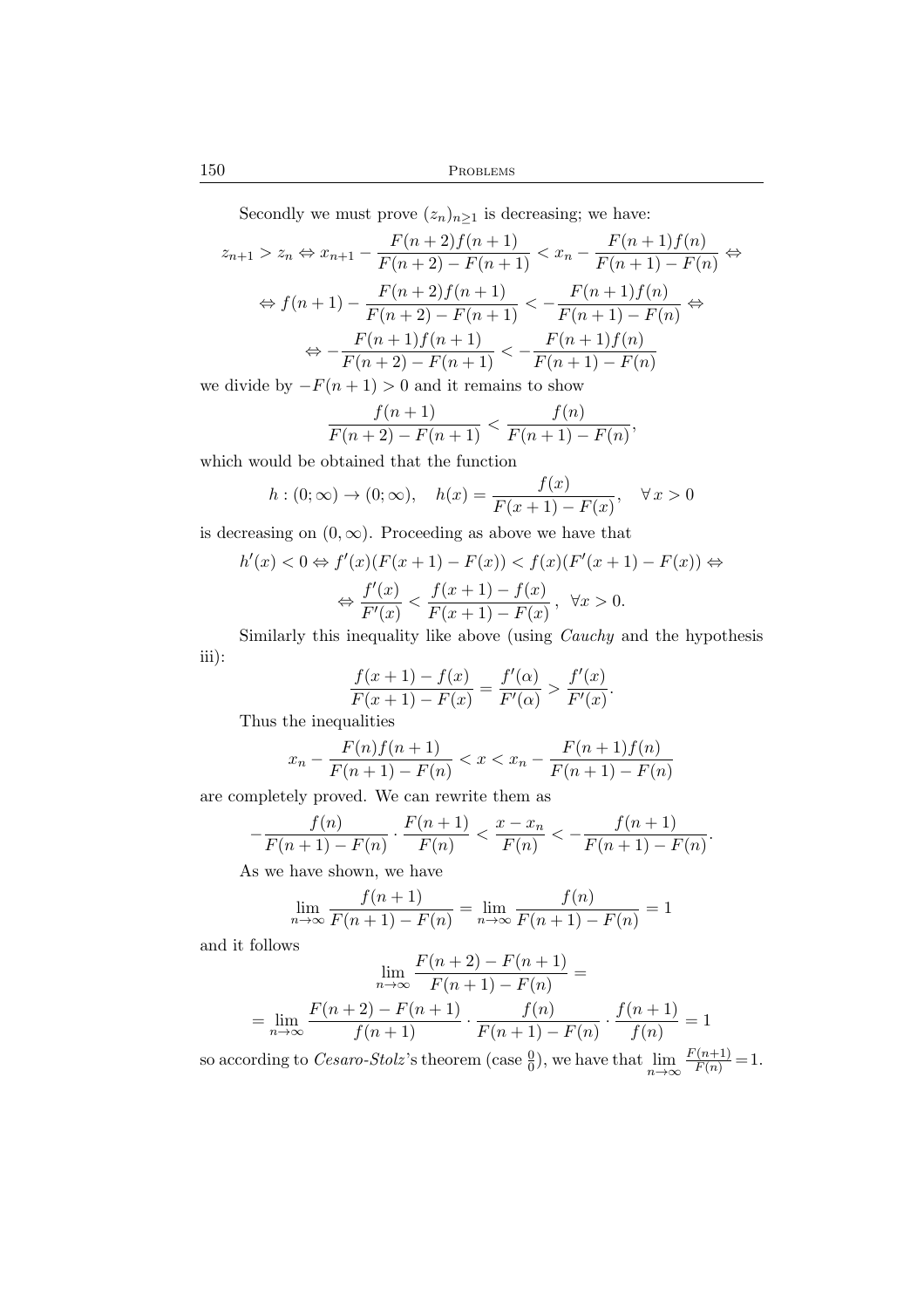Secondly we must prove $(z_n)_{n\geq 1}$ is decreasing; we have:

$$z_{n+1} > z_n \Leftrightarrow x_{n+1} - \frac{F(n+2)f(n+1)}{F(n+2)-F(n+1)} < x_n - \frac{F(n+1)f(n)}{F(n+1)-F(n)} \Leftrightarrow$$

$$\Leftrightarrow f(n+1) - \frac{F(n+2)f(n+1)}{F(n+2)-F(n+1)} < -\frac{F(n+1)f(n)}{F(n+1)-F(n)} \Leftrightarrow$$

$$\Leftrightarrow -\frac{F(n+1)f(n+1)}{F(n+2)-F(n+1)} < -\frac{F(n+1)f(n)}{F(n+1)-F(n)}$$

we divide by $-F(n+1) > 0$ and it remains to show

$$\frac{f(n+1)}{F(n+2)-F(n+1)} < \frac{f(n)}{F(n+1)-F(n)},$$

which would be obtained that the function

$$h : (0;\infty) \to (0;\infty), \quad h(x) = \frac{f(x)}{F(x+1)-F(x)}, \quad \forall\, x > 0$$

is decreasing on $(0,\infty)$. Proceeding as above we have that

$$h'(x) < 0 \Leftrightarrow f'(x)(F(x+1)-F(x)) < f(x)(F'(x+1)-F(x)) \Leftrightarrow$$

$$\Leftrightarrow \frac{f'(x)}{F'(x)} < \frac{f(x+1)-f(x)}{F(x+1)-F(x)}\,, \ \ \forall x > 0.$$

Similarly this inequality like above (using *Cauchy* and the hypothesis iii):

$$\frac{f(x+1)-f(x)}{F(x+1)-F(x)} = \frac{f'(\alpha)}{F'(\alpha)} > \frac{f'(x)}{F'(x)}.$$

Thus the inequalities

$$x_n - \frac{F(n)f(n+1)}{F(n+1)-F(n)} < x < x_n - \frac{F(n+1)f(n)}{F(n+1)-F(n)}$$

are completely proved. We can rewrite them as

$$-\frac{f(n)}{F(n+1)-F(n)} \cdot \frac{F(n+1)}{F(n)} < \frac{x-x_n}{F(n)} < -\frac{f(n+1)}{F(n+1)-F(n)}.$$

As we have shown, we have

$$\lim_{n\to\infty} \frac{f(n+1)}{F(n+1)-F(n)} = \lim_{n\to\infty} \frac{f(n)}{F(n+1)-F(n)} = 1$$

and it follows

$$\lim_{n\to\infty} \frac{F(n+2)-F(n+1)}{F(n+1)-F(n)} =$$

$$= \lim_{n\to\infty} \frac{F(n+2)-F(n+1)}{f(n+1)} \cdot \frac{f(n)}{F(n+1)-F(n)} \cdot \frac{f(n+1)}{f(n)} = 1$$

so according to *Cesaro-Stolz*'s theorem (case $\frac{0}{0}$), we have that $\lim\limits_{n\to\infty} \frac{F(n+1)}{F(n)} = 1$.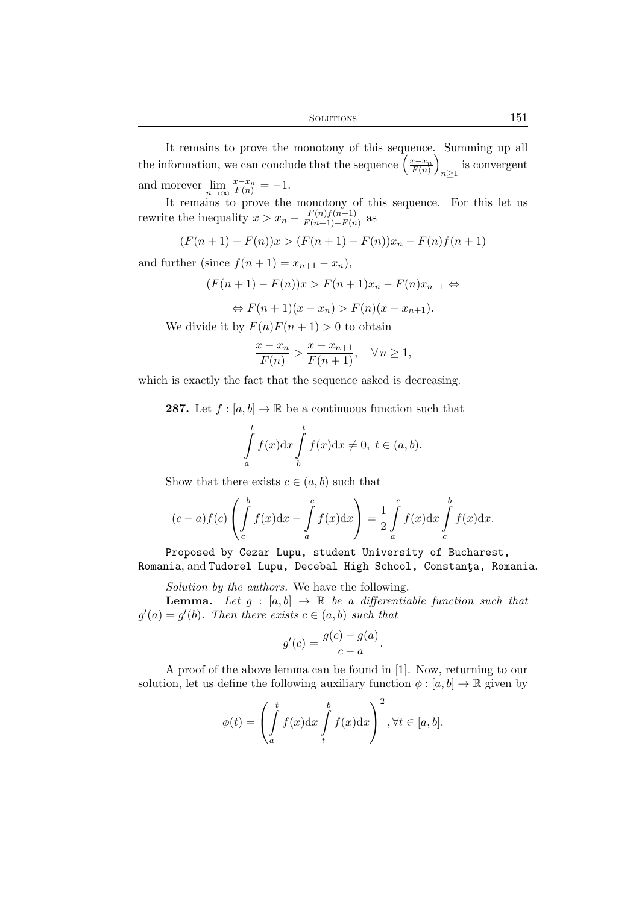It remains to prove the monotony of this sequence. Summing up all the information, we can conclude that the sequence $\left(\frac{x-x_n}{F(n)}\right)_{n\geq 1}$ is convergent and morever $\lim\limits_{n\to\infty} \frac{x-x_n}{F(n)} = -1$.

It remains to prove the monotony of this sequence. For this let us rewrite the inequality $x > x_n - \frac{F(n)f(n+1)}{F(n+1)-F(n)}$ as

$$(F(n+1) - F(n))x > (F(n+1) - F(n))x_n - F(n)f(n+1)$$

and further (since $f(n+1) = x_{n+1} - x_n$),

$$(F(n+1) - F(n))x > F(n+1)x_n - F(n)x_{n+1} \Leftrightarrow$$

$$\Leftrightarrow F(n+1)(x - x_n) > F(n)(x - x_{n+1}).$$

We divide it by $F(n)F(n+1) > 0$ to obtain

$$\frac{x - x_n}{F(n)} > \frac{x - x_{n+1}}{F(n+1)}, \quad \forall\, n \geq 1,$$

which is exactly the fact that the sequence asked is decreasing.

**287.** Let $f : [a, b] \to \mathbb{R}$ be a continuous function such that

$$\int_a^t f(x)\mathrm{d}x \int_b^t f(x)\mathrm{d}x \neq 0,\ t \in (a, b).$$

Show that there exists $c \in (a, b)$ such that

$$(c - a)f(c)\left(\int_c^b f(x)\mathrm{d}x - \int_a^c f(x)\mathrm{d}x\right) = \frac{1}{2}\int_a^c f(x)\mathrm{d}x \int_c^b f(x)\mathrm{d}x.$$

Proposed by Cezar Lupu, student University of Bucharest, Romania, and Tudorel Lupu, Decebal High School, Constanţa, Romania.

*Solution by the authors.* We have the following.

**Lemma.** *Let $g : [a, b] \to \mathbb{R}$ be a differentiable function such that $g'(a) = g'(b)$. Then there exists $c \in (a, b)$ such that*

$$g'(c) = \frac{g(c) - g(a)}{c - a}.$$

A proof of the above lemma can be found in [1]. Now, returning to our solution, let us define the following auxiliary function $\phi : [a, b] \to \mathbb{R}$ given by

$$\phi(t) = \left(\int_a^t f(x)\mathrm{d}x \int_t^b f(x)\mathrm{d}x\right)^2, \forall t \in [a, b].$$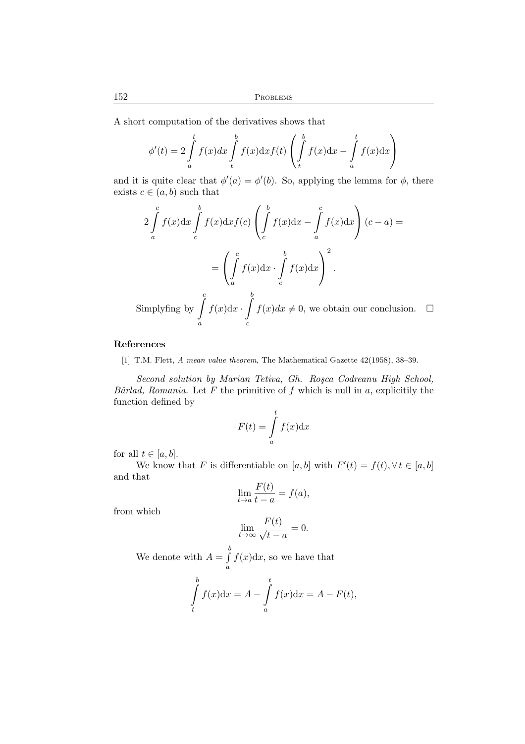A short computation of the derivatives shows that

$$\phi'(t) = 2\int_a^t f(x)dx \int_t^b f(x)\mathrm{d}x f(t)\left(\int_t^b f(x)\mathrm{d}x - \int_a^t f(x)\mathrm{d}x\right)$$

and it is quite clear that $\phi'(a) = \phi'(b)$. So, applying the lemma for $\phi$, there exists $c \in (a, b)$ such that

$$2\int_a^c f(x)\mathrm{d}x \int_c^b f(x)\mathrm{d}x f(c)\left(\int_c^b f(x)\mathrm{d}x - \int_a^c f(x)\mathrm{d}x\right)(c-a) =$$

$$= \left(\int_a^c f(x)\mathrm{d}x \cdot \int_c^b f(x)\mathrm{d}x\right)^2.$$

Simplyfing by $\int_a^c f(x)\mathrm{d}x \cdot \int_c^b f(x)dx \neq 0$, we obtain our conclusion. $\square$

## References

[1] T.M. Flett, *A mean value theorem*, The Mathematical Gazette 42(1958), 38–39.

*Second solution by Marian Tetiva, Gh. Roşca Codreanu High School, Bârlad, Romania.* Let $F$ the primitive of $f$ which is null in $a$, explicitily the function defined by

$$F(t) = \int_a^t f(x)\mathrm{d}x$$

for all $t \in [a, b]$.

We know that $F$ is differentiable on $[a, b]$ with $F'(t) = f(t), \forall\, t \in [a, b]$ and that

$$\lim_{t \to a} \frac{F(t)}{t - a} = f(a),$$

from which

$$\lim_{t \to \infty} \frac{F(t)}{\sqrt{t - a}} = 0.$$

We denote with $A = \int_a^b f(x)\mathrm{d}x$, so we have that

$$\int_t^b f(x)\mathrm{d}x = A - \int_a^t f(x)\mathrm{d}x = A - F(t),$$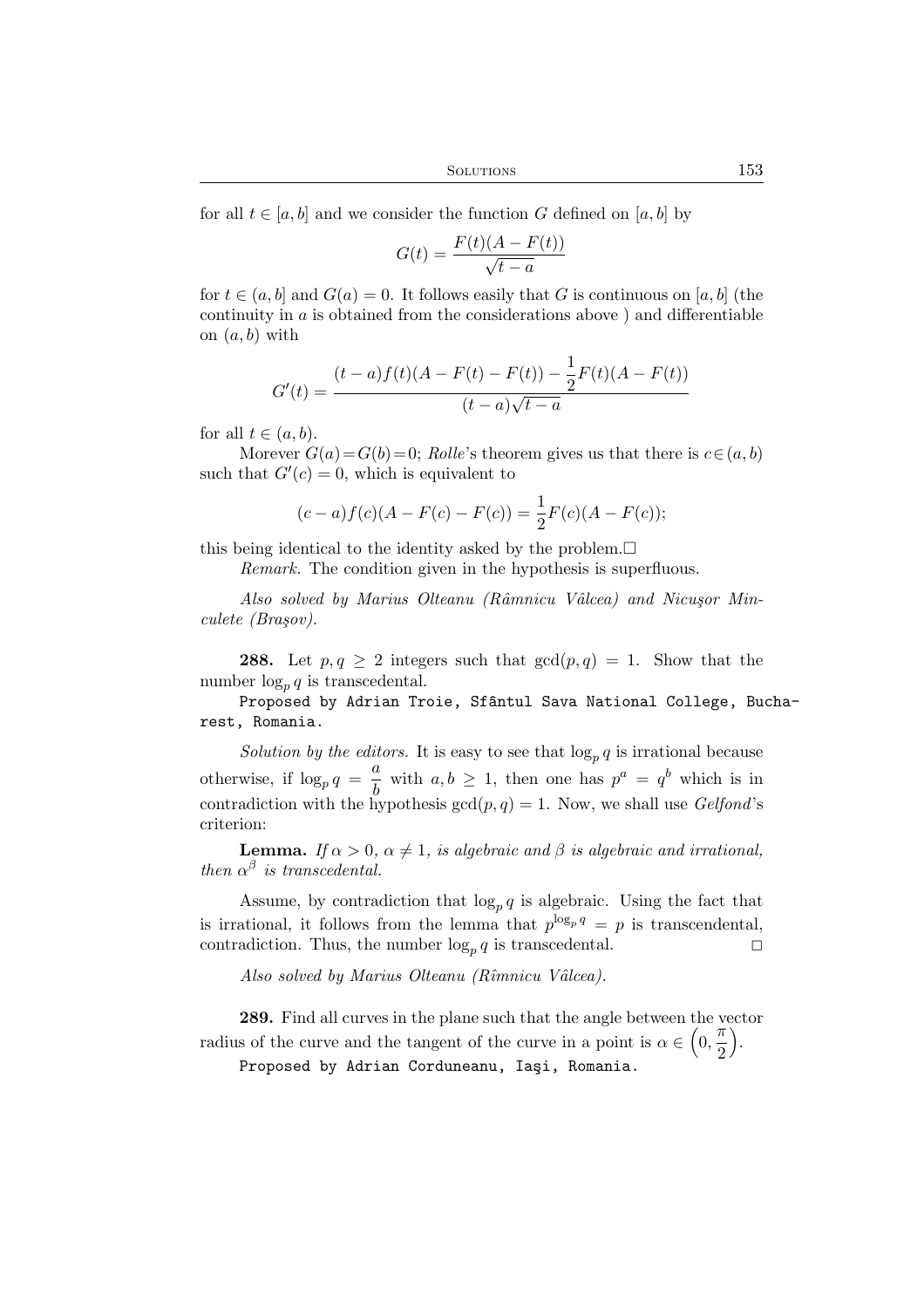for all $t \in [a, b]$ and we consider the function $G$ defined on $[a, b]$ by

$$G(t) = \frac{F(t)(A - F(t))}{\sqrt{t-a}}$$

for $t \in (a, b]$ and $G(a) = 0$. It follows easily that $G$ is continuous on $[a, b]$ (the continuity in $a$ is obtained from the considerations above ) and differentiable on $(a, b)$ with

$$G'(t) = \frac{(t-a)f(t)(A - F(t) - F(t)) - \dfrac{1}{2}F(t)(A - F(t))}{(t-a)\sqrt{t-a}}$$

for all $t \in (a, b)$.

Morever $G(a) = G(b) = 0$; *Rolle*'s theorem gives us that there is $c \in (a, b)$ such that $G'(c) = 0$, which is equivalent to

$$(c-a)f(c)(A - F(c) - F(c)) = \frac{1}{2}F(c)(A - F(c));$$

this being identical to the identity asked by the problem.$\square$

*Remark.* The condition given in the hypothesis is superfluous.

*Also solved by Marius Olteanu (Râmnicu Vâlcea) and Nicuşor Minculete (Braşov).*

**288.** Let $p, q \geq 2$ integers such that $\gcd(p, q) = 1$. Show that the number $\log_p q$ is transcedental.

Proposed by Adrian Troie, Sfântul Sava National College, Bucharest, Romania.

*Solution by the editors.* It is easy to see that $\log_p q$ is irrational because otherwise, if $\log_p q = \dfrac{a}{b}$ with $a, b \geq 1$, then one has $p^a = q^b$ which is in contradiction with the hypothesis $\gcd(p, q) = 1$. Now, we shall use *Gelfond*'s criterion:

**Lemma.** *If $\alpha > 0$, $\alpha \neq 1$, is algebraic and $\beta$ is algebraic and irrational, then $\alpha^\beta$ is transcedental.*

Assume, by contradiction that $\log_p q$ is algebraic. Using the fact that is irrational, it follows from the lemma that $p^{\log_p q} = p$ is transcendental, contradiction. Thus, the number $\log_p q$ is transcedental. $\square$

*Also solved by Marius Olteanu (Rîmnicu Vâlcea).*

**289.** Find all curves in the plane such that the angle between the vector radius of the curve and the tangent of the curve in a point is $\alpha \in \left(0, \dfrac{\pi}{2}\right)$.

Proposed by Adrian Corduneanu, Iaşi, Romania.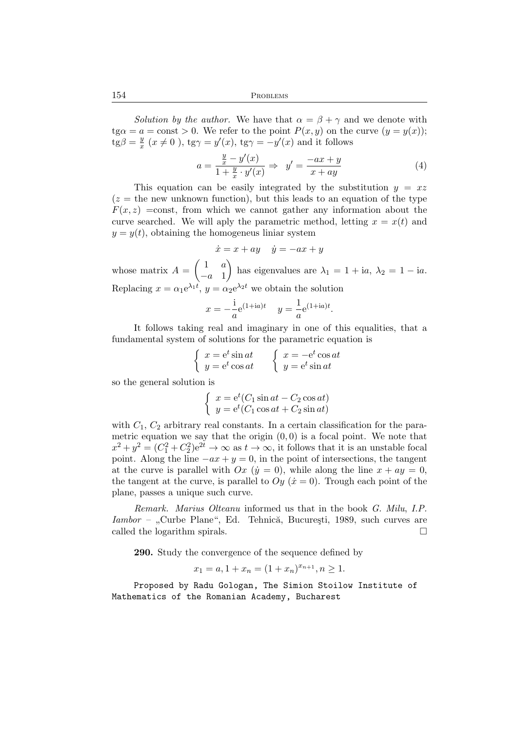*Solution by the author.* We have that $\alpha = \beta + \gamma$ and we denote with $\text{tg}\alpha = a = \text{const} > 0$. We refer to the point $P(x, y)$ on the curve $(y = y(x))$; $\text{tg}\beta = \frac{y}{x}$ ($x \neq 0$ ), $\text{tg}\gamma = y'(x)$, $\text{tg}\gamma = -y'(x)$ and it follows

$$a = \frac{\frac{y}{x} - y'(x)}{1 + \frac{y}{x} \cdot y'(x)} \Rightarrow \; y' = \frac{-ax + y}{x + ay} \tag{4}$$

This equation can be easily integrated by the substitution $y = xz$ ($z =$ the new unknown function), but this leads to an equation of the type $F(x, z)$ =const, from which we cannot gather any information about the curve searched. We will aply the parametric method, letting $x = x(t)$ and $y = y(t)$, obtaining the homogeneus liniar system

$$\dot{x} = x + ay \quad \dot{y} = -ax + y$$

whose matrix $A = \begin{pmatrix} 1 & a \\ -a & 1 \end{pmatrix}$ has eigenvalues are $\lambda_1 = 1 + \text{i}a$, $\lambda_2 = 1 - \text{i}a$. Replacing $x = \alpha_1 \text{e}^{\lambda_1 t}$, $y = \alpha_2 \text{e}^{\lambda_2 t}$ we obtain the solution

$$x = -\frac{\text{i}}{a}\text{e}^{(1+\text{i}a)t} \quad y = \frac{1}{a}\text{e}^{(1+\text{i}a)t}.$$

It follows taking real and imaginary in one of this equalities, that a fundamental system of solutions for the parametric equation is

$$\begin{cases} x = \text{e}^t \sin at \\ y = \text{e}^t \cos at \end{cases} \qquad \begin{cases} x = -\text{e}^t \cos at \\ y = \text{e}^t \sin at \end{cases}$$

so the general solution is

$$\begin{cases} x = \text{e}^t(C_1 \sin at - C_2 \cos at) \\ y = \text{e}^t(C_1 \cos at + C_2 \sin at) \end{cases}$$

with $C_1$, $C_2$ arbitrary real constants. In a certain classification for the parametric equation we say that the origin $(0, 0)$ is a focal point. We note that $x^2 + y^2 = (C_1^2 + C_2^2)\text{e}^{2t} \to \infty$ as $t \to \infty$, it follows that it is an unstable focal point. Along the line $-ax + y = 0$, in the point of intersections, the tangent at the curve is parallel with $Ox$ ($\dot{y} = 0$), while along the line $x + ay = 0$, the tangent at the curve, is parallel to $Oy$ ($\dot{x} = 0$). Trough each point of the plane, passes a unique such curve.

*Remark. Marius Olteanu* informed us that in the book *G. Milu, I.P. Iambor* – „Curbe Plane", Ed. Tehnică, Bucureşti, 1989, such curves are called the logarithm spirals. □

**290.** Study the convergence of the sequence defined by

$$x_1 = a, 1 + x_n = (1 + x_n)^{x_{n+1}}, n \geq 1.$$

Proposed by Radu Gologan, The Simion Stoilow Institute of Mathematics of the Romanian Academy, Bucharest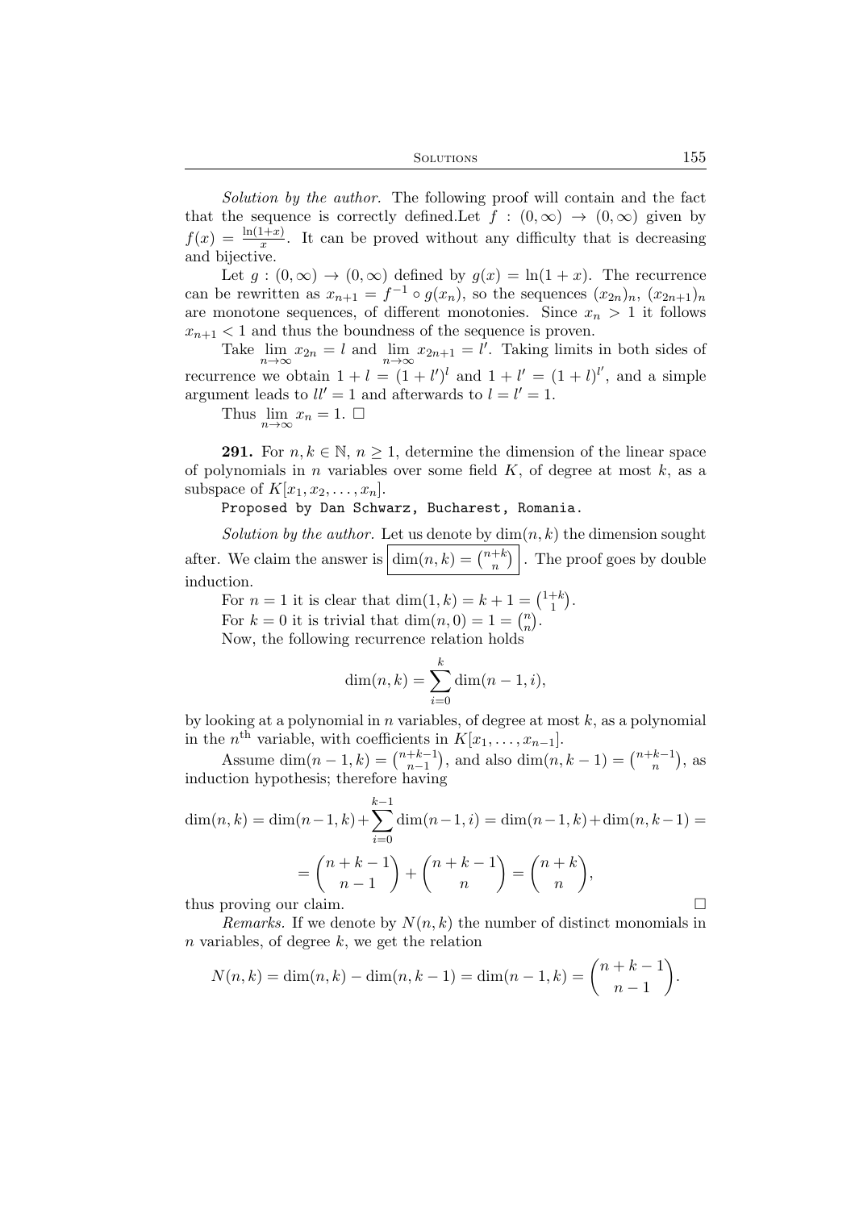*Solution by the author.* The following proof will contain and the fact that the sequence is correctly defined.Let $f : (0, \infty) \to (0, \infty)$ given by $f(x) = \frac{\ln(1+x)}{x}$. It can be proved without any difficulty that is decreasing and bijective.

Let $g : (0, \infty) \to (0, \infty)$ defined by $g(x) = \ln(1 + x)$. The recurrence can be rewritten as $x_{n+1} = f^{-1} \circ g(x_n)$, so the sequences $(x_{2n})_n$, $(x_{2n+1})_n$ are monotone sequences, of different monotonies. Since $x_n > 1$ it follows $x_{n+1} < 1$ and thus the boundness of the sequence is proven.

Take $\lim\limits_{n\to\infty} x_{2n} = l$ and $\lim\limits_{n\to\infty} x_{2n+1} = l'$. Taking limits in both sides of recurrence we obtain $1 + l = (1 + l')^l$ and $1 + l' = (1 + l)^{l'}$, and a simple argument leads to $ll' = 1$ and afterwards to $l = l' = 1$.

Thus $\lim\limits_{n\to\infty} x_n = 1$. $\square$

**291.** For $n, k \in \mathbb{N}$, $n \geq 1$, determine the dimension of the linear space of polynomials in $n$ variables over some field $K$, of degree at most $k$, as a subspace of $K[x_1, x_2, \ldots, x_n]$.

Proposed by Dan Schwarz, Bucharest, Romania.

*Solution by the author.* Let us denote by $\dim(n, k)$ the dimension sought after. We claim the answer is $\boxed{\dim(n, k) = \binom{n+k}{n}}$. The proof goes by double induction.

For $n = 1$ it is clear that $\dim(1, k) = k + 1 = \binom{1+k}{1}$.

For $k = 0$ it is trivial that $\dim(n, 0) = 1 = \binom{n}{n}$.

Now, the following recurrence relation holds

$$\dim(n, k) = \sum_{i=0}^{k} \dim(n - 1, i),$$

by looking at a polynomial in $n$ variables, of degree at most $k$, as a polynomial in the $n^{\text{th}}$ variable, with coefficients in $K[x_1, \ldots, x_{n-1}]$.

Assume $\dim(n - 1, k) = \binom{n+k-1}{n-1}$, and also $\dim(n, k - 1) = \binom{n+k-1}{n}$, as induction hypothesis; therefore having

$$\dim(n, k) = \dim(n-1, k) + \sum_{i=0}^{k-1} \dim(n-1, i) = \dim(n-1, k) + \dim(n, k-1) =$$

$$= \binom{n+k-1}{n-1} + \binom{n+k-1}{n} = \binom{n+k}{n},$$

thus proving our claim. $\square$

*Remarks.* If we denote by $N(n, k)$ the number of distinct monomials in $n$ variables, of degree $k$, we get the relation

$$N(n, k) = \dim(n, k) - \dim(n, k - 1) = \dim(n - 1, k) = \binom{n + k - 1}{n - 1}.$$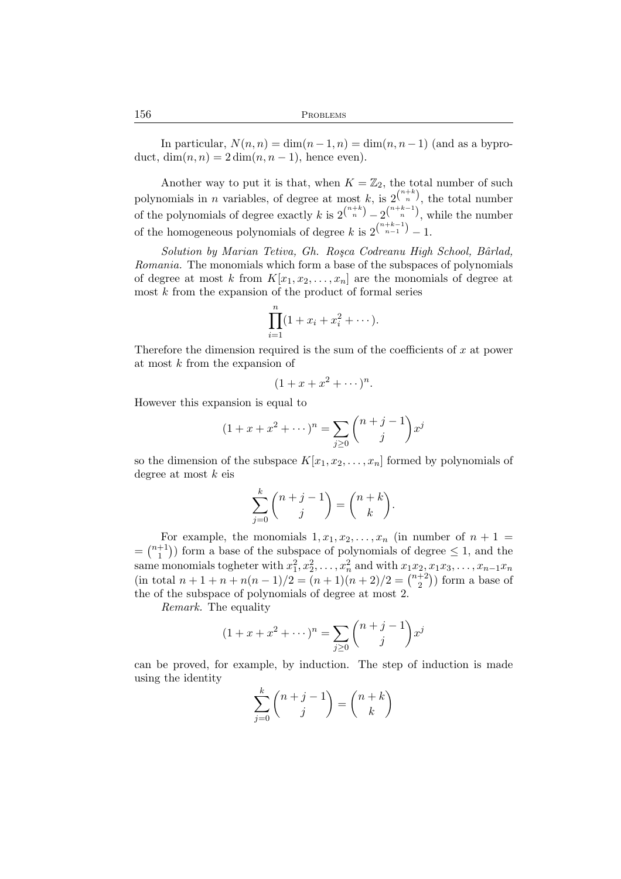In particular, $N(n,n) = \dim(n-1,n) = \dim(n,n-1)$ (and as a byproduct, $\dim(n,n) = 2\dim(n,n-1)$, hence even).

Another way to put it is that, when $K = \mathbb{Z}_2$, the total number of such polynomials in $n$ variables, of degree at most $k$, is $2^{\binom{n+k}{n}}$, the total number of the polynomials of degree exactly $k$ is $2^{\binom{n+k}{n}} - 2^{\binom{n+k-1}{n}}$, while the number of the homogeneous polynomials of degree $k$ is $2^{\binom{n+k-1}{n-1}} - 1$.

*Solution by Marian Tetiva, Gh. Roşca Codreanu High School, Bârlad, Romania.* The monomials which form a base of the subspaces of polynomials of degree at most $k$ from $K[x_1, x_2, \ldots, x_n]$ are the monomials of degree at most $k$ from the expansion of the product of formal series

$$\prod_{i=1}^{n}(1 + x_i + x_i^2 + \cdots).$$

Therefore the dimension required is the sum of the coefficients of $x$ at power at most $k$ from the expansion of

$$(1 + x + x^2 + \cdots)^n.$$

However this expansion is equal to

$$(1 + x + x^2 + \cdots)^n = \sum_{j \geq 0} \binom{n+j-1}{j} x^j$$

so the dimension of the subspace $K[x_1, x_2, \ldots, x_n]$ formed by polynomials of degree at most $k$ eis

$$\sum_{j=0}^{k} \binom{n+j-1}{j} = \binom{n+k}{k}.$$

For example, the monomials $1, x_1, x_2, \ldots, x_n$ (in number of $n+1 = \binom{n+1}{1}$) form a base of the subspace of polynomials of degree $\leq 1$, and the same monomials togheter with $x_1^2, x_2^2, \ldots, x_n^2$ and with $x_1x_2, x_1x_3, \ldots, x_{n-1}x_n$ (in total $n+1+n+n(n-1)/2 = (n+1)(n+2)/2 = \binom{n+2}{2}$) form a base of the of the subspace of polynomials of degree at most 2.

*Remark.* The equality

$$(1 + x + x^2 + \cdots)^n = \sum_{j \geq 0} \binom{n+j-1}{j} x^j$$

can be proved, for example, by induction. The step of induction is made using the identity

$$\sum_{j=0}^{k} \binom{n+j-1}{j} = \binom{n+k}{k}$$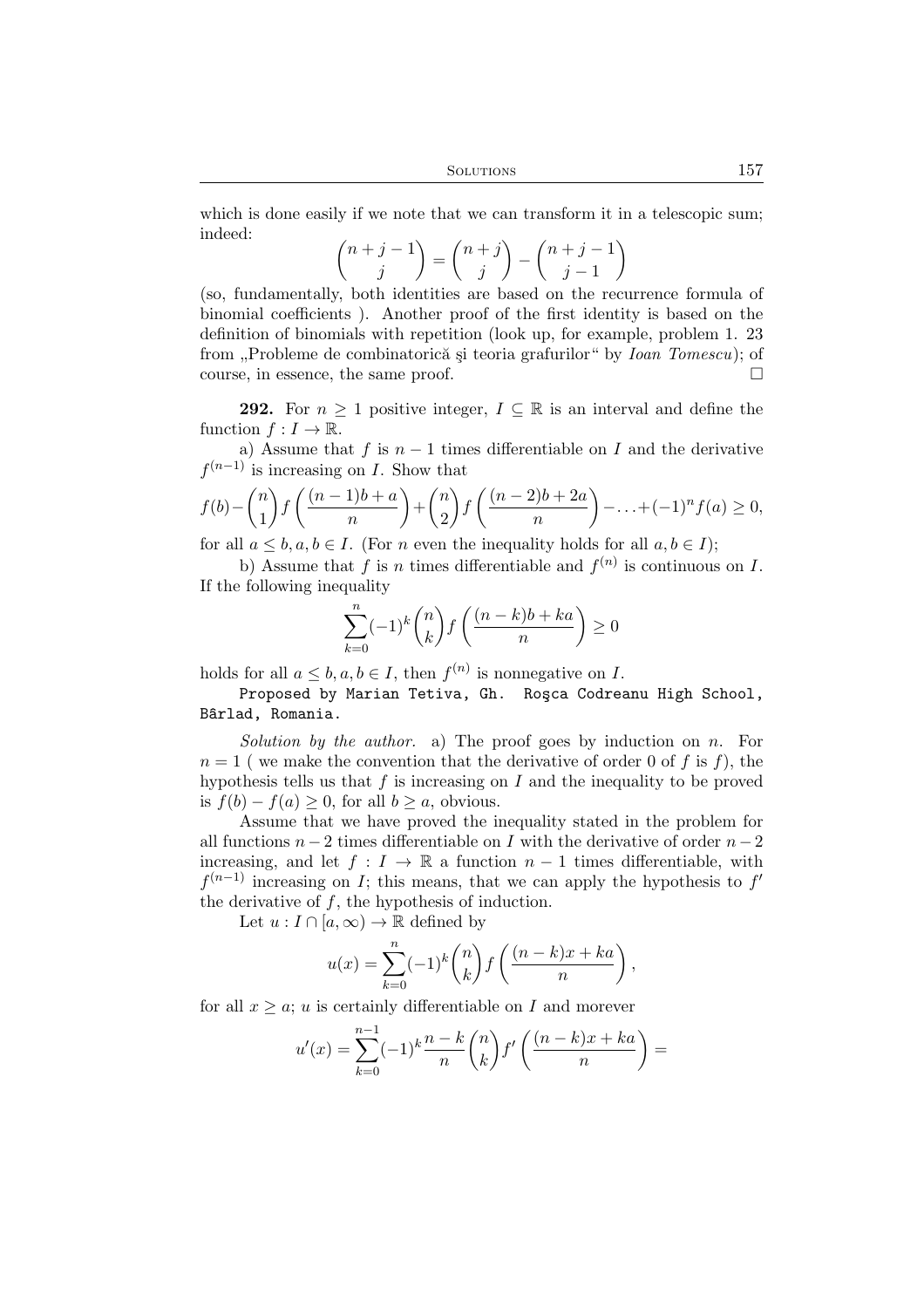which is done easily if we note that we can transform it in a telescopic sum; indeed:

$$\binom{n+j-1}{j} = \binom{n+j}{j} - \binom{n+j-1}{j-1}$$

(so, fundamentally, both identities are based on the recurrence formula of binomial coefficients ). Another proof of the first identity is based on the definition of binomials with repetition (look up, for example, problem 1. 23 from „Probleme de combinatorică şi teoria grafurilor" by *Ioan Tomescu*); of course, in essence, the same proof. $\square$

**292.** For $n \geq 1$ positive integer, $I \subseteq \mathbb{R}$ is an interval and define the function $f : I \to \mathbb{R}$.

a) Assume that $f$ is $n-1$ times differentiable on $I$ and the derivative $f^{(n-1)}$ is increasing on $I$. Show that

$$f(b) - \binom{n}{1} f\left(\frac{(n-1)b+a}{n}\right) + \binom{n}{2} f\left(\frac{(n-2)b+2a}{n}\right) - \ldots + (-1)^n f(a) \geq 0,$$

for all $a \leq b, a, b \in I$. (For $n$ even the inequality holds for all $a, b \in I$);

b) Assume that $f$ is $n$ times differentiable and $f^{(n)}$ is continuous on $I$. If the following inequality

$$\sum_{k=0}^{n} (-1)^k \binom{n}{k} f\left(\frac{(n-k)b+ka}{n}\right) \geq 0$$

holds for all $a \leq b, a, b \in I$, then $f^{(n)}$ is nonnegative on $I$.

Proposed by Marian Tetiva, Gh. Roşca Codreanu High School, Bârlad, Romania.

*Solution by the author.* a) The proof goes by induction on $n$. For $n = 1$ ( we make the convention that the derivative of order 0 of $f$ is $f$), the hypothesis tells us that $f$ is increasing on $I$ and the inequality to be proved is $f(b) - f(a) \geq 0$, for all $b \geq a$, obvious.

Assume that we have proved the inequality stated in the problem for all functions $n-2$ times differentiable on $I$ with the derivative of order $n-2$ increasing, and let $f : I \to \mathbb{R}$ a function $n-1$ times differentiable, with $f^{(n-1)}$ increasing on $I$; this means, that we can apply the hypothesis to $f'$ the derivative of $f$, the hypothesis of induction.

Let $u : I \cap [a, \infty) \to \mathbb{R}$ defined by

$$u(x) = \sum_{k=0}^{n} (-1)^k \binom{n}{k} f\left(\frac{(n-k)x+ka}{n}\right),$$

for all $x \geq a$; $u$ is certainly differentiable on $I$ and morever

$$u'(x) = \sum_{k=0}^{n-1} (-1)^k \frac{n-k}{n} \binom{n}{k} f'\left(\frac{(n-k)x+ka}{n}\right) =$$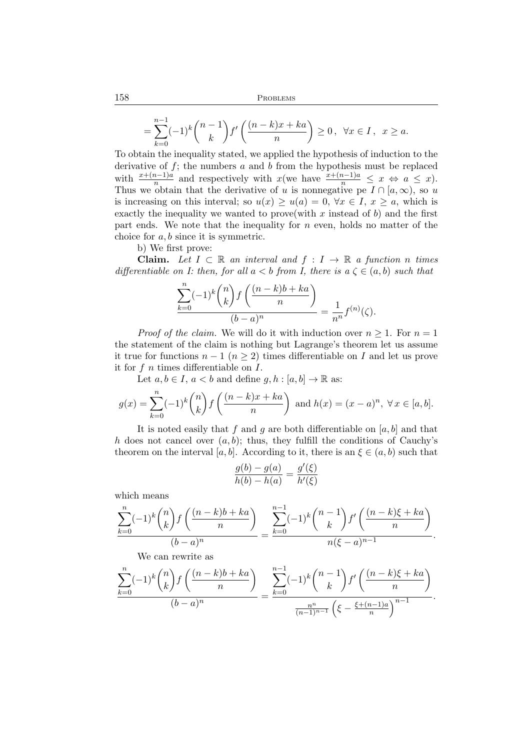$$= \sum_{k=0}^{n-1} (-1)^k \binom{n-1}{k} f'\left(\frac{(n-k)x + ka}{n}\right) \geq 0\,, \ \ \forall x \in I\,, \ \ x \geq a.$$

To obtain the inequality stated, we applied the hypothesis of induction to the derivative of $f$; the numbers $a$ and $b$ from the hypothesis must be replaced with $\frac{x+(n-1)a}{n}$ and respectively with $x$(we have $\frac{x+(n-1)a}{n} \leq x \Leftrightarrow a \leq x$). Thus we obtain that the derivative of $u$ is nonnegative pe $I \cap [a, \infty)$, so $u$ is increasing on this interval; so $u(x) \geq u(a) = 0$, $\forall x \in I$, $x \geq a$, which is exactly the inequality we wanted to prove(with $x$ instead of $b$) and the first part ends. We note that the inequality for $n$ even, holds no matter of the choice for $a, b$ since it is symmetric.

b) We first prove:

**Claim.** *Let $I \subset \mathbb{R}$ an interval and $f : I \to \mathbb{R}$ a function $n$ times differentiable on I: then, for all $a < b$ from I, there is a $\zeta \in (a, b)$ such that*

$$\frac{\displaystyle\sum_{k=0}^{n} (-1)^k \binom{n}{k} f\left(\frac{(n-k)b + ka}{n}\right)}{(b-a)^n} = \frac{1}{n^n} f^{(n)}(\zeta).$$

*Proof of the claim.* We will do it with induction over $n \geq 1$. For $n = 1$ the statement of the claim is nothing but Lagrange's theorem let us assume it true for functions $n-1$ $(n \geq 2)$ times differentiable on $I$ and let us prove it for $f$ $n$ times differentiable on $I$.

Let $a, b \in I$, $a < b$ and define $g, h : [a, b] \to \mathbb{R}$ as:

$$g(x) = \sum_{k=0}^{n} (-1)^k \binom{n}{k} f\left(\frac{(n-k)x + ka}{n}\right) \text{ and } h(x) = (x-a)^n, \ \forall\, x \in [a, b].$$

It is noted easily that $f$ and $g$ are both differentiable on $[a, b]$ and that $h$ does not cancel over $(a, b)$; thus, they fulfill the conditions of Cauchy's theorem on the interval $[a, b]$. According to it, there is an $\xi \in (a, b)$ such that

$$\frac{g(b) - g(a)}{h(b) - h(a)} = \frac{g'(\xi)}{h'(\xi)}$$

which means

$$\frac{\displaystyle\sum_{k=0}^{n} (-1)^k \binom{n}{k} f\left(\frac{(n-k)b + ka}{n}\right)}{(b-a)^n} = \frac{\displaystyle\sum_{k=0}^{n-1} (-1)^k \binom{n-1}{k} f'\left(\frac{(n-k)\xi + ka}{n}\right)}{n(\xi - a)^{n-1}}.$$

We can rewrite as

$$\frac{\displaystyle\sum_{k=0}^{n} (-1)^k \binom{n}{k} f\left(\frac{(n-k)b + ka}{n}\right)}{(b-a)^n} = \frac{\displaystyle\sum_{k=0}^{n-1} (-1)^k \binom{n-1}{k} f'\left(\frac{(n-k)\xi + ka}{n}\right)}{\frac{n^n}{(n-1)^{n-1}} \left(\xi - \frac{\xi + (n-1)a}{n}\right)^{n-1}}.$$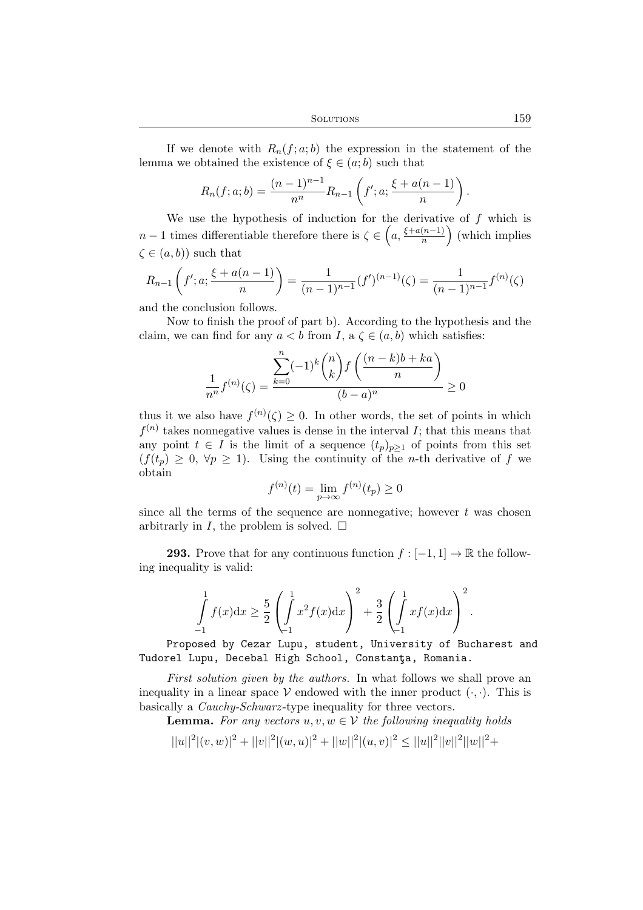If we denote with $R_n(f;a;b)$ the expression in the statement of the lemma we obtained the existence of $\xi \in (a;b)$ such that

$$R_n(f;a;b) = \frac{(n-1)^{n-1}}{n^n} R_{n-1}\left(f'; a; \frac{\xi + a(n-1)}{n}\right).$$

We use the hypothesis of induction for the derivative of $f$ which is $n-1$ times differentiable therefore there is $\zeta \in \left(a, \frac{\xi + a(n-1)}{n}\right)$ (which implies $\zeta \in (a,b)$) such that

$$R_{n-1}\left(f'; a; \frac{\xi + a(n-1)}{n}\right) = \frac{1}{(n-1)^{n-1}}(f')^{(n-1)}(\zeta) = \frac{1}{(n-1)^{n-1}} f^{(n)}(\zeta)$$

and the conclusion follows.

Now to finish the proof of part b). According to the hypothesis and the claim, we can find for any $a < b$ from $I$, a $\zeta \in (a,b)$ which satisfies:

$$\frac{1}{n^n} f^{(n)}(\zeta) = \frac{\displaystyle\sum_{k=0}^{n} (-1)^k \binom{n}{k} f\left(\frac{(n-k)b + ka}{n}\right)}{(b-a)^n} \geq 0$$

thus it we also have $f^{(n)}(\zeta) \geq 0$. In other words, the set of points in which $f^{(n)}$ takes nonnegative values is dense in the interval $I$; that this means that any point $t \in I$ is the limit of a sequence $(t_p)_{p \geq 1}$ of points from this set $(f(t_p) \geq 0, \ \forall p \geq 1)$. Using the continuity of the $n$-th derivative of $f$ we obtain

$$f^{(n)}(t) = \lim_{p \to \infty} f^{(n)}(t_p) \geq 0$$

since all the terms of the sequence are nonnegative; however $t$ was chosen arbitrarly in $I$, the problem is solved. $\square$

**293.** Prove that for any continuous function $f : [-1,1] \to \mathbb{R}$ the following inequality is valid:

$$\int_{-1}^{1} f(x)\mathrm{d}x \geq \frac{5}{2}\left(\int_{-1}^{1} x^2 f(x)\mathrm{d}x\right)^2 + \frac{3}{2}\left(\int_{-1}^{1} x f(x)\mathrm{d}x\right)^2.$$

`Proposed by Cezar Lupu, student, University of Bucharest and Tudorel Lupu, Decebal High School, Constanţa, Romania.`

*First solution given by the authors.* In what follows we shall prove an inequality in a linear space $\mathcal{V}$ endowed with the inner product $(\cdot,\cdot)$. This is basically a *Cauchy-Schwarz*-type inequality for three vectors.

**Lemma.** *For any vectors $u, v, w \in \mathcal{V}$ the following inequality holds*

$$||u||^2|(v,w)|^2 + ||v||^2|(w,u)|^2 + ||w||^2|(u,v)|^2 \leq ||u||^2||v||^2||w||^2 +$$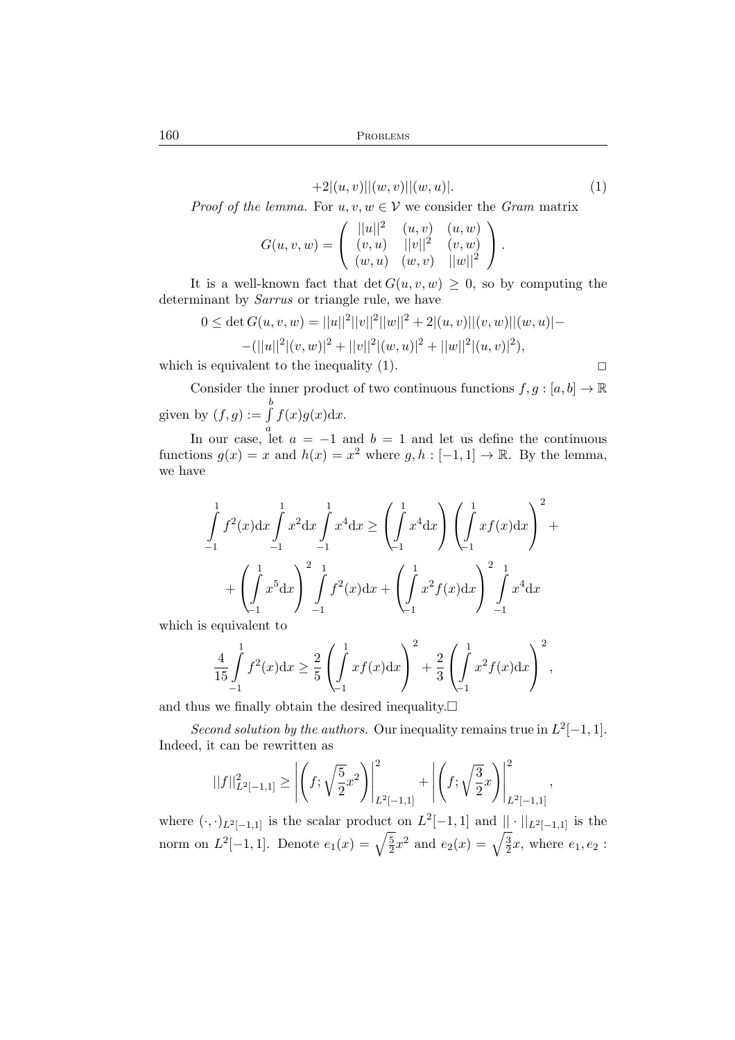$$+2|(u,v)||(w,v)||(w,u)|. \tag{1}$$

*Proof of the lemma.* For $u, v, w \in \mathcal{V}$ we consider the *Gram* matrix

$$G(u,v,w) = \begin{pmatrix} ||u||^2 & (u,v) & (u,w) \\ (v,u) & ||v||^2 & (v,w) \\ (w,u) & (w,v) & ||w||^2 \end{pmatrix}.$$

It is a well-known fact that $\det G(u,v,w) \geq 0$, so by computing the determinant by *Sarrus* or triangle rule, we have

$$0 \leq \det G(u,v,w) = ||u||^2||v||^2||w||^2 + 2|(u,v)||(v,w)||(w,u)| -$$

$$-(||u||^2|(v,w)|^2 + ||v||^2|(w,u)|^2 + ||w||^2|(u,v)|^2),$$

which is equivalent to the inequality (1). $\square$

Consider the inner product of two continuous functions $f, g : [a,b] \to \mathbb{R}$ given by $(f,g) := \int\limits_a^b f(x)g(x)\mathrm{d}x$.

In our case, let $a = -1$ and $b = 1$ and let us define the continuous functions $g(x) = x$ and $h(x) = x^2$ where $g, h : [-1,1] \to \mathbb{R}$. By the lemma, we have

$$\int\limits_{-1}^{1} f^2(x)\mathrm{d}x \int\limits_{-1}^{1} x^2\mathrm{d}x \int\limits_{-1}^{1} x^4\mathrm{d}x \geq \left(\int\limits_{-1}^{1} x^4\mathrm{d}x\right)\left(\int\limits_{-1}^{1} xf(x)\mathrm{d}x\right)^2 +$$

$$+\left(\int\limits_{-1}^{1} x^5\mathrm{d}x\right)^2 \int\limits_{-1}^{1} f^2(x)\mathrm{d}x + \left(\int\limits_{-1}^{1} x^2 f(x)\mathrm{d}x\right)^2 \int\limits_{-1}^{1} x^4\mathrm{d}x$$

which is equivalent to

$$\frac{4}{15}\int\limits_{-1}^{1} f^2(x)\mathrm{d}x \geq \frac{2}{5}\left(\int\limits_{-1}^{1} xf(x)\mathrm{d}x\right)^2 + \frac{2}{3}\left(\int\limits_{-1}^{1} x^2 f(x)\mathrm{d}x\right)^2,$$

and thus we finally obtain the desired inequality.$\square$

*Second solution by the authors.* Our inequality remains true in $L^2[-1,1]$. Indeed, it can be rewritten as

$$||f||^2_{L^2[-1,1]} \geq \left|\left(f; \sqrt{\frac{5}{2}}x^2\right)\right|^2_{L^2[-1,1]} + \left|\left(f; \sqrt{\frac{3}{2}}x\right)\right|^2_{L^2[-1,1]},$$

where $(\cdot,\cdot)_{L^2[-1,1]}$ is the scalar product on $L^2[-1,1]$ and $||\cdot||_{L^2[-1,1]}$ is the norm on $L^2[-1,1]$. Denote $e_1(x) = \sqrt{\frac{5}{2}}x^2$ and $e_2(x) = \sqrt{\frac{3}{2}}x$, where $e_1, e_2$ :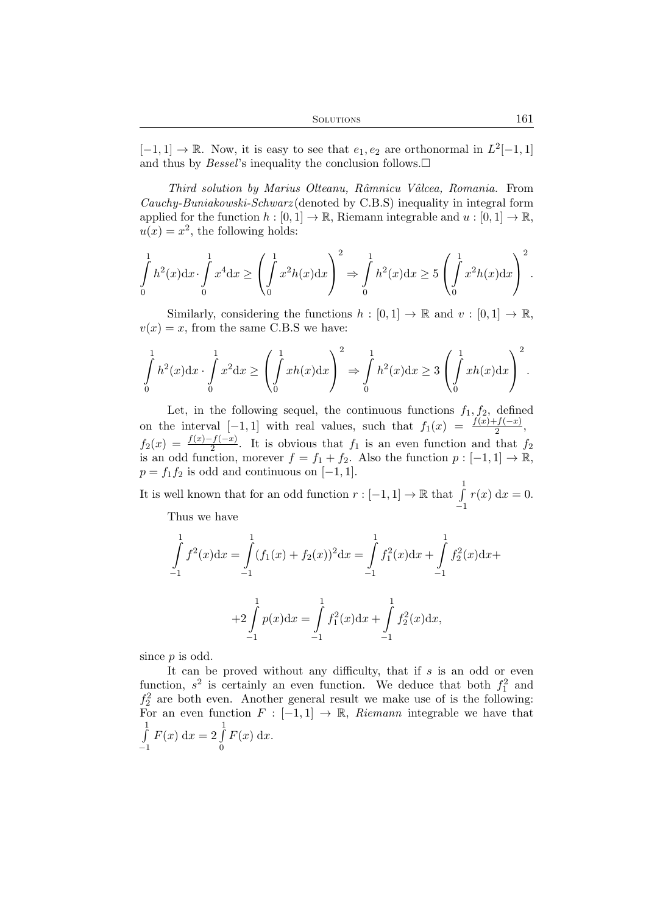$[-1,1] \to \mathbb{R}$. Now, it is easy to see that $e_1, e_2$ are orthonormal in $L^2[-1,1]$ and thus by *Bessel*'s inequality the conclusion follows.$\square$

*Third solution by Marius Olteanu, Râmnicu Vâlcea, Romania.* From *Cauchy-Buniakowski-Schwarz* (denoted by C.B.S) inequality in integral form applied for the function $h : [0,1] \to \mathbb{R}$, Riemann integrable and $u : [0,1] \to \mathbb{R}$, $u(x) = x^2$, the following holds:

$$\int_0^1 h^2(x)\mathrm{d}x \cdot \int_0^1 x^4 \mathrm{d}x \geq \left( \int_0^1 x^2 h(x) \mathrm{d}x \right)^2 \Rightarrow \int_0^1 h^2(x)\mathrm{d}x \geq 5 \left( \int_0^1 x^2 h(x)\mathrm{d}x \right)^2.$$

Similarly, considering the functions $h : [0,1] \to \mathbb{R}$ and $v : [0,1] \to \mathbb{R}$, $v(x) = x$, from the same C.B.S we have:

$$\int_0^1 h^2(x)\mathrm{d}x \cdot \int_0^1 x^2 \mathrm{d}x \geq \left( \int_0^1 x h(x) \mathrm{d}x \right)^2 \Rightarrow \int_0^1 h^2(x)\mathrm{d}x \geq 3 \left( \int_0^1 x h(x)\mathrm{d}x \right)^2.$$

Let, in the following sequel, the continuous functions $f_1, f_2$, defined on the interval $[-1,1]$ with real values, such that $f_1(x) = \frac{f(x)+f(-x)}{2}$, $f_2(x) = \frac{f(x)-f(-x)}{2}$. It is obvious that $f_1$ is an even function and that $f_2$ is an odd function, morever $f = f_1 + f_2$. Also the function $p : [-1,1] \to \mathbb{R}$, $p = f_1 f_2$ is odd and continuous on $[-1,1]$.

It is well known that for an odd function $r : [-1,1] \to \mathbb{R}$ that $\int_{-1}^{1} r(x)\,\mathrm{d}x = 0$.

Thus we have

$$\int_{-1}^{1} f^2(x)\mathrm{d}x = \int_{-1}^{1} (f_1(x) + f_2(x))^2 \mathrm{d}x = \int_{-1}^{1} f_1^2(x)\mathrm{d}x + \int_{-1}^{1} f_2^2(x)\mathrm{d}x +$$

$$+2\int_{-1}^{1} p(x)\mathrm{d}x = \int_{-1}^{1} f_1^2(x)\mathrm{d}x + \int_{-1}^{1} f_2^2(x)\mathrm{d}x,$$

since $p$ is odd.

It can be proved without any difficulty, that if $s$ is an odd or even function, $s^2$ is certainly an even function. We deduce that both $f_1^2$ and $f_2^2$ are both even. Another general result we make use of is the following: For an even function $F : [-1,1] \to \mathbb{R}$, *Riemann* integrable we have that $\int_{-1}^{1} F(x)\,\mathrm{d}x = 2\int_{0}^{1} F(x)\,\mathrm{d}x$.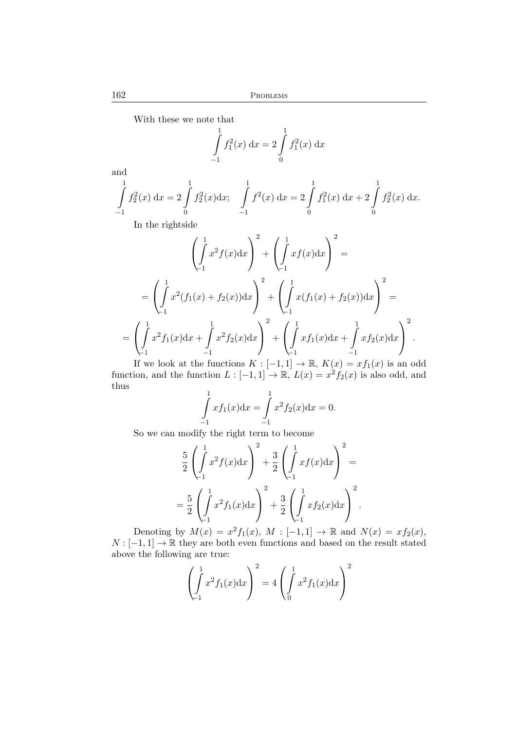With these we note that

$$\int_{-1}^{1} f_1^2(x)\ \mathrm{d}x = 2\int_{0}^{1} f_1^2(x)\ \mathrm{d}x$$

and

$$\int_{-1}^{1} f_2^2(x)\ \mathrm{d}x = 2\int_{0}^{1} f_2^2(x)\mathrm{d}x; \quad \int_{-1}^{1} f^2(x)\ \mathrm{d}x = 2\int_{0}^{1} f_1^2(x)\ \mathrm{d}x + 2\int_{0}^{1} f_2^2(x)\ \mathrm{d}x.$$

In the rightside

$$\left(\int_{-1}^{1} x^2 f(x)\mathrm{d}x\right)^2 + \left(\int_{-1}^{1} x f(x)\mathrm{d}x\right)^2 =$$

$$= \left(\int_{-1}^{1} x^2(f_1(x)+f_2(x))\mathrm{d}x\right)^2 + \left(\int_{-1}^{1} x(f_1(x)+f_2(x))\mathrm{d}x\right)^2 =$$

$$= \left(\int_{-1}^{1} x^2 f_1(x)\mathrm{d}x + \int_{-1}^{1} x^2 f_2(x)\mathrm{d}x\right)^2 + \left(\int_{-1}^{1} x f_1(x)\mathrm{d}x + \int_{-1}^{1} x f_2(x)\mathrm{d}x\right)^2.$$

If we look at the functions $K : [-1,1] \to \mathbb{R}$, $K(x) = xf_1(x)$ is an odd function, and the function $L : [-1,1] \to \mathbb{R}$, $L(x) = x^2 f_2(x)$ is also odd, and thus

$$\int_{-1}^{1} x f_1(x)\mathrm{d}x = \int_{-1}^{1} x^2 f_2(x)\mathrm{d}x = 0.$$

So we can modify the right term to become

$$\frac{5}{2}\left(\int_{-1}^{1} x^2 f(x)\mathrm{d}x\right)^2 + \frac{3}{2}\left(\int_{-1}^{1} x f(x)\mathrm{d}x\right)^2 =$$

$$= \frac{5}{2}\left(\int_{-1}^{1} x^2 f_1(x)\mathrm{d}x\right)^2 + \frac{3}{2}\left(\int_{-1}^{1} x f_2(x)\mathrm{d}x\right)^2.$$

Denoting by $M(x) = x^2 f_1(x)$, $M : [-1,1] \to \mathbb{R}$ and $N(x) = xf_2(x)$, $N : [-1,1] \to \mathbb{R}$ they are both even functions and based on the result stated above the following are true:

$$\left(\int_{-1}^{1} x^2 f_1(x)\mathrm{d}x\right)^2 = 4\left(\int_{0}^{1} x^2 f_1(x)\mathrm{d}x\right)^2$$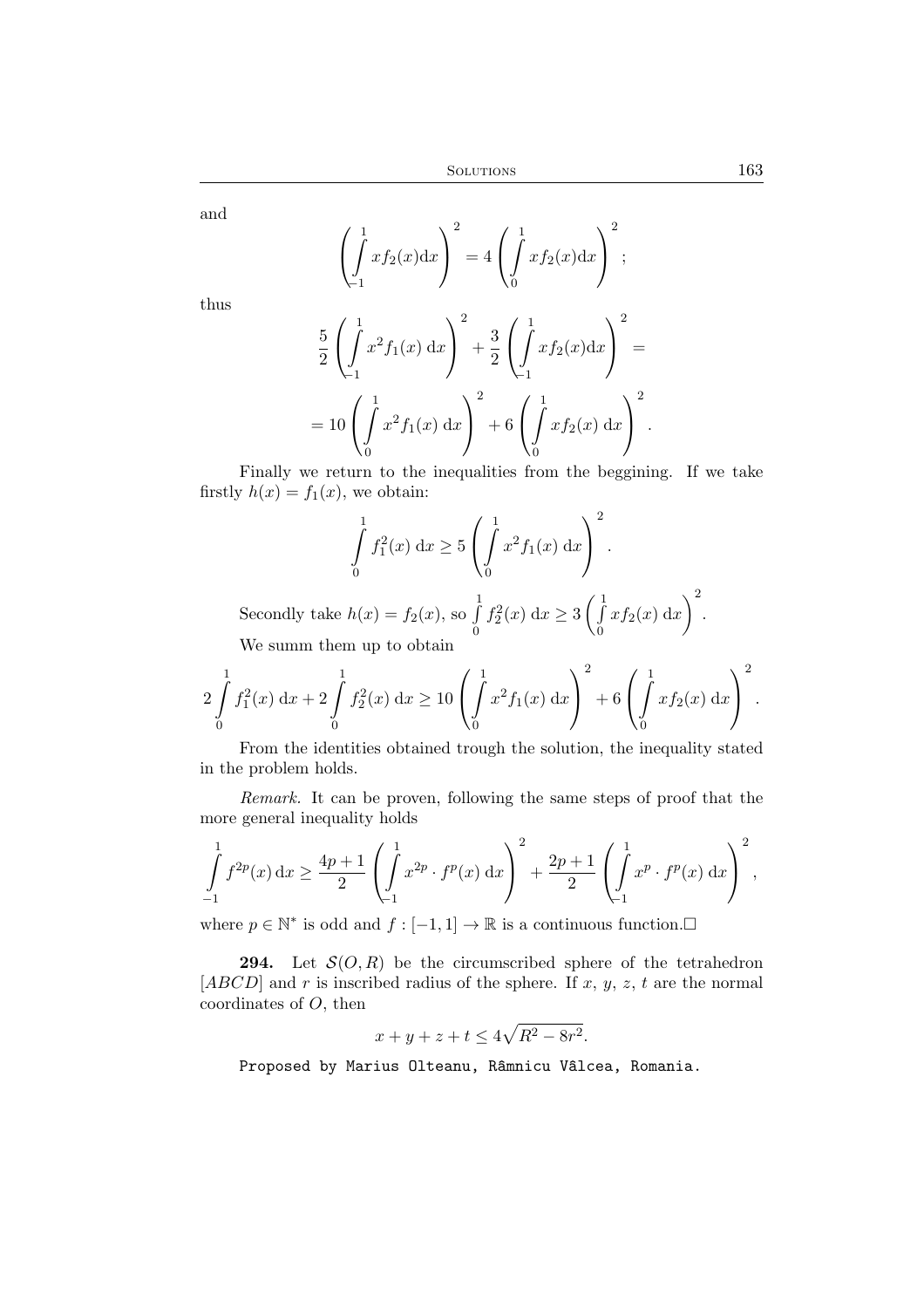and

$$\left(\int_{-1}^{1} x f_2(x)\mathrm{d}x\right)^2 = 4\left(\int_{0}^{1} x f_2(x)\mathrm{d}x\right)^2;$$

thus

$$\frac{5}{2}\left(\int_{-1}^{1} x^2 f_1(x)\,\mathrm{d}x\right)^2 + \frac{3}{2}\left(\int_{-1}^{1} x f_2(x)\mathrm{d}x\right)^2 =$$

$$= 10\left(\int_{0}^{1} x^2 f_1(x)\,\mathrm{d}x\right)^2 + 6\left(\int_{0}^{1} x f_2(x)\,\mathrm{d}x\right)^2.$$

Finally we return to the inequalities from the beggining. If we take firstly $h(x) = f_1(x)$, we obtain:

$$\int_{0}^{1} f_1^2(x)\,\mathrm{d}x \geq 5\left(\int_{0}^{1} x^2 f_1(x)\,\mathrm{d}x\right)^2.$$

Secondly take $h(x) = f_2(x)$, so $\int_0^1 f_2^2(x)\,\mathrm{d}x \geq 3\left(\int_0^1 x f_2(x)\,\mathrm{d}x\right)^2$.

We summ them up to obtain

$$2\int_{0}^{1} f_1^2(x)\,\mathrm{d}x + 2\int_{0}^{1} f_2^2(x)\,\mathrm{d}x \geq 10\left(\int_{0}^{1} x^2 f_1(x)\,\mathrm{d}x\right)^2 + 6\left(\int_{0}^{1} x f_2(x)\,\mathrm{d}x\right)^2.$$

From the identities obtained trough the solution, the inequality stated in the problem holds.

*Remark.* It can be proven, following the same steps of proof that the more general inequality holds

$$\int_{-1}^{1} f^{2p}(x)\,\mathrm{d}x \geq \frac{4p+1}{2}\left(\int_{-1}^{1} x^{2p}\cdot f^p(x)\,\mathrm{d}x\right)^2 + \frac{2p+1}{2}\left(\int_{-1}^{1} x^{p}\cdot f^p(x)\,\mathrm{d}x\right)^2,$$

where $p \in \mathbb{N}^*$ is odd and $f : [-1, 1] \to \mathbb{R}$ is a continuous function.□

**294.** Let $\mathcal{S}(O, R)$ be the circumscribed sphere of the tetrahedron $[ABCD]$ and $r$ is inscribed radius of the sphere. If $x$, $y$, $z$, $t$ are the normal coordinates of $O$, then

$$x + y + z + t \leq 4\sqrt{R^2 - 8r^2}.$$

Proposed by Marius Olteanu, Râmnicu Vâlcea, Romania.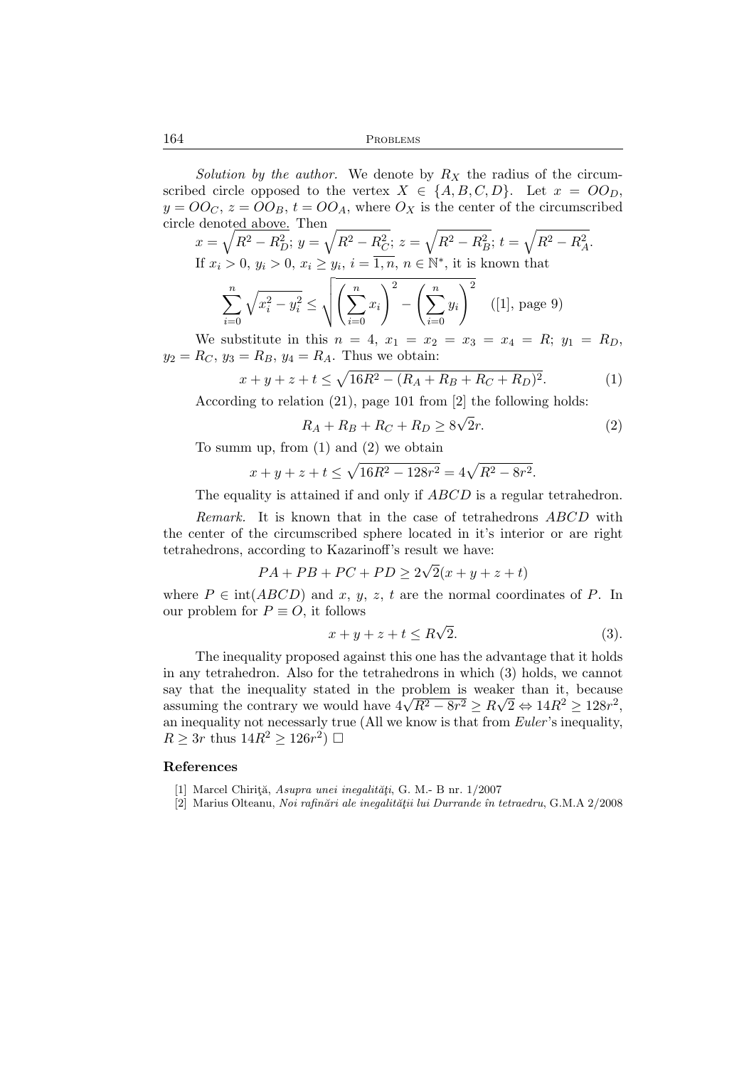*Solution by the author.* We denote by $R_X$ the radius of the circumscribed circle opposed to the vertex $X \in \{A, B, C, D\}$. Let $x = OO_D$, $y = OO_C$, $z = OO_B$, $t = OO_A$, where $O_X$ is the center of the circumscribed circle denoted above. Then

$$x = \sqrt{R^2 - R_D^2};\ y = \sqrt{R^2 - R_C^2};\ z = \sqrt{R^2 - R_B^2};\ t = \sqrt{R^2 - R_A^2}.$$

If $x_i > 0$, $y_i > 0$, $x_i \geq y_i$, $i = \overline{1, n}$, $n \in \mathbb{N}^*$, it is known that

$$\sum_{i=0}^{n} \sqrt{x_i^2 - y_i^2} \leq \sqrt{\left(\sum_{i=0}^{n} x_i\right)^2 - \left(\sum_{i=0}^{n} y_i\right)^2} \quad \text{([1], page 9)}$$

We substitute in this $n = 4$, $x_1 = x_2 = x_3 = x_4 = R$; $y_1 = R_D$, $y_2 = R_C$, $y_3 = R_B$, $y_4 = R_A$. Thus we obtain:

$$x + y + z + t \leq \sqrt{16R^2 - (R_A + R_B + R_C + R_D)^2}. \tag{1}$$

According to relation (21), page 101 from [2] the following holds:

$$R_A + R_B + R_C + R_D \geq 8\sqrt{2}r. \tag{2}$$

To summ up, from (1) and (2) we obtain

$$x + y + z + t \leq \sqrt{16R^2 - 128r^2} = 4\sqrt{R^2 - 8r^2}.$$

The equality is attained if and only if $ABCD$ is a regular tetrahedron.

*Remark.* It is known that in the case of tetrahedrons $ABCD$ with the center of the circumscribed sphere located in it's interior or are right tetrahedrons, according to Kazarinoff's result we have:

$$PA + PB + PC + PD \geq 2\sqrt{2}(x + y + z + t)$$

where $P \in \text{int}(ABCD)$ and $x$, $y$, $z$, $t$ are the normal coordinates of $P$. In our problem for $P \equiv O$, it follows

$$x + y + z + t \leq R\sqrt{2}. \tag{3}$$

The inequality proposed against this one has the advantage that it holds in any tetrahedron. Also for the tetrahedrons in which (3) holds, we cannot say that the inequality stated in the problem is weaker than it, because assuming the contrary we would have $4\sqrt{R^2 - 8r^2} \geq R\sqrt{2} \Leftrightarrow 14R^2 \geq 128r^2$, an inequality not necessarly true (All we know is that from *Euler*'s inequality, $R \geq 3r$ thus $14R^2 \geq 126r^2$) □

## References

[1] Marcel Chiriţă, *Asupra unei inegalităţi*, G. M.- B nr. 1/2007

[2] Marius Olteanu, *Noi rafinări ale inegalităţii lui Durrande în tetraedru*, G.M.A 2/2008